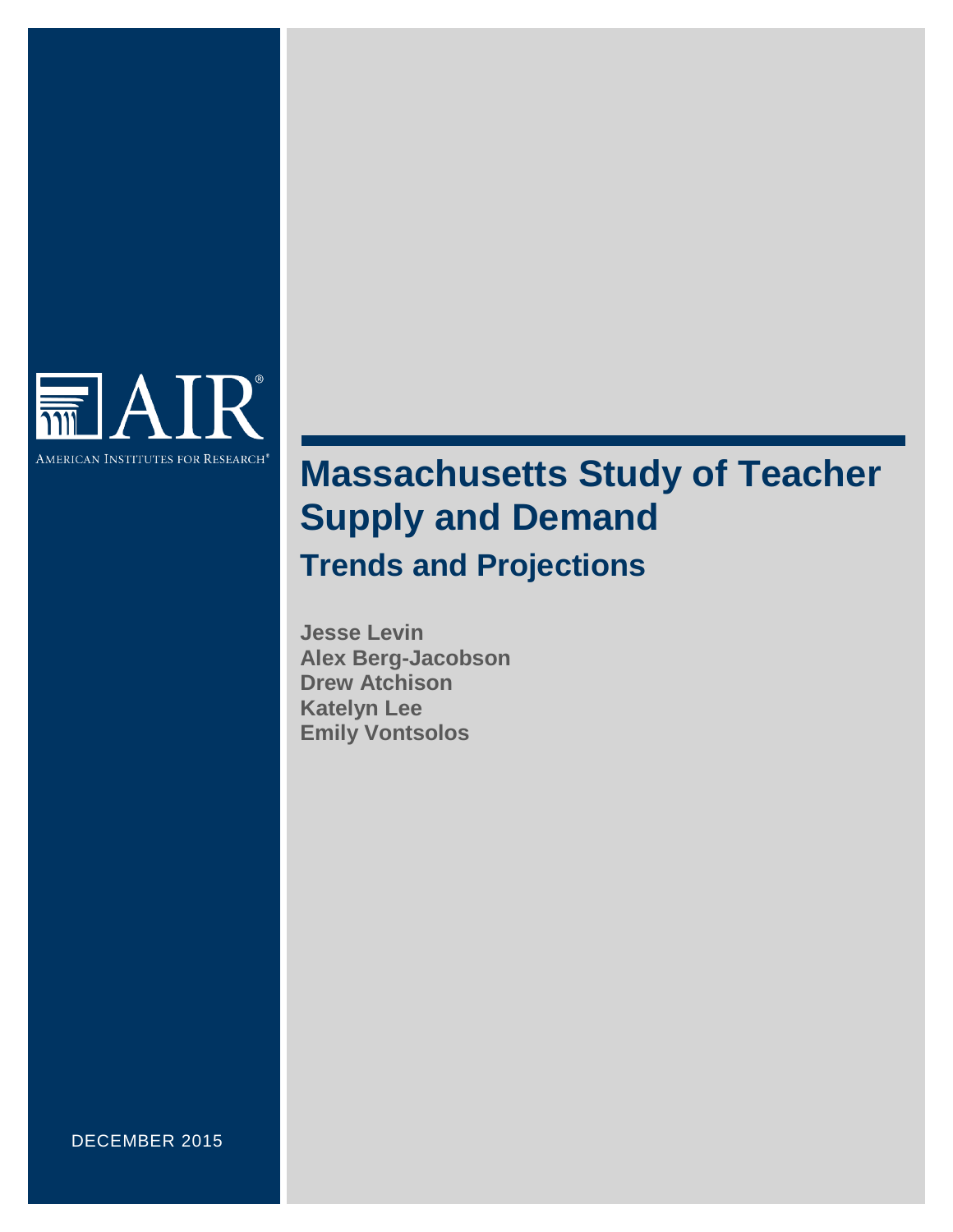AIR®

American Institutes for Research®

# Massachusetts Study of Teacher Supply and Demand

## Trends and Projections

**Jesse Levin**
**Alex Berg-Jacobson**
**Drew Atchison**
**Katelyn Lee**
**Emily Vontsolos**

DECEMBER 2015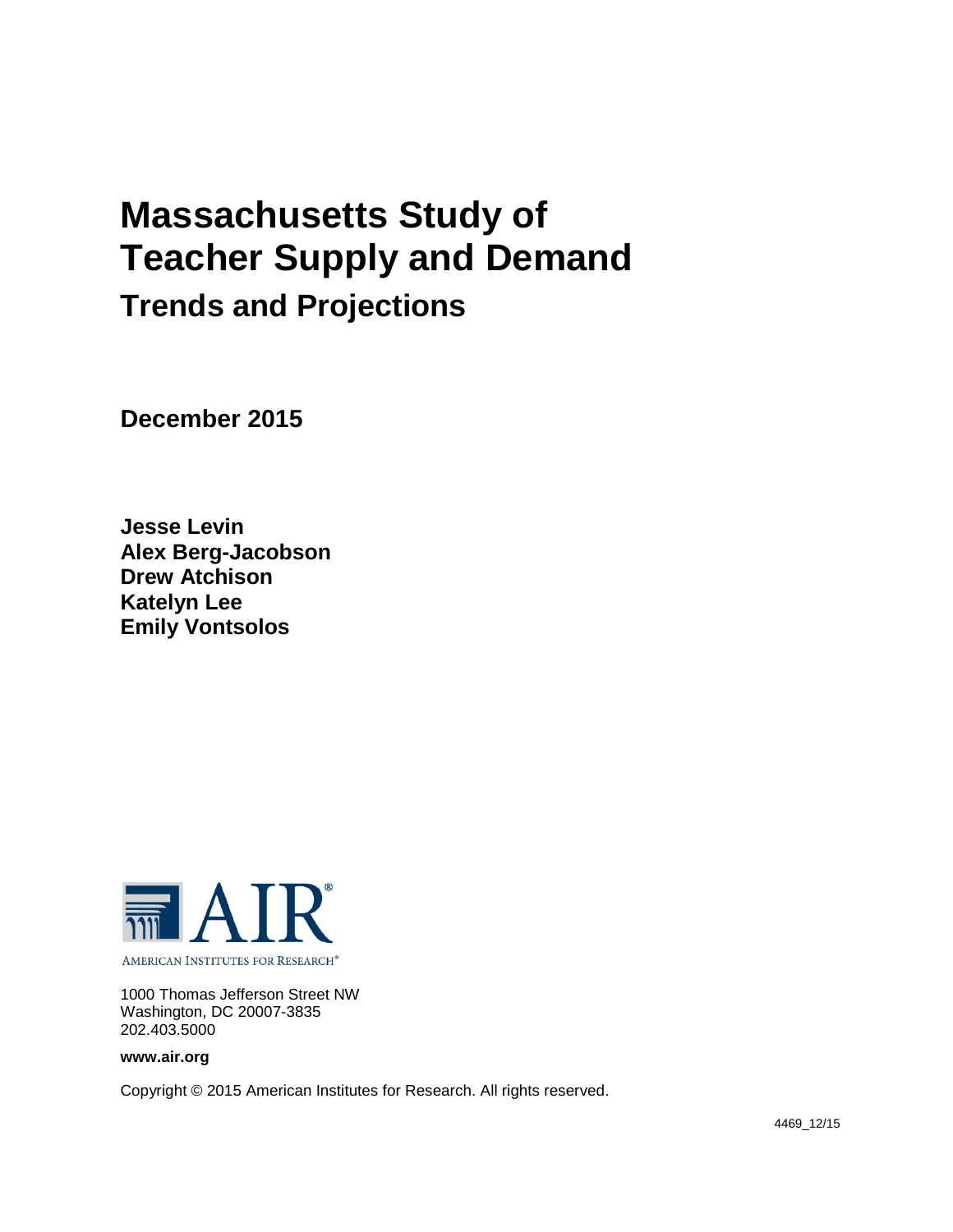# Massachusetts Study of Teacher Supply and Demand

## Trends and Projections

**December 2015**

**Jesse Levin**
**Alex Berg-Jacobson**
**Drew Atchison**
**Katelyn Lee**
**Emily Vontsolos**

AIR®

AMERICAN INSTITUTES FOR RESEARCH®

1000 Thomas Jefferson Street NW
Washington, DC 20007-3835
202.403.5000

**www.air.org**

Copyright © 2015 American Institutes for Research. All rights reserved.

4469_12/15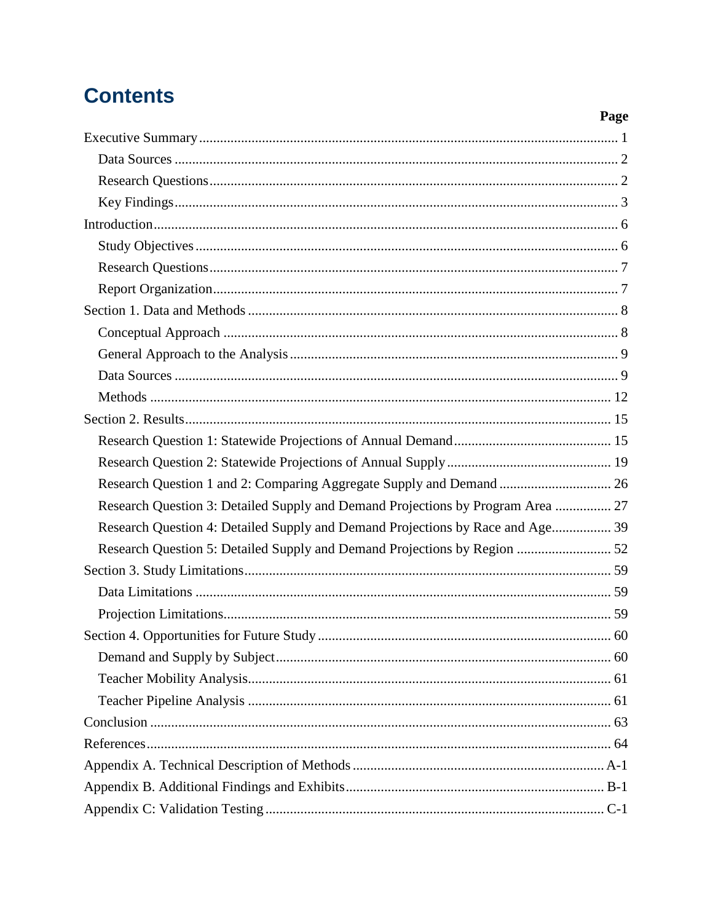# Contents

| | Page |
|---|---|
| Executive Summary | 1 |
| Data Sources | 2 |
| Research Questions | 2 |
| Key Findings | 3 |
| Introduction | 6 |
| Study Objectives | 6 |
| Research Questions | 7 |
| Report Organization | 7 |
| Section 1. Data and Methods | 8 |
| Conceptual Approach | 8 |
| General Approach to the Analysis | 9 |
| Data Sources | 9 |
| Methods | 12 |
| Section 2. Results | 15 |
| Research Question 1: Statewide Projections of Annual Demand | 15 |
| Research Question 2: Statewide Projections of Annual Supply | 19 |
| Research Question 1 and 2: Comparing Aggregate Supply and Demand | 26 |
| Research Question 3: Detailed Supply and Demand Projections by Program Area | 27 |
| Research Question 4: Detailed Supply and Demand Projections by Race and Age | 39 |
| Research Question 5: Detailed Supply and Demand Projections by Region | 52 |
| Section 3. Study Limitations | 59 |
| Data Limitations | 59 |
| Projection Limitations | 59 |
| Section 4. Opportunities for Future Study | 60 |
| Demand and Supply by Subject | 60 |
| Teacher Mobility Analysis | 61 |
| Teacher Pipeline Analysis | 61 |
| Conclusion | 63 |
| References | 64 |
| Appendix A. Technical Description of Methods | A-1 |
| Appendix B. Additional Findings and Exhibits | B-1 |
| Appendix C: Validation Testing | C-1 |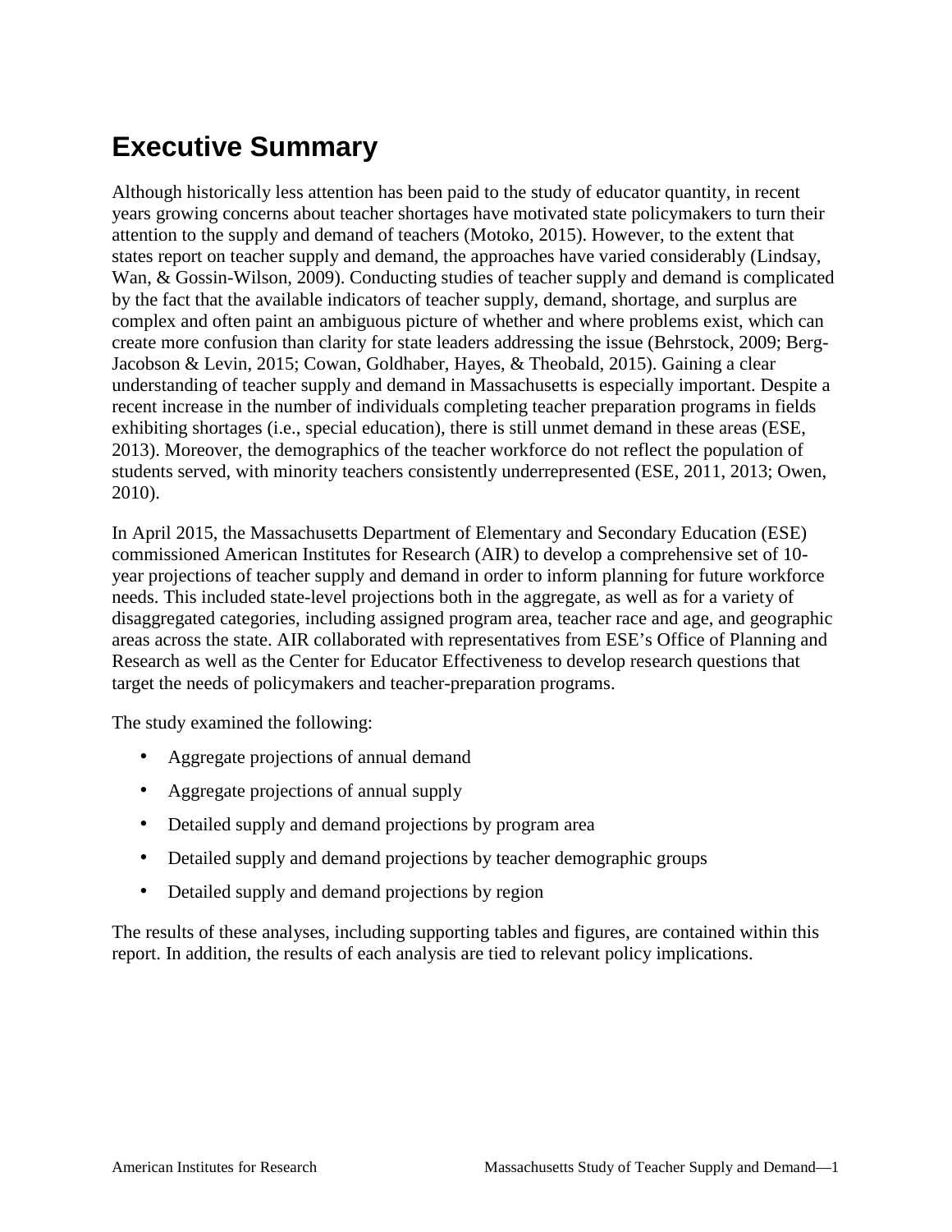# Executive Summary

Although historically less attention has been paid to the study of educator quantity, in recent years growing concerns about teacher shortages have motivated state policymakers to turn their attention to the supply and demand of teachers (Motoko, 2015). However, to the extent that states report on teacher supply and demand, the approaches have varied considerably (Lindsay, Wan, & Gossin-Wilson, 2009). Conducting studies of teacher supply and demand is complicated by the fact that the available indicators of teacher supply, demand, shortage, and surplus are complex and often paint an ambiguous picture of whether and where problems exist, which can create more confusion than clarity for state leaders addressing the issue (Behrstock, 2009; Berg-Jacobson & Levin, 2015; Cowan, Goldhaber, Hayes, & Theobald, 2015). Gaining a clear understanding of teacher supply and demand in Massachusetts is especially important. Despite a recent increase in the number of individuals completing teacher preparation programs in fields exhibiting shortages (i.e., special education), there is still unmet demand in these areas (ESE, 2013). Moreover, the demographics of the teacher workforce do not reflect the population of students served, with minority teachers consistently underrepresented (ESE, 2011, 2013; Owen, 2010).

In April 2015, the Massachusetts Department of Elementary and Secondary Education (ESE) commissioned American Institutes for Research (AIR) to develop a comprehensive set of 10-year projections of teacher supply and demand in order to inform planning for future workforce needs. This included state-level projections both in the aggregate, as well as for a variety of disaggregated categories, including assigned program area, teacher race and age, and geographic areas across the state. AIR collaborated with representatives from ESE's Office of Planning and Research as well as the Center for Educator Effectiveness to develop research questions that target the needs of policymakers and teacher-preparation programs.

The study examined the following:

- Aggregate projections of annual demand
- Aggregate projections of annual supply
- Detailed supply and demand projections by program area
- Detailed supply and demand projections by teacher demographic groups
- Detailed supply and demand projections by region

The results of these analyses, including supporting tables and figures, are contained within this report. In addition, the results of each analysis are tied to relevant policy implications.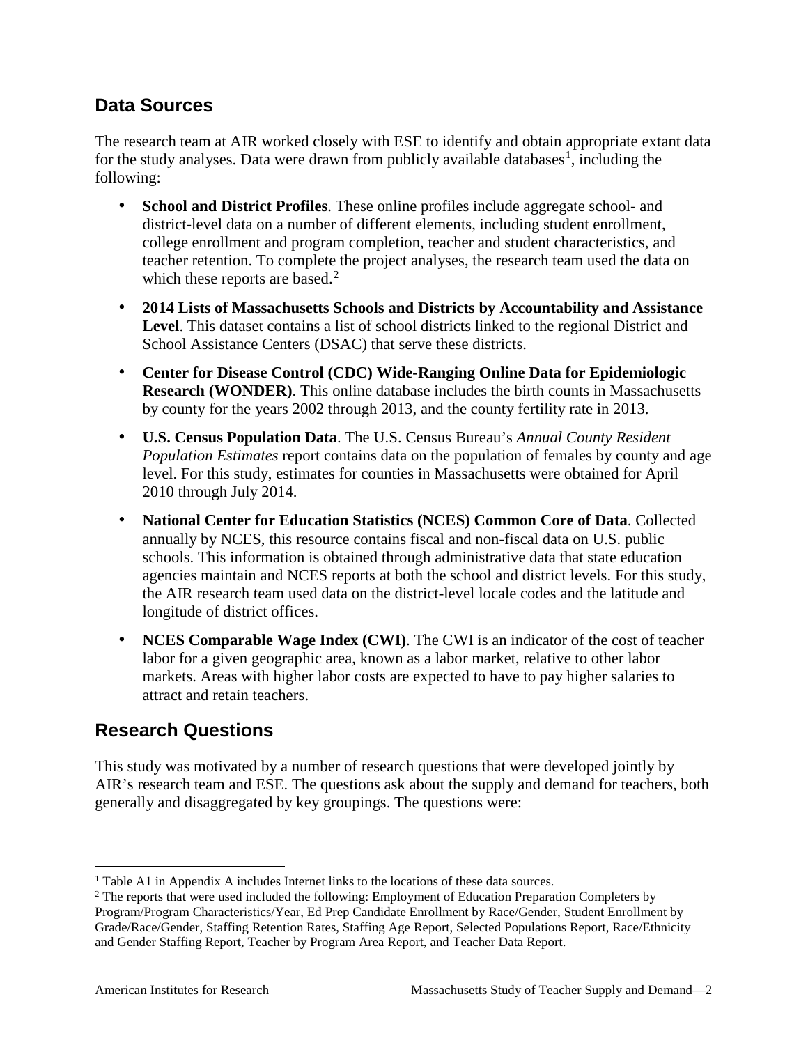## Data Sources

The research team at AIR worked closely with ESE to identify and obtain appropriate extant data for the study analyses. Data were drawn from publicly available databases[1], including the following:

- **School and District Profiles**. These online profiles include aggregate school- and district-level data on a number of different elements, including student enrollment, college enrollment and program completion, teacher and student characteristics, and teacher retention. To complete the project analyses, the research team used the data on which these reports are based.[2]
- **2014 Lists of Massachusetts Schools and Districts by Accountability and Assistance Level**. This dataset contains a list of school districts linked to the regional District and School Assistance Centers (DSAC) that serve these districts.
- **Center for Disease Control (CDC) Wide-Ranging Online Data for Epidemiologic Research (WONDER)**. This online database includes the birth counts in Massachusetts by county for the years 2002 through 2013, and the county fertility rate in 2013.
- **U.S. Census Population Data**. The U.S. Census Bureau's *Annual County Resident Population Estimates* report contains data on the population of females by county and age level. For this study, estimates for counties in Massachusetts were obtained for April 2010 through July 2014.
- **National Center for Education Statistics (NCES) Common Core of Data**. Collected annually by NCES, this resource contains fiscal and non-fiscal data on U.S. public schools. This information is obtained through administrative data that state education agencies maintain and NCES reports at both the school and district levels. For this study, the AIR research team used data on the district-level locale codes and the latitude and longitude of district offices.
- **NCES Comparable Wage Index (CWI)**. The CWI is an indicator of the cost of teacher labor for a given geographic area, known as a labor market, relative to other labor markets. Areas with higher labor costs are expected to have to pay higher salaries to attract and retain teachers.

## Research Questions

This study was motivated by a number of research questions that were developed jointly by AIR's research team and ESE. The questions ask about the supply and demand for teachers, both generally and disaggregated by key groupings. The questions were:

---

[1] Table A1 in Appendix A includes Internet links to the locations of these data sources.

[2] The reports that were used included the following: Employment of Education Preparation Completers by Program/Program Characteristics/Year, Ed Prep Candidate Enrollment by Race/Gender, Student Enrollment by Grade/Race/Gender, Staffing Retention Rates, Staffing Age Report, Selected Populations Report, Race/Ethnicity and Gender Staffing Report, Teacher by Program Area Report, and Teacher Data Report.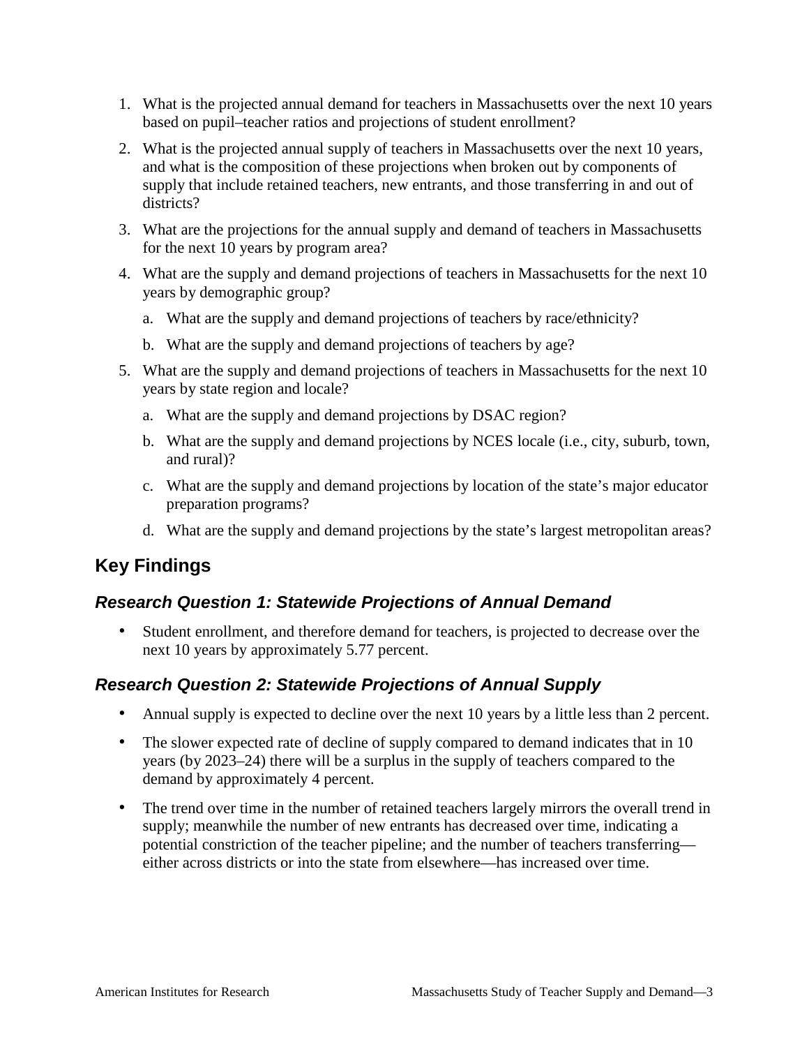1. What is the projected annual demand for teachers in Massachusetts over the next 10 years based on pupil–teacher ratios and projections of student enrollment?
2. What is the projected annual supply of teachers in Massachusetts over the next 10 years, and what is the composition of these projections when broken out by components of supply that include retained teachers, new entrants, and those transferring in and out of districts?
3. What are the projections for the annual supply and demand of teachers in Massachusetts for the next 10 years by program area?
4. What are the supply and demand projections of teachers in Massachusetts for the next 10 years by demographic group?
   a. What are the supply and demand projections of teachers by race/ethnicity?
   b. What are the supply and demand projections of teachers by age?
5. What are the supply and demand projections of teachers in Massachusetts for the next 10 years by state region and locale?
   a. What are the supply and demand projections by DSAC region?
   b. What are the supply and demand projections by NCES locale (i.e., city, suburb, town, and rural)?
   c. What are the supply and demand projections by location of the state's major educator preparation programs?
   d. What are the supply and demand projections by the state's largest metropolitan areas?

## Key Findings

### *Research Question 1: Statewide Projections of Annual Demand*

- Student enrollment, and therefore demand for teachers, is projected to decrease over the next 10 years by approximately 5.77 percent.

### *Research Question 2: Statewide Projections of Annual Supply*

- Annual supply is expected to decline over the next 10 years by a little less than 2 percent.
- The slower expected rate of decline of supply compared to demand indicates that in 10 years (by 2023–24) there will be a surplus in the supply of teachers compared to the demand by approximately 4 percent.
- The trend over time in the number of retained teachers largely mirrors the overall trend in supply; meanwhile the number of new entrants has decreased over time, indicating a potential constriction of the teacher pipeline; and the number of teachers transferring—either across districts or into the state from elsewhere—has increased over time.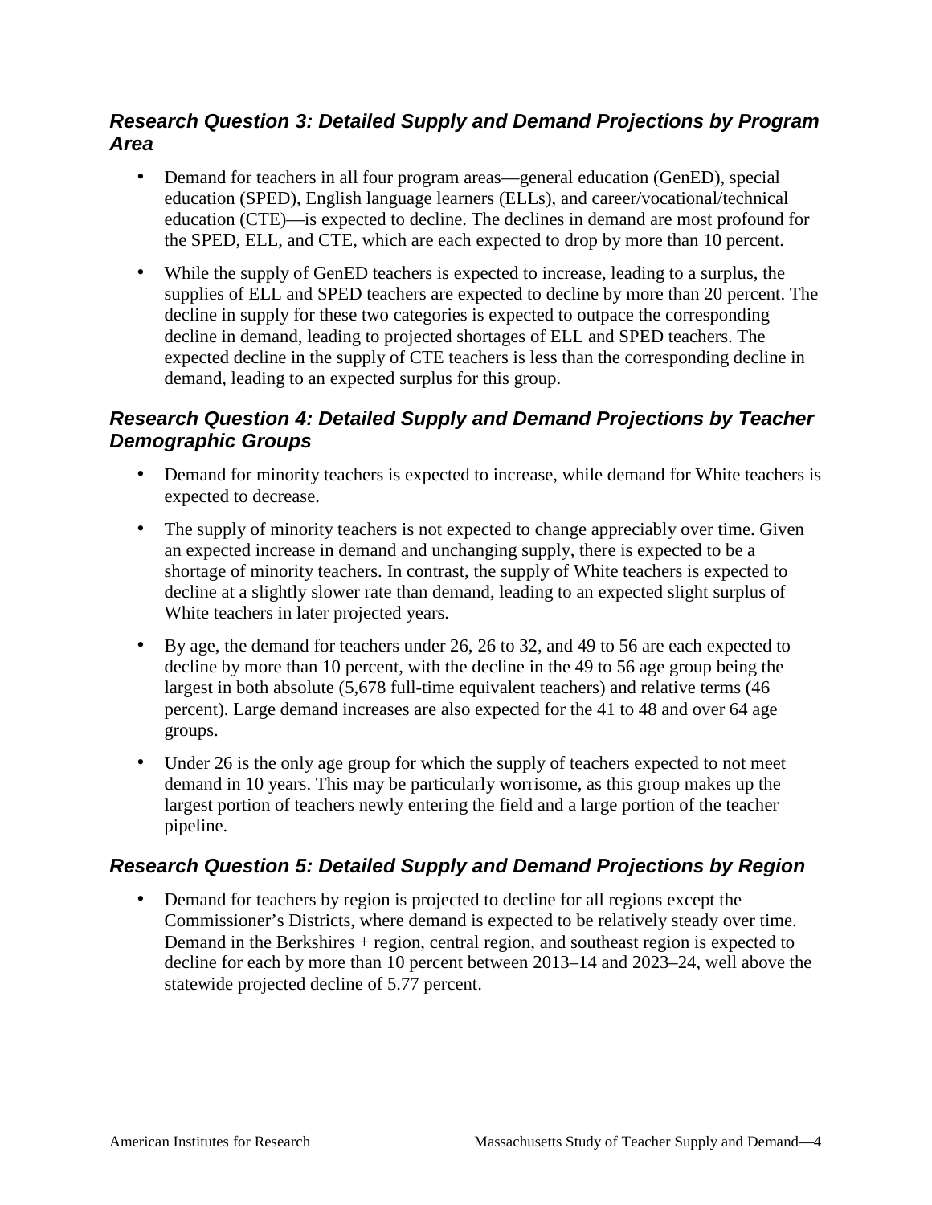### *Research Question 3: Detailed Supply and Demand Projections by Program Area*

- Demand for teachers in all four program areas—general education (GenED), special education (SPED), English language learners (ELLs), and career/vocational/technical education (CTE)—is expected to decline. The declines in demand are most profound for the SPED, ELL, and CTE, which are each expected to drop by more than 10 percent.
- While the supply of GenED teachers is expected to increase, leading to a surplus, the supplies of ELL and SPED teachers are expected to decline by more than 20 percent. The decline in supply for these two categories is expected to outpace the corresponding decline in demand, leading to projected shortages of ELL and SPED teachers. The expected decline in the supply of CTE teachers is less than the corresponding decline in demand, leading to an expected surplus for this group.

### *Research Question 4: Detailed Supply and Demand Projections by Teacher Demographic Groups*

- Demand for minority teachers is expected to increase, while demand for White teachers is expected to decrease.
- The supply of minority teachers is not expected to change appreciably over time. Given an expected increase in demand and unchanging supply, there is expected to be a shortage of minority teachers. In contrast, the supply of White teachers is expected to decline at a slightly slower rate than demand, leading to an expected slight surplus of White teachers in later projected years.
- By age, the demand for teachers under 26, 26 to 32, and 49 to 56 are each expected to decline by more than 10 percent, with the decline in the 49 to 56 age group being the largest in both absolute (5,678 full-time equivalent teachers) and relative terms (46 percent). Large demand increases are also expected for the 41 to 48 and over 64 age groups.
- Under 26 is the only age group for which the supply of teachers expected to not meet demand in 10 years. This may be particularly worrisome, as this group makes up the largest portion of teachers newly entering the field and a large portion of the teacher pipeline.

### *Research Question 5: Detailed Supply and Demand Projections by Region*

- Demand for teachers by region is projected to decline for all regions except the Commissioner's Districts, where demand is expected to be relatively steady over time. Demand in the Berkshires + region, central region, and southeast region is expected to decline for each by more than 10 percent between 2013–14 and 2023–24, well above the statewide projected decline of 5.77 percent.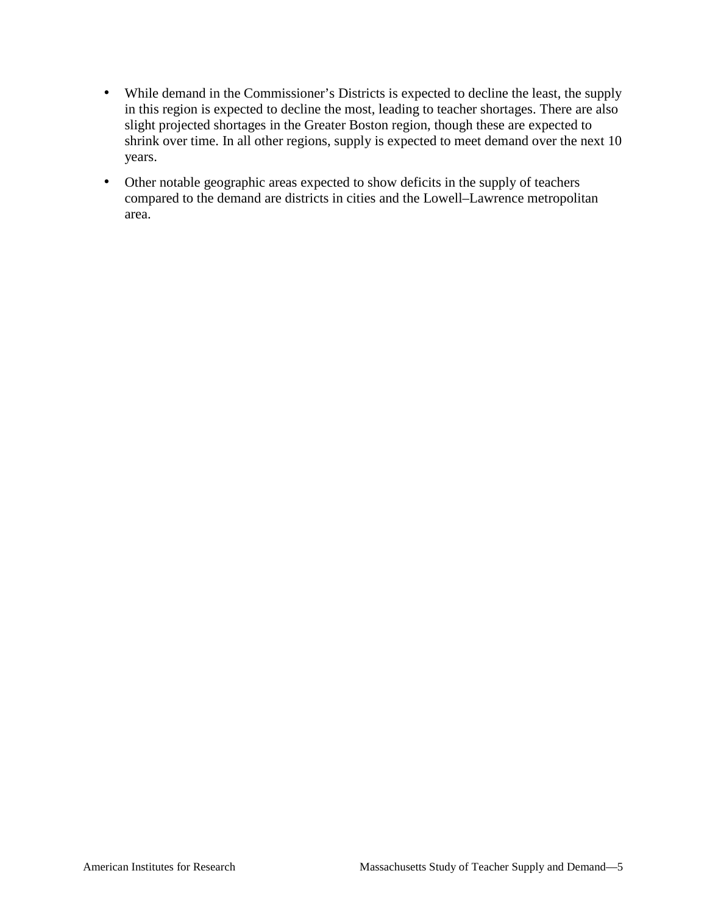- While demand in the Commissioner's Districts is expected to decline the least, the supply in this region is expected to decline the most, leading to teacher shortages. There are also slight projected shortages in the Greater Boston region, though these are expected to shrink over time. In all other regions, supply is expected to meet demand over the next 10 years.
- Other notable geographic areas expected to show deficits in the supply of teachers compared to the demand are districts in cities and the Lowell–Lawrence metropolitan area.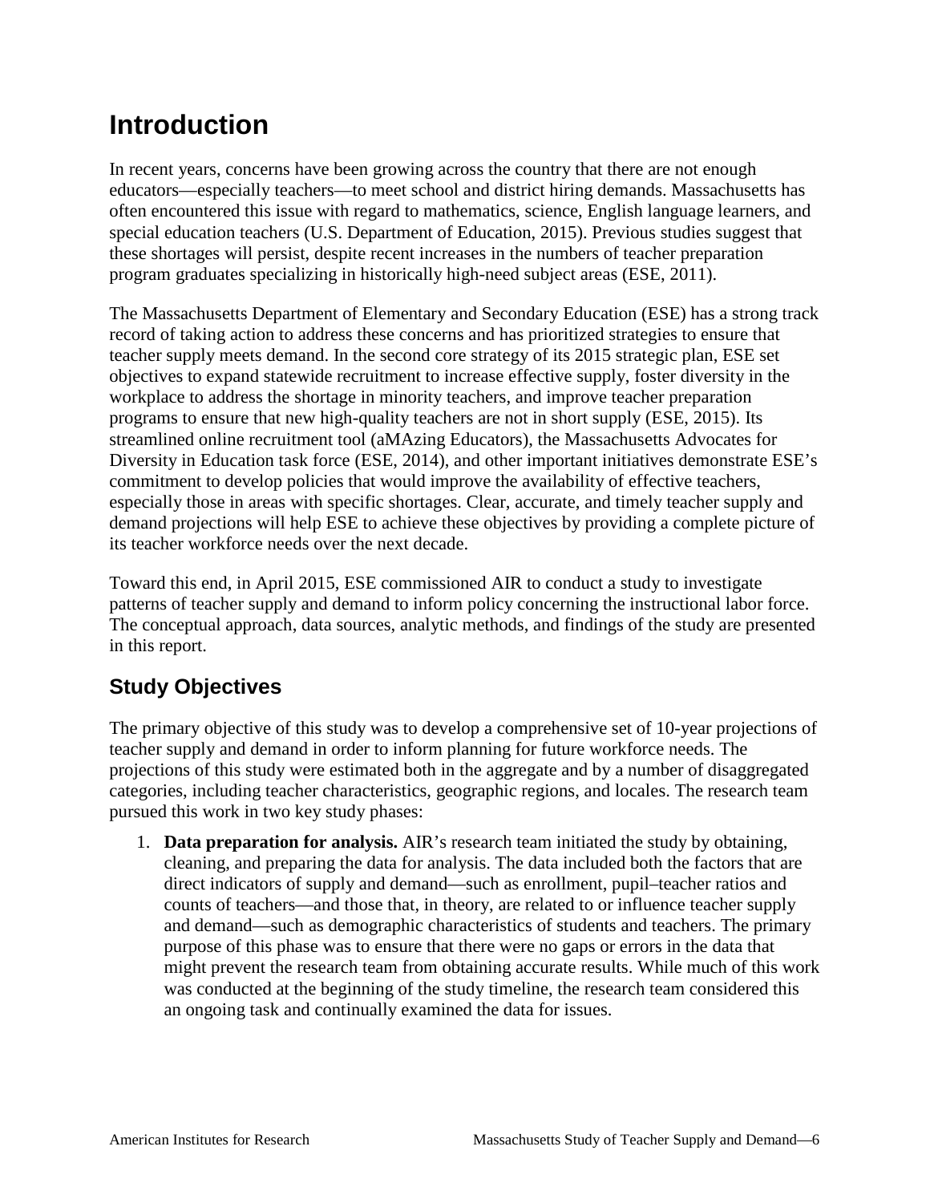# Introduction

In recent years, concerns have been growing across the country that there are not enough educators—especially teachers—to meet school and district hiring demands. Massachusetts has often encountered this issue with regard to mathematics, science, English language learners, and special education teachers (U.S. Department of Education, 2015). Previous studies suggest that these shortages will persist, despite recent increases in the numbers of teacher preparation program graduates specializing in historically high-need subject areas (ESE, 2011).

The Massachusetts Department of Elementary and Secondary Education (ESE) has a strong track record of taking action to address these concerns and has prioritized strategies to ensure that teacher supply meets demand. In the second core strategy of its 2015 strategic plan, ESE set objectives to expand statewide recruitment to increase effective supply, foster diversity in the workplace to address the shortage in minority teachers, and improve teacher preparation programs to ensure that new high-quality teachers are not in short supply (ESE, 2015). Its streamlined online recruitment tool (aMAzing Educators), the Massachusetts Advocates for Diversity in Education task force (ESE, 2014), and other important initiatives demonstrate ESE's commitment to develop policies that would improve the availability of effective teachers, especially those in areas with specific shortages. Clear, accurate, and timely teacher supply and demand projections will help ESE to achieve these objectives by providing a complete picture of its teacher workforce needs over the next decade.

Toward this end, in April 2015, ESE commissioned AIR to conduct a study to investigate patterns of teacher supply and demand to inform policy concerning the instructional labor force. The conceptual approach, data sources, analytic methods, and findings of the study are presented in this report.

## Study Objectives

The primary objective of this study was to develop a comprehensive set of 10-year projections of teacher supply and demand in order to inform planning for future workforce needs. The projections of this study were estimated both in the aggregate and by a number of disaggregated categories, including teacher characteristics, geographic regions, and locales. The research team pursued this work in two key study phases:

1. **Data preparation for analysis.** AIR's research team initiated the study by obtaining, cleaning, and preparing the data for analysis. The data included both the factors that are direct indicators of supply and demand—such as enrollment, pupil–teacher ratios and counts of teachers—and those that, in theory, are related to or influence teacher supply and demand—such as demographic characteristics of students and teachers. The primary purpose of this phase was to ensure that there were no gaps or errors in the data that might prevent the research team from obtaining accurate results. While much of this work was conducted at the beginning of the study timeline, the research team considered this an ongoing task and continually examined the data for issues.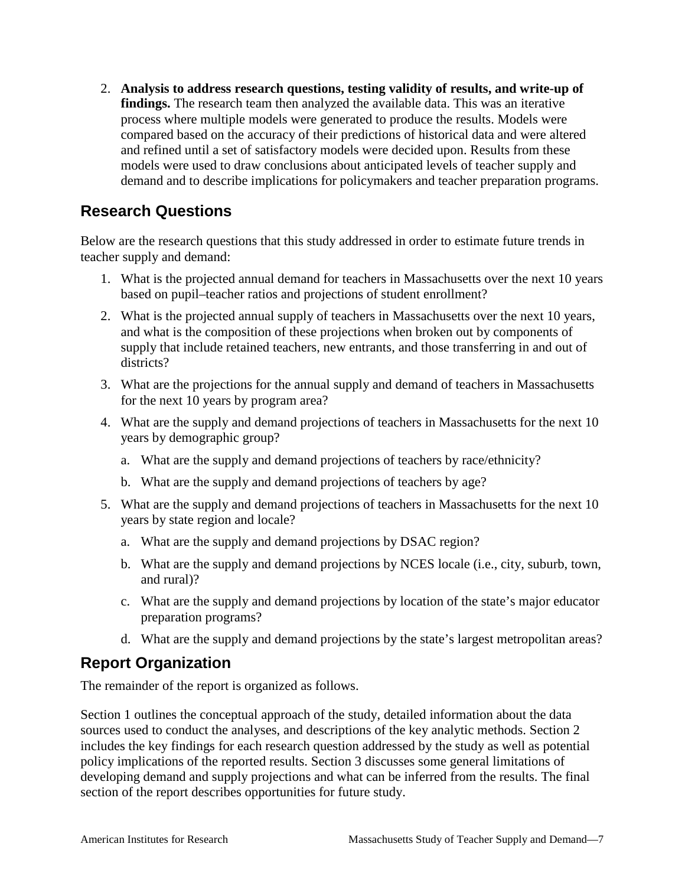2. **Analysis to address research questions, testing validity of results, and write-up of findings.** The research team then analyzed the available data. This was an iterative process where multiple models were generated to produce the results. Models were compared based on the accuracy of their predictions of historical data and were altered and refined until a set of satisfactory models were decided upon. Results from these models were used to draw conclusions about anticipated levels of teacher supply and demand and to describe implications for policymakers and teacher preparation programs.

## Research Questions

Below are the research questions that this study addressed in order to estimate future trends in teacher supply and demand:

1. What is the projected annual demand for teachers in Massachusetts over the next 10 years based on pupil–teacher ratios and projections of student enrollment?
2. What is the projected annual supply of teachers in Massachusetts over the next 10 years, and what is the composition of these projections when broken out by components of supply that include retained teachers, new entrants, and those transferring in and out of districts?
3. What are the projections for the annual supply and demand of teachers in Massachusetts for the next 10 years by program area?
4. What are the supply and demand projections of teachers in Massachusetts for the next 10 years by demographic group?
   a. What are the supply and demand projections of teachers by race/ethnicity?
   b. What are the supply and demand projections of teachers by age?
5. What are the supply and demand projections of teachers in Massachusetts for the next 10 years by state region and locale?
   a. What are the supply and demand projections by DSAC region?
   b. What are the supply and demand projections by NCES locale (i.e., city, suburb, town, and rural)?
   c. What are the supply and demand projections by location of the state's major educator preparation programs?
   d. What are the supply and demand projections by the state's largest metropolitan areas?

## Report Organization

The remainder of the report is organized as follows.

Section 1 outlines the conceptual approach of the study, detailed information about the data sources used to conduct the analyses, and descriptions of the key analytic methods. Section 2 includes the key findings for each research question addressed by the study as well as potential policy implications of the reported results. Section 3 discusses some general limitations of developing demand and supply projections and what can be inferred from the results. The final section of the report describes opportunities for future study.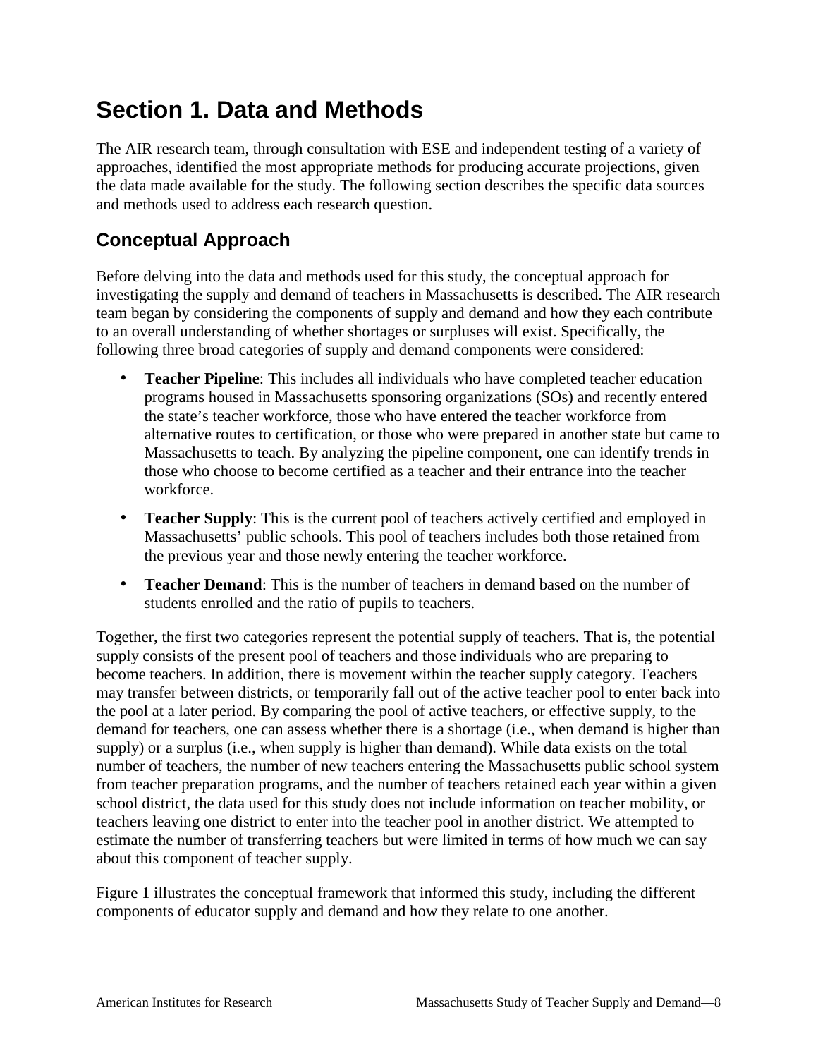# Section 1. Data and Methods

The AIR research team, through consultation with ESE and independent testing of a variety of approaches, identified the most appropriate methods for producing accurate projections, given the data made available for the study. The following section describes the specific data sources and methods used to address each research question.

## Conceptual Approach

Before delving into the data and methods used for this study, the conceptual approach for investigating the supply and demand of teachers in Massachusetts is described. The AIR research team began by considering the components of supply and demand and how they each contribute to an overall understanding of whether shortages or surpluses will exist. Specifically, the following three broad categories of supply and demand components were considered:

- **Teacher Pipeline**: This includes all individuals who have completed teacher education programs housed in Massachusetts sponsoring organizations (SOs) and recently entered the state's teacher workforce, those who have entered the teacher workforce from alternative routes to certification, or those who were prepared in another state but came to Massachusetts to teach. By analyzing the pipeline component, one can identify trends in those who choose to become certified as a teacher and their entrance into the teacher workforce.
- **Teacher Supply**: This is the current pool of teachers actively certified and employed in Massachusetts' public schools. This pool of teachers includes both those retained from the previous year and those newly entering the teacher workforce.
- **Teacher Demand**: This is the number of teachers in demand based on the number of students enrolled and the ratio of pupils to teachers.

Together, the first two categories represent the potential supply of teachers. That is, the potential supply consists of the present pool of teachers and those individuals who are preparing to become teachers. In addition, there is movement within the teacher supply category. Teachers may transfer between districts, or temporarily fall out of the active teacher pool to enter back into the pool at a later period. By comparing the pool of active teachers, or effective supply, to the demand for teachers, one can assess whether there is a shortage (i.e., when demand is higher than supply) or a surplus (i.e., when supply is higher than demand). While data exists on the total number of teachers, the number of new teachers entering the Massachusetts public school system from teacher preparation programs, and the number of teachers retained each year within a given school district, the data used for this study does not include information on teacher mobility, or teachers leaving one district to enter into the teacher pool in another district. We attempted to estimate the number of transferring teachers but were limited in terms of how much we can say about this component of teacher supply.

Figure 1 illustrates the conceptual framework that informed this study, including the different components of educator supply and demand and how they relate to one another.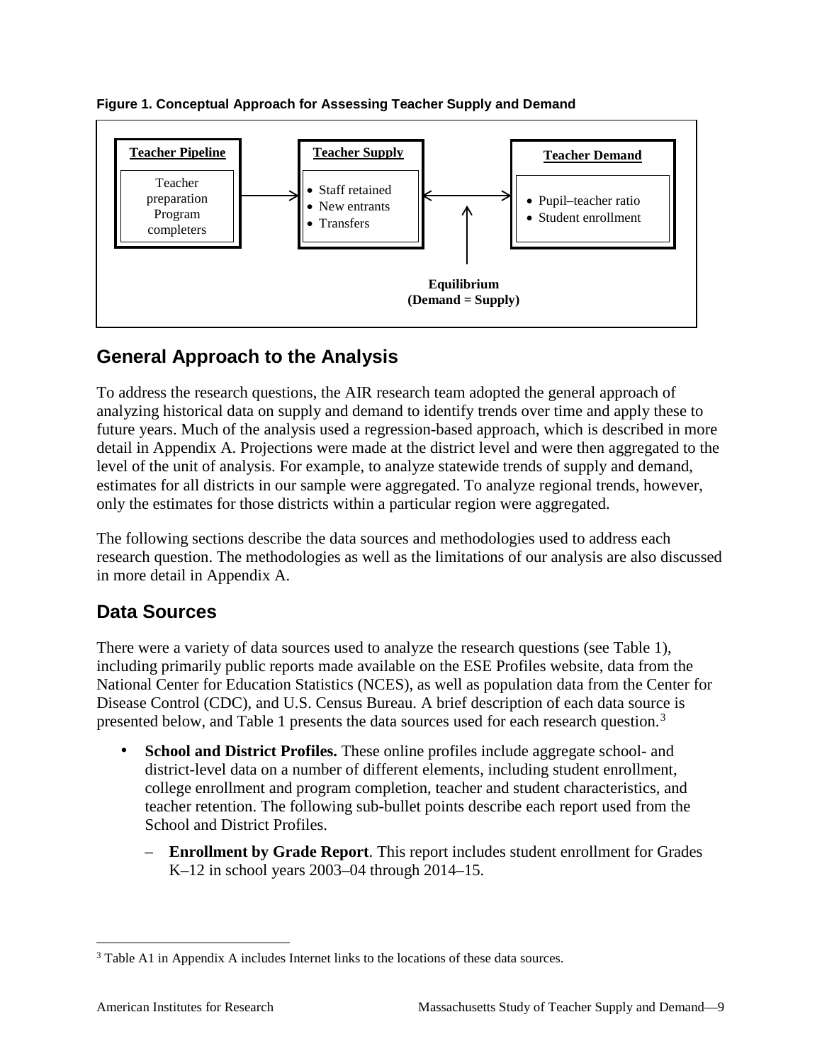**Figure 1. Conceptual Approach for Assessing Teacher Supply and Demand**

**Teacher Pipeline**
Teacher preparation Program completers

**Teacher Supply**
- Staff retained
- New entrants
- Transfers

**Teacher Demand**
- Pupil–teacher ratio
- Student enrollment

**Equilibrium (Demand = Supply)**

## General Approach to the Analysis

To address the research questions, the AIR research team adopted the general approach of analyzing historical data on supply and demand to identify trends over time and apply these to future years. Much of the analysis used a regression-based approach, which is described in more detail in Appendix A. Projections were made at the district level and were then aggregated to the level of the unit of analysis. For example, to analyze statewide trends of supply and demand, estimates for all districts in our sample were aggregated. To analyze regional trends, however, only the estimates for those districts within a particular region were aggregated.

The following sections describe the data sources and methodologies used to address each research question. The methodologies as well as the limitations of our analysis are also discussed in more detail in Appendix A.

## Data Sources

There were a variety of data sources used to analyze the research questions (see Table 1), including primarily public reports made available on the ESE Profiles website, data from the National Center for Education Statistics (NCES), as well as population data from the Center for Disease Control (CDC), and U.S. Census Bureau. A brief description of each data source is presented below, and Table 1 presents the data sources used for each research question.[3]

- **School and District Profiles.** These online profiles include aggregate school- and district-level data on a number of different elements, including student enrollment, college enrollment and program completion, teacher and student characteristics, and teacher retention. The following sub-bullet points describe each report used from the School and District Profiles.
  - **Enrollment by Grade Report**. This report includes student enrollment for Grades K–12 in school years 2003–04 through 2014–15.

[3] Table A1 in Appendix A includes Internet links to the locations of these data sources.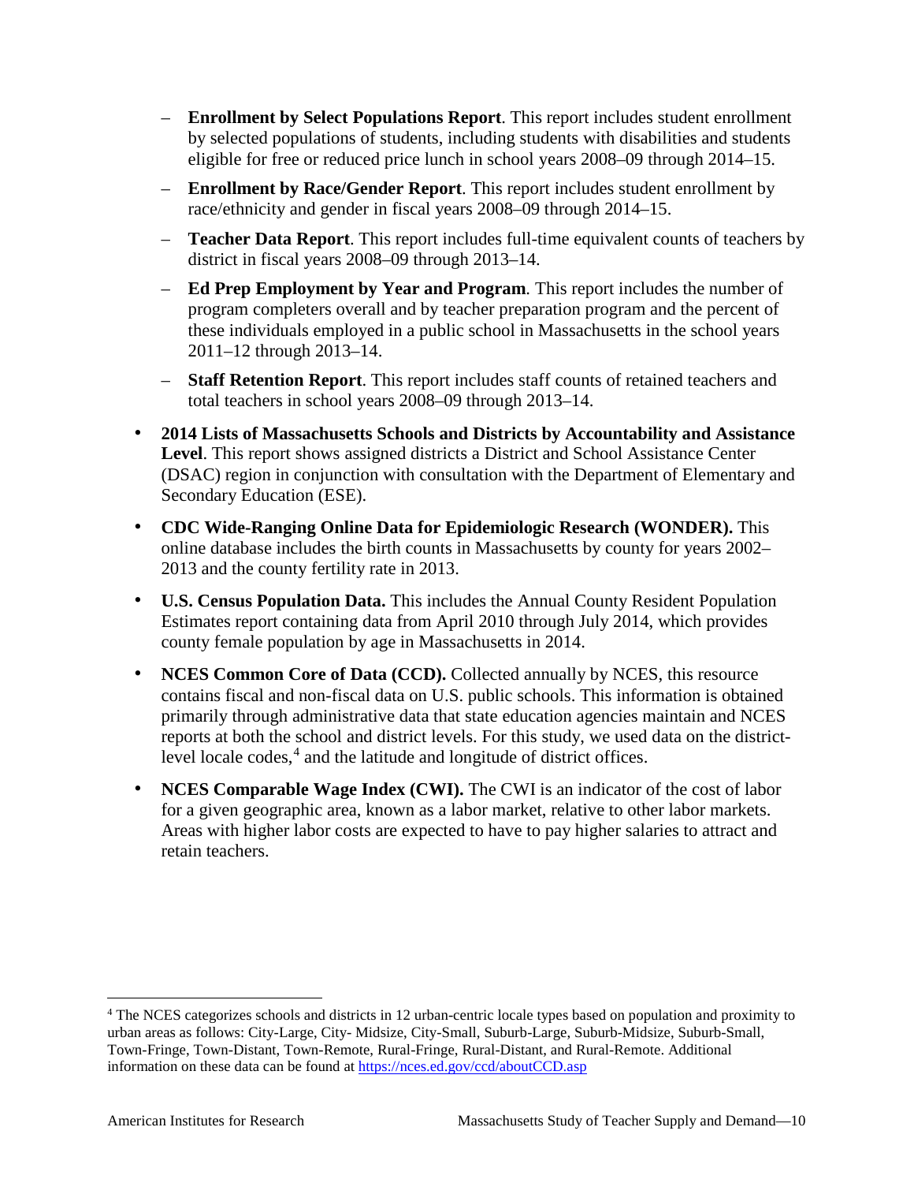- **Enrollment by Select Populations Report**. This report includes student enrollment by selected populations of students, including students with disabilities and students eligible for free or reduced price lunch in school years 2008–09 through 2014–15.
   - **Enrollment by Race/Gender Report**. This report includes student enrollment by race/ethnicity and gender in fiscal years 2008–09 through 2014–15.
   - **Teacher Data Report**. This report includes full-time equivalent counts of teachers by district in fiscal years 2008–09 through 2013–14.
   - **Ed Prep Employment by Year and Program**. This report includes the number of program completers overall and by teacher preparation program and the percent of these individuals employed in a public school in Massachusetts in the school years 2011–12 through 2013–14.
   - **Staff Retention Report**. This report includes staff counts of retained teachers and total teachers in school years 2008–09 through 2013–14.
- **2014 Lists of Massachusetts Schools and Districts by Accountability and Assistance Level**. This report shows assigned districts a District and School Assistance Center (DSAC) region in conjunction with consultation with the Department of Elementary and Secondary Education (ESE).
- **CDC Wide-Ranging Online Data for Epidemiologic Research (WONDER).** This online database includes the birth counts in Massachusetts by county for years 2002–2013 and the county fertility rate in 2013.
- **U.S. Census Population Data.** This includes the Annual County Resident Population Estimates report containing data from April 2010 through July 2014, which provides county female population by age in Massachusetts in 2014.
- **NCES Common Core of Data (CCD).** Collected annually by NCES, this resource contains fiscal and non-fiscal data on U.S. public schools. This information is obtained primarily through administrative data that state education agencies maintain and NCES reports at both the school and district levels. For this study, we used data on the district-level locale codes,[4] and the latitude and longitude of district offices.
- **NCES Comparable Wage Index (CWI).** The CWI is an indicator of the cost of labor for a given geographic area, known as a labor market, relative to other labor markets. Areas with higher labor costs are expected to have to pay higher salaries to attract and retain teachers.

---

[4] The NCES categorizes schools and districts in 12 urban-centric locale types based on population and proximity to urban areas as follows: City-Large, City- Midsize, City-Small, Suburb-Large, Suburb-Midsize, Suburb-Small, Town-Fringe, Town-Distant, Town-Remote, Rural-Fringe, Rural-Distant, and Rural-Remote. Additional information on these data can be found at https://nces.ed.gov/ccd/aboutCCD.asp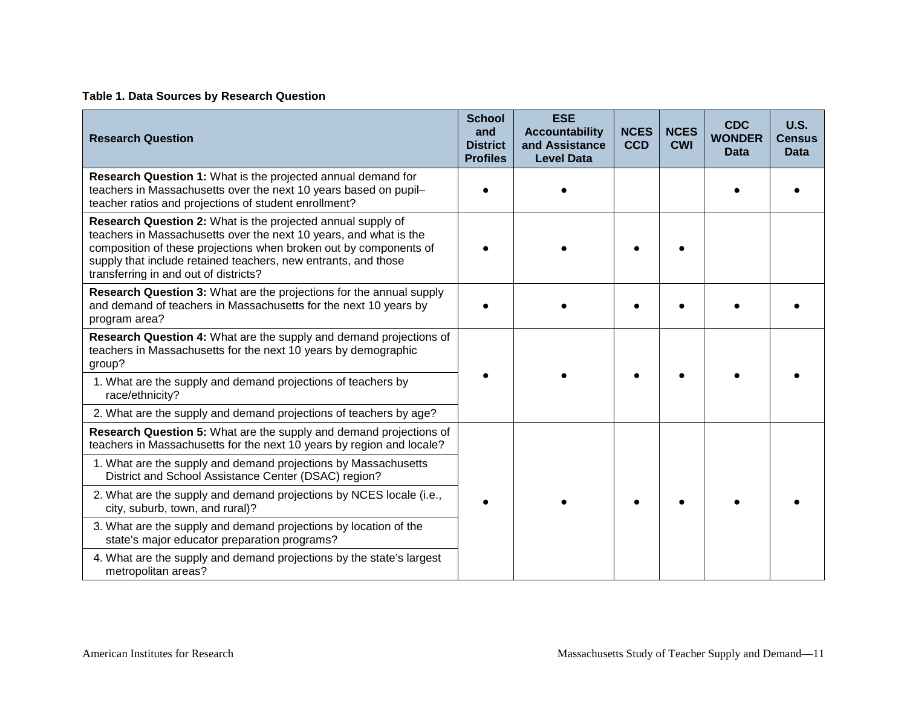**Table 1. Data Sources by Research Question**

| Research Question | School and District Profiles | ESE Accountability and Assistance Level Data | NCES CCD | NCES CWI | CDC WONDER Data | U.S. Census Data |
|---|---|---|---|---|---|---|
| **Research Question 1:** What is the projected annual demand for teachers in Massachusetts over the next 10 years based on pupil–teacher ratios and projections of student enrollment? | ● | ● | | | ● | ● |
| **Research Question 2:** What is the projected annual supply of teachers in Massachusetts over the next 10 years, and what is the composition of these projections when broken out by components of supply that include retained teachers, new entrants, and those transferring in and out of districts? | ● | ● | ● | ● | | |
| **Research Question 3:** What are the projections for the annual supply and demand of teachers in Massachusetts for the next 10 years by program area? | ● | ● | ● | ● | ● | ● |
| **Research Question 4:** What are the supply and demand projections of teachers in Massachusetts for the next 10 years by demographic group?<br>1. What are the supply and demand projections of teachers by race/ethnicity?<br>2. What are the supply and demand projections of teachers by age? | ● | ● | ● | ● | ● | ● |
| **Research Question 5:** What are the supply and demand projections of teachers in Massachusetts for the next 10 years by region and locale?<br>1. What are the supply and demand projections by Massachusetts District and School Assistance Center (DSAC) region?<br>2. What are the supply and demand projections by NCES locale (i.e., city, suburb, town, and rural)?<br>3. What are the supply and demand projections by location of the state's major educator preparation programs?<br>4. What are the supply and demand projections by the state's largest metropolitan areas? | ● | ● | ● | ● | ● | ● |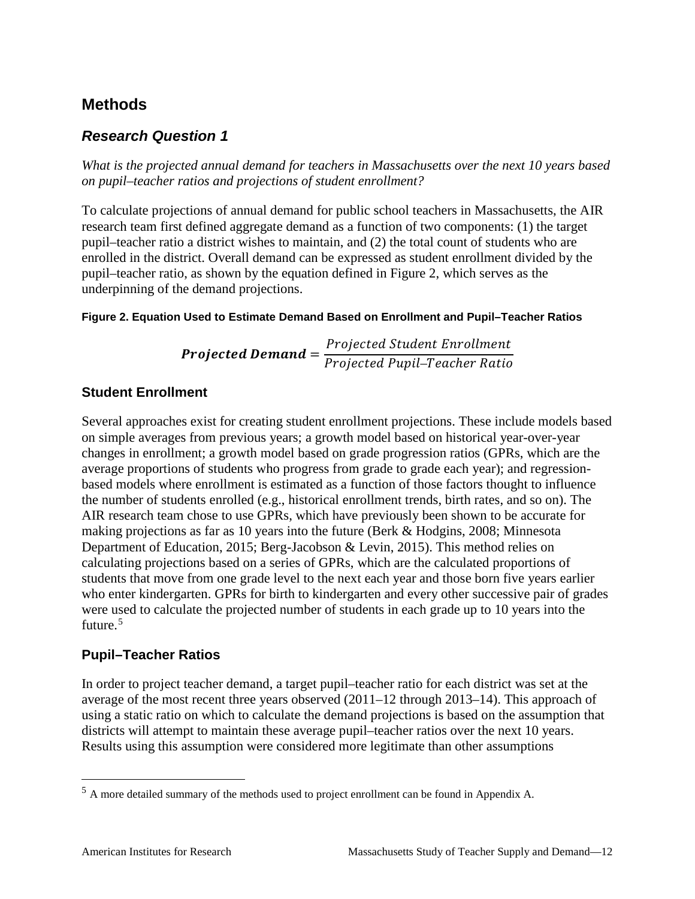## Methods

### *Research Question 1*

*What is the projected annual demand for teachers in Massachusetts over the next 10 years based on pupil–teacher ratios and projections of student enrollment?*

To calculate projections of annual demand for public school teachers in Massachusetts, the AIR research team first defined aggregate demand as a function of two components: (1) the target pupil–teacher ratio a district wishes to maintain, and (2) the total count of students who are enrolled in the district. Overall demand can be expressed as student enrollment divided by the pupil–teacher ratio, as shown by the equation defined in Figure 2, which serves as the underpinning of the demand projections.

**Figure 2. Equation Used to Estimate Demand Based on Enrollment and Pupil–Teacher Ratios**

$$\boldsymbol{Projected\ Demand} = \frac{Projected\ Student\ Enrollment}{Projected\ Pupil\text{–}Teacher\ Ratio}$$

### Student Enrollment

Several approaches exist for creating student enrollment projections. These include models based on simple averages from previous years; a growth model based on historical year-over-year changes in enrollment; a growth model based on grade progression ratios (GPRs, which are the average proportions of students who progress from grade to grade each year); and regression-based models where enrollment is estimated as a function of those factors thought to influence the number of students enrolled (e.g., historical enrollment trends, birth rates, and so on). The AIR research team chose to use GPRs, which have previously been shown to be accurate for making projections as far as 10 years into the future (Berk & Hodgins, 2008; Minnesota Department of Education, 2015; Berg-Jacobson & Levin, 2015). This method relies on calculating projections based on a series of GPRs, which are the calculated proportions of students that move from one grade level to the next each year and those born five years earlier who enter kindergarten. GPRs for birth to kindergarten and every other successive pair of grades were used to calculate the projected number of students in each grade up to 10 years into the future.[5]

### Pupil–Teacher Ratios

In order to project teacher demand, a target pupil–teacher ratio for each district was set at the average of the most recent three years observed (2011–12 through 2013–14). This approach of using a static ratio on which to calculate the demand projections is based on the assumption that districts will attempt to maintain these average pupil–teacher ratios over the next 10 years. Results using this assumption were considered more legitimate than other assumptions

[5] A more detailed summary of the methods used to project enrollment can be found in Appendix A.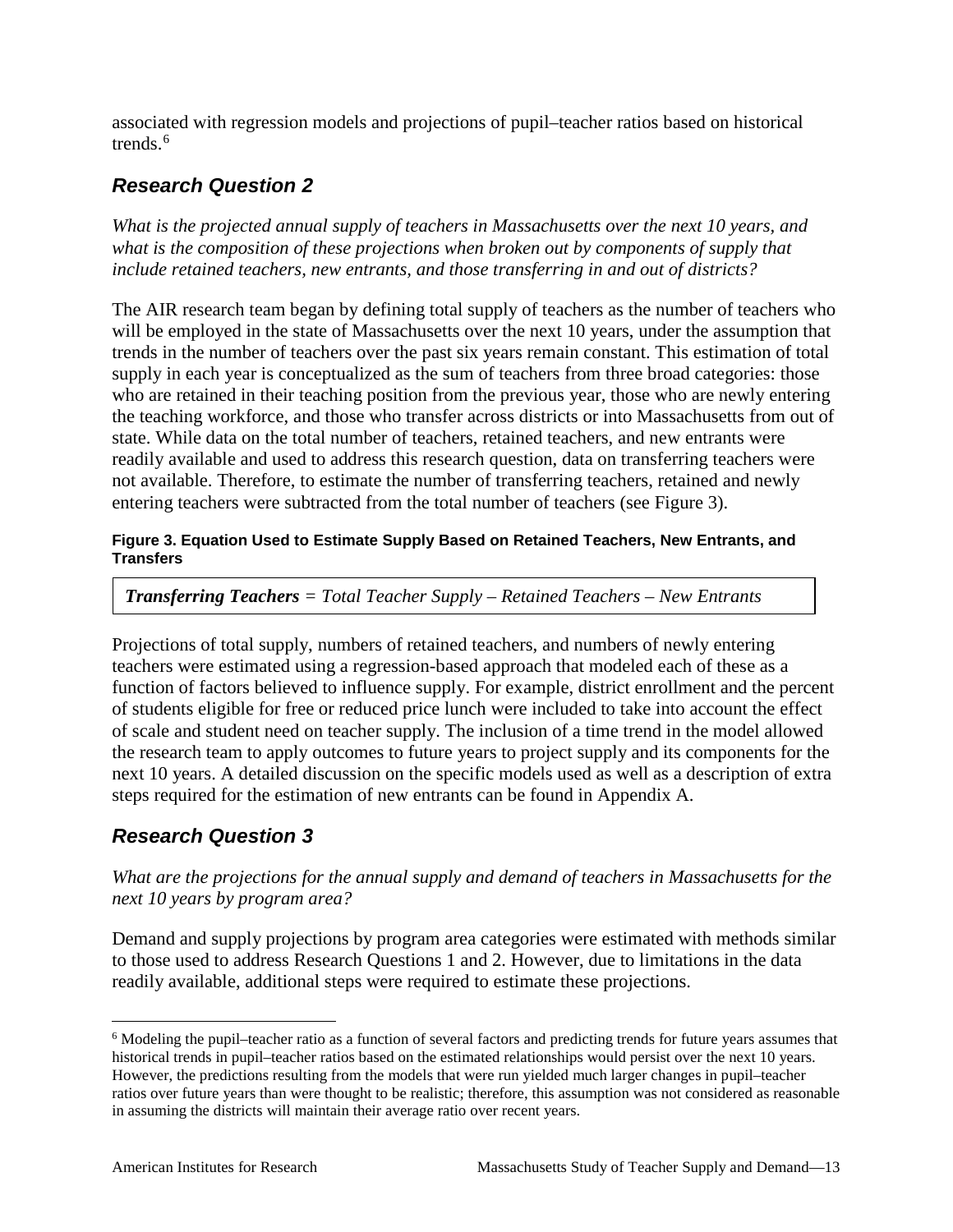associated with regression models and projections of pupil–teacher ratios based on historical trends.[6]

## Research Question 2

*What is the projected annual supply of teachers in Massachusetts over the next 10 years, and what is the composition of these projections when broken out by components of supply that include retained teachers, new entrants, and those transferring in and out of districts?*

The AIR research team began by defining total supply of teachers as the number of teachers who will be employed in the state of Massachusetts over the next 10 years, under the assumption that trends in the number of teachers over the past six years remain constant. This estimation of total supply in each year is conceptualized as the sum of teachers from three broad categories: those who are retained in their teaching position from the previous year, those who are newly entering the teaching workforce, and those who transfer across districts or into Massachusetts from out of state. While data on the total number of teachers, retained teachers, and new entrants were readily available and used to address this research question, data on transferring teachers were not available. Therefore, to estimate the number of transferring teachers, retained and newly entering teachers were subtracted from the total number of teachers (see Figure 3).

**Figure 3. Equation Used to Estimate Supply Based on Retained Teachers, New Entrants, and Transfers**

***Transferring Teachers*** *= Total Teacher Supply – Retained Teachers – New Entrants*

Projections of total supply, numbers of retained teachers, and numbers of newly entering teachers were estimated using a regression-based approach that modeled each of these as a function of factors believed to influence supply. For example, district enrollment and the percent of students eligible for free or reduced price lunch were included to take into account the effect of scale and student need on teacher supply. The inclusion of a time trend in the model allowed the research team to apply outcomes to future years to project supply and its components for the next 10 years. A detailed discussion on the specific models used as well as a description of extra steps required for the estimation of new entrants can be found in Appendix A.

## Research Question 3

*What are the projections for the annual supply and demand of teachers in Massachusetts for the next 10 years by program area?*

Demand and supply projections by program area categories were estimated with methods similar to those used to address Research Questions 1 and 2. However, due to limitations in the data readily available, additional steps were required to estimate these projections.

---

[6] Modeling the pupil–teacher ratio as a function of several factors and predicting trends for future years assumes that historical trends in pupil–teacher ratios based on the estimated relationships would persist over the next 10 years. However, the predictions resulting from the models that were run yielded much larger changes in pupil–teacher ratios over future years than were thought to be realistic; therefore, this assumption was not considered as reasonable in assuming the districts will maintain their average ratio over recent years.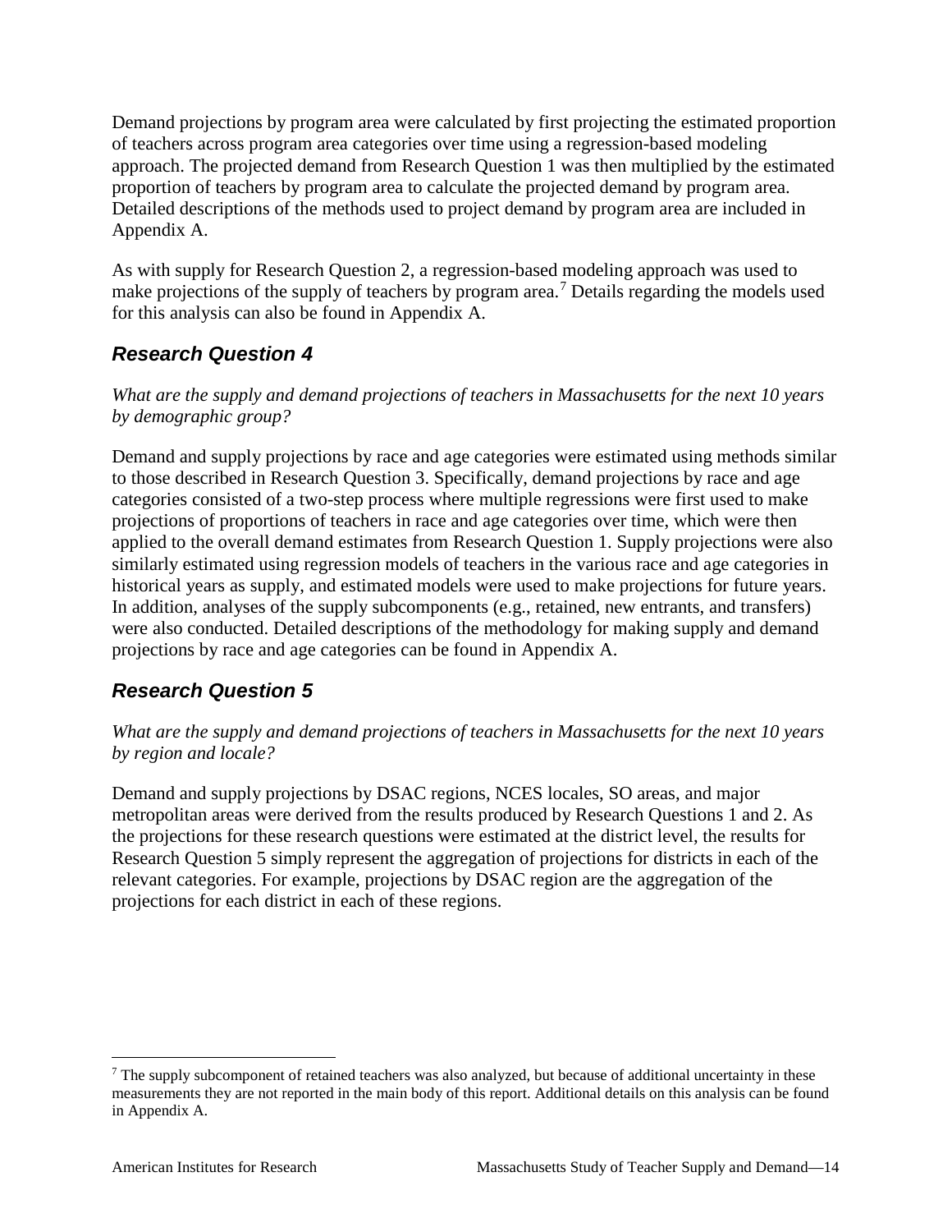Demand projections by program area were calculated by first projecting the estimated proportion of teachers across program area categories over time using a regression-based modeling approach. The projected demand from Research Question 1 was then multiplied by the estimated proportion of teachers by program area to calculate the projected demand by program area. Detailed descriptions of the methods used to project demand by program area are included in Appendix A.

As with supply for Research Question 2, a regression-based modeling approach was used to make projections of the supply of teachers by program area.[7] Details regarding the models used for this analysis can also be found in Appendix A.

### *Research Question 4*

*What are the supply and demand projections of teachers in Massachusetts for the next 10 years by demographic group?*

Demand and supply projections by race and age categories were estimated using methods similar to those described in Research Question 3. Specifically, demand projections by race and age categories consisted of a two-step process where multiple regressions were first used to make projections of proportions of teachers in race and age categories over time, which were then applied to the overall demand estimates from Research Question 1. Supply projections were also similarly estimated using regression models of teachers in the various race and age categories in historical years as supply, and estimated models were used to make projections for future years. In addition, analyses of the supply subcomponents (e.g., retained, new entrants, and transfers) were also conducted. Detailed descriptions of the methodology for making supply and demand projections by race and age categories can be found in Appendix A.

### *Research Question 5*

*What are the supply and demand projections of teachers in Massachusetts for the next 10 years by region and locale?*

Demand and supply projections by DSAC regions, NCES locales, SO areas, and major metropolitan areas were derived from the results produced by Research Questions 1 and 2. As the projections for these research questions were estimated at the district level, the results for Research Question 5 simply represent the aggregation of projections for districts in each of the relevant categories. For example, projections by DSAC region are the aggregation of the projections for each district in each of these regions.

---

[7] The supply subcomponent of retained teachers was also analyzed, but because of additional uncertainty in these measurements they are not reported in the main body of this report. Additional details on this analysis can be found in Appendix A.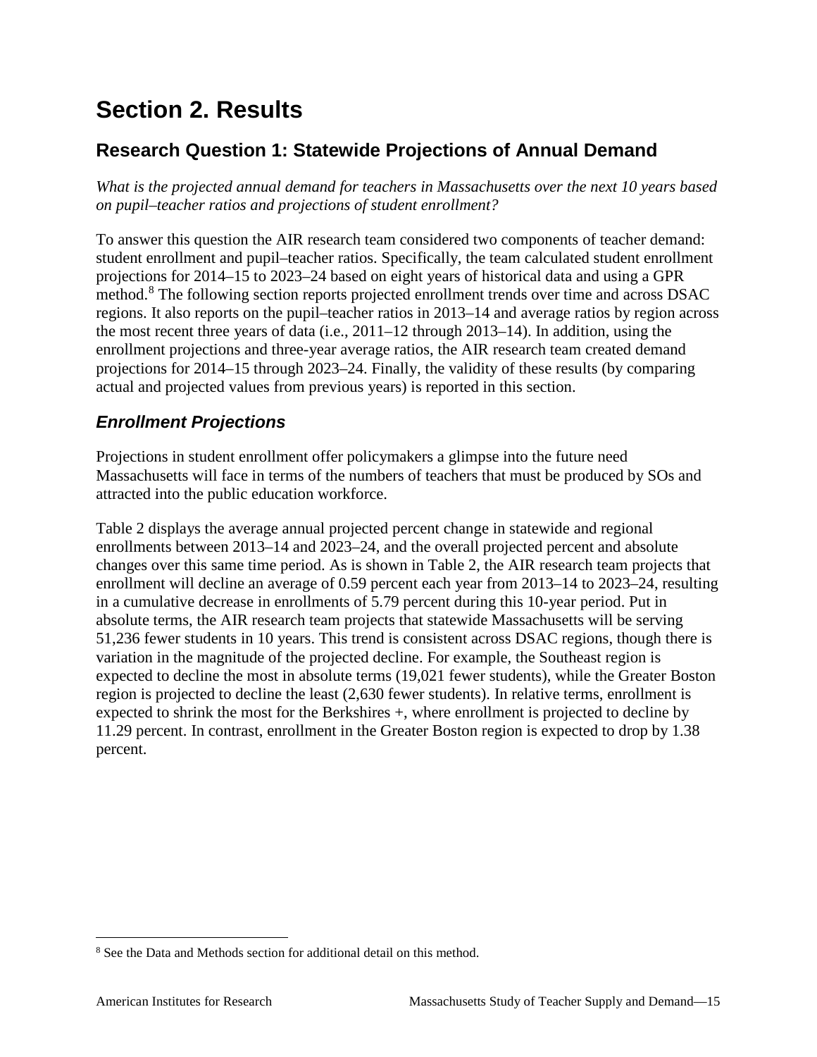# Section 2. Results

## Research Question 1: Statewide Projections of Annual Demand

*What is the projected annual demand for teachers in Massachusetts over the next 10 years based on pupil–teacher ratios and projections of student enrollment?*

To answer this question the AIR research team considered two components of teacher demand: student enrollment and pupil–teacher ratios. Specifically, the team calculated student enrollment projections for 2014–15 to 2023–24 based on eight years of historical data and using a GPR method.[8] The following section reports projected enrollment trends over time and across DSAC regions. It also reports on the pupil–teacher ratios in 2013–14 and average ratios by region across the most recent three years of data (i.e., 2011–12 through 2013–14). In addition, using the enrollment projections and three-year average ratios, the AIR research team created demand projections for 2014–15 through 2023–24. Finally, the validity of these results (by comparing actual and projected values from previous years) is reported in this section.

### *Enrollment Projections*

Projections in student enrollment offer policymakers a glimpse into the future need Massachusetts will face in terms of the numbers of teachers that must be produced by SOs and attracted into the public education workforce.

Table 2 displays the average annual projected percent change in statewide and regional enrollments between 2013–14 and 2023–24, and the overall projected percent and absolute changes over this same time period. As is shown in Table 2, the AIR research team projects that enrollment will decline an average of 0.59 percent each year from 2013–14 to 2023–24, resulting in a cumulative decrease in enrollments of 5.79 percent during this 10-year period. Put in absolute terms, the AIR research team projects that statewide Massachusetts will be serving 51,236 fewer students in 10 years. This trend is consistent across DSAC regions, though there is variation in the magnitude of the projected decline. For example, the Southeast region is expected to decline the most in absolute terms (19,021 fewer students), while the Greater Boston region is projected to decline the least (2,630 fewer students). In relative terms, enrollment is expected to shrink the most for the Berkshires +, where enrollment is projected to decline by 11.29 percent. In contrast, enrollment in the Greater Boston region is expected to drop by 1.38 percent.

[8] See the Data and Methods section for additional detail on this method.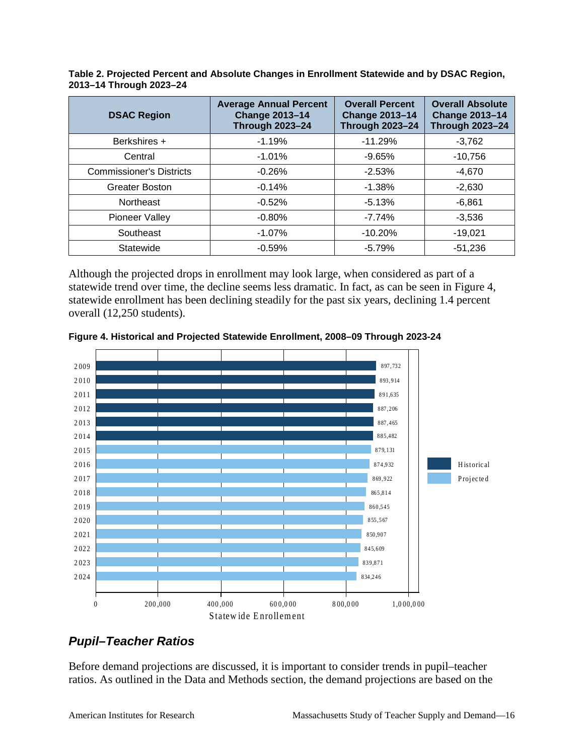**Table 2. Projected Percent and Absolute Changes in Enrollment Statewide and by DSAC Region, 2013–14 Through 2023–24**

| DSAC Region | Average Annual Percent Change 2013–14 Through 2023–24 | Overall Percent Change 2013–14 Through 2023–24 | Overall Absolute Change 2013–14 Through 2023–24 |
|---|---|---|---|
| Berkshires + | -1.19% | -11.29% | -3,762 |
| Central | -1.01% | -9.65% | -10,756 |
| Commissioner's Districts | -0.26% | -2.53% | -4,670 |
| Greater Boston | -0.14% | -1.38% | -2,630 |
| Northeast | -0.52% | -5.13% | -6,861 |
| Pioneer Valley | -0.80% | -7.74% | -3,536 |
| Southeast | -1.07% | -10.20% | -19,021 |
| Statewide | -0.59% | -5.79% | -51,236 |

Although the projected drops in enrollment may look large, when considered as part of a statewide trend over time, the decline seems less dramatic. In fact, as can be seen in Figure 4, statewide enrollment has been declining steadily for the past six years, declining 1.4 percent overall (12,250 students).

**Figure 4. Historical and Projected Statewide Enrollment, 2008–09 Through 2023-24**

| Year | Statewide Enrollment | Type |
|---|---|---|
| 2009 | 897,732 | Historical |
| 2010 | 893,914 | Historical |
| 2011 | 891,635 | Historical |
| 2012 | 887,206 | Historical |
| 2013 | 887,465 | Historical |
| 2014 | 885,482 | Historical |
| 2015 | 879,131 | Projected |
| 2016 | 874,932 | Projected |
| 2017 | 869,922 | Projected |
| 2018 | 865,814 | Projected |
| 2019 | 860,545 | Projected |
| 2020 | 855,567 | Projected |
| 2021 | 850,907 | Projected |
| 2022 | 845,609 | Projected |
| 2023 | 839,871 | Projected |
| 2024 | 834,246 | Projected |

## *Pupil–Teacher Ratios*

Before demand projections are discussed, it is important to consider trends in pupil–teacher ratios. As outlined in the Data and Methods section, the demand projections are based on the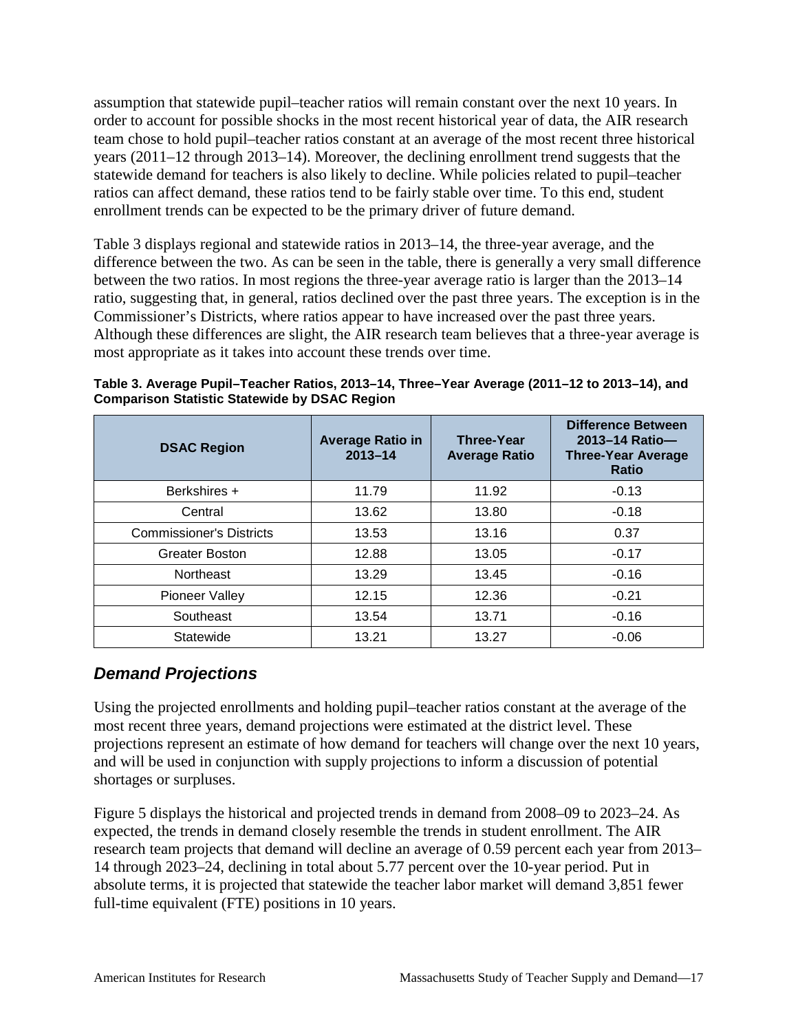assumption that statewide pupil–teacher ratios will remain constant over the next 10 years. In order to account for possible shocks in the most recent historical year of data, the AIR research team chose to hold pupil–teacher ratios constant at an average of the most recent three historical years (2011–12 through 2013–14). Moreover, the declining enrollment trend suggests that the statewide demand for teachers is also likely to decline. While policies related to pupil–teacher ratios can affect demand, these ratios tend to be fairly stable over time. To this end, student enrollment trends can be expected to be the primary driver of future demand.

Table 3 displays regional and statewide ratios in 2013–14, the three-year average, and the difference between the two. As can be seen in the table, there is generally a very small difference between the two ratios. In most regions the three-year average ratio is larger than the 2013–14 ratio, suggesting that, in general, ratios declined over the past three years. The exception is in the Commissioner's Districts, where ratios appear to have increased over the past three years. Although these differences are slight, the AIR research team believes that a three-year average is most appropriate as it takes into account these trends over time.

**Table 3. Average Pupil–Teacher Ratios, 2013–14, Three–Year Average (2011–12 to 2013–14), and Comparison Statistic Statewide by DSAC Region**

| DSAC Region | Average Ratio in 2013–14 | Three-Year Average Ratio | Difference Between 2013–14 Ratio—Three-Year Average Ratio |
|---|---|---|---|
| Berkshires + | 11.79 | 11.92 | -0.13 |
| Central | 13.62 | 13.80 | -0.18 |
| Commissioner's Districts | 13.53 | 13.16 | 0.37 |
| Greater Boston | 12.88 | 13.05 | -0.17 |
| Northeast | 13.29 | 13.45 | -0.16 |
| Pioneer Valley | 12.15 | 12.36 | -0.21 |
| Southeast | 13.54 | 13.71 | -0.16 |
| Statewide | 13.21 | 13.27 | -0.06 |

## *Demand Projections*

Using the projected enrollments and holding pupil–teacher ratios constant at the average of the most recent three years, demand projections were estimated at the district level. These projections represent an estimate of how demand for teachers will change over the next 10 years, and will be used in conjunction with supply projections to inform a discussion of potential shortages or surpluses.

Figure 5 displays the historical and projected trends in demand from 2008–09 to 2023–24. As expected, the trends in demand closely resemble the trends in student enrollment. The AIR research team projects that demand will decline an average of 0.59 percent each year from 2013–14 through 2023–24, declining in total about 5.77 percent over the 10-year period. Put in absolute terms, it is projected that statewide the teacher labor market will demand 3,851 fewer full-time equivalent (FTE) positions in 10 years.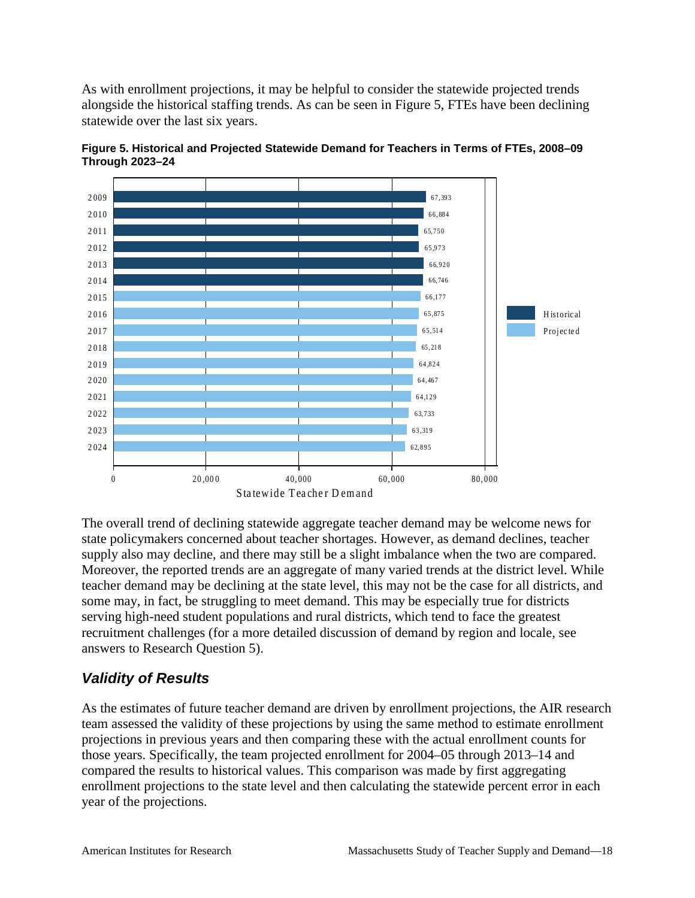As with enrollment projections, it may be helpful to consider the statewide projected trends alongside the historical staffing trends. As can be seen in Figure 5, FTEs have been declining statewide over the last six years.

**Figure 5. Historical and Projected Statewide Demand for Teachers in Terms of FTEs, 2008–09 Through 2023–24**

| Year | Statewide Teacher Demand | Type |
|---|---|---|
| 2009 | 67,393 | Historical |
| 2010 | 66,884 | Historical |
| 2011 | 65,750 | Historical |
| 2012 | 65,973 | Historical |
| 2013 | 66,920 | Historical |
| 2014 | 66,746 | Historical |
| 2015 | 66,177 | Projected |
| 2016 | 65,875 | Projected |
| 2017 | 65,514 | Projected |
| 2018 | 65,218 | Projected |
| 2019 | 64,824 | Projected |
| 2020 | 64,467 | Projected |
| 2021 | 64,129 | Projected |
| 2022 | 63,733 | Projected |
| 2023 | 63,319 | Projected |
| 2024 | 62,895 | Projected |

The overall trend of declining statewide aggregate teacher demand may be welcome news for state policymakers concerned about teacher shortages. However, as demand declines, teacher supply also may decline, and there may still be a slight imbalance when the two are compared. Moreover, the reported trends are an aggregate of many varied trends at the district level. While teacher demand may be declining at the state level, this may not be the case for all districts, and some may, in fact, be struggling to meet demand. This may be especially true for districts serving high-need student populations and rural districts, which tend to face the greatest recruitment challenges (for a more detailed discussion of demand by region and locale, see answers to Research Question 5).

## *Validity of Results*

As the estimates of future teacher demand are driven by enrollment projections, the AIR research team assessed the validity of these projections by using the same method to estimate enrollment projections in previous years and then comparing these with the actual enrollment counts for those years. Specifically, the team projected enrollment for 2004–05 through 2013–14 and compared the results to historical values. This comparison was made by first aggregating enrollment projections to the state level and then calculating the statewide percent error in each year of the projections.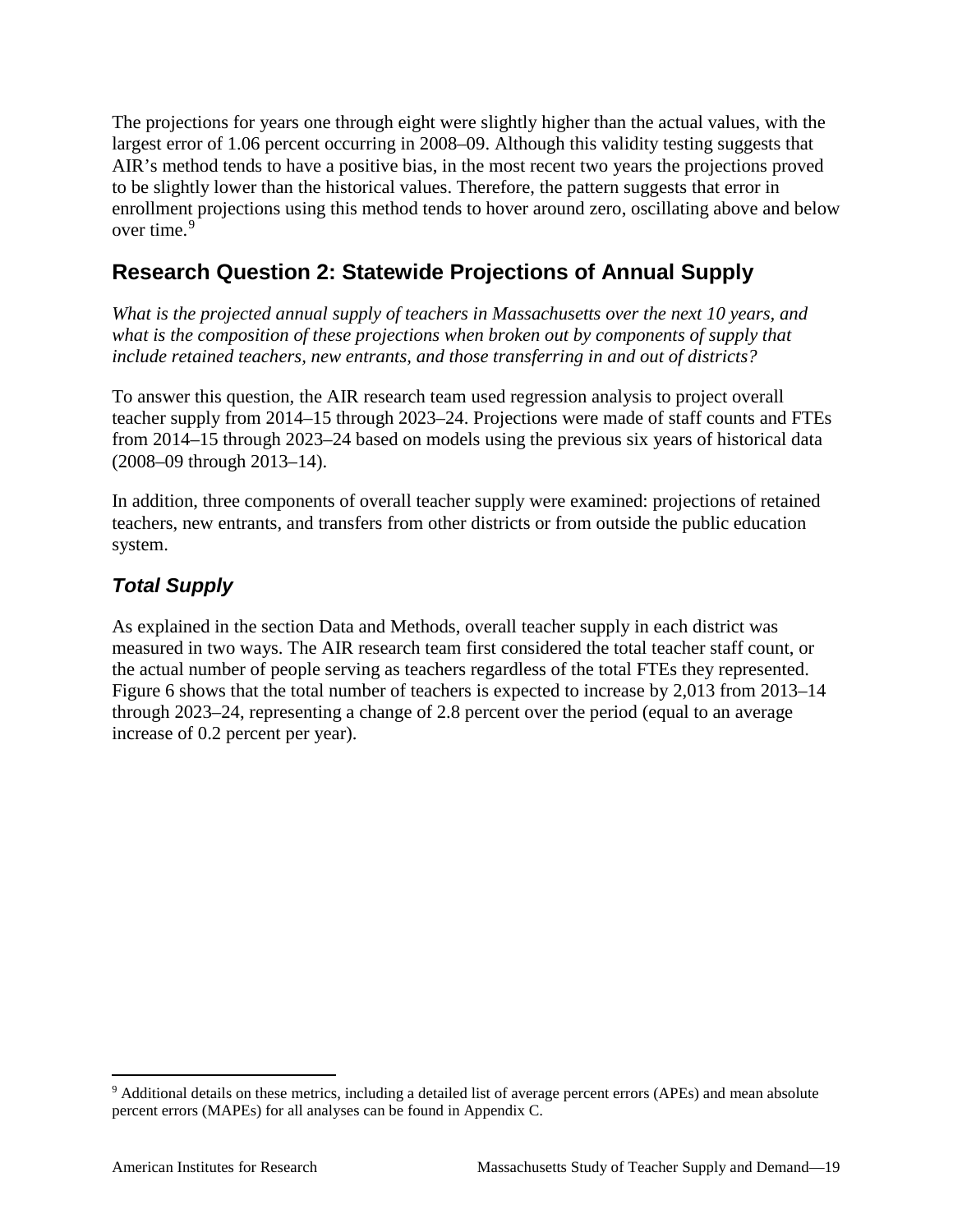The projections for years one through eight were slightly higher than the actual values, with the largest error of 1.06 percent occurring in 2008–09. Although this validity testing suggests that AIR's method tends to have a positive bias, in the most recent two years the projections proved to be slightly lower than the historical values. Therefore, the pattern suggests that error in enrollment projections using this method tends to hover around zero, oscillating above and below over time.[9]

## Research Question 2: Statewide Projections of Annual Supply

*What is the projected annual supply of teachers in Massachusetts over the next 10 years, and what is the composition of these projections when broken out by components of supply that include retained teachers, new entrants, and those transferring in and out of districts?*

To answer this question, the AIR research team used regression analysis to project overall teacher supply from 2014–15 through 2023–24. Projections were made of staff counts and FTEs from 2014–15 through 2023–24 based on models using the previous six years of historical data (2008–09 through 2013–14).

In addition, three components of overall teacher supply were examined: projections of retained teachers, new entrants, and transfers from other districts or from outside the public education system.

### *Total Supply*

As explained in the section Data and Methods, overall teacher supply in each district was measured in two ways. The AIR research team first considered the total teacher staff count, or the actual number of people serving as teachers regardless of the total FTEs they represented. Figure 6 shows that the total number of teachers is expected to increase by 2,013 from 2013–14 through 2023–24, representing a change of 2.8 percent over the period (equal to an average increase of 0.2 percent per year).

---

[9] Additional details on these metrics, including a detailed list of average percent errors (APEs) and mean absolute percent errors (MAPEs) for all analyses can be found in Appendix C.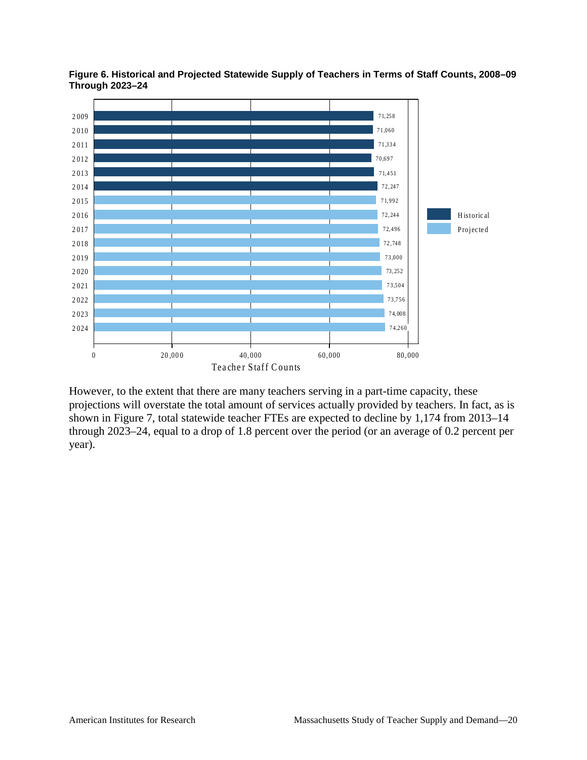**Figure 6. Historical and Projected Statewide Supply of Teachers in Terms of Staff Counts, 2008–09 Through 2023–24**

| Year | Teacher Staff Counts | Type |
|---|---|---|
| 2009 | 71,258 | Historical |
| 2010 | 71,060 | Historical |
| 2011 | 71,334 | Historical |
| 2012 | 70,697 | Historical |
| 2013 | 71,451 | Historical |
| 2014 | 72,247 | Historical |
| 2015 | 71,992 | Projected |
| 2016 | 72,244 | Projected |
| 2017 | 72,496 | Projected |
| 2018 | 72,748 | Projected |
| 2019 | 73,000 | Projected |
| 2020 | 73,252 | Projected |
| 2021 | 73,504 | Projected |
| 2022 | 73,756 | Projected |
| 2023 | 74,008 | Projected |
| 2024 | 74,260 | Projected |

However, to the extent that there are many teachers serving in a part-time capacity, these projections will overstate the total amount of services actually provided by teachers. In fact, as is shown in Figure 7, total statewide teacher FTEs are expected to decline by 1,174 from 2013–14 through 2023–24, equal to a drop of 1.8 percent over the period (or an average of 0.2 percent per year).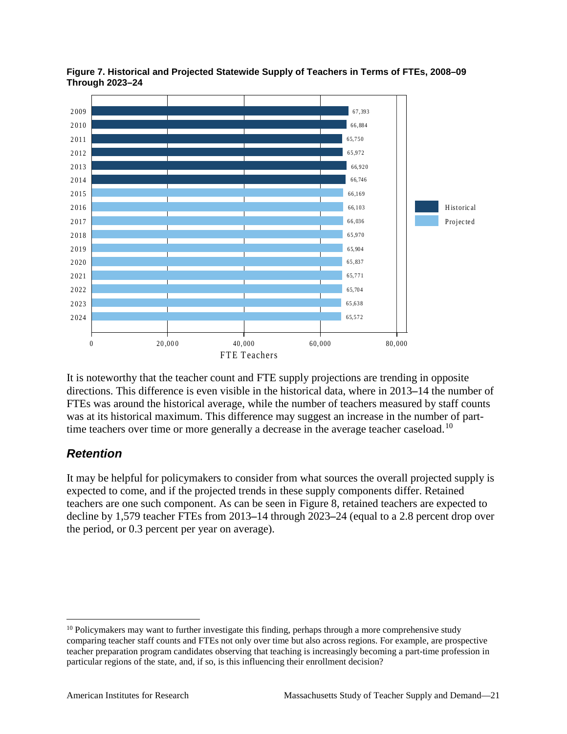**Figure 7. Historical and Projected Statewide Supply of Teachers in Terms of FTEs, 2008–09 Through 2023–24**

| Year | FTE Teachers | Type |
|---|---|---|
| 2009 | 67,393 | Historical |
| 2010 | 66,884 | Historical |
| 2011 | 65,750 | Historical |
| 2012 | 65,972 | Historical |
| 2013 | 66,920 | Historical |
| 2014 | 66,746 | Historical |
| 2015 | 66,169 | Projected |
| 2016 | 66,103 | Projected |
| 2017 | 66,036 | Projected |
| 2018 | 65,970 | Projected |
| 2019 | 65,904 | Projected |
| 2020 | 65,837 | Projected |
| 2021 | 65,771 | Projected |
| 2022 | 65,704 | Projected |
| 2023 | 65,638 | Projected |
| 2024 | 65,572 | Projected |

It is noteworthy that the teacher count and FTE supply projections are trending in opposite directions. This difference is even visible in the historical data, where in 2013–14 the number of FTEs was around the historical average, while the number of teachers measured by staff counts was at its historical maximum. This difference may suggest an increase in the number of part-time teachers over time or more generally a decrease in the average teacher caseload.[10]

## *Retention*

It may be helpful for policymakers to consider from what sources the overall projected supply is expected to come, and if the projected trends in these supply components differ. Retained teachers are one such component. As can be seen in Figure 8, retained teachers are expected to decline by 1,579 teacher FTEs from 2013–14 through 2023–24 (equal to a 2.8 percent drop over the period, or 0.3 percent per year on average).

[10] Policymakers may want to further investigate this finding, perhaps through a more comprehensive study comparing teacher staff counts and FTEs not only over time but also across regions. For example, are prospective teacher preparation program candidates observing that teaching is increasingly becoming a part-time profession in particular regions of the state, and, if so, is this influencing their enrollment decision?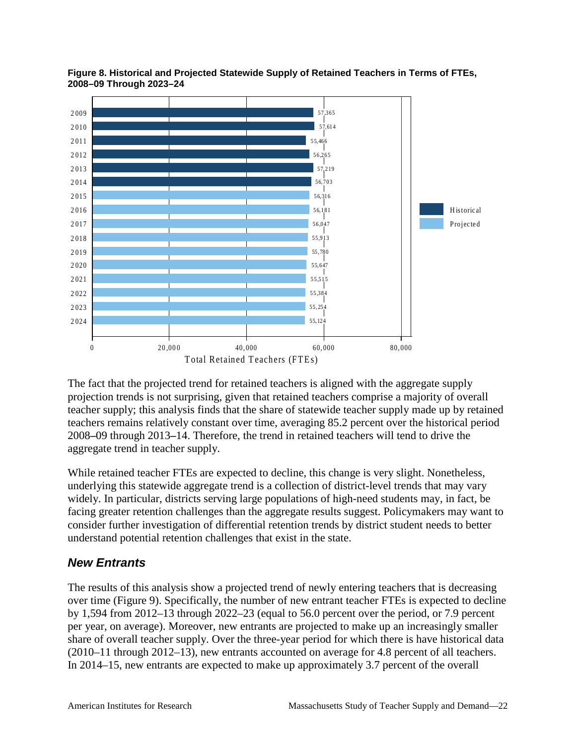**Figure 8. Historical and Projected Statewide Supply of Retained Teachers in Terms of FTEs, 2008–09 Through 2023–24**

| Year | Total Retained Teachers (FTEs) | Type |
|---|---|---|
| 2009 | 57,365 | Historical |
| 2010 | 57,614 | Historical |
| 2011 | 55,466 | Historical |
| 2012 | 56,265 | Historical |
| 2013 | 57,219 | Historical |
| 2014 | 56,703 | Historical |
| 2015 | 56,316 | Projected |
| 2016 | 56,181 | Projected |
| 2017 | 56,047 | Projected |
| 2018 | 55,913 | Projected |
| 2019 | 55,780 | Projected |
| 2020 | 55,647 | Projected |
| 2021 | 55,515 | Projected |
| 2022 | 55,384 | Projected |
| 2023 | 55,254 | Projected |
| 2024 | 55,124 | Projected |

The fact that the projected trend for retained teachers is aligned with the aggregate supply projection trends is not surprising, given that retained teachers comprise a majority of overall teacher supply; this analysis finds that the share of statewide teacher supply made up by retained teachers remains relatively constant over time, averaging 85.2 percent over the historical period 2008–09 through 2013–14. Therefore, the trend in retained teachers will tend to drive the aggregate trend in teacher supply.

While retained teacher FTEs are expected to decline, this change is very slight. Nonetheless, underlying this statewide aggregate trend is a collection of district-level trends that may vary widely. In particular, districts serving large populations of high-need students may, in fact, be facing greater retention challenges than the aggregate results suggest. Policymakers may want to consider further investigation of differential retention trends by district student needs to better understand potential retention challenges that exist in the state.

## *New Entrants*

The results of this analysis show a projected trend of newly entering teachers that is decreasing over time (Figure 9). Specifically, the number of new entrant teacher FTEs is expected to decline by 1,594 from 2012–13 through 2022–23 (equal to 56.0 percent over the period, or 7.9 percent per year, on average). Moreover, new entrants are projected to make up an increasingly smaller share of overall teacher supply. Over the three-year period for which there is have historical data (2010–11 through 2012–13), new entrants accounted on average for 4.8 percent of all teachers. In 2014–15, new entrants are expected to make up approximately 3.7 percent of the overall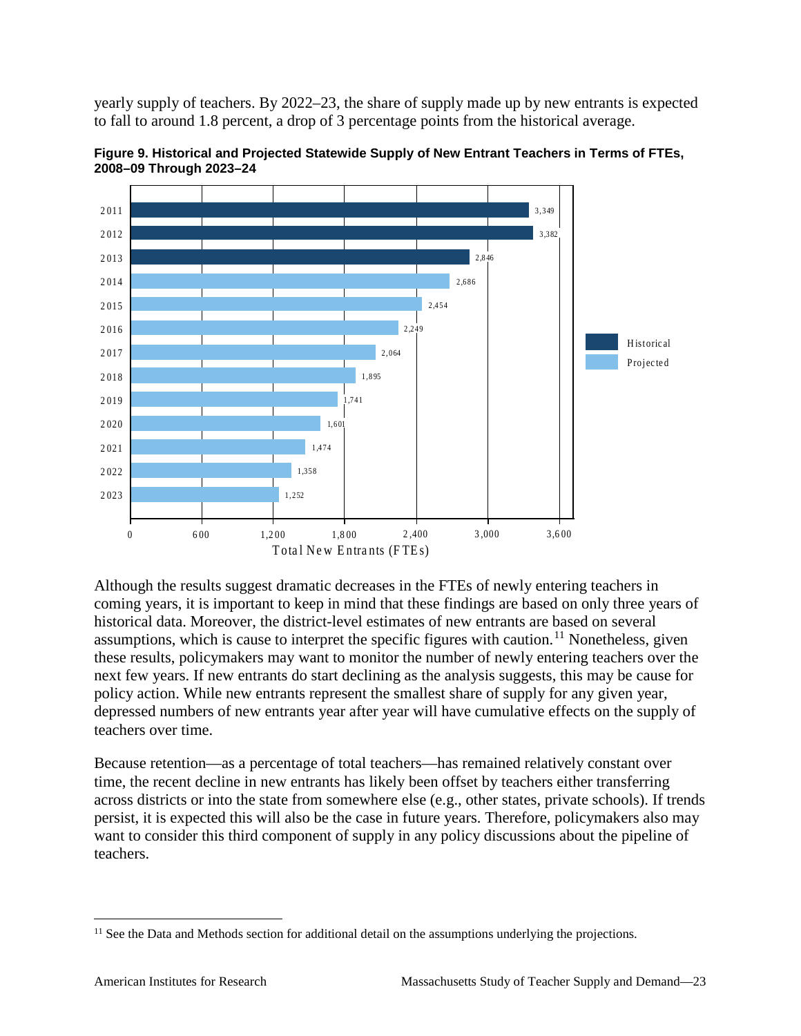yearly supply of teachers. By 2022–23, the share of supply made up by new entrants is expected to fall to around 1.8 percent, a drop of 3 percentage points from the historical average.

**Figure 9. Historical and Projected Statewide Supply of New Entrant Teachers in Terms of FTEs, 2008–09 Through 2023–24**

| Year | Total New Entrants (FTEs) | Type |
|---|---|---|
| 2011 | 3,349 | Historical |
| 2012 | 3,382 | Historical |
| 2013 | 2,846 | Historical |
| 2014 | 2,686 | Projected |
| 2015 | 2,454 | Projected |
| 2016 | 2,249 | Projected |
| 2017 | 2,064 | Projected |
| 2018 | 1,895 | Projected |
| 2019 | 1,741 | Projected |
| 2020 | 1,601 | Projected |
| 2021 | 1,474 | Projected |
| 2022 | 1,358 | Projected |
| 2023 | 1,252 | Projected |

Although the results suggest dramatic decreases in the FTEs of newly entering teachers in coming years, it is important to keep in mind that these findings are based on only three years of historical data. Moreover, the district-level estimates of new entrants are based on several assumptions, which is cause to interpret the specific figures with caution.[11] Nonetheless, given these results, policymakers may want to monitor the number of newly entering teachers over the next few years. If new entrants do start declining as the analysis suggests, this may be cause for policy action. While new entrants represent the smallest share of supply for any given year, depressed numbers of new entrants year after year will have cumulative effects on the supply of teachers over time.

Because retention—as a percentage of total teachers—has remained relatively constant over time, the recent decline in new entrants has likely been offset by teachers either transferring across districts or into the state from somewhere else (e.g., other states, private schools). If trends persist, it is expected this will also be the case in future years. Therefore, policymakers also may want to consider this third component of supply in any policy discussions about the pipeline of teachers.

[11] See the Data and Methods section for additional detail on the assumptions underlying the projections.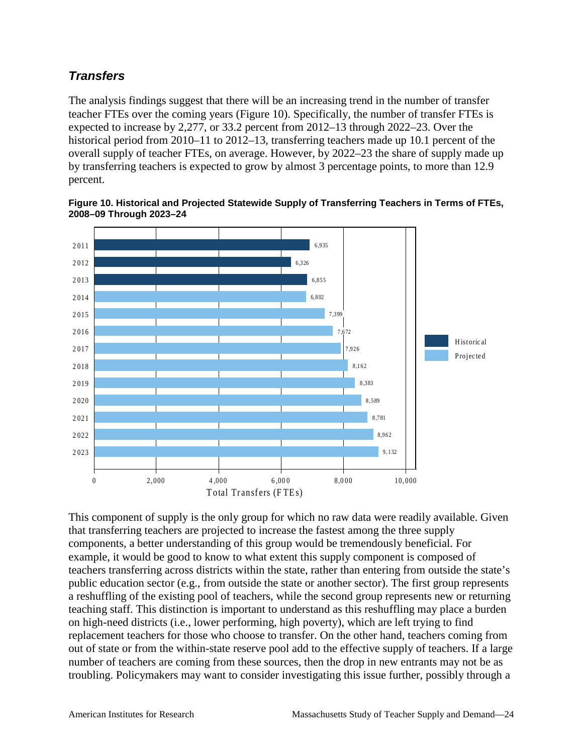### *Transfers*

The analysis findings suggest that there will be an increasing trend in the number of transfer teacher FTEs over the coming years (Figure 10). Specifically, the number of transfer FTEs is expected to increase by 2,277, or 33.2 percent from 2012–13 through 2022–23. Over the historical period from 2010–11 to 2012–13, transferring teachers made up 10.1 percent of the overall supply of teacher FTEs, on average. However, by 2022–23 the share of supply made up by transferring teachers is expected to grow by almost 3 percentage points, to more than 12.9 percent.

**Figure 10. Historical and Projected Statewide Supply of Transferring Teachers in Terms of FTEs, 2008–09 Through 2023–24**

| Year | Total Transfers (FTEs) | Type |
|---|---|---|
| 2011 | 6,935 | Historical |
| 2012 | 6,326 | Historical |
| 2013 | 6,855 | Historical |
| 2014 | 6,802 | Projected |
| 2015 | 7,399 | Projected |
| 2016 | 7,672 | Projected |
| 2017 | 7,926 | Projected |
| 2018 | 8,162 | Projected |
| 2019 | 8,383 | Projected |
| 2020 | 8,589 | Projected |
| 2021 | 8,781 | Projected |
| 2022 | 8,962 | Projected |
| 2023 | 9,132 | Projected |

This component of supply is the only group for which no raw data were readily available. Given that transferring teachers are projected to increase the fastest among the three supply components, a better understanding of this group would be tremendously beneficial. For example, it would be good to know to what extent this supply component is composed of teachers transferring across districts within the state, rather than entering from outside the state's public education sector (e.g., from outside the state or another sector). The first group represents a reshuffling of the existing pool of teachers, while the second group represents new or returning teaching staff. This distinction is important to understand as this reshuffling may place a burden on high-need districts (i.e., lower performing, high poverty), which are left trying to find replacement teachers for those who choose to transfer. On the other hand, teachers coming from out of state or from the within-state reserve pool add to the effective supply of teachers. If a large number of teachers are coming from these sources, then the drop in new entrants may not be as troubling. Policymakers may want to consider investigating this issue further, possibly through a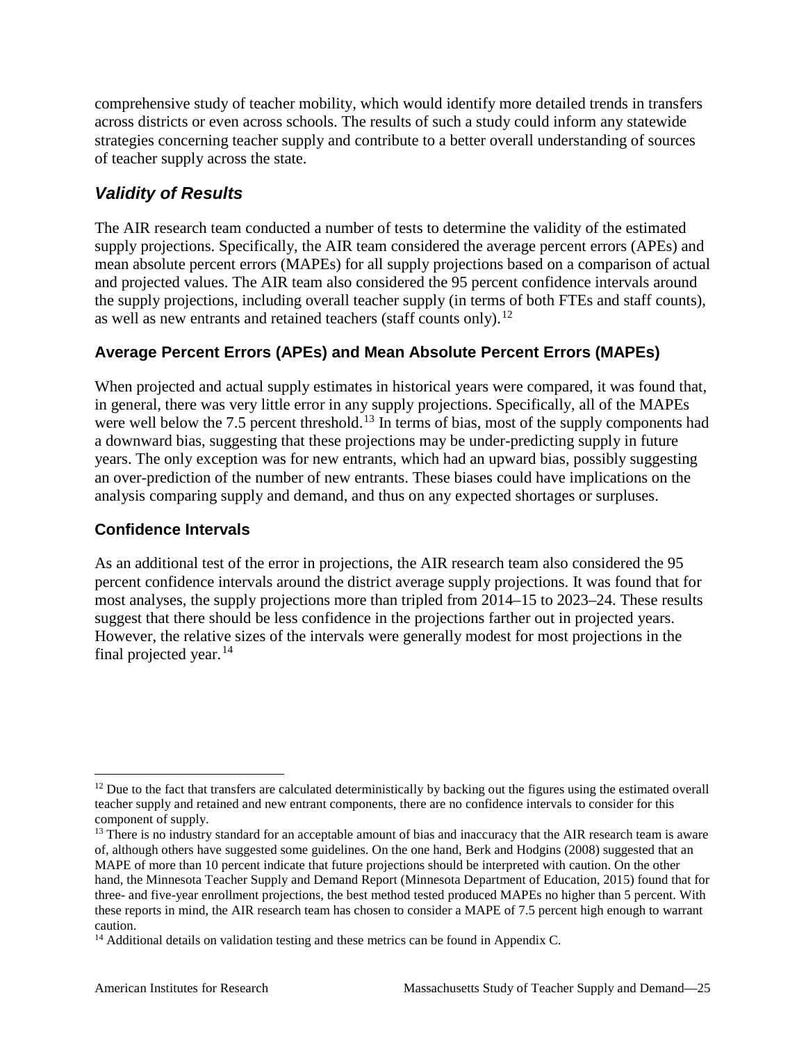comprehensive study of teacher mobility, which would identify more detailed trends in transfers across districts or even across schools. The results of such a study could inform any statewide strategies concerning teacher supply and contribute to a better overall understanding of sources of teacher supply across the state.

## *Validity of Results*

The AIR research team conducted a number of tests to determine the validity of the estimated supply projections. Specifically, the AIR team considered the average percent errors (APEs) and mean absolute percent errors (MAPEs) for all supply projections based on a comparison of actual and projected values. The AIR team also considered the 95 percent confidence intervals around the supply projections, including overall teacher supply (in terms of both FTEs and staff counts), as well as new entrants and retained teachers (staff counts only).[12]

### Average Percent Errors (APEs) and Mean Absolute Percent Errors (MAPEs)

When projected and actual supply estimates in historical years were compared, it was found that, in general, there was very little error in any supply projections. Specifically, all of the MAPEs were well below the 7.5 percent threshold.[13] In terms of bias, most of the supply components had a downward bias, suggesting that these projections may be under-predicting supply in future years. The only exception was for new entrants, which had an upward bias, possibly suggesting an over-prediction of the number of new entrants. These biases could have implications on the analysis comparing supply and demand, and thus on any expected shortages or surpluses.

### Confidence Intervals

As an additional test of the error in projections, the AIR research team also considered the 95 percent confidence intervals around the district average supply projections. It was found that for most analyses, the supply projections more than tripled from 2014–15 to 2023–24. These results suggest that there should be less confidence in the projections farther out in projected years. However, the relative sizes of the intervals were generally modest for most projections in the final projected year.[14]

---

[12] Due to the fact that transfers are calculated deterministically by backing out the figures using the estimated overall teacher supply and retained and new entrant components, there are no confidence intervals to consider for this component of supply.

[13] There is no industry standard for an acceptable amount of bias and inaccuracy that the AIR research team is aware of, although others have suggested some guidelines. On the one hand, Berk and Hodgins (2008) suggested that an MAPE of more than 10 percent indicate that future projections should be interpreted with caution. On the other hand, the Minnesota Teacher Supply and Demand Report (Minnesota Department of Education, 2015) found that for three- and five-year enrollment projections, the best method tested produced MAPEs no higher than 5 percent. With these reports in mind, the AIR research team has chosen to consider a MAPE of 7.5 percent high enough to warrant caution.

[14] Additional details on validation testing and these metrics can be found in Appendix C.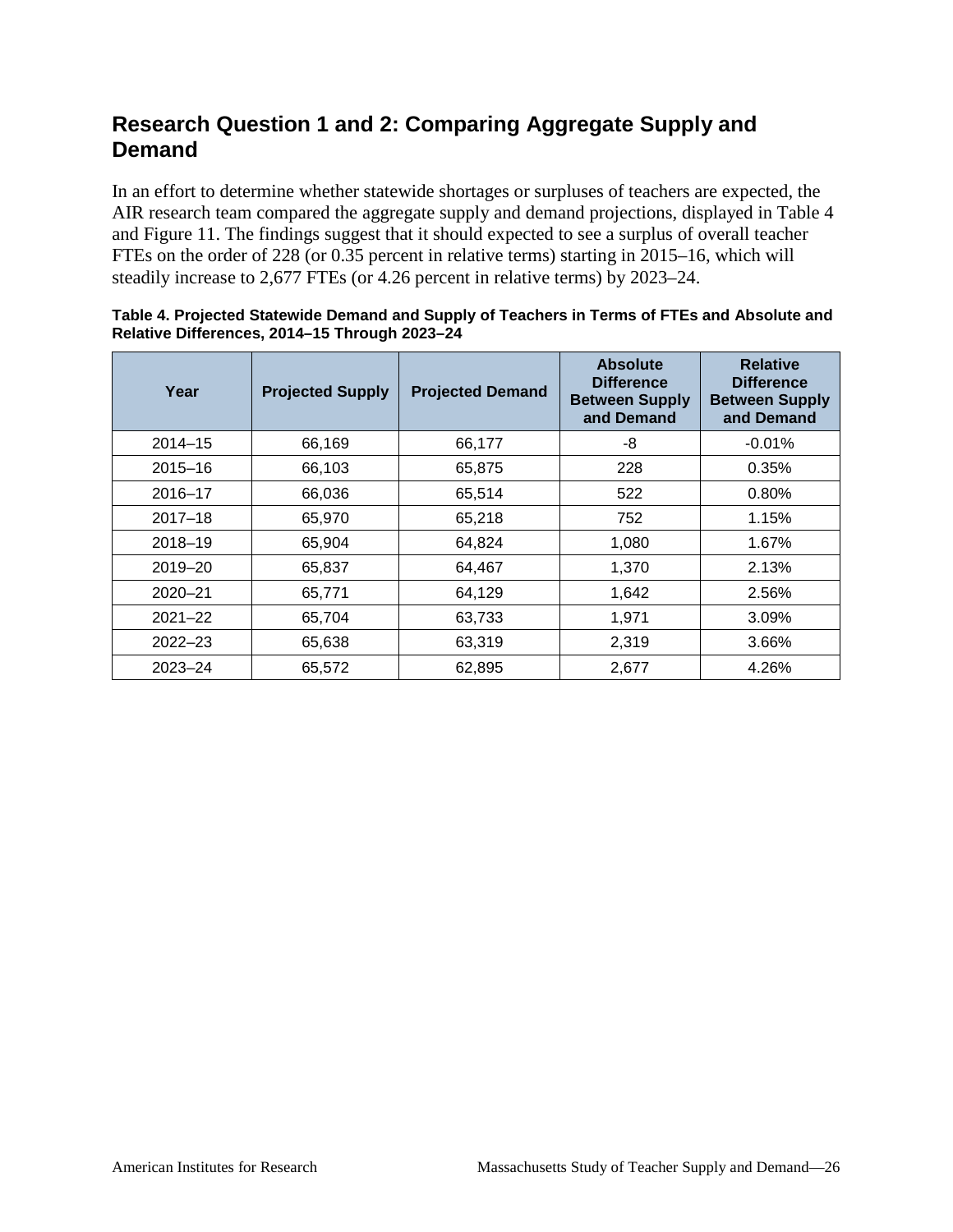## Research Question 1 and 2: Comparing Aggregate Supply and Demand

In an effort to determine whether statewide shortages or surpluses of teachers are expected, the AIR research team compared the aggregate supply and demand projections, displayed in Table 4 and Figure 11. The findings suggest that it should expected to see a surplus of overall teacher FTEs on the order of 228 (or 0.35 percent in relative terms) starting in 2015–16, which will steadily increase to 2,677 FTEs (or 4.26 percent in relative terms) by 2023–24.

**Table 4. Projected Statewide Demand and Supply of Teachers in Terms of FTEs and Absolute and Relative Differences, 2014–15 Through 2023–24**

| Year | Projected Supply | Projected Demand | Absolute Difference Between Supply and Demand | Relative Difference Between Supply and Demand |
|---|---|---|---|---|
| 2014–15 | 66,169 | 66,177 | -8 | -0.01% |
| 2015–16 | 66,103 | 65,875 | 228 | 0.35% |
| 2016–17 | 66,036 | 65,514 | 522 | 0.80% |
| 2017–18 | 65,970 | 65,218 | 752 | 1.15% |
| 2018–19 | 65,904 | 64,824 | 1,080 | 1.67% |
| 2019–20 | 65,837 | 64,467 | 1,370 | 2.13% |
| 2020–21 | 65,771 | 64,129 | 1,642 | 2.56% |
| 2021–22 | 65,704 | 63,733 | 1,971 | 3.09% |
| 2022–23 | 65,638 | 63,319 | 2,319 | 3.66% |
| 2023–24 | 65,572 | 62,895 | 2,677 | 4.26% |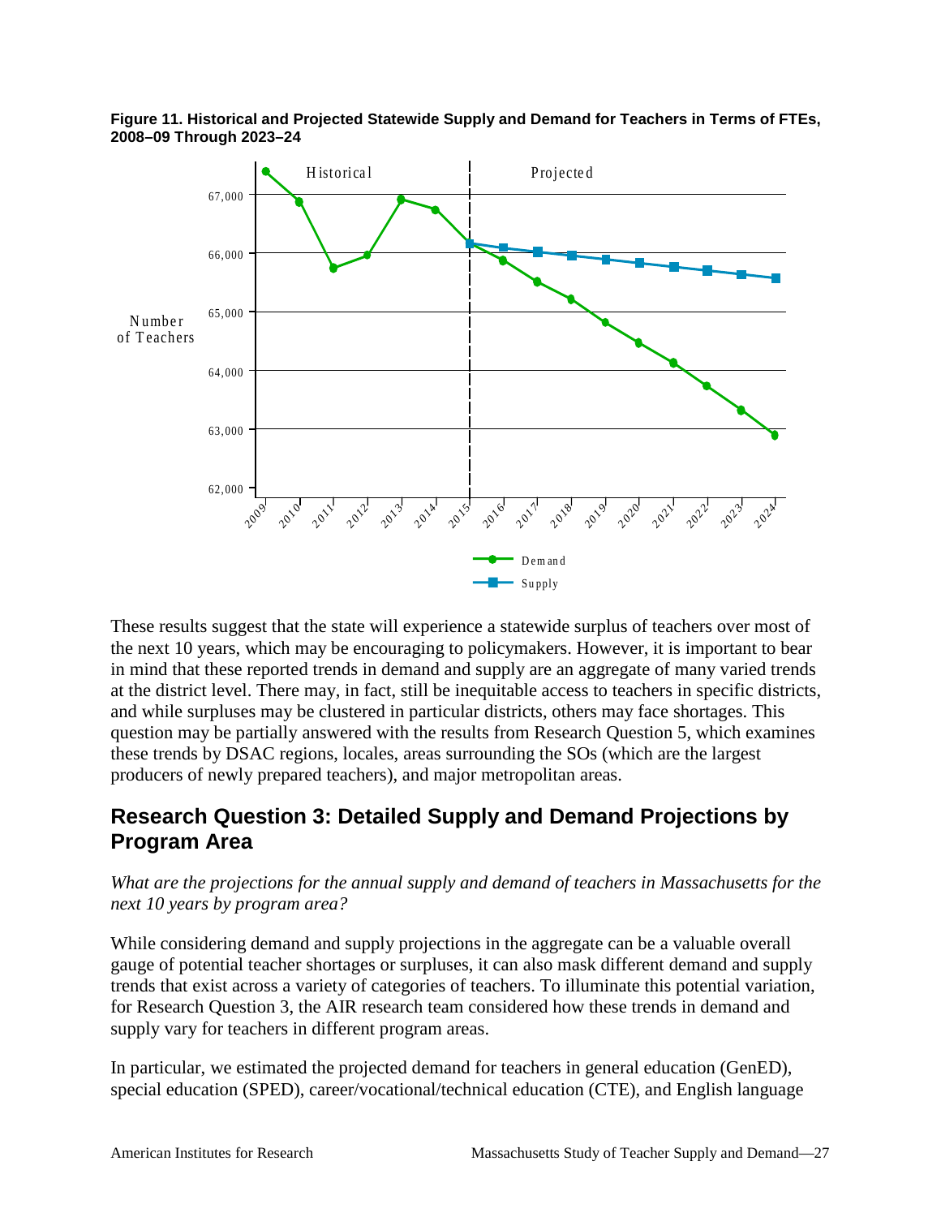**Figure 11. Historical and Projected Statewide Supply and Demand for Teachers in Terms of FTEs, 2008–09 Through 2023–24**

These results suggest that the state will experience a statewide surplus of teachers over most of the next 10 years, which may be encouraging to policymakers. However, it is important to bear in mind that these reported trends in demand and supply are an aggregate of many varied trends at the district level. There may, in fact, still be inequitable access to teachers in specific districts, and while surpluses may be clustered in particular districts, others may face shortages. This question may be partially answered with the results from Research Question 5, which examines these trends by DSAC regions, locales, areas surrounding the SOs (which are the largest producers of newly prepared teachers), and major metropolitan areas.

## Research Question 3: Detailed Supply and Demand Projections by Program Area

*What are the projections for the annual supply and demand of teachers in Massachusetts for the next 10 years by program area?*

While considering demand and supply projections in the aggregate can be a valuable overall gauge of potential teacher shortages or surpluses, it can also mask different demand and supply trends that exist across a variety of categories of teachers. To illuminate this potential variation, for Research Question 3, the AIR research team considered how these trends in demand and supply vary for teachers in different program areas.

In particular, we estimated the projected demand for teachers in general education (GenED), special education (SPED), career/vocational/technical education (CTE), and English language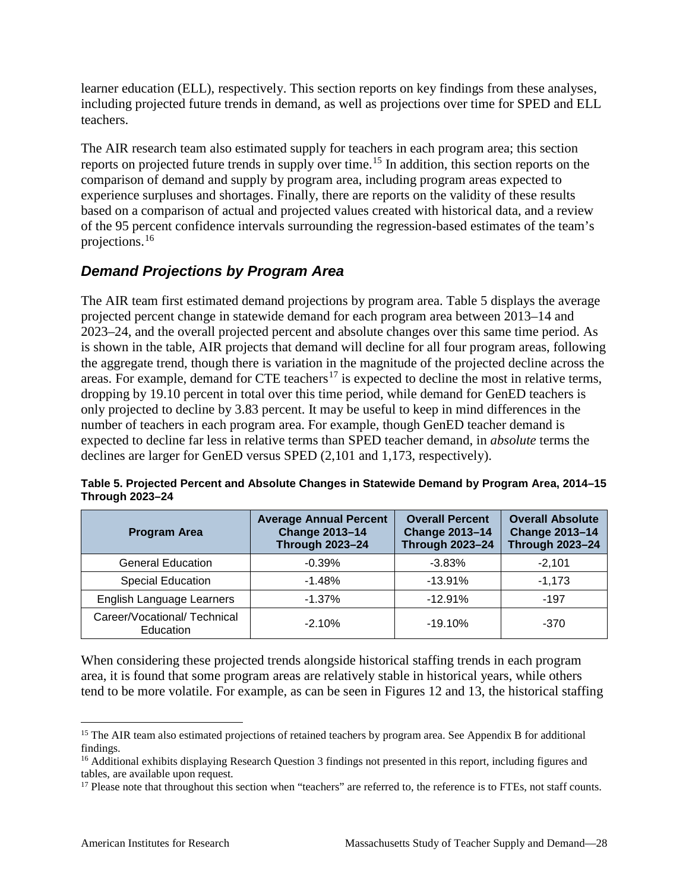learner education (ELL), respectively. This section reports on key findings from these analyses, including projected future trends in demand, as well as projections over time for SPED and ELL teachers.

The AIR research team also estimated supply for teachers in each program area; this section reports on projected future trends in supply over time.[15] In addition, this section reports on the comparison of demand and supply by program area, including program areas expected to experience surpluses and shortages. Finally, there are reports on the validity of these results based on a comparison of actual and projected values created with historical data, and a review of the 95 percent confidence intervals surrounding the regression-based estimates of the team's projections.[16]

### *Demand Projections by Program Area*

The AIR team first estimated demand projections by program area. Table 5 displays the average projected percent change in statewide demand for each program area between 2013–14 and 2023–24, and the overall projected percent and absolute changes over this same time period. As is shown in the table, AIR projects that demand will decline for all four program areas, following the aggregate trend, though there is variation in the magnitude of the projected decline across the areas. For example, demand for CTE teachers[17] is expected to decline the most in relative terms, dropping by 19.10 percent in total over this time period, while demand for GenED teachers is only projected to decline by 3.83 percent. It may be useful to keep in mind differences in the number of teachers in each program area. For example, though GenED teacher demand is expected to decline far less in relative terms than SPED teacher demand, in *absolute* terms the declines are larger for GenED versus SPED (2,101 and 1,173, respectively).

**Table 5. Projected Percent and Absolute Changes in Statewide Demand by Program Area, 2014–15 Through 2023–24**

| Program Area | Average Annual Percent Change 2013–14 Through 2023–24 | Overall Percent Change 2013–14 Through 2023–24 | Overall Absolute Change 2013–14 Through 2023–24 |
|---|---|---|---|
| General Education | -0.39% | -3.83% | -2,101 |
| Special Education | -1.48% | -13.91% | -1,173 |
| English Language Learners | -1.37% | -12.91% | -197 |
| Career/Vocational/ Technical Education | -2.10% | -19.10% | -370 |

When considering these projected trends alongside historical staffing trends in each program area, it is found that some program areas are relatively stable in historical years, while others tend to be more volatile. For example, as can be seen in Figures 12 and 13, the historical staffing

[15] The AIR team also estimated projections of retained teachers by program area. See Appendix B for additional findings.

[16] Additional exhibits displaying Research Question 3 findings not presented in this report, including figures and tables, are available upon request.

[17] Please note that throughout this section when "teachers" are referred to, the reference is to FTEs, not staff counts.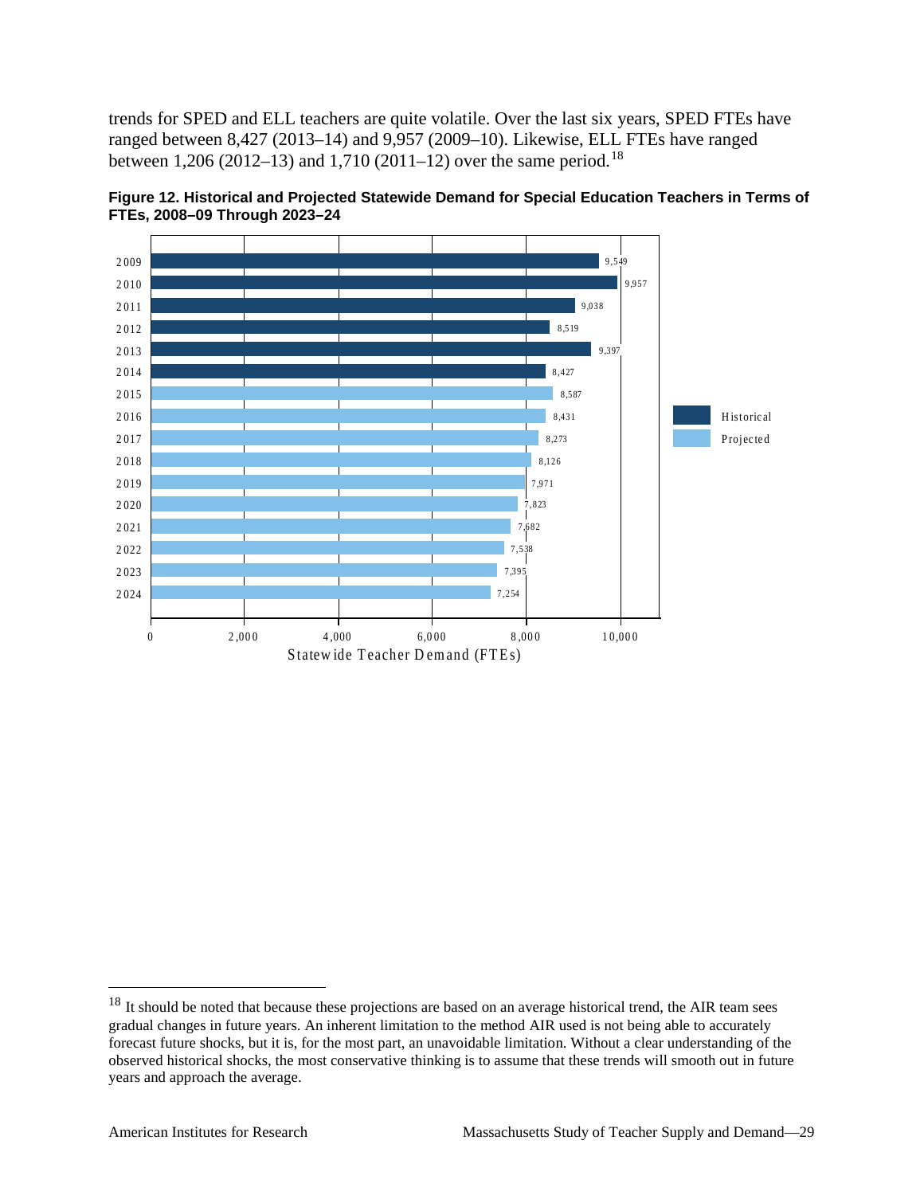trends for SPED and ELL teachers are quite volatile. Over the last six years, SPED FTEs have ranged between 8,427 (2013–14) and 9,957 (2009–10). Likewise, ELL FTEs have ranged between 1,206 (2012–13) and 1,710 (2011–12) over the same period.[18]

**Figure 12. Historical and Projected Statewide Demand for Special Education Teachers in Terms of FTEs, 2008–09 Through 2023–24**

| Year | Statewide Teacher Demand (FTEs) | Type |
|---|---|---|
| 2009 | 9,549 | Historical |
| 2010 | 9,957 | Historical |
| 2011 | 9,038 | Historical |
| 2012 | 8,519 | Historical |
| 2013 | 9,397 | Historical |
| 2014 | 8,427 | Historical |
| 2015 | 8,587 | Projected |
| 2016 | 8,431 | Projected |
| 2017 | 8,273 | Projected |
| 2018 | 8,126 | Projected |
| 2019 | 7,971 | Projected |
| 2020 | 7,823 | Projected |
| 2021 | 7,682 | Projected |
| 2022 | 7,538 | Projected |
| 2023 | 7,395 | Projected |
| 2024 | 7,254 | Projected |

[18] It should be noted that because these projections are based on an average historical trend, the AIR team sees gradual changes in future years. An inherent limitation to the method AIR used is not being able to accurately forecast future shocks, but it is, for the most part, an unavoidable limitation. Without a clear understanding of the observed historical shocks, the most conservative thinking is to assume that these trends will smooth out in future years and approach the average.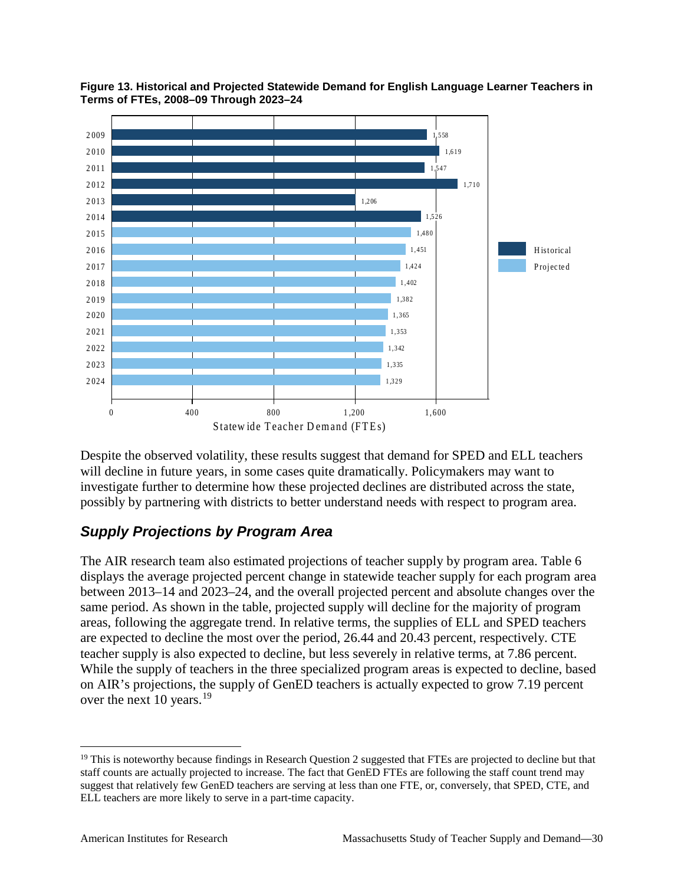**Figure 13. Historical and Projected Statewide Demand for English Language Learner Teachers in Terms of FTEs, 2008–09 Through 2023–24**

| Year | Statewide Teacher Demand (FTEs) | Type |
| --- | --- | --- |
| 2009 | 1,558 | Historical |
| 2010 | 1,619 | Historical |
| 2011 | 1,547 | Historical |
| 2012 | 1,710 | Historical |
| 2013 | 1,206 | Historical |
| 2014 | 1,526 | Historical |
| 2015 | 1,480 | Projected |
| 2016 | 1,451 | Projected |
| 2017 | 1,424 | Projected |
| 2018 | 1,402 | Projected |
| 2019 | 1,382 | Projected |
| 2020 | 1,365 | Projected |
| 2021 | 1,353 | Projected |
| 2022 | 1,342 | Projected |
| 2023 | 1,335 | Projected |
| 2024 | 1,329 | Projected |

Despite the observed volatility, these results suggest that demand for SPED and ELL teachers will decline in future years, in some cases quite dramatically. Policymakers may want to investigate further to determine how these projected declines are distributed across the state, possibly by partnering with districts to better understand needs with respect to program area.

## *Supply Projections by Program Area*

The AIR research team also estimated projections of teacher supply by program area. Table 6 displays the average projected percent change in statewide teacher supply for each program area between 2013–14 and 2023–24, and the overall projected percent and absolute changes over the same period. As shown in the table, projected supply will decline for the majority of program areas, following the aggregate trend. In relative terms, the supplies of ELL and SPED teachers are expected to decline the most over the period, 26.44 and 20.43 percent, respectively. CTE teacher supply is also expected to decline, but less severely in relative terms, at 7.86 percent. While the supply of teachers in the three specialized program areas is expected to decline, based on AIR's projections, the supply of GenED teachers is actually expected to grow 7.19 percent over the next 10 years.[19]

[19] This is noteworthy because findings in Research Question 2 suggested that FTEs are projected to decline but that staff counts are actually projected to increase. The fact that GenED FTEs are following the staff count trend may suggest that relatively few GenED teachers are serving at less than one FTE, or, conversely, that SPED, CTE, and ELL teachers are more likely to serve in a part-time capacity.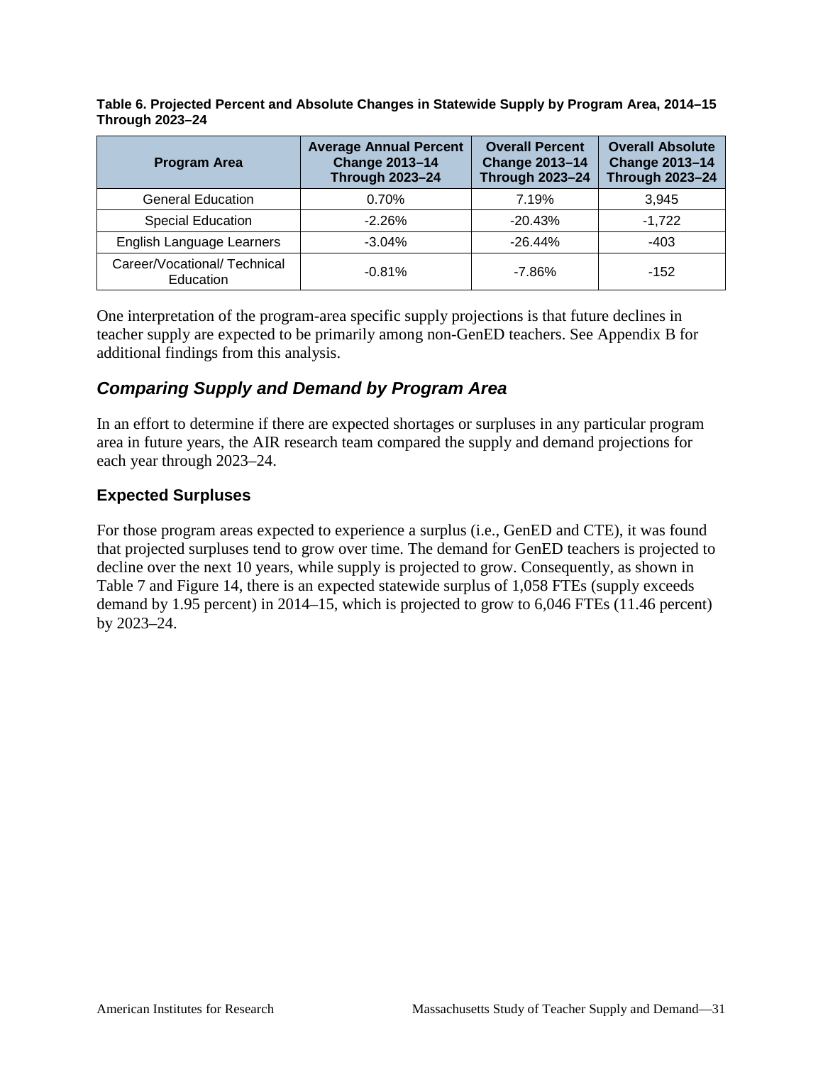**Table 6. Projected Percent and Absolute Changes in Statewide Supply by Program Area, 2014–15 Through 2023–24**

| Program Area | Average Annual Percent Change 2013–14 Through 2023–24 | Overall Percent Change 2013–14 Through 2023–24 | Overall Absolute Change 2013–14 Through 2023–24 |
|---|---|---|---|
| General Education | 0.70% | 7.19% | 3,945 |
| Special Education | -2.26% | -20.43% | -1,722 |
| English Language Learners | -3.04% | -26.44% | -403 |
| Career/Vocational/ Technical Education | -0.81% | -7.86% | -152 |

One interpretation of the program-area specific supply projections is that future declines in teacher supply are expected to be primarily among non-GenED teachers. See Appendix B for additional findings from this analysis.

## *Comparing Supply and Demand by Program Area*

In an effort to determine if there are expected shortages or surpluses in any particular program area in future years, the AIR research team compared the supply and demand projections for each year through 2023–24.

### Expected Surpluses

For those program areas expected to experience a surplus (i.e., GenED and CTE), it was found that projected surpluses tend to grow over time. The demand for GenED teachers is projected to decline over the next 10 years, while supply is projected to grow. Consequently, as shown in Table 7 and Figure 14, there is an expected statewide surplus of 1,058 FTEs (supply exceeds demand by 1.95 percent) in 2014–15, which is projected to grow to 6,046 FTEs (11.46 percent) by 2023–24.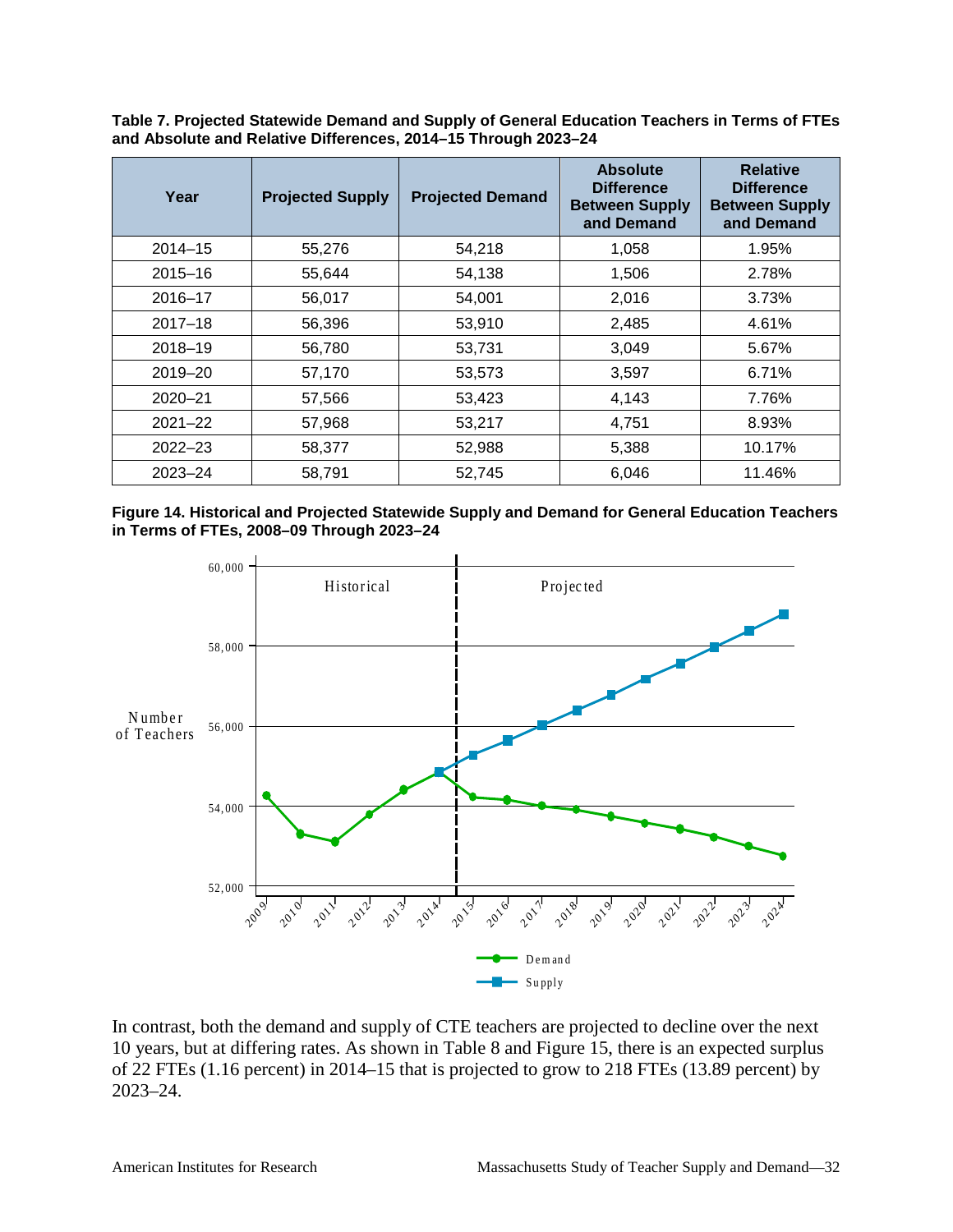**Table 7. Projected Statewide Demand and Supply of General Education Teachers in Terms of FTEs and Absolute and Relative Differences, 2014–15 Through 2023–24**

| Year | Projected Supply | Projected Demand | Absolute Difference Between Supply and Demand | Relative Difference Between Supply and Demand |
|---|---|---|---|---|
| 2014–15 | 55,276 | 54,218 | 1,058 | 1.95% |
| 2015–16 | 55,644 | 54,138 | 1,506 | 2.78% |
| 2016–17 | 56,017 | 54,001 | 2,016 | 3.73% |
| 2017–18 | 56,396 | 53,910 | 2,485 | 4.61% |
| 2018–19 | 56,780 | 53,731 | 3,049 | 5.67% |
| 2019–20 | 57,170 | 53,573 | 3,597 | 6.71% |
| 2020–21 | 57,566 | 53,423 | 4,143 | 7.76% |
| 2021–22 | 57,968 | 53,217 | 4,751 | 8.93% |
| 2022–23 | 58,377 | 52,988 | 5,388 | 10.17% |
| 2023–24 | 58,791 | 52,745 | 6,046 | 11.46% |

**Figure 14. Historical and Projected Statewide Supply and Demand for General Education Teachers in Terms of FTEs, 2008–09 Through 2023–24**

In contrast, both the demand and supply of CTE teachers are projected to decline over the next 10 years, but at differing rates. As shown in Table 8 and Figure 15, there is an expected surplus of 22 FTEs (1.16 percent) in 2014–15 that is projected to grow to 218 FTEs (13.89 percent) by 2023–24.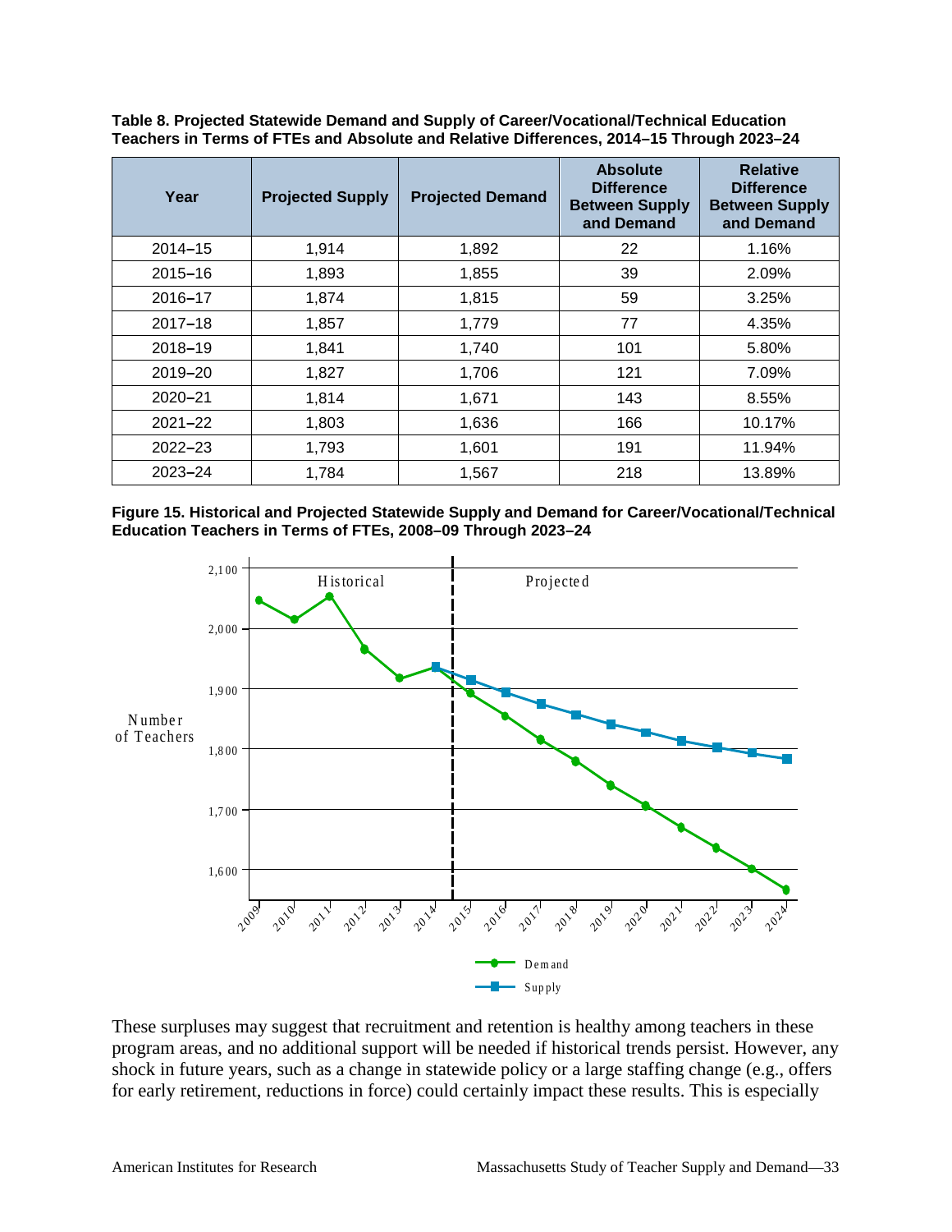**Table 8. Projected Statewide Demand and Supply of Career/Vocational/Technical Education Teachers in Terms of FTEs and Absolute and Relative Differences, 2014–15 Through 2023–24**

| Year | Projected Supply | Projected Demand | Absolute Difference Between Supply and Demand | Relative Difference Between Supply and Demand |
|---|---|---|---|---|
| 2014–15 | 1,914 | 1,892 | 22 | 1.16% |
| 2015–16 | 1,893 | 1,855 | 39 | 2.09% |
| 2016–17 | 1,874 | 1,815 | 59 | 3.25% |
| 2017–18 | 1,857 | 1,779 | 77 | 4.35% |
| 2018–19 | 1,841 | 1,740 | 101 | 5.80% |
| 2019–20 | 1,827 | 1,706 | 121 | 7.09% |
| 2020–21 | 1,814 | 1,671 | 143 | 8.55% |
| 2021–22 | 1,803 | 1,636 | 166 | 10.17% |
| 2022–23 | 1,793 | 1,601 | 191 | 11.94% |
| 2023–24 | 1,784 | 1,567 | 218 | 13.89% |

**Figure 15. Historical and Projected Statewide Supply and Demand for Career/Vocational/Technical Education Teachers in Terms of FTEs, 2008–09 Through 2023–24**

These surpluses may suggest that recruitment and retention is healthy among teachers in these program areas, and no additional support will be needed if historical trends persist. However, any shock in future years, such as a change in statewide policy or a large staffing change (e.g., offers for early retirement, reductions in force) could certainly impact these results. This is especially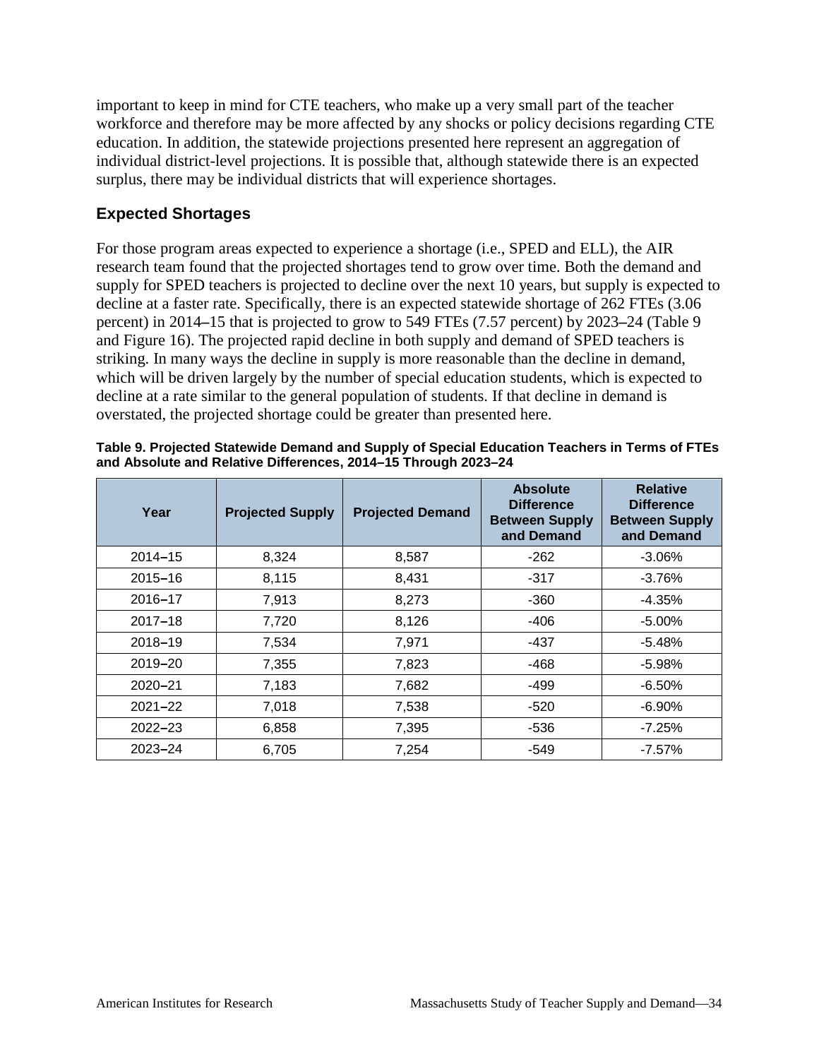important to keep in mind for CTE teachers, who make up a very small part of the teacher workforce and therefore may be more affected by any shocks or policy decisions regarding CTE education. In addition, the statewide projections presented here represent an aggregation of individual district-level projections. It is possible that, although statewide there is an expected surplus, there may be individual districts that will experience shortages.

### Expected Shortages

For those program areas expected to experience a shortage (i.e., SPED and ELL), the AIR research team found that the projected shortages tend to grow over time. Both the demand and supply for SPED teachers is projected to decline over the next 10 years, but supply is expected to decline at a faster rate. Specifically, there is an expected statewide shortage of 262 FTEs (3.06 percent) in 2014–15 that is projected to grow to 549 FTEs (7.57 percent) by 2023–24 (Table 9 and Figure 16). The projected rapid decline in both supply and demand of SPED teachers is striking. In many ways the decline in supply is more reasonable than the decline in demand, which will be driven largely by the number of special education students, which is expected to decline at a rate similar to the general population of students. If that decline in demand is overstated, the projected shortage could be greater than presented here.

**Table 9. Projected Statewide Demand and Supply of Special Education Teachers in Terms of FTEs and Absolute and Relative Differences, 2014–15 Through 2023–24**

| Year | Projected Supply | Projected Demand | Absolute Difference Between Supply and Demand | Relative Difference Between Supply and Demand |
|---|---|---|---|---|
| 2014–15 | 8,324 | 8,587 | -262 | -3.06% |
| 2015–16 | 8,115 | 8,431 | -317 | -3.76% |
| 2016–17 | 7,913 | 8,273 | -360 | -4.35% |
| 2017–18 | 7,720 | 8,126 | -406 | -5.00% |
| 2018–19 | 7,534 | 7,971 | -437 | -5.48% |
| 2019–20 | 7,355 | 7,823 | -468 | -5.98% |
| 2020–21 | 7,183 | 7,682 | -499 | -6.50% |
| 2021–22 | 7,018 | 7,538 | -520 | -6.90% |
| 2022–23 | 6,858 | 7,395 | -536 | -7.25% |
| 2023–24 | 6,705 | 7,254 | -549 | -7.57% |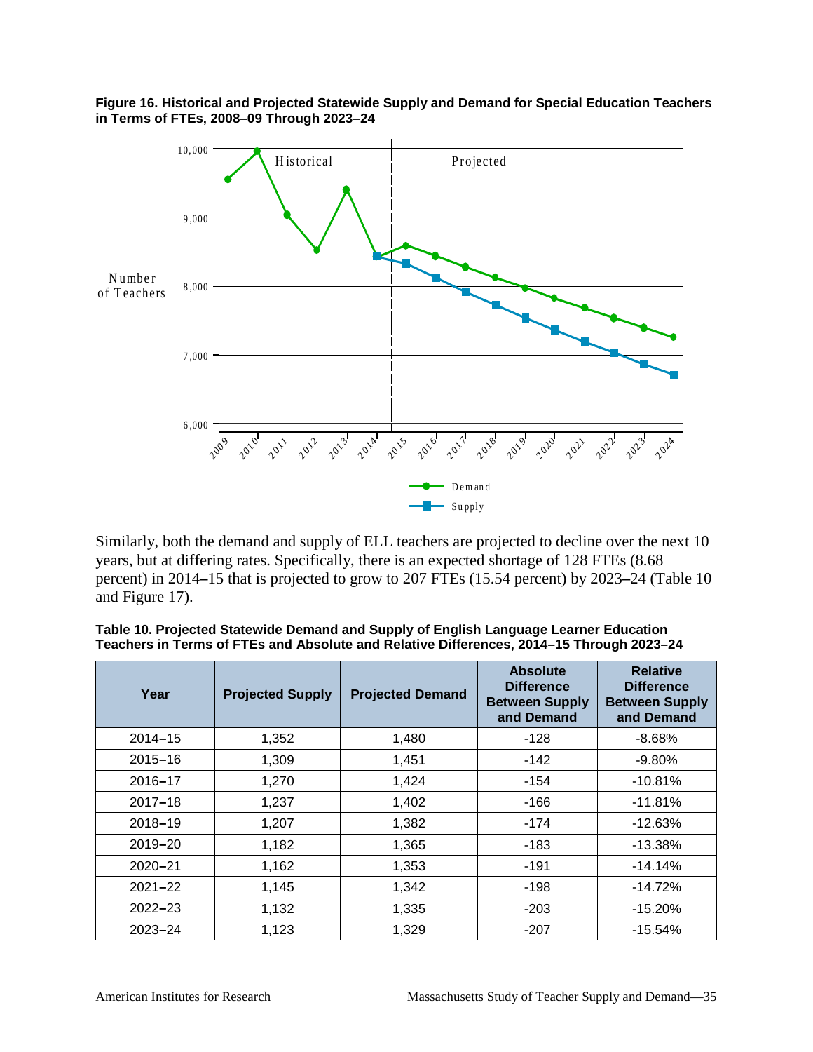**Figure 16. Historical and Projected Statewide Supply and Demand for Special Education Teachers in Terms of FTEs, 2008–09 Through 2023–24**

Similarly, both the demand and supply of ELL teachers are projected to decline over the next 10 years, but at differing rates. Specifically, there is an expected shortage of 128 FTEs (8.68 percent) in 2014–15 that is projected to grow to 207 FTEs (15.54 percent) by 2023–24 (Table 10 and Figure 17).

**Table 10. Projected Statewide Demand and Supply of English Language Learner Education Teachers in Terms of FTEs and Absolute and Relative Differences, 2014–15 Through 2023–24**

| Year | Projected Supply | Projected Demand | Absolute Difference Between Supply and Demand | Relative Difference Between Supply and Demand |
|---|---|---|---|---|
| 2014–15 | 1,352 | 1,480 | -128 | -8.68% |
| 2015–16 | 1,309 | 1,451 | -142 | -9.80% |
| 2016–17 | 1,270 | 1,424 | -154 | -10.81% |
| 2017–18 | 1,237 | 1,402 | -166 | -11.81% |
| 2018–19 | 1,207 | 1,382 | -174 | -12.63% |
| 2019–20 | 1,182 | 1,365 | -183 | -13.38% |
| 2020–21 | 1,162 | 1,353 | -191 | -14.14% |
| 2021–22 | 1,145 | 1,342 | -198 | -14.72% |
| 2022–23 | 1,132 | 1,335 | -203 | -15.20% |
| 2023–24 | 1,123 | 1,329 | -207 | -15.54% |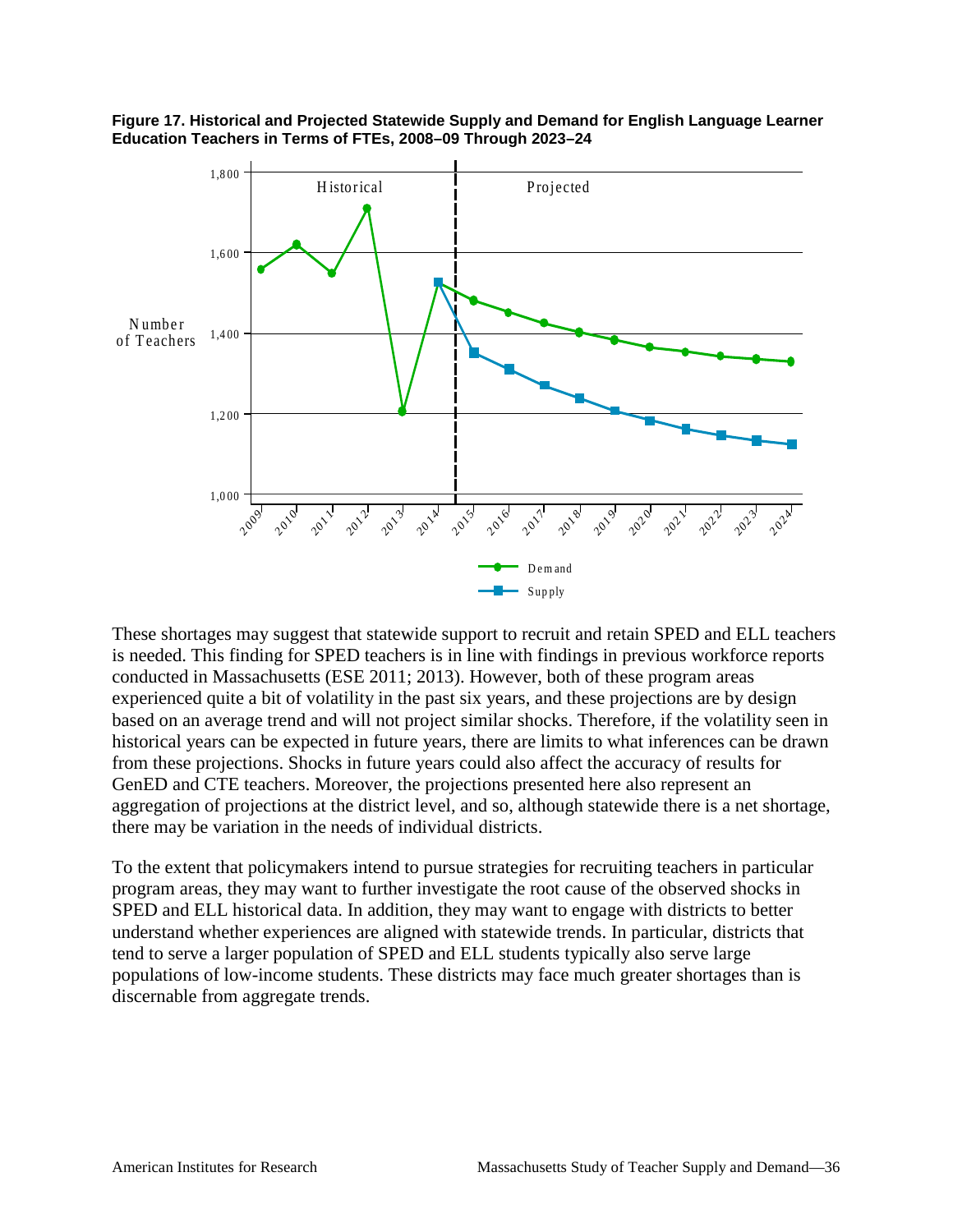**Figure 17. Historical and Projected Statewide Supply and Demand for English Language Learner Education Teachers in Terms of FTEs, 2008–09 Through 2023–24**

These shortages may suggest that statewide support to recruit and retain SPED and ELL teachers is needed. This finding for SPED teachers is in line with findings in previous workforce reports conducted in Massachusetts (ESE 2011; 2013). However, both of these program areas experienced quite a bit of volatility in the past six years, and these projections are by design based on an average trend and will not project similar shocks. Therefore, if the volatility seen in historical years can be expected in future years, there are limits to what inferences can be drawn from these projections. Shocks in future years could also affect the accuracy of results for GenED and CTE teachers. Moreover, the projections presented here also represent an aggregation of projections at the district level, and so, although statewide there is a net shortage, there may be variation in the needs of individual districts.

To the extent that policymakers intend to pursue strategies for recruiting teachers in particular program areas, they may want to further investigate the root cause of the observed shocks in SPED and ELL historical data. In addition, they may want to engage with districts to better understand whether experiences are aligned with statewide trends. In particular, districts that tend to serve a larger population of SPED and ELL students typically also serve large populations of low-income students. These districts may face much greater shortages than is discernable from aggregate trends.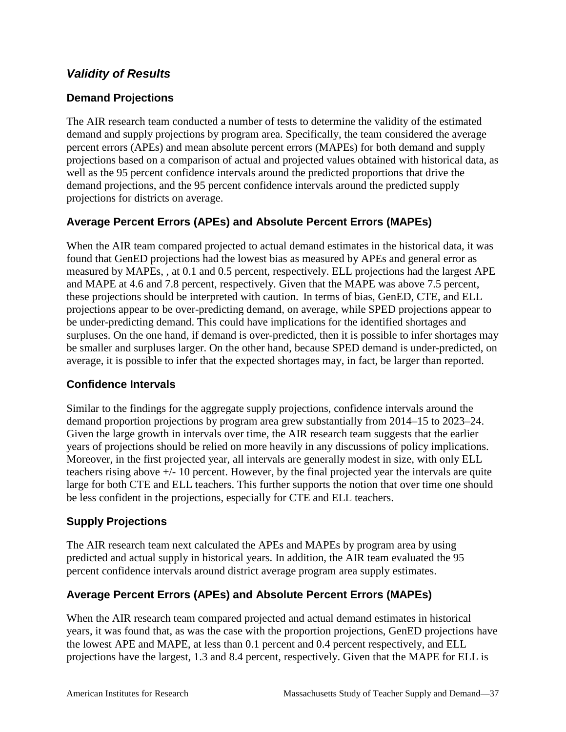## *Validity of Results*

### Demand Projections

The AIR research team conducted a number of tests to determine the validity of the estimated demand and supply projections by program area. Specifically, the team considered the average percent errors (APEs) and mean absolute percent errors (MAPEs) for both demand and supply projections based on a comparison of actual and projected values obtained with historical data, as well as the 95 percent confidence intervals around the predicted proportions that drive the demand projections, and the 95 percent confidence intervals around the predicted supply projections for districts on average.

### Average Percent Errors (APEs) and Absolute Percent Errors (MAPEs)

When the AIR team compared projected to actual demand estimates in the historical data, it was found that GenED projections had the lowest bias as measured by APEs and general error as measured by MAPEs, , at 0.1 and 0.5 percent, respectively. ELL projections had the largest APE and MAPE at 4.6 and 7.8 percent, respectively. Given that the MAPE was above 7.5 percent, these projections should be interpreted with caution. In terms of bias, GenED, CTE, and ELL projections appear to be over-predicting demand, on average, while SPED projections appear to be under-predicting demand. This could have implications for the identified shortages and surpluses. On the one hand, if demand is over-predicted, then it is possible to infer shortages may be smaller and surpluses larger. On the other hand, because SPED demand is under-predicted, on average, it is possible to infer that the expected shortages may, in fact, be larger than reported.

### Confidence Intervals

Similar to the findings for the aggregate supply projections, confidence intervals around the demand proportion projections by program area grew substantially from 2014–15 to 2023–24. Given the large growth in intervals over time, the AIR research team suggests that the earlier years of projections should be relied on more heavily in any discussions of policy implications. Moreover, in the first projected year, all intervals are generally modest in size, with only ELL teachers rising above +/- 10 percent. However, by the final projected year the intervals are quite large for both CTE and ELL teachers. This further supports the notion that over time one should be less confident in the projections, especially for CTE and ELL teachers.

### Supply Projections

The AIR research team next calculated the APEs and MAPEs by program area by using predicted and actual supply in historical years. In addition, the AIR team evaluated the 95 percent confidence intervals around district average program area supply estimates.

### Average Percent Errors (APEs) and Absolute Percent Errors (MAPEs)

When the AIR research team compared projected and actual demand estimates in historical years, it was found that, as was the case with the proportion projections, GenED projections have the lowest APE and MAPE, at less than 0.1 percent and 0.4 percent respectively, and ELL projections have the largest, 1.3 and 8.4 percent, respectively. Given that the MAPE for ELL is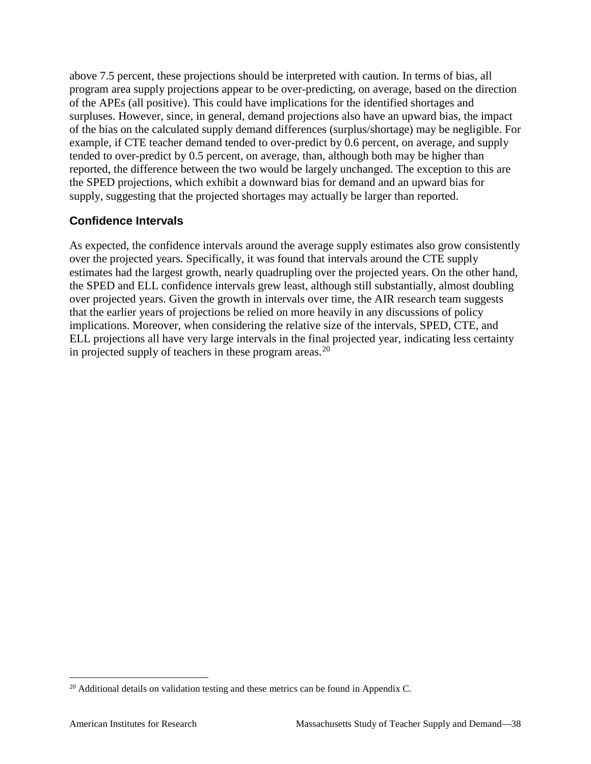above 7.5 percent, these projections should be interpreted with caution. In terms of bias, all program area supply projections appear to be over-predicting, on average, based on the direction of the APEs (all positive). This could have implications for the identified shortages and surpluses. However, since, in general, demand projections also have an upward bias, the impact of the bias on the calculated supply demand differences (surplus/shortage) may be negligible. For example, if CTE teacher demand tended to over-predict by 0.6 percent, on average, and supply tended to over-predict by 0.5 percent, on average, than, although both may be higher than reported, the difference between the two would be largely unchanged. The exception to this are the SPED projections, which exhibit a downward bias for demand and an upward bias for supply, suggesting that the projected shortages may actually be larger than reported.

### Confidence Intervals

As expected, the confidence intervals around the average supply estimates also grow consistently over the projected years. Specifically, it was found that intervals around the CTE supply estimates had the largest growth, nearly quadrupling over the projected years. On the other hand, the SPED and ELL confidence intervals grew least, although still substantially, almost doubling over projected years. Given the growth in intervals over time, the AIR research team suggests that the earlier years of projections be relied on more heavily in any discussions of policy implications. Moreover, when considering the relative size of the intervals, SPED, CTE, and ELL projections all have very large intervals in the final projected year, indicating less certainty in projected supply of teachers in these program areas.[20]

[20] Additional details on validation testing and these metrics can be found in Appendix C.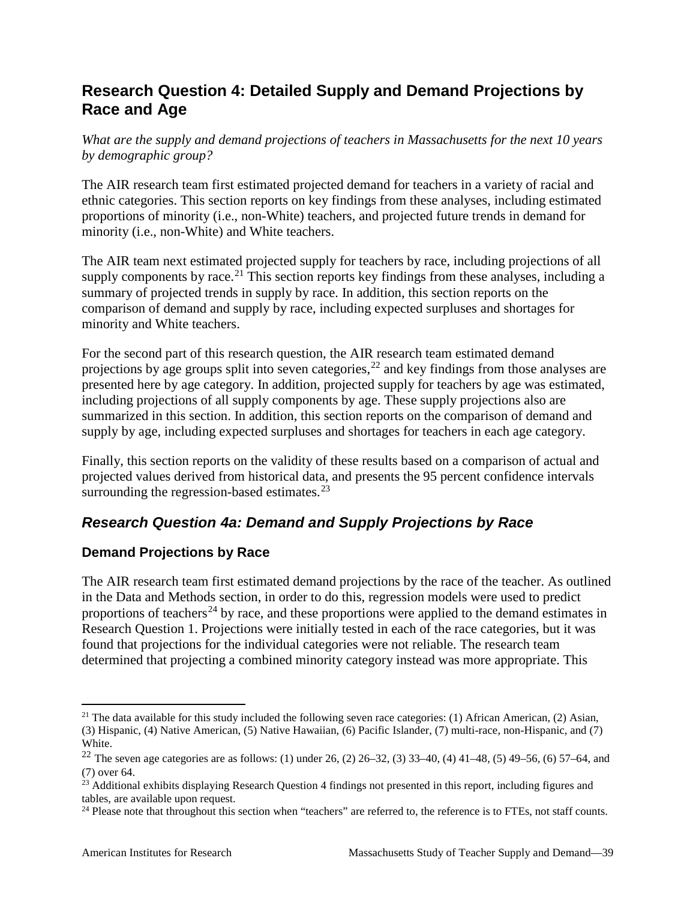## Research Question 4: Detailed Supply and Demand Projections by Race and Age

*What are the supply and demand projections of teachers in Massachusetts for the next 10 years by demographic group?*

The AIR research team first estimated projected demand for teachers in a variety of racial and ethnic categories. This section reports on key findings from these analyses, including estimated proportions of minority (i.e., non-White) teachers, and projected future trends in demand for minority (i.e., non-White) and White teachers.

The AIR team next estimated projected supply for teachers by race, including projections of all supply components by race.[21] This section reports key findings from these analyses, including a summary of projected trends in supply by race. In addition, this section reports on the comparison of demand and supply by race, including expected surpluses and shortages for minority and White teachers.

For the second part of this research question, the AIR research team estimated demand projections by age groups split into seven categories,[22] and key findings from those analyses are presented here by age category. In addition, projected supply for teachers by age was estimated, including projections of all supply components by age. These supply projections also are summarized in this section. In addition, this section reports on the comparison of demand and supply by age, including expected surpluses and shortages for teachers in each age category.

Finally, this section reports on the validity of these results based on a comparison of actual and projected values derived from historical data, and presents the 95 percent confidence intervals surrounding the regression-based estimates.[23]

### *Research Question 4a: Demand and Supply Projections by Race*

#### Demand Projections by Race

The AIR research team first estimated demand projections by the race of the teacher. As outlined in the Data and Methods section, in order to do this, regression models were used to predict proportions of teachers[24] by race, and these proportions were applied to the demand estimates in Research Question 1. Projections were initially tested in each of the race categories, but it was found that projections for the individual categories were not reliable. The research team determined that projecting a combined minority category instead was more appropriate. This

---

[21] The data available for this study included the following seven race categories: (1) African American, (2) Asian, (3) Hispanic, (4) Native American, (5) Native Hawaiian, (6) Pacific Islander, (7) multi-race, non-Hispanic, and (7) White.

[22] The seven age categories are as follows: (1) under 26, (2) 26–32, (3) 33–40, (4) 41–48, (5) 49–56, (6) 57–64, and (7) over 64.

[23] Additional exhibits displaying Research Question 4 findings not presented in this report, including figures and tables, are available upon request.

[24] Please note that throughout this section when "teachers" are referred to, the reference is to FTEs, not staff counts.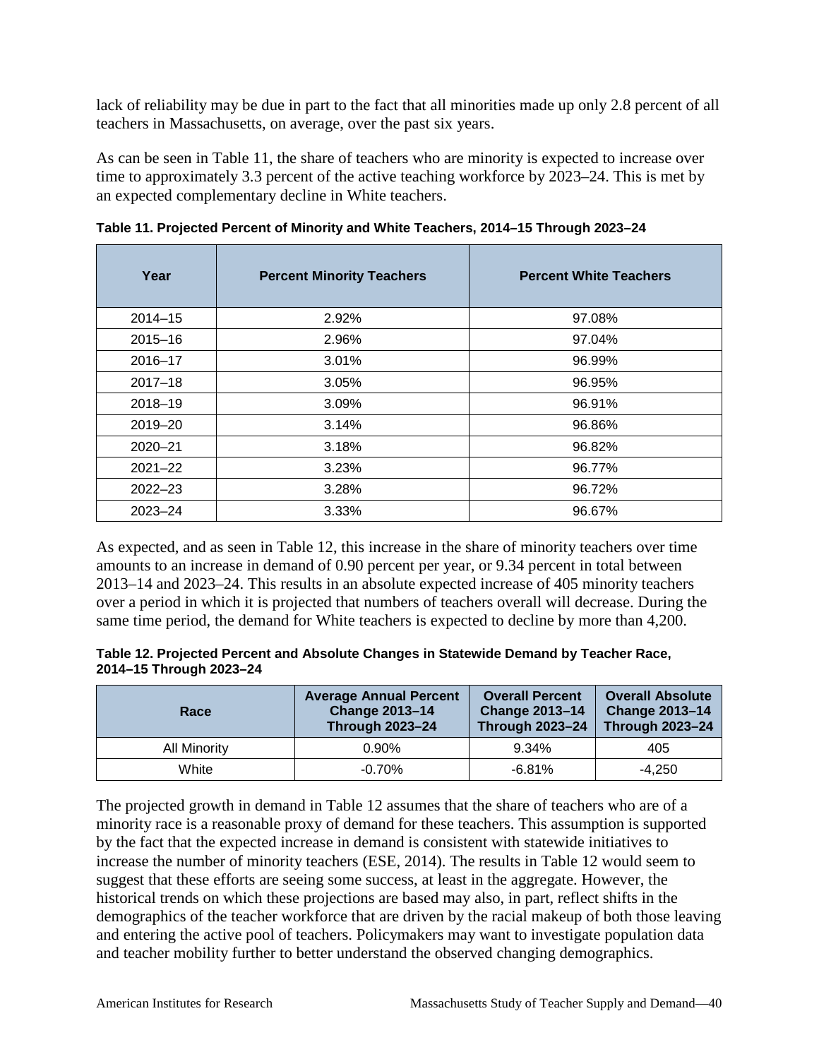lack of reliability may be due in part to the fact that all minorities made up only 2.8 percent of all teachers in Massachusetts, on average, over the past six years.

As can be seen in Table 11, the share of teachers who are minority is expected to increase over time to approximately 3.3 percent of the active teaching workforce by 2023–24. This is met by an expected complementary decline in White teachers.

**Table 11. Projected Percent of Minority and White Teachers, 2014–15 Through 2023–24**

| Year | Percent Minority Teachers | Percent White Teachers |
|---|---|---|
| 2014–15 | 2.92% | 97.08% |
| 2015–16 | 2.96% | 97.04% |
| 2016–17 | 3.01% | 96.99% |
| 2017–18 | 3.05% | 96.95% |
| 2018–19 | 3.09% | 96.91% |
| 2019–20 | 3.14% | 96.86% |
| 2020–21 | 3.18% | 96.82% |
| 2021–22 | 3.23% | 96.77% |
| 2022–23 | 3.28% | 96.72% |
| 2023–24 | 3.33% | 96.67% |

As expected, and as seen in Table 12, this increase in the share of minority teachers over time amounts to an increase in demand of 0.90 percent per year, or 9.34 percent in total between 2013–14 and 2023–24. This results in an absolute expected increase of 405 minority teachers over a period in which it is projected that numbers of teachers overall will decrease. During the same time period, the demand for White teachers is expected to decline by more than 4,200.

**Table 12. Projected Percent and Absolute Changes in Statewide Demand by Teacher Race, 2014–15 Through 2023–24**

| Race | Average Annual Percent Change 2013–14 Through 2023–24 | Overall Percent Change 2013–14 Through 2023–24 | Overall Absolute Change 2013–14 Through 2023–24 |
|---|---|---|---|
| All Minority | 0.90% | 9.34% | 405 |
| White | -0.70% | -6.81% | -4,250 |

The projected growth in demand in Table 12 assumes that the share of teachers who are of a minority race is a reasonable proxy of demand for these teachers. This assumption is supported by the fact that the expected increase in demand is consistent with statewide initiatives to increase the number of minority teachers (ESE, 2014). The results in Table 12 would seem to suggest that these efforts are seeing some success, at least in the aggregate. However, the historical trends on which these projections are based may also, in part, reflect shifts in the demographics of the teacher workforce that are driven by the racial makeup of both those leaving and entering the active pool of teachers. Policymakers may want to investigate population data and teacher mobility further to better understand the observed changing demographics.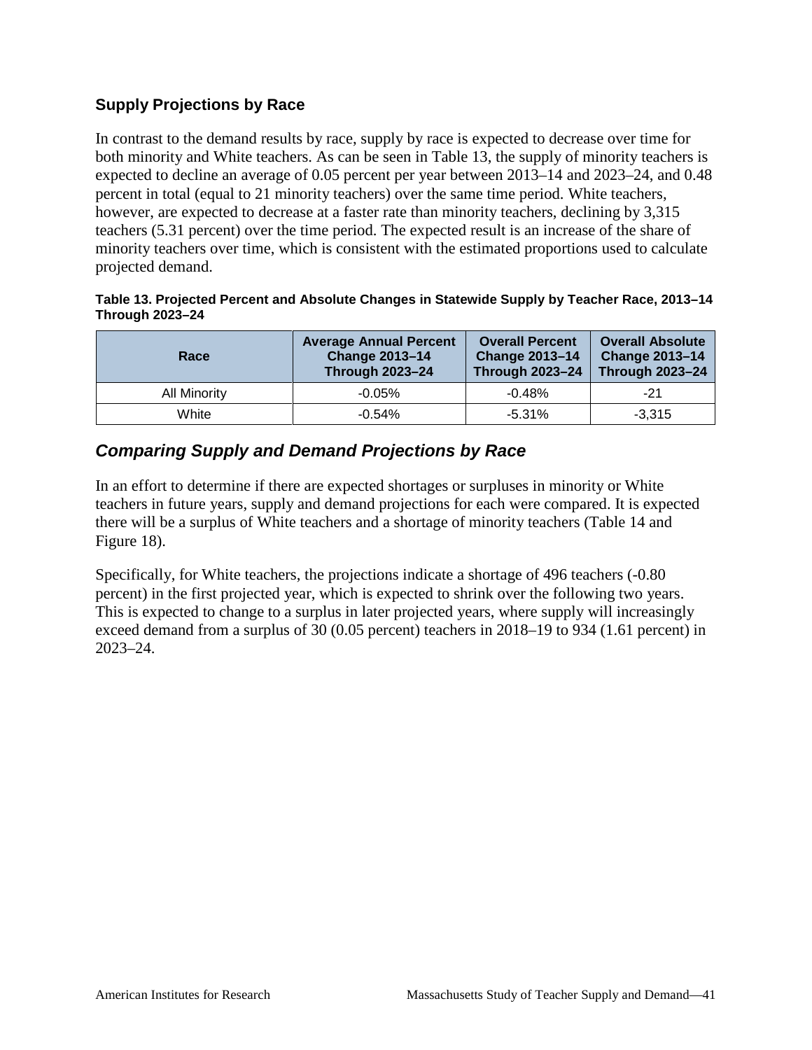### Supply Projections by Race

In contrast to the demand results by race, supply by race is expected to decrease over time for both minority and White teachers. As can be seen in Table 13, the supply of minority teachers is expected to decline an average of 0.05 percent per year between 2013–14 and 2023–24, and 0.48 percent in total (equal to 21 minority teachers) over the same time period. White teachers, however, are expected to decrease at a faster rate than minority teachers, declining by 3,315 teachers (5.31 percent) over the time period. The expected result is an increase of the share of minority teachers over time, which is consistent with the estimated proportions used to calculate projected demand.

**Table 13. Projected Percent and Absolute Changes in Statewide Supply by Teacher Race, 2013–14 Through 2023–24**

| Race | Average Annual Percent Change 2013–14 Through 2023–24 | Overall Percent Change 2013–14 Through 2023–24 | Overall Absolute Change 2013–14 Through 2023–24 |
|---|---|---|---|
| All Minority | -0.05% | -0.48% | -21 |
| White | -0.54% | -5.31% | -3,315 |

## *Comparing Supply and Demand Projections by Race*

In an effort to determine if there are expected shortages or surpluses in minority or White teachers in future years, supply and demand projections for each were compared. It is expected there will be a surplus of White teachers and a shortage of minority teachers (Table 14 and Figure 18).

Specifically, for White teachers, the projections indicate a shortage of 496 teachers (-0.80 percent) in the first projected year, which is expected to shrink over the following two years. This is expected to change to a surplus in later projected years, where supply will increasingly exceed demand from a surplus of 30 (0.05 percent) teachers in 2018–19 to 934 (1.61 percent) in 2023–24.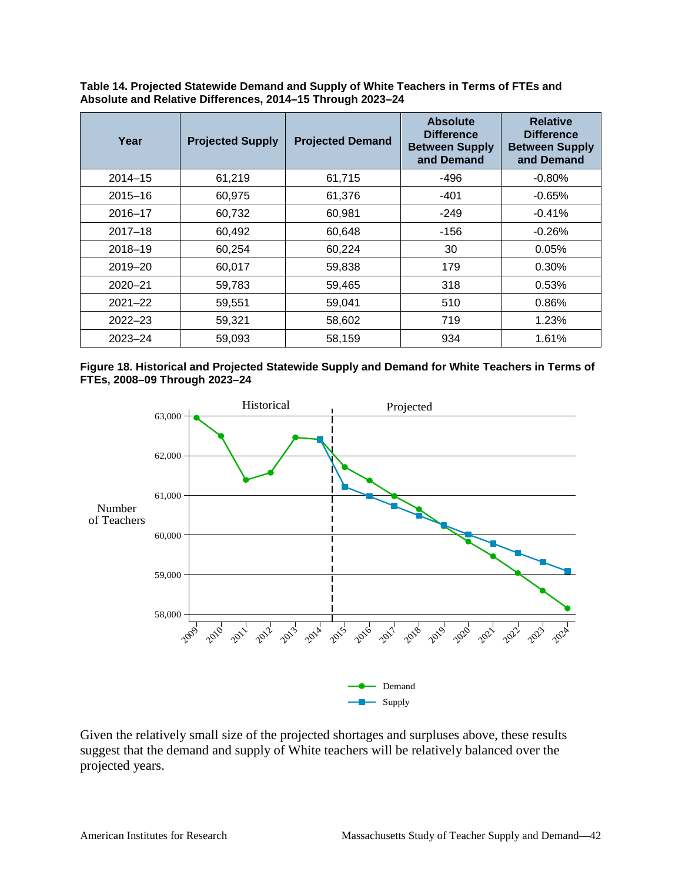**Table 14. Projected Statewide Demand and Supply of White Teachers in Terms of FTEs and Absolute and Relative Differences, 2014–15 Through 2023–24**

| Year | Projected Supply | Projected Demand | Absolute Difference Between Supply and Demand | Relative Difference Between Supply and Demand |
|---|---|---|---|---|
| 2014–15 | 61,219 | 61,715 | -496 | -0.80% |
| 2015–16 | 60,975 | 61,376 | -401 | -0.65% |
| 2016–17 | 60,732 | 60,981 | -249 | -0.41% |
| 2017–18 | 60,492 | 60,648 | -156 | -0.26% |
| 2018–19 | 60,254 | 60,224 | 30 | 0.05% |
| 2019–20 | 60,017 | 59,838 | 179 | 0.30% |
| 2020–21 | 59,783 | 59,465 | 318 | 0.53% |
| 2021–22 | 59,551 | 59,041 | 510 | 0.86% |
| 2022–23 | 59,321 | 58,602 | 719 | 1.23% |
| 2023–24 | 59,093 | 58,159 | 934 | 1.61% |

**Figure 18. Historical and Projected Statewide Supply and Demand for White Teachers in Terms of FTEs, 2008–09 Through 2023–24**

Given the relatively small size of the projected shortages and surpluses above, these results suggest that the demand and supply of White teachers will be relatively balanced over the projected years.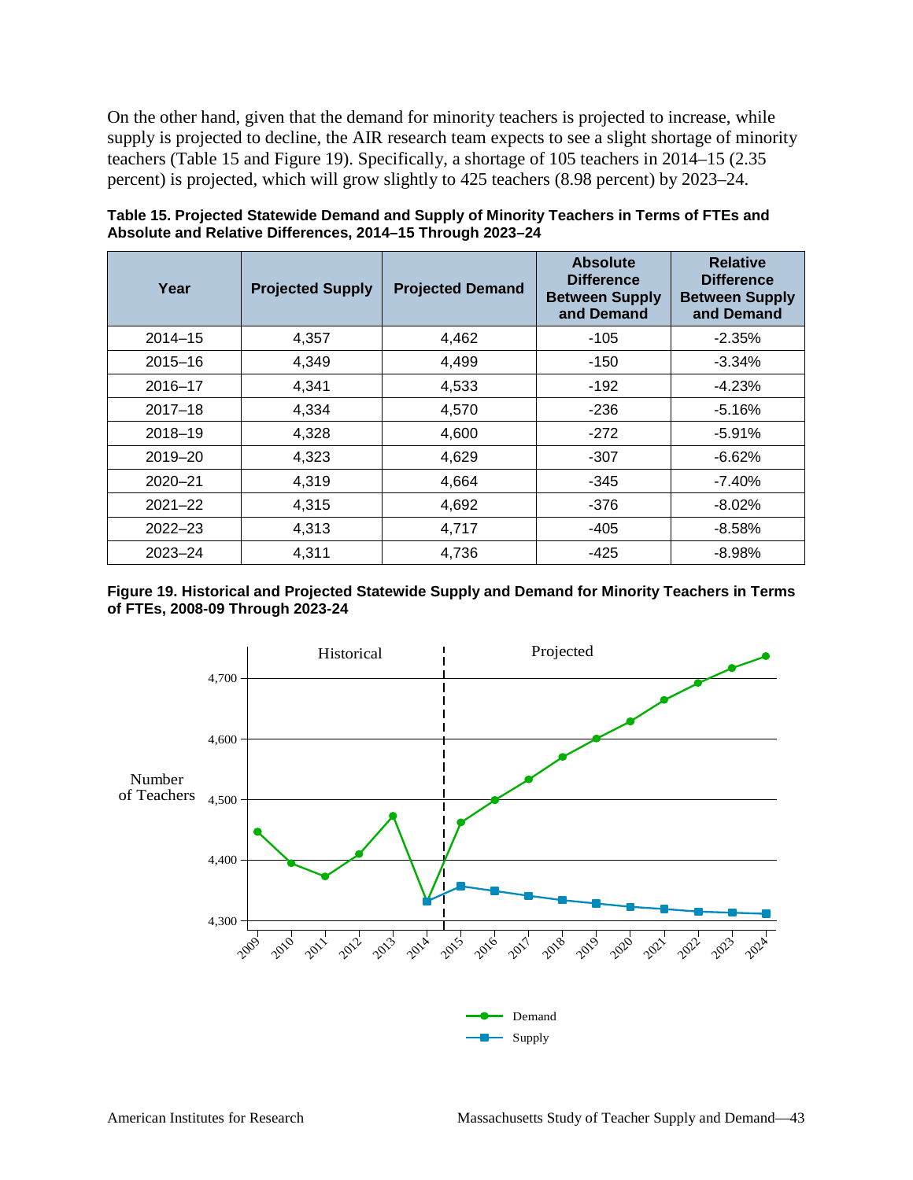On the other hand, given that the demand for minority teachers is projected to increase, while supply is projected to decline, the AIR research team expects to see a slight shortage of minority teachers (Table 15 and Figure 19). Specifically, a shortage of 105 teachers in 2014–15 (2.35 percent) is projected, which will grow slightly to 425 teachers (8.98 percent) by 2023–24.

**Table 15. Projected Statewide Demand and Supply of Minority Teachers in Terms of FTEs and Absolute and Relative Differences, 2014–15 Through 2023–24**

| Year | Projected Supply | Projected Demand | Absolute Difference Between Supply and Demand | Relative Difference Between Supply and Demand |
|---|---|---|---|---|
| 2014–15 | 4,357 | 4,462 | -105 | -2.35% |
| 2015–16 | 4,349 | 4,499 | -150 | -3.34% |
| 2016–17 | 4,341 | 4,533 | -192 | -4.23% |
| 2017–18 | 4,334 | 4,570 | -236 | -5.16% |
| 2018–19 | 4,328 | 4,600 | -272 | -5.91% |
| 2019–20 | 4,323 | 4,629 | -307 | -6.62% |
| 2020–21 | 4,319 | 4,664 | -345 | -7.40% |
| 2021–22 | 4,315 | 4,692 | -376 | -8.02% |
| 2022–23 | 4,313 | 4,717 | -405 | -8.58% |
| 2023–24 | 4,311 | 4,736 | -425 | -8.98% |

**Figure 19. Historical and Projected Statewide Supply and Demand for Minority Teachers in Terms of FTEs, 2008-09 Through 2023-24**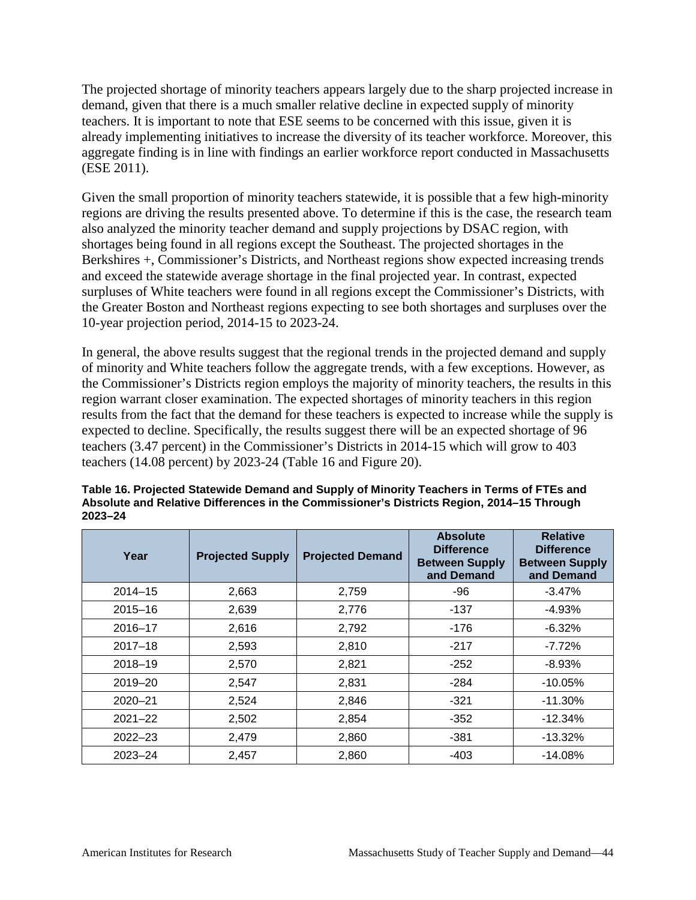The projected shortage of minority teachers appears largely due to the sharp projected increase in demand, given that there is a much smaller relative decline in expected supply of minority teachers. It is important to note that ESE seems to be concerned with this issue, given it is already implementing initiatives to increase the diversity of its teacher workforce. Moreover, this aggregate finding is in line with findings an earlier workforce report conducted in Massachusetts (ESE 2011).

Given the small proportion of minority teachers statewide, it is possible that a few high-minority regions are driving the results presented above. To determine if this is the case, the research team also analyzed the minority teacher demand and supply projections by DSAC region, with shortages being found in all regions except the Southeast. The projected shortages in the Berkshires +, Commissioner's Districts, and Northeast regions show expected increasing trends and exceed the statewide average shortage in the final projected year. In contrast, expected surpluses of White teachers were found in all regions except the Commissioner's Districts, with the Greater Boston and Northeast regions expecting to see both shortages and surpluses over the 10-year projection period, 2014-15 to 2023-24.

In general, the above results suggest that the regional trends in the projected demand and supply of minority and White teachers follow the aggregate trends, with a few exceptions. However, as the Commissioner's Districts region employs the majority of minority teachers, the results in this region warrant closer examination. The expected shortages of minority teachers in this region results from the fact that the demand for these teachers is expected to increase while the supply is expected to decline. Specifically, the results suggest there will be an expected shortage of 96 teachers (3.47 percent) in the Commissioner's Districts in 2014-15 which will grow to 403 teachers (14.08 percent) by 2023-24 (Table 16 and Figure 20).

**Table 16. Projected Statewide Demand and Supply of Minority Teachers in Terms of FTEs and Absolute and Relative Differences in the Commissioner's Districts Region, 2014–15 Through 2023–24**

| Year | Projected Supply | Projected Demand | Absolute Difference Between Supply and Demand | Relative Difference Between Supply and Demand |
|---|---|---|---|---|
| 2014–15 | 2,663 | 2,759 | -96 | -3.47% |
| 2015–16 | 2,639 | 2,776 | -137 | -4.93% |
| 2016–17 | 2,616 | 2,792 | -176 | -6.32% |
| 2017–18 | 2,593 | 2,810 | -217 | -7.72% |
| 2018–19 | 2,570 | 2,821 | -252 | -8.93% |
| 2019–20 | 2,547 | 2,831 | -284 | -10.05% |
| 2020–21 | 2,524 | 2,846 | -321 | -11.30% |
| 2021–22 | 2,502 | 2,854 | -352 | -12.34% |
| 2022–23 | 2,479 | 2,860 | -381 | -13.32% |
| 2023–24 | 2,457 | 2,860 | -403 | -14.08% |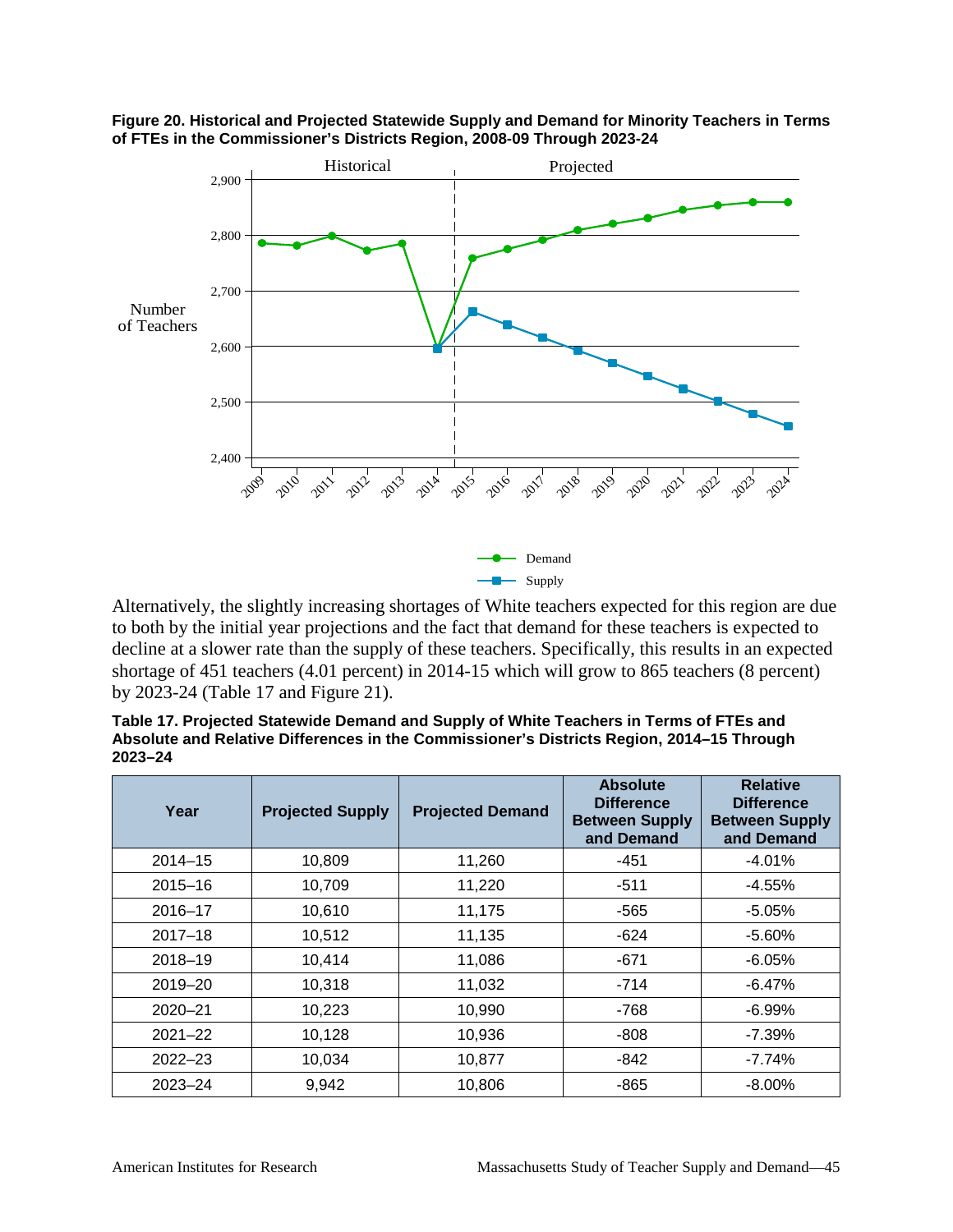**Figure 20. Historical and Projected Statewide Supply and Demand for Minority Teachers in Terms of FTEs in the Commissioner's Districts Region, 2008-09 Through 2023-24**

Alternatively, the slightly increasing shortages of White teachers expected for this region are due to both by the initial year projections and the fact that demand for these teachers is expected to decline at a slower rate than the supply of these teachers. Specifically, this results in an expected shortage of 451 teachers (4.01 percent) in 2014-15 which will grow to 865 teachers (8 percent) by 2023-24 (Table 17 and Figure 21).

**Table 17. Projected Statewide Demand and Supply of White Teachers in Terms of FTEs and Absolute and Relative Differences in the Commissioner's Districts Region, 2014–15 Through 2023–24**

| Year | Projected Supply | Projected Demand | Absolute Difference Between Supply and Demand | Relative Difference Between Supply and Demand |
|---|---|---|---|---|
| 2014–15 | 10,809 | 11,260 | -451 | -4.01% |
| 2015–16 | 10,709 | 11,220 | -511 | -4.55% |
| 2016–17 | 10,610 | 11,175 | -565 | -5.05% |
| 2017–18 | 10,512 | 11,135 | -624 | -5.60% |
| 2018–19 | 10,414 | 11,086 | -671 | -6.05% |
| 2019–20 | 10,318 | 11,032 | -714 | -6.47% |
| 2020–21 | 10,223 | 10,990 | -768 | -6.99% |
| 2021–22 | 10,128 | 10,936 | -808 | -7.39% |
| 2022–23 | 10,034 | 10,877 | -842 | -7.74% |
| 2023–24 | 9,942 | 10,806 | -865 | -8.00% |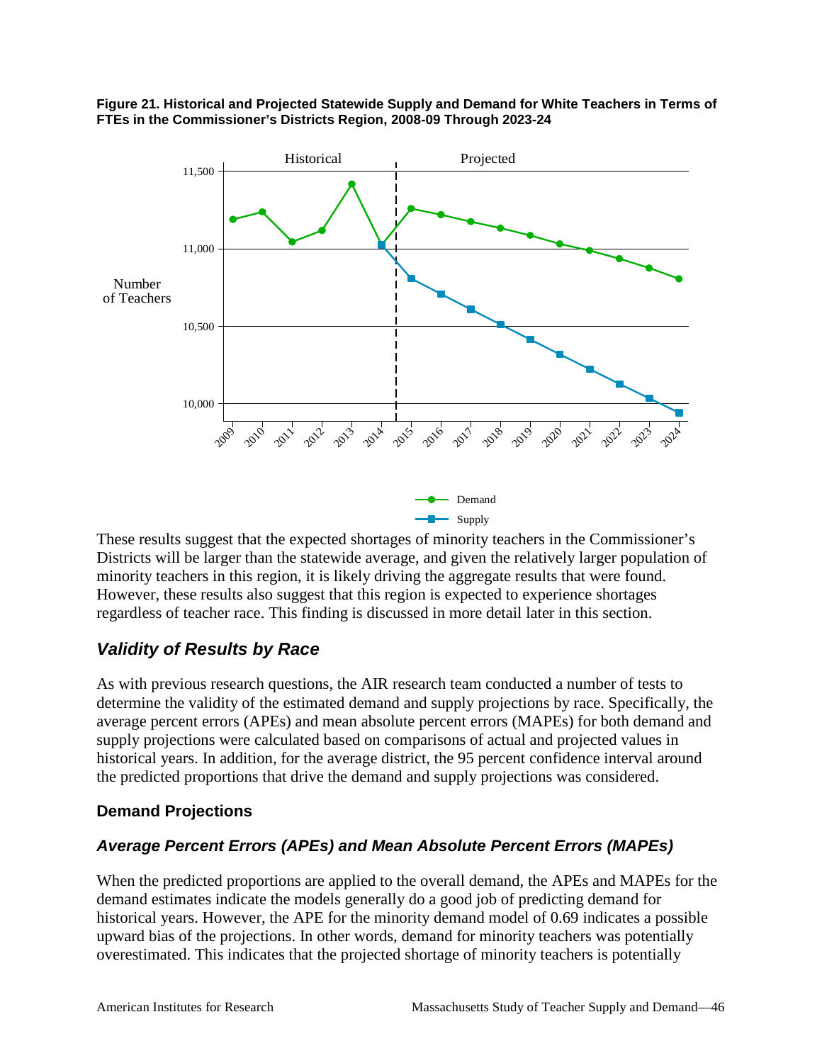**Figure 21. Historical and Projected Statewide Supply and Demand for White Teachers in Terms of FTEs in the Commissioner's Districts Region, 2008-09 Through 2023-24**

These results suggest that the expected shortages of minority teachers in the Commissioner's Districts will be larger than the statewide average, and given the relatively larger population of minority teachers in this region, it is likely driving the aggregate results that were found. However, these results also suggest that this region is expected to experience shortages regardless of teacher race. This finding is discussed in more detail later in this section.

## *Validity of Results by Race*

As with previous research questions, the AIR research team conducted a number of tests to determine the validity of the estimated demand and supply projections by race. Specifically, the average percent errors (APEs) and mean absolute percent errors (MAPEs) for both demand and supply projections were calculated based on comparisons of actual and projected values in historical years. In addition, for the average district, the 95 percent confidence interval around the predicted proportions that drive the demand and supply projections was considered.

### Demand Projections

### *Average Percent Errors (APEs) and Mean Absolute Percent Errors (MAPEs)*

When the predicted proportions are applied to the overall demand, the APEs and MAPEs for the demand estimates indicate the models generally do a good job of predicting demand for historical years. However, the APE for the minority demand model of 0.69 indicates a possible upward bias of the projections. In other words, demand for minority teachers was potentially overestimated. This indicates that the projected shortage of minority teachers is potentially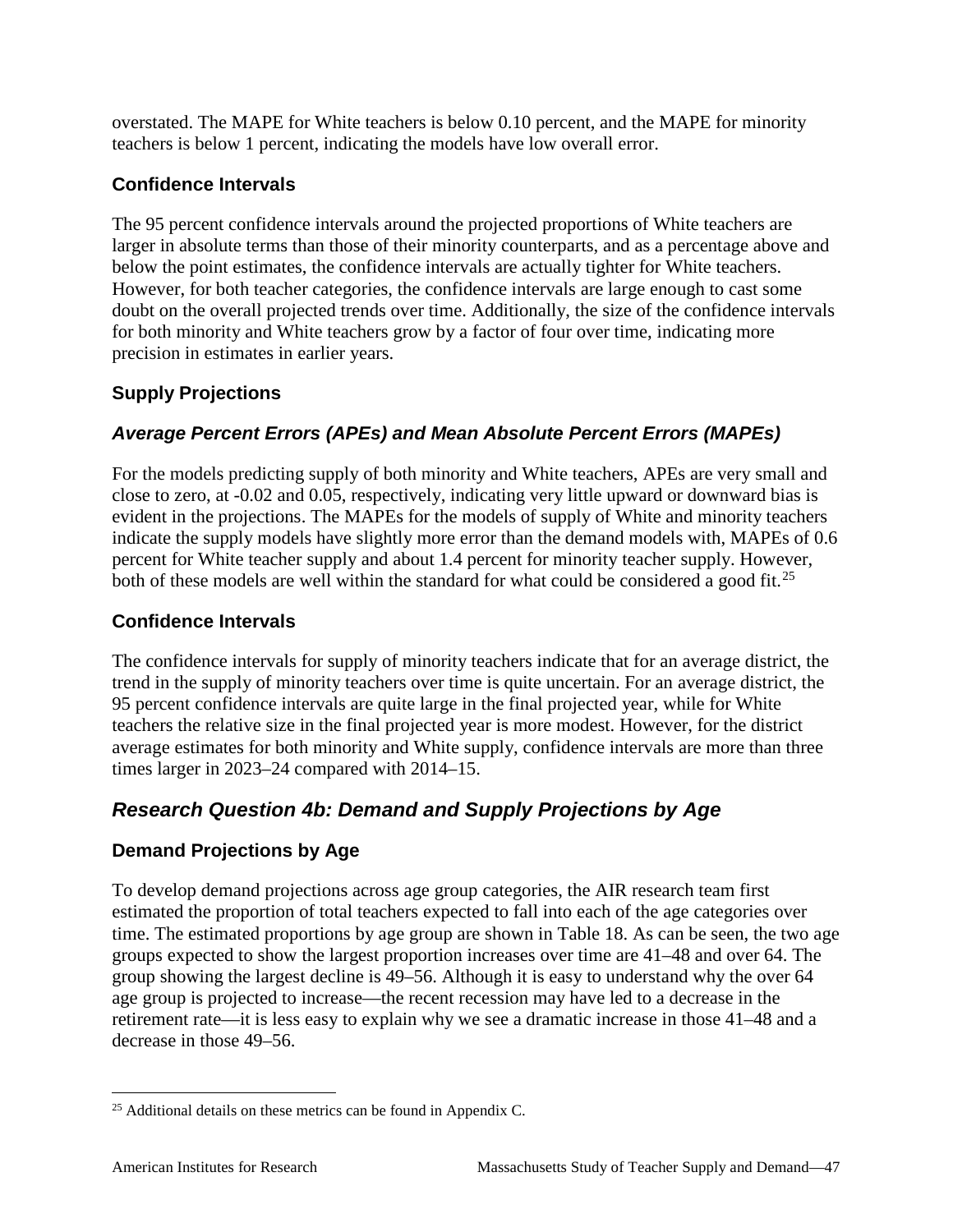overstated. The MAPE for White teachers is below 0.10 percent, and the MAPE for minority teachers is below 1 percent, indicating the models have low overall error.

### Confidence Intervals

The 95 percent confidence intervals around the projected proportions of White teachers are larger in absolute terms than those of their minority counterparts, and as a percentage above and below the point estimates, the confidence intervals are actually tighter for White teachers. However, for both teacher categories, the confidence intervals are large enough to cast some doubt on the overall projected trends over time. Additionally, the size of the confidence intervals for both minority and White teachers grow by a factor of four over time, indicating more precision in estimates in earlier years.

### Supply Projections

#### *Average Percent Errors (APEs) and Mean Absolute Percent Errors (MAPEs)*

For the models predicting supply of both minority and White teachers, APEs are very small and close to zero, at -0.02 and 0.05, respectively, indicating very little upward or downward bias is evident in the projections. The MAPEs for the models of supply of White and minority teachers indicate the supply models have slightly more error than the demand models with, MAPEs of 0.6 percent for White teacher supply and about 1.4 percent for minority teacher supply. However, both of these models are well within the standard for what could be considered a good fit.[25]

### Confidence Intervals

The confidence intervals for supply of minority teachers indicate that for an average district, the trend in the supply of minority teachers over time is quite uncertain. For an average district, the 95 percent confidence intervals are quite large in the final projected year, while for White teachers the relative size in the final projected year is more modest. However, for the district average estimates for both minority and White supply, confidence intervals are more than three times larger in 2023–24 compared with 2014–15.

## *Research Question 4b: Demand and Supply Projections by Age*

### Demand Projections by Age

To develop demand projections across age group categories, the AIR research team first estimated the proportion of total teachers expected to fall into each of the age categories over time. The estimated proportions by age group are shown in Table 18. As can be seen, the two age groups expected to show the largest proportion increases over time are 41–48 and over 64. The group showing the largest decline is 49–56. Although it is easy to understand why the over 64 age group is projected to increase—the recent recession may have led to a decrease in the retirement rate—it is less easy to explain why we see a dramatic increase in those 41–48 and a decrease in those 49–56.

[25] Additional details on these metrics can be found in Appendix C.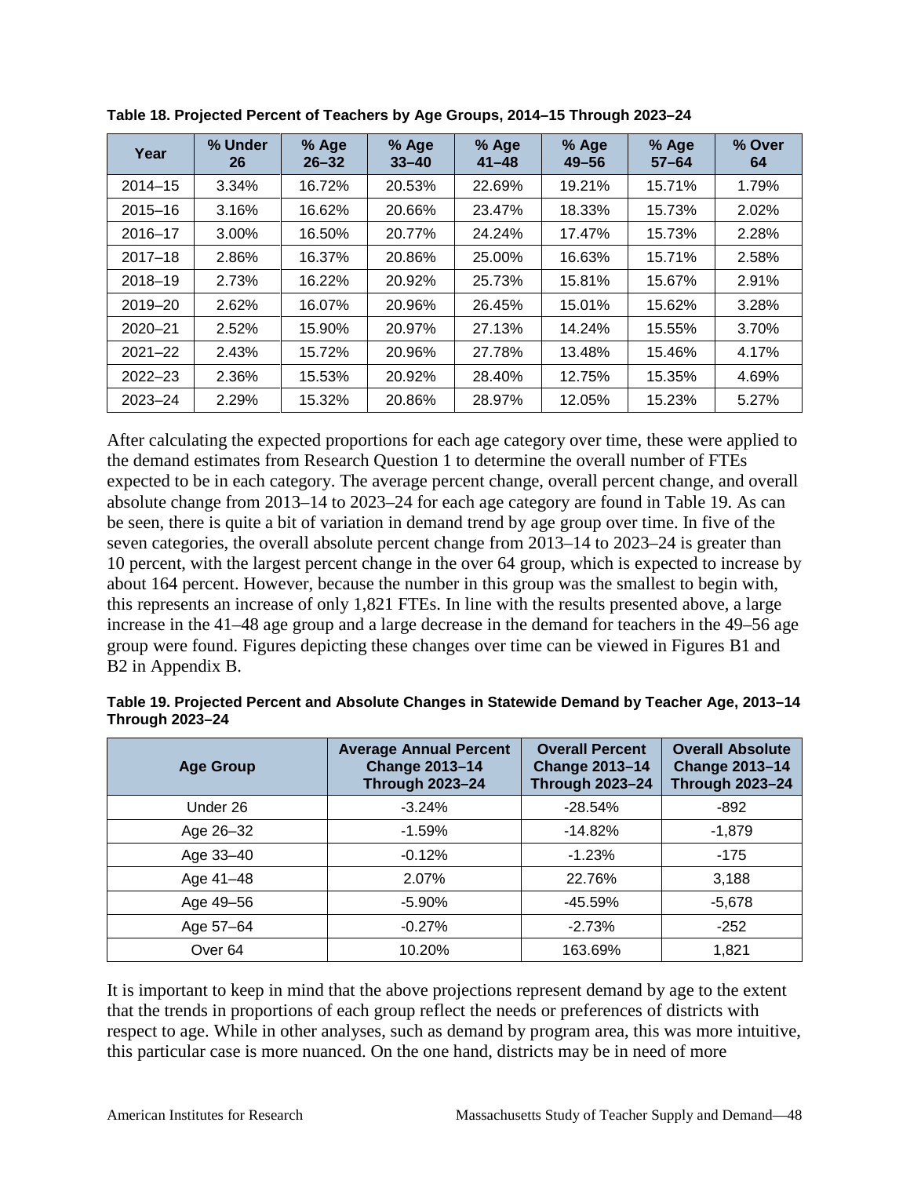**Table 18. Projected Percent of Teachers by Age Groups, 2014–15 Through 2023–24**

| Year | % Under 26 | % Age 26–32 | % Age 33–40 | % Age 41–48 | % Age 49–56 | % Age 57–64 | % Over 64 |
|---|---|---|---|---|---|---|---|
| 2014–15 | 3.34% | 16.72% | 20.53% | 22.69% | 19.21% | 15.71% | 1.79% |
| 2015–16 | 3.16% | 16.62% | 20.66% | 23.47% | 18.33% | 15.73% | 2.02% |
| 2016–17 | 3.00% | 16.50% | 20.77% | 24.24% | 17.47% | 15.73% | 2.28% |
| 2017–18 | 2.86% | 16.37% | 20.86% | 25.00% | 16.63% | 15.71% | 2.58% |
| 2018–19 | 2.73% | 16.22% | 20.92% | 25.73% | 15.81% | 15.67% | 2.91% |
| 2019–20 | 2.62% | 16.07% | 20.96% | 26.45% | 15.01% | 15.62% | 3.28% |
| 2020–21 | 2.52% | 15.90% | 20.97% | 27.13% | 14.24% | 15.55% | 3.70% |
| 2021–22 | 2.43% | 15.72% | 20.96% | 27.78% | 13.48% | 15.46% | 4.17% |
| 2022–23 | 2.36% | 15.53% | 20.92% | 28.40% | 12.75% | 15.35% | 4.69% |
| 2023–24 | 2.29% | 15.32% | 20.86% | 28.97% | 12.05% | 15.23% | 5.27% |

After calculating the expected proportions for each age category over time, these were applied to the demand estimates from Research Question 1 to determine the overall number of FTEs expected to be in each category. The average percent change, overall percent change, and overall absolute change from 2013–14 to 2023–24 for each age category are found in Table 19. As can be seen, there is quite a bit of variation in demand trend by age group over time. In five of the seven categories, the overall absolute percent change from 2013–14 to 2023–24 is greater than 10 percent, with the largest percent change in the over 64 group, which is expected to increase by about 164 percent. However, because the number in this group was the smallest to begin with, this represents an increase of only 1,821 FTEs. In line with the results presented above, a large increase in the 41–48 age group and a large decrease in the demand for teachers in the 49–56 age group were found. Figures depicting these changes over time can be viewed in Figures B1 and B2 in Appendix B.

**Table 19. Projected Percent and Absolute Changes in Statewide Demand by Teacher Age, 2013–14 Through 2023–24**

| Age Group | Average Annual Percent Change 2013–14 Through 2023–24 | Overall Percent Change 2013–14 Through 2023–24 | Overall Absolute Change 2013–14 Through 2023–24 |
|---|---|---|---|
| Under 26 | -3.24% | -28.54% | -892 |
| Age 26–32 | -1.59% | -14.82% | -1,879 |
| Age 33–40 | -0.12% | -1.23% | -175 |
| Age 41–48 | 2.07% | 22.76% | 3,188 |
| Age 49–56 | -5.90% | -45.59% | -5,678 |
| Age 57–64 | -0.27% | -2.73% | -252 |
| Over 64 | 10.20% | 163.69% | 1,821 |

It is important to keep in mind that the above projections represent demand by age to the extent that the trends in proportions of each group reflect the needs or preferences of districts with respect to age. While in other analyses, such as demand by program area, this was more intuitive, this particular case is more nuanced. On the one hand, districts may be in need of more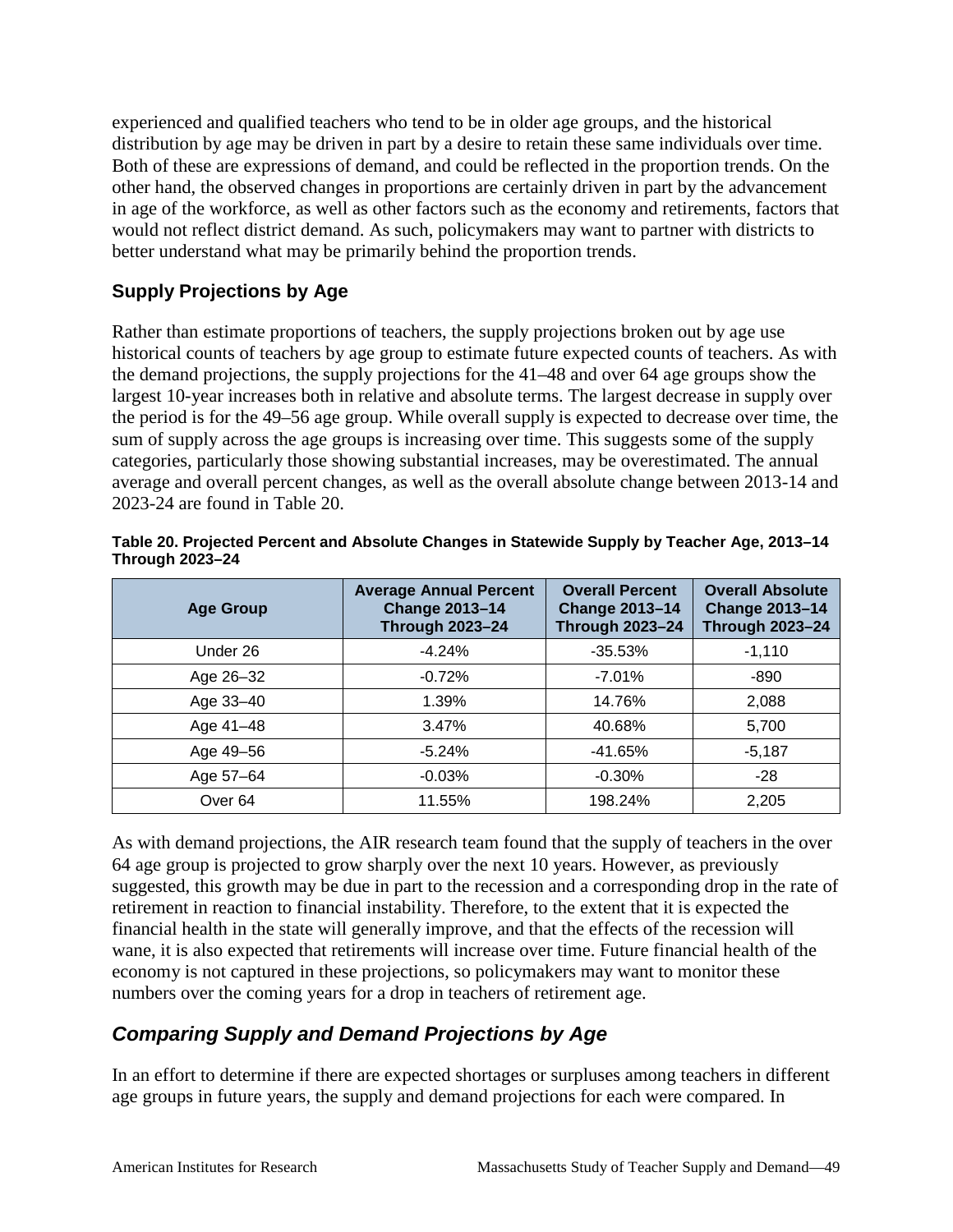experienced and qualified teachers who tend to be in older age groups, and the historical distribution by age may be driven in part by a desire to retain these same individuals over time. Both of these are expressions of demand, and could be reflected in the proportion trends. On the other hand, the observed changes in proportions are certainly driven in part by the advancement in age of the workforce, as well as other factors such as the economy and retirements, factors that would not reflect district demand. As such, policymakers may want to partner with districts to better understand what may be primarily behind the proportion trends.

### Supply Projections by Age

Rather than estimate proportions of teachers, the supply projections broken out by age use historical counts of teachers by age group to estimate future expected counts of teachers. As with the demand projections, the supply projections for the 41–48 and over 64 age groups show the largest 10-year increases both in relative and absolute terms. The largest decrease in supply over the period is for the 49–56 age group. While overall supply is expected to decrease over time, the sum of supply across the age groups is increasing over time. This suggests some of the supply categories, particularly those showing substantial increases, may be overestimated. The annual average and overall percent changes, as well as the overall absolute change between 2013-14 and 2023-24 are found in Table 20.

**Table 20. Projected Percent and Absolute Changes in Statewide Supply by Teacher Age, 2013–14 Through 2023–24**

| Age Group | Average Annual Percent Change 2013–14 Through 2023–24 | Overall Percent Change 2013–14 Through 2023–24 | Overall Absolute Change 2013–14 Through 2023–24 |
|---|---|---|---|
| Under 26 | -4.24% | -35.53% | -1,110 |
| Age 26–32 | -0.72% | -7.01% | -890 |
| Age 33–40 | 1.39% | 14.76% | 2,088 |
| Age 41–48 | 3.47% | 40.68% | 5,700 |
| Age 49–56 | -5.24% | -41.65% | -5,187 |
| Age 57–64 | -0.03% | -0.30% | -28 |
| Over 64 | 11.55% | 198.24% | 2,205 |

As with demand projections, the AIR research team found that the supply of teachers in the over 64 age group is projected to grow sharply over the next 10 years. However, as previously suggested, this growth may be due in part to the recession and a corresponding drop in the rate of retirement in reaction to financial instability. Therefore, to the extent that it is expected the financial health in the state will generally improve, and that the effects of the recession will wane, it is also expected that retirements will increase over time. Future financial health of the economy is not captured in these projections, so policymakers may want to monitor these numbers over the coming years for a drop in teachers of retirement age.

## *Comparing Supply and Demand Projections by Age*

In an effort to determine if there are expected shortages or surpluses among teachers in different age groups in future years, the supply and demand projections for each were compared. In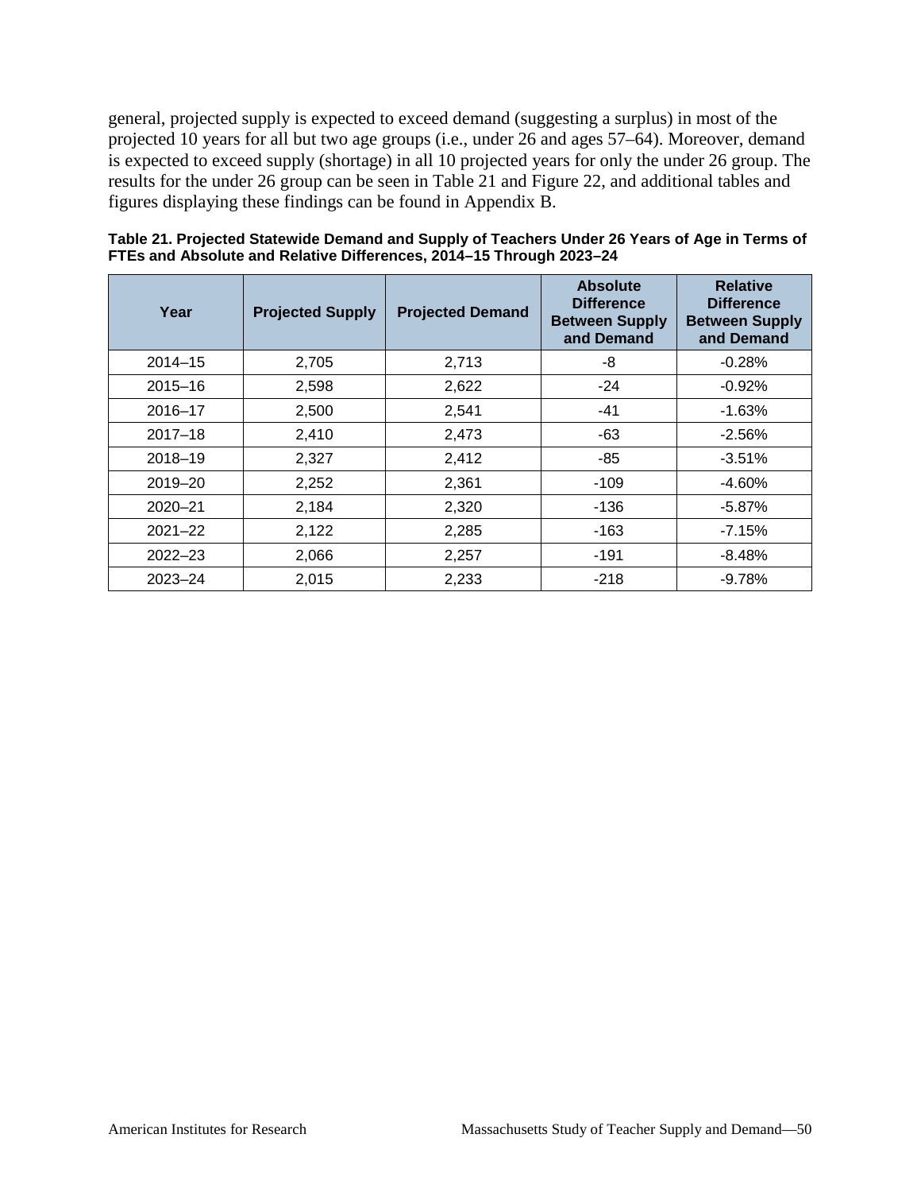general, projected supply is expected to exceed demand (suggesting a surplus) in most of the projected 10 years for all but two age groups (i.e., under 26 and ages 57–64). Moreover, demand is expected to exceed supply (shortage) in all 10 projected years for only the under 26 group. The results for the under 26 group can be seen in Table 21 and Figure 22, and additional tables and figures displaying these findings can be found in Appendix B.

**Table 21. Projected Statewide Demand and Supply of Teachers Under 26 Years of Age in Terms of FTEs and Absolute and Relative Differences, 2014–15 Through 2023–24**

| Year | Projected Supply | Projected Demand | Absolute Difference Between Supply and Demand | Relative Difference Between Supply and Demand |
|---|---|---|---|---|
| 2014–15 | 2,705 | 2,713 | -8 | -0.28% |
| 2015–16 | 2,598 | 2,622 | -24 | -0.92% |
| 2016–17 | 2,500 | 2,541 | -41 | -1.63% |
| 2017–18 | 2,410 | 2,473 | -63 | -2.56% |
| 2018–19 | 2,327 | 2,412 | -85 | -3.51% |
| 2019–20 | 2,252 | 2,361 | -109 | -4.60% |
| 2020–21 | 2,184 | 2,320 | -136 | -5.87% |
| 2021–22 | 2,122 | 2,285 | -163 | -7.15% |
| 2022–23 | 2,066 | 2,257 | -191 | -8.48% |
| 2023–24 | 2,015 | 2,233 | -218 | -9.78% |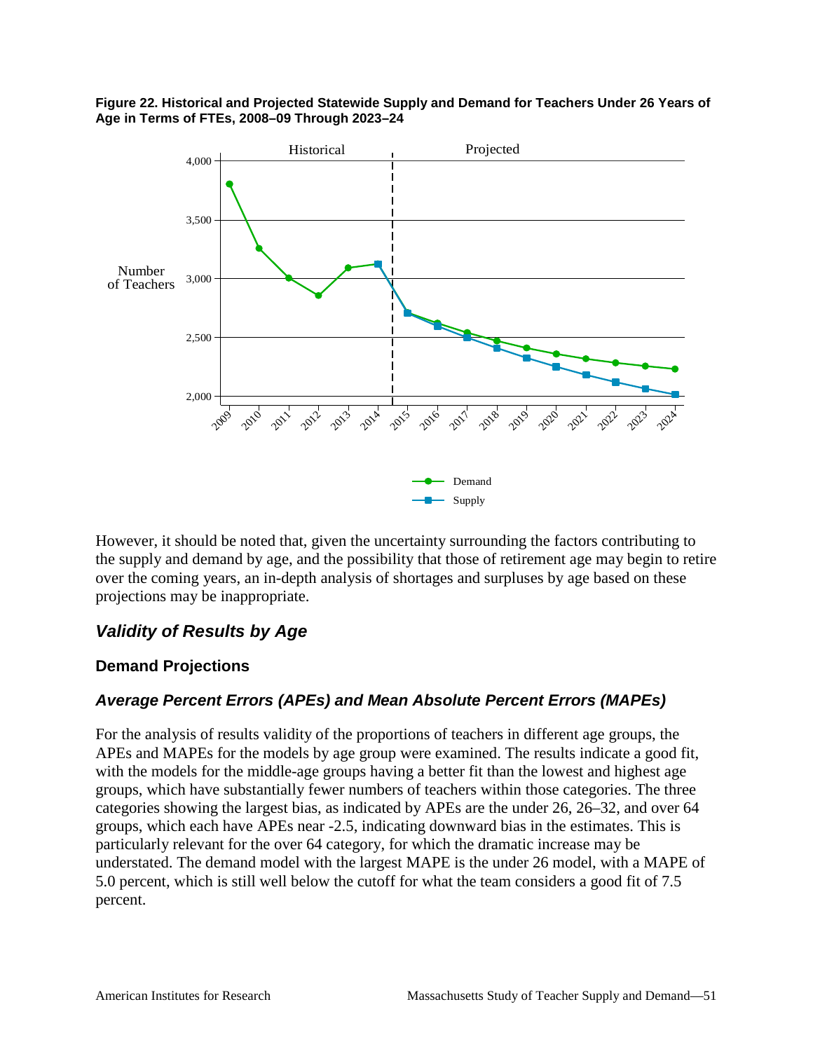**Figure 22. Historical and Projected Statewide Supply and Demand for Teachers Under 26 Years of Age in Terms of FTEs, 2008–09 Through 2023–24**

However, it should be noted that, given the uncertainty surrounding the factors contributing to the supply and demand by age, and the possibility that those of retirement age may begin to retire over the coming years, an in-depth analysis of shortages and surpluses by age based on these projections may be inappropriate.

## *Validity of Results by Age*

### Demand Projections

#### *Average Percent Errors (APEs) and Mean Absolute Percent Errors (MAPEs)*

For the analysis of results validity of the proportions of teachers in different age groups, the APEs and MAPEs for the models by age group were examined. The results indicate a good fit, with the models for the middle-age groups having a better fit than the lowest and highest age groups, which have substantially fewer numbers of teachers within those categories. The three categories showing the largest bias, as indicated by APEs are the under 26, 26–32, and over 64 groups, which each have APEs near -2.5, indicating downward bias in the estimates. This is particularly relevant for the over 64 category, for which the dramatic increase may be understated. The demand model with the largest MAPE is the under 26 model, with a MAPE of 5.0 percent, which is still well below the cutoff for what the team considers a good fit of 7.5 percent.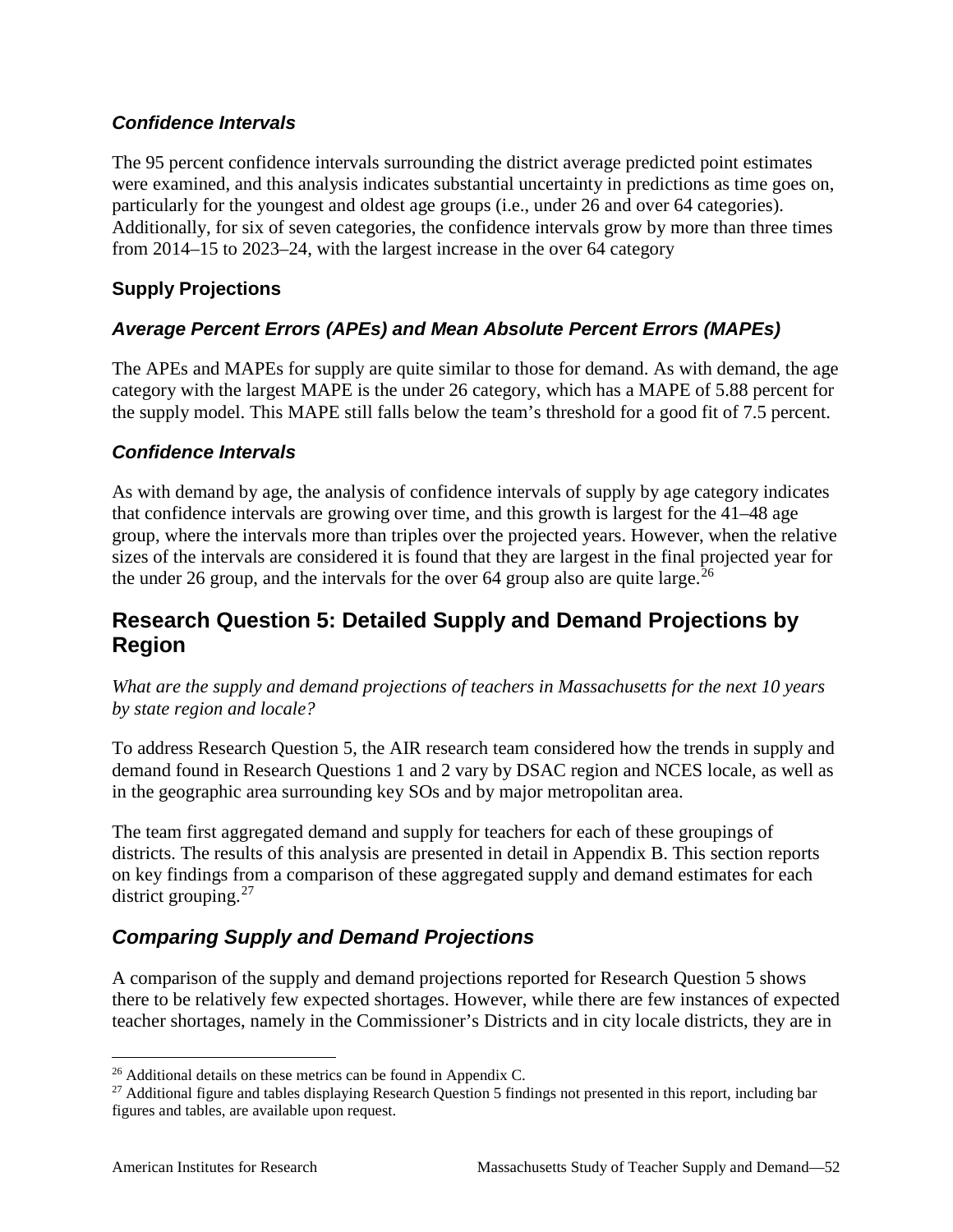### *Confidence Intervals*

The 95 percent confidence intervals surrounding the district average predicted point estimates were examined, and this analysis indicates substantial uncertainty in predictions as time goes on, particularly for the youngest and oldest age groups (i.e., under 26 and over 64 categories). Additionally, for six of seven categories, the confidence intervals grow by more than three times from 2014–15 to 2023–24, with the largest increase in the over 64 category

### Supply Projections

### *Average Percent Errors (APEs) and Mean Absolute Percent Errors (MAPEs)*

The APEs and MAPEs for supply are quite similar to those for demand. As with demand, the age category with the largest MAPE is the under 26 category, which has a MAPE of 5.88 percent for the supply model. This MAPE still falls below the team's threshold for a good fit of 7.5 percent.

### *Confidence Intervals*

As with demand by age, the analysis of confidence intervals of supply by age category indicates that confidence intervals are growing over time, and this growth is largest for the 41–48 age group, where the intervals more than triples over the projected years. However, when the relative sizes of the intervals are considered it is found that they are largest in the final projected year for the under 26 group, and the intervals for the over 64 group also are quite large.[26]

## Research Question 5: Detailed Supply and Demand Projections by Region

*What are the supply and demand projections of teachers in Massachusetts for the next 10 years by state region and locale?*

To address Research Question 5, the AIR research team considered how the trends in supply and demand found in Research Questions 1 and 2 vary by DSAC region and NCES locale, as well as in the geographic area surrounding key SOs and by major metropolitan area.

The team first aggregated demand and supply for teachers for each of these groupings of districts. The results of this analysis are presented in detail in Appendix B. This section reports on key findings from a comparison of these aggregated supply and demand estimates for each district grouping.[27]

## *Comparing Supply and Demand Projections*

A comparison of the supply and demand projections reported for Research Question 5 shows there to be relatively few expected shortages. However, while there are few instances of expected teacher shortages, namely in the Commissioner's Districts and in city locale districts, they are in

---

[26] Additional details on these metrics can be found in Appendix C.

[27] Additional figure and tables displaying Research Question 5 findings not presented in this report, including bar figures and tables, are available upon request.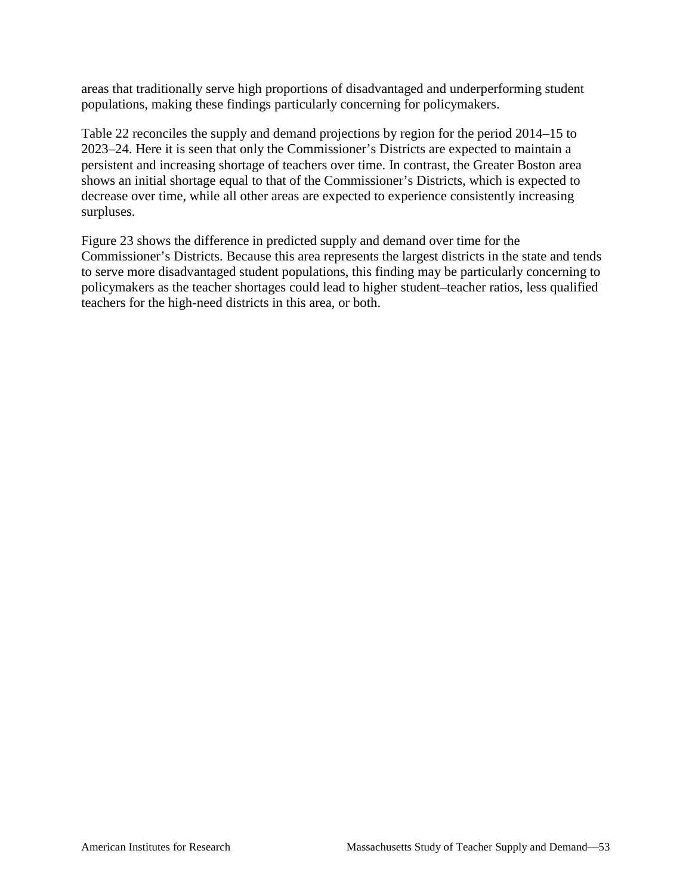areas that traditionally serve high proportions of disadvantaged and underperforming student populations, making these findings particularly concerning for policymakers.

Table 22 reconciles the supply and demand projections by region for the period 2014–15 to 2023–24. Here it is seen that only the Commissioner's Districts are expected to maintain a persistent and increasing shortage of teachers over time. In contrast, the Greater Boston area shows an initial shortage equal to that of the Commissioner's Districts, which is expected to decrease over time, while all other areas are expected to experience consistently increasing surpluses.

Figure 23 shows the difference in predicted supply and demand over time for the Commissioner's Districts. Because this area represents the largest districts in the state and tends to serve more disadvantaged student populations, this finding may be particularly concerning to policymakers as the teacher shortages could lead to higher student–teacher ratios, less qualified teachers for the high-need districts in this area, or both.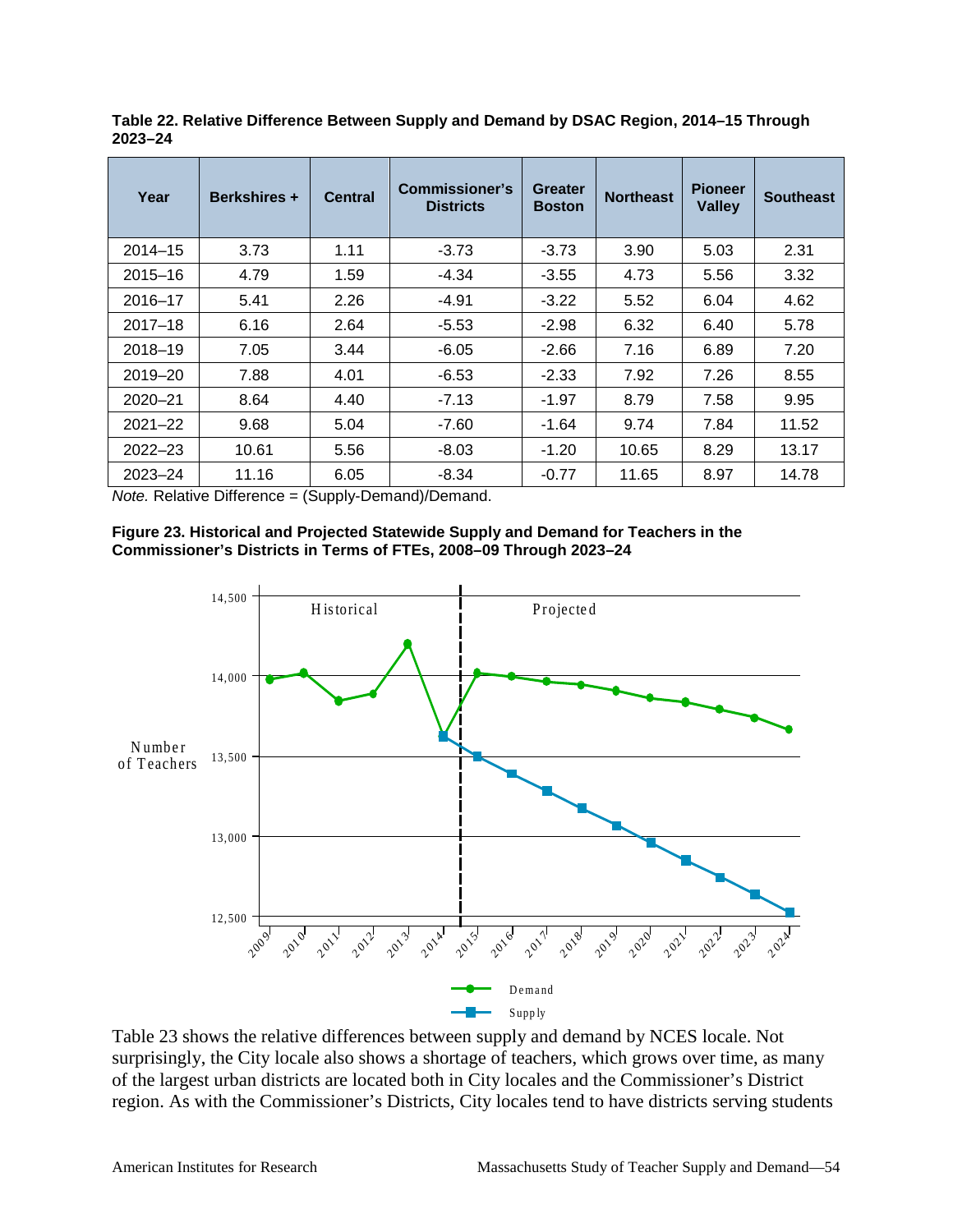**Table 22. Relative Difference Between Supply and Demand by DSAC Region, 2014–15 Through 2023–24**

| Year | Berkshires + | Central | Commissioner's Districts | Greater Boston | Northeast | Pioneer Valley | Southeast |
|---|---|---|---|---|---|---|---|
| 2014–15 | 3.73 | 1.11 | -3.73 | -3.73 | 3.90 | 5.03 | 2.31 |
| 2015–16 | 4.79 | 1.59 | -4.34 | -3.55 | 4.73 | 5.56 | 3.32 |
| 2016–17 | 5.41 | 2.26 | -4.91 | -3.22 | 5.52 | 6.04 | 4.62 |
| 2017–18 | 6.16 | 2.64 | -5.53 | -2.98 | 6.32 | 6.40 | 5.78 |
| 2018–19 | 7.05 | 3.44 | -6.05 | -2.66 | 7.16 | 6.89 | 7.20 |
| 2019–20 | 7.88 | 4.01 | -6.53 | -2.33 | 7.92 | 7.26 | 8.55 |
| 2020–21 | 8.64 | 4.40 | -7.13 | -1.97 | 8.79 | 7.58 | 9.95 |
| 2021–22 | 9.68 | 5.04 | -7.60 | -1.64 | 9.74 | 7.84 | 11.52 |
| 2022–23 | 10.61 | 5.56 | -8.03 | -1.20 | 10.65 | 8.29 | 13.17 |
| 2023–24 | 11.16 | 6.05 | -8.34 | -0.77 | 11.65 | 8.97 | 14.78 |

*Note.* Relative Difference = (Supply-Demand)/Demand.

**Figure 23. Historical and Projected Statewide Supply and Demand for Teachers in the Commissioner's Districts in Terms of FTEs, 2008–09 Through 2023–24**

Table 23 shows the relative differences between supply and demand by NCES locale. Not surprisingly, the City locale also shows a shortage of teachers, which grows over time, as many of the largest urban districts are located both in City locales and the Commissioner's District region. As with the Commissioner's Districts, City locales tend to have districts serving students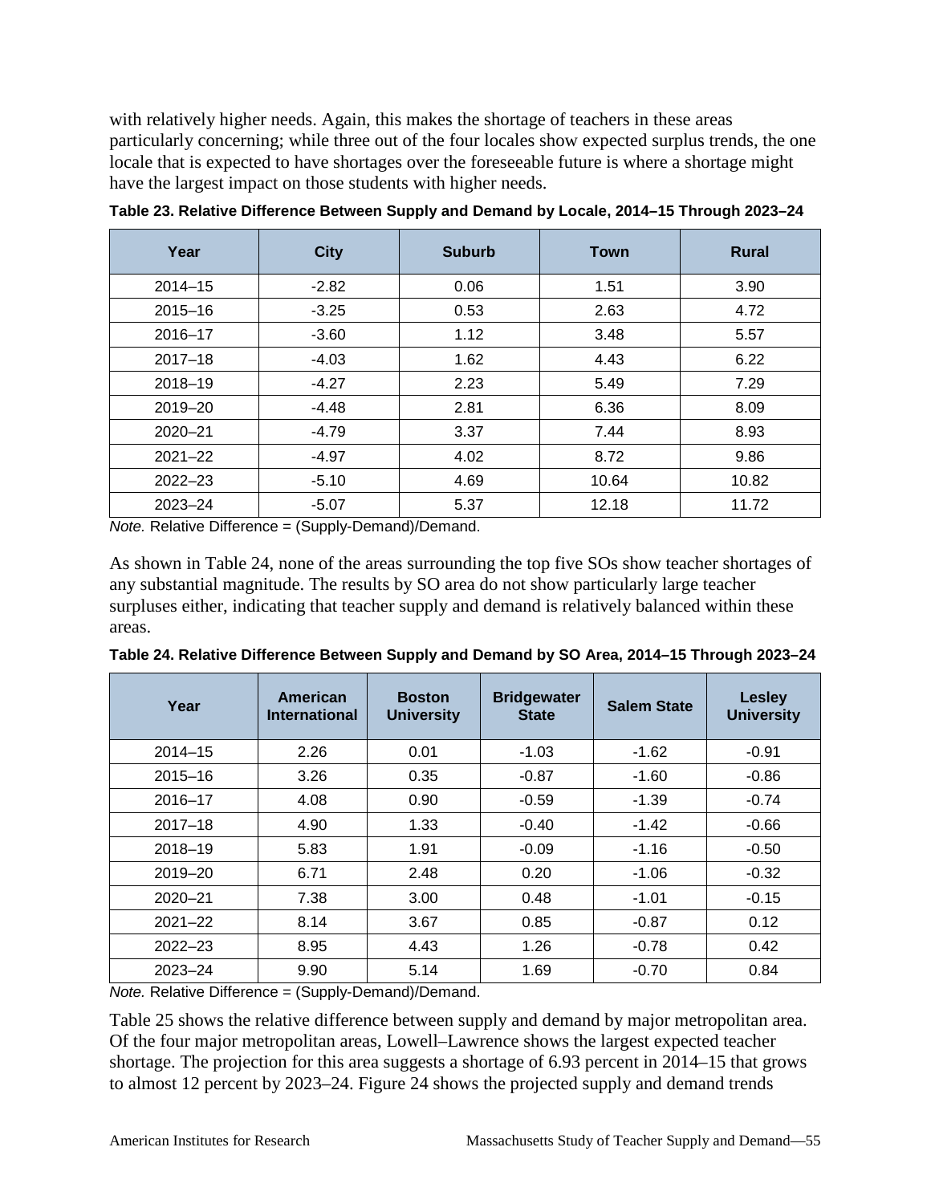with relatively higher needs. Again, this makes the shortage of teachers in these areas particularly concerning; while three out of the four locales show expected surplus trends, the one locale that is expected to have shortages over the foreseeable future is where a shortage might have the largest impact on those students with higher needs.

**Table 23. Relative Difference Between Supply and Demand by Locale, 2014–15 Through 2023–24**

| Year | City | Suburb | Town | Rural |
|---|---|---|---|---|
| 2014–15 | -2.82 | 0.06 | 1.51 | 3.90 |
| 2015–16 | -3.25 | 0.53 | 2.63 | 4.72 |
| 2016–17 | -3.60 | 1.12 | 3.48 | 5.57 |
| 2017–18 | -4.03 | 1.62 | 4.43 | 6.22 |
| 2018–19 | -4.27 | 2.23 | 5.49 | 7.29 |
| 2019–20 | -4.48 | 2.81 | 6.36 | 8.09 |
| 2020–21 | -4.79 | 3.37 | 7.44 | 8.93 |
| 2021–22 | -4.97 | 4.02 | 8.72 | 9.86 |
| 2022–23 | -5.10 | 4.69 | 10.64 | 10.82 |
| 2023–24 | -5.07 | 5.37 | 12.18 | 11.72 |

*Note.* Relative Difference = (Supply-Demand)/Demand.

As shown in Table 24, none of the areas surrounding the top five SOs show teacher shortages of any substantial magnitude. The results by SO area do not show particularly large teacher surpluses either, indicating that teacher supply and demand is relatively balanced within these areas.

**Table 24. Relative Difference Between Supply and Demand by SO Area, 2014–15 Through 2023–24**

| Year | American International | Boston University | Bridgewater State | Salem State | Lesley University |
|---|---|---|---|---|---|
| 2014–15 | 2.26 | 0.01 | -1.03 | -1.62 | -0.91 |
| 2015–16 | 3.26 | 0.35 | -0.87 | -1.60 | -0.86 |
| 2016–17 | 4.08 | 0.90 | -0.59 | -1.39 | -0.74 |
| 2017–18 | 4.90 | 1.33 | -0.40 | -1.42 | -0.66 |
| 2018–19 | 5.83 | 1.91 | -0.09 | -1.16 | -0.50 |
| 2019–20 | 6.71 | 2.48 | 0.20 | -1.06 | -0.32 |
| 2020–21 | 7.38 | 3.00 | 0.48 | -1.01 | -0.15 |
| 2021–22 | 8.14 | 3.67 | 0.85 | -0.87 | 0.12 |
| 2022–23 | 8.95 | 4.43 | 1.26 | -0.78 | 0.42 |
| 2023–24 | 9.90 | 5.14 | 1.69 | -0.70 | 0.84 |

*Note.* Relative Difference = (Supply-Demand)/Demand.

Table 25 shows the relative difference between supply and demand by major metropolitan area. Of the four major metropolitan areas, Lowell–Lawrence shows the largest expected teacher shortage. The projection for this area suggests a shortage of 6.93 percent in 2014–15 that grows to almost 12 percent by 2023–24. Figure 24 shows the projected supply and demand trends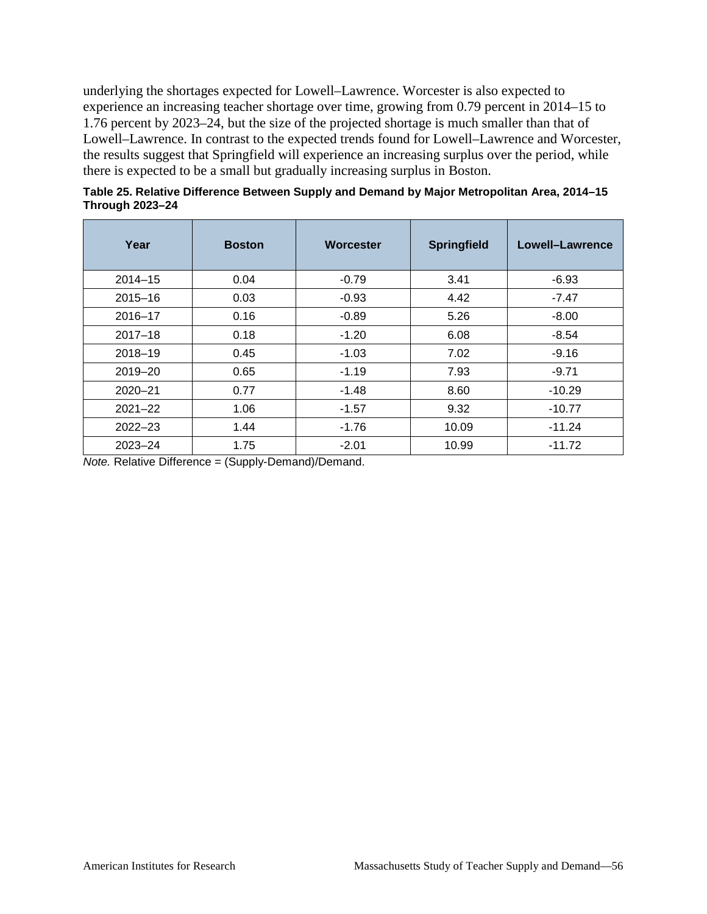underlying the shortages expected for Lowell–Lawrence. Worcester is also expected to experience an increasing teacher shortage over time, growing from 0.79 percent in 2014–15 to 1.76 percent by 2023–24, but the size of the projected shortage is much smaller than that of Lowell–Lawrence. In contrast to the expected trends found for Lowell–Lawrence and Worcester, the results suggest that Springfield will experience an increasing surplus over the period, while there is expected to be a small but gradually increasing surplus in Boston.

**Table 25. Relative Difference Between Supply and Demand by Major Metropolitan Area, 2014–15 Through 2023–24**

| Year | Boston | Worcester | Springfield | Lowell–Lawrence |
|---|---|---|---|---|
| 2014–15 | 0.04 | -0.79 | 3.41 | -6.93 |
| 2015–16 | 0.03 | -0.93 | 4.42 | -7.47 |
| 2016–17 | 0.16 | -0.89 | 5.26 | -8.00 |
| 2017–18 | 0.18 | -1.20 | 6.08 | -8.54 |
| 2018–19 | 0.45 | -1.03 | 7.02 | -9.16 |
| 2019–20 | 0.65 | -1.19 | 7.93 | -9.71 |
| 2020–21 | 0.77 | -1.48 | 8.60 | -10.29 |
| 2021–22 | 1.06 | -1.57 | 9.32 | -10.77 |
| 2022–23 | 1.44 | -1.76 | 10.09 | -11.24 |
| 2023–24 | 1.75 | -2.01 | 10.99 | -11.72 |

*Note.* Relative Difference = (Supply-Demand)/Demand.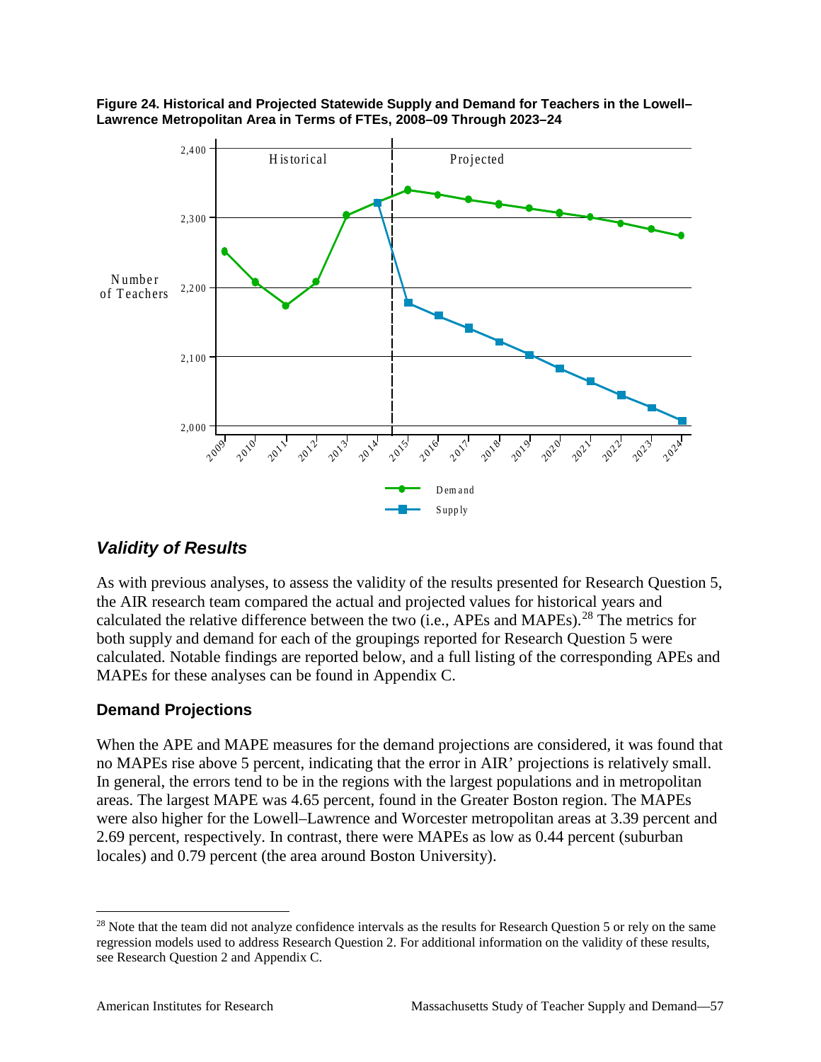**Figure 24. Historical and Projected Statewide Supply and Demand for Teachers in the Lowell–Lawrence Metropolitan Area in Terms of FTEs, 2008–09 Through 2023–24**

## *Validity of Results*

As with previous analyses, to assess the validity of the results presented for Research Question 5, the AIR research team compared the actual and projected values for historical years and calculated the relative difference between the two (i.e., APEs and MAPEs).[28] The metrics for both supply and demand for each of the groupings reported for Research Question 5 were calculated. Notable findings are reported below, and a full listing of the corresponding APEs and MAPEs for these analyses can be found in Appendix C.

### Demand Projections

When the APE and MAPE measures for the demand projections are considered, it was found that no MAPEs rise above 5 percent, indicating that the error in AIR' projections is relatively small. In general, the errors tend to be in the regions with the largest populations and in metropolitan areas. The largest MAPE was 4.65 percent, found in the Greater Boston region. The MAPEs were also higher for the Lowell–Lawrence and Worcester metropolitan areas at 3.39 percent and 2.69 percent, respectively. In contrast, there were MAPEs as low as 0.44 percent (suburban locales) and 0.79 percent (the area around Boston University).

[28] Note that the team did not analyze confidence intervals as the results for Research Question 5 or rely on the same regression models used to address Research Question 2. For additional information on the validity of these results, see Research Question 2 and Appendix C.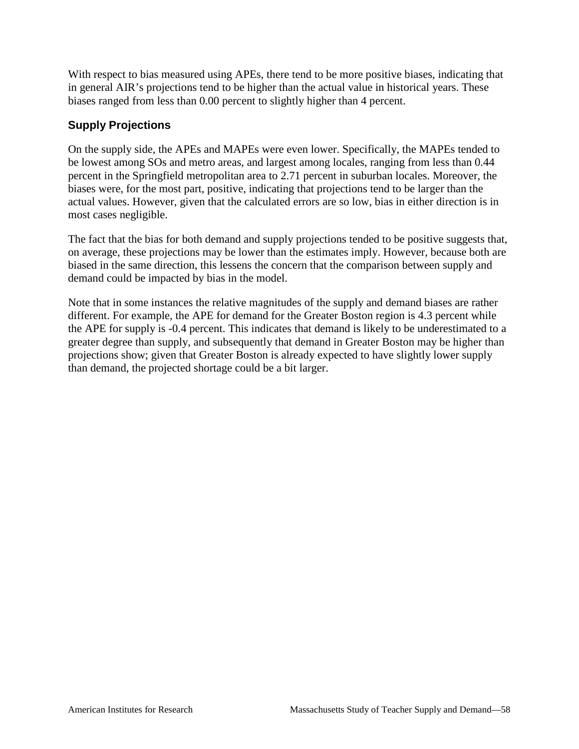With respect to bias measured using APEs, there tend to be more positive biases, indicating that in general AIR's projections tend to be higher than the actual value in historical years. These biases ranged from less than 0.00 percent to slightly higher than 4 percent.

### Supply Projections

On the supply side, the APEs and MAPEs were even lower. Specifically, the MAPEs tended to be lowest among SOs and metro areas, and largest among locales, ranging from less than 0.44 percent in the Springfield metropolitan area to 2.71 percent in suburban locales. Moreover, the biases were, for the most part, positive, indicating that projections tend to be larger than the actual values. However, given that the calculated errors are so low, bias in either direction is in most cases negligible.

The fact that the bias for both demand and supply projections tended to be positive suggests that, on average, these projections may be lower than the estimates imply. However, because both are biased in the same direction, this lessens the concern that the comparison between supply and demand could be impacted by bias in the model.

Note that in some instances the relative magnitudes of the supply and demand biases are rather different. For example, the APE for demand for the Greater Boston region is 4.3 percent while the APE for supply is -0.4 percent. This indicates that demand is likely to be underestimated to a greater degree than supply, and subsequently that demand in Greater Boston may be higher than projections show; given that Greater Boston is already expected to have slightly lower supply than demand, the projected shortage could be a bit larger.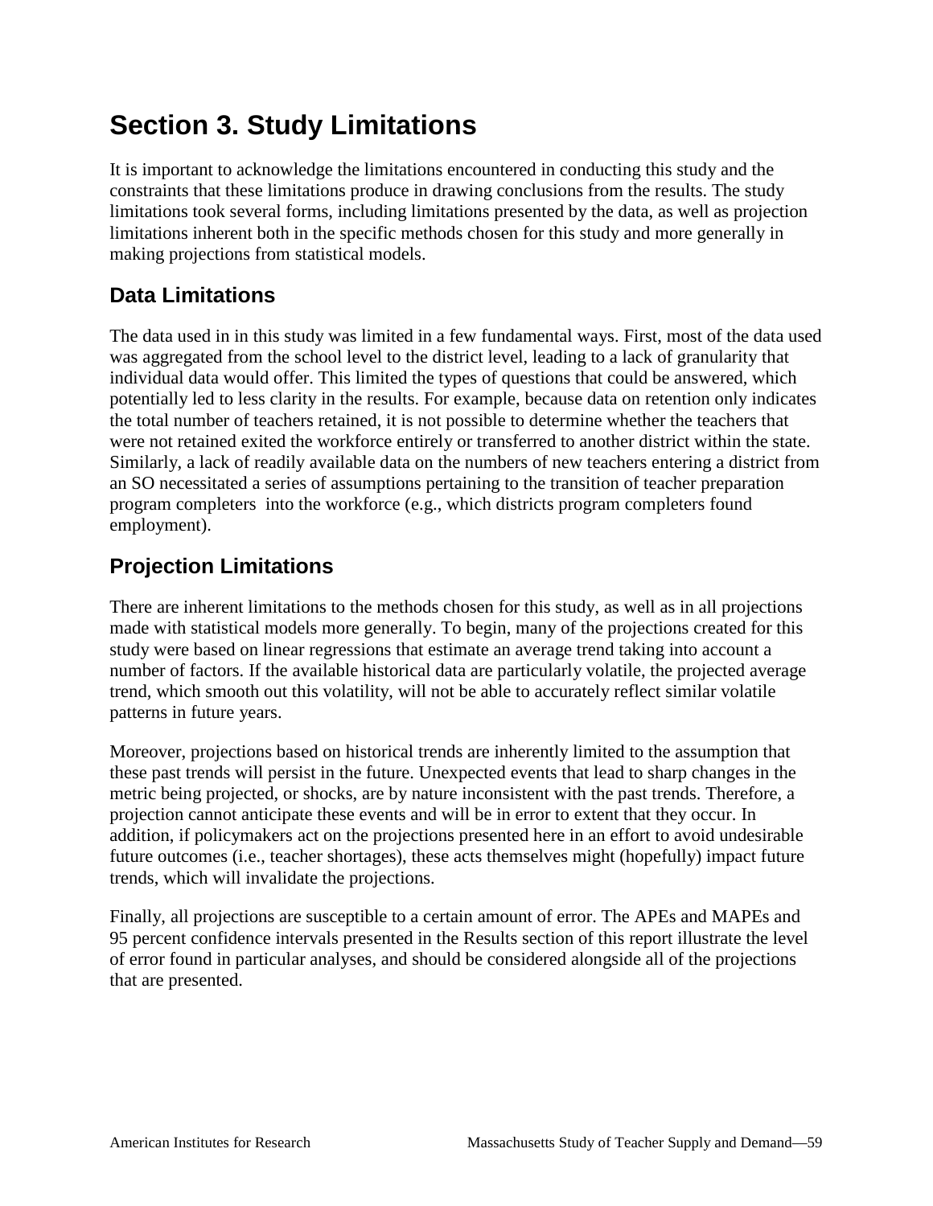# Section 3. Study Limitations

It is important to acknowledge the limitations encountered in conducting this study and the constraints that these limitations produce in drawing conclusions from the results. The study limitations took several forms, including limitations presented by the data, as well as projection limitations inherent both in the specific methods chosen for this study and more generally in making projections from statistical models.

## Data Limitations

The data used in in this study was limited in a few fundamental ways. First, most of the data used was aggregated from the school level to the district level, leading to a lack of granularity that individual data would offer. This limited the types of questions that could be answered, which potentially led to less clarity in the results. For example, because data on retention only indicates the total number of teachers retained, it is not possible to determine whether the teachers that were not retained exited the workforce entirely or transferred to another district within the state. Similarly, a lack of readily available data on the numbers of new teachers entering a district from an SO necessitated a series of assumptions pertaining to the transition of teacher preparation program completers into the workforce (e.g., which districts program completers found employment).

## Projection Limitations

There are inherent limitations to the methods chosen for this study, as well as in all projections made with statistical models more generally. To begin, many of the projections created for this study were based on linear regressions that estimate an average trend taking into account a number of factors. If the available historical data are particularly volatile, the projected average trend, which smooth out this volatility, will not be able to accurately reflect similar volatile patterns in future years.

Moreover, projections based on historical trends are inherently limited to the assumption that these past trends will persist in the future. Unexpected events that lead to sharp changes in the metric being projected, or shocks, are by nature inconsistent with the past trends. Therefore, a projection cannot anticipate these events and will be in error to extent that they occur. In addition, if policymakers act on the projections presented here in an effort to avoid undesirable future outcomes (i.e., teacher shortages), these acts themselves might (hopefully) impact future trends, which will invalidate the projections.

Finally, all projections are susceptible to a certain amount of error. The APEs and MAPEs and 95 percent confidence intervals presented in the Results section of this report illustrate the level of error found in particular analyses, and should be considered alongside all of the projections that are presented.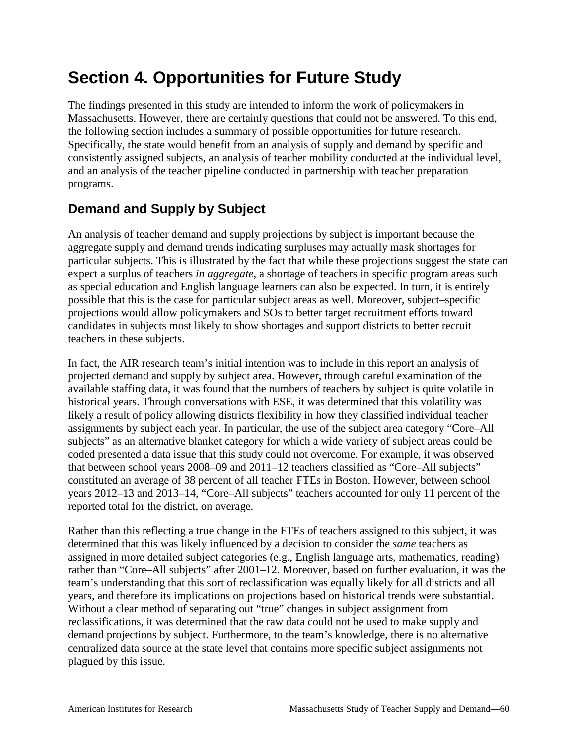# Section 4. Opportunities for Future Study

The findings presented in this study are intended to inform the work of policymakers in Massachusetts. However, there are certainly questions that could not be answered. To this end, the following section includes a summary of possible opportunities for future research. Specifically, the state would benefit from an analysis of supply and demand by specific and consistently assigned subjects, an analysis of teacher mobility conducted at the individual level, and an analysis of the teacher pipeline conducted in partnership with teacher preparation programs.

## Demand and Supply by Subject

An analysis of teacher demand and supply projections by subject is important because the aggregate supply and demand trends indicating surpluses may actually mask shortages for particular subjects. This is illustrated by the fact that while these projections suggest the state can expect a surplus of teachers *in aggregate*, a shortage of teachers in specific program areas such as special education and English language learners can also be expected. In turn, it is entirely possible that this is the case for particular subject areas as well. Moreover, subject–specific projections would allow policymakers and SOs to better target recruitment efforts toward candidates in subjects most likely to show shortages and support districts to better recruit teachers in these subjects.

In fact, the AIR research team's initial intention was to include in this report an analysis of projected demand and supply by subject area. However, through careful examination of the available staffing data, it was found that the numbers of teachers by subject is quite volatile in historical years. Through conversations with ESE, it was determined that this volatility was likely a result of policy allowing districts flexibility in how they classified individual teacher assignments by subject each year. In particular, the use of the subject area category "Core–All subjects" as an alternative blanket category for which a wide variety of subject areas could be coded presented a data issue that this study could not overcome. For example, it was observed that between school years 2008–09 and 2011–12 teachers classified as "Core–All subjects" constituted an average of 38 percent of all teacher FTEs in Boston. However, between school years 2012–13 and 2013–14, "Core–All subjects" teachers accounted for only 11 percent of the reported total for the district, on average.

Rather than this reflecting a true change in the FTEs of teachers assigned to this subject, it was determined that this was likely influenced by a decision to consider the *same* teachers as assigned in more detailed subject categories (e.g., English language arts, mathematics, reading) rather than "Core–All subjects" after 2001–12. Moreover, based on further evaluation, it was the team's understanding that this sort of reclassification was equally likely for all districts and all years, and therefore its implications on projections based on historical trends were substantial. Without a clear method of separating out "true" changes in subject assignment from reclassifications, it was determined that the raw data could not be used to make supply and demand projections by subject. Furthermore, to the team's knowledge, there is no alternative centralized data source at the state level that contains more specific subject assignments not plagued by this issue.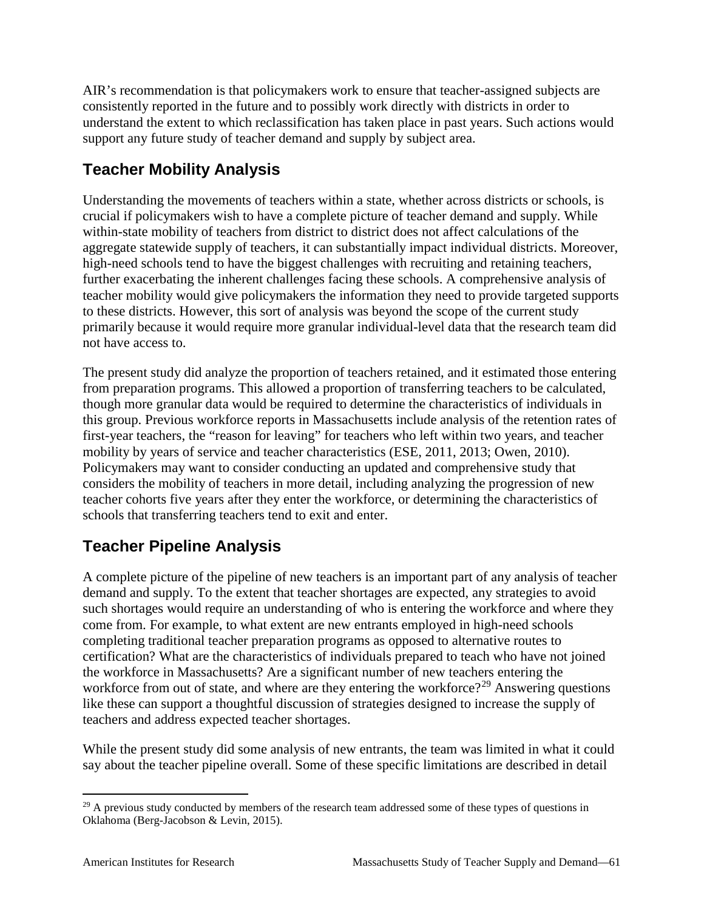AIR's recommendation is that policymakers work to ensure that teacher-assigned subjects are consistently reported in the future and to possibly work directly with districts in order to understand the extent to which reclassification has taken place in past years. Such actions would support any future study of teacher demand and supply by subject area.

## Teacher Mobility Analysis

Understanding the movements of teachers within a state, whether across districts or schools, is crucial if policymakers wish to have a complete picture of teacher demand and supply. While within-state mobility of teachers from district to district does not affect calculations of the aggregate statewide supply of teachers, it can substantially impact individual districts. Moreover, high-need schools tend to have the biggest challenges with recruiting and retaining teachers, further exacerbating the inherent challenges facing these schools. A comprehensive analysis of teacher mobility would give policymakers the information they need to provide targeted supports to these districts. However, this sort of analysis was beyond the scope of the current study primarily because it would require more granular individual-level data that the research team did not have access to.

The present study did analyze the proportion of teachers retained, and it estimated those entering from preparation programs. This allowed a proportion of transferring teachers to be calculated, though more granular data would be required to determine the characteristics of individuals in this group. Previous workforce reports in Massachusetts include analysis of the retention rates of first-year teachers, the "reason for leaving" for teachers who left within two years, and teacher mobility by years of service and teacher characteristics (ESE, 2011, 2013; Owen, 2010). Policymakers may want to consider conducting an updated and comprehensive study that considers the mobility of teachers in more detail, including analyzing the progression of new teacher cohorts five years after they enter the workforce, or determining the characteristics of schools that transferring teachers tend to exit and enter.

## Teacher Pipeline Analysis

A complete picture of the pipeline of new teachers is an important part of any analysis of teacher demand and supply. To the extent that teacher shortages are expected, any strategies to avoid such shortages would require an understanding of who is entering the workforce and where they come from. For example, to what extent are new entrants employed in high-need schools completing traditional teacher preparation programs as opposed to alternative routes to certification? What are the characteristics of individuals prepared to teach who have not joined the workforce in Massachusetts? Are a significant number of new teachers entering the workforce from out of state, and where are they entering the workforce?[29] Answering questions like these can support a thoughtful discussion of strategies designed to increase the supply of teachers and address expected teacher shortages.

While the present study did some analysis of new entrants, the team was limited in what it could say about the teacher pipeline overall. Some of these specific limitations are described in detail

[29] A previous study conducted by members of the research team addressed some of these types of questions in Oklahoma (Berg-Jacobson & Levin, 2015).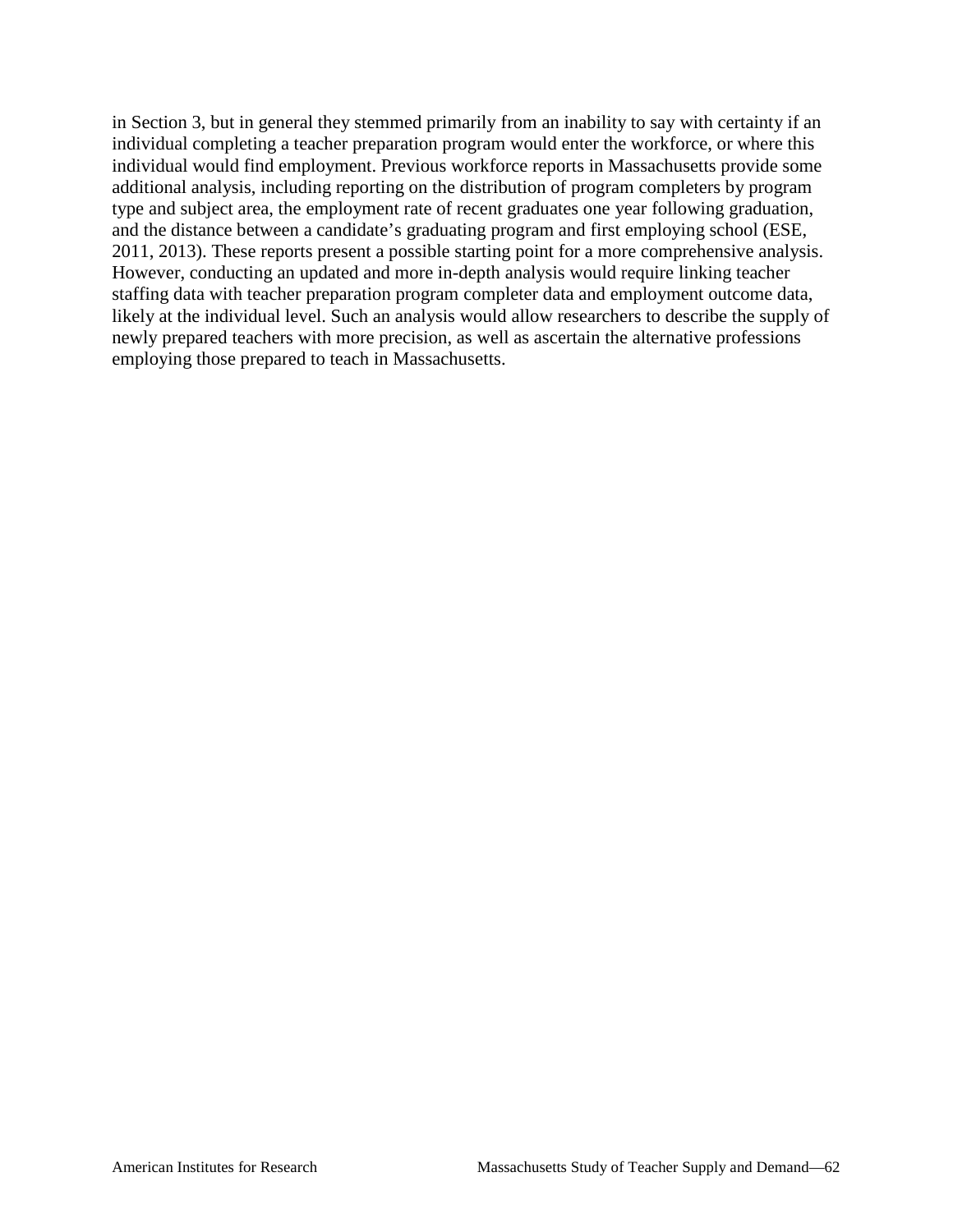in Section 3, but in general they stemmed primarily from an inability to say with certainty if an individual completing a teacher preparation program would enter the workforce, or where this individual would find employment. Previous workforce reports in Massachusetts provide some additional analysis, including reporting on the distribution of program completers by program type and subject area, the employment rate of recent graduates one year following graduation, and the distance between a candidate's graduating program and first employing school (ESE, 2011, 2013). These reports present a possible starting point for a more comprehensive analysis. However, conducting an updated and more in-depth analysis would require linking teacher staffing data with teacher preparation program completer data and employment outcome data, likely at the individual level. Such an analysis would allow researchers to describe the supply of newly prepared teachers with more precision, as well as ascertain the alternative professions employing those prepared to teach in Massachusetts.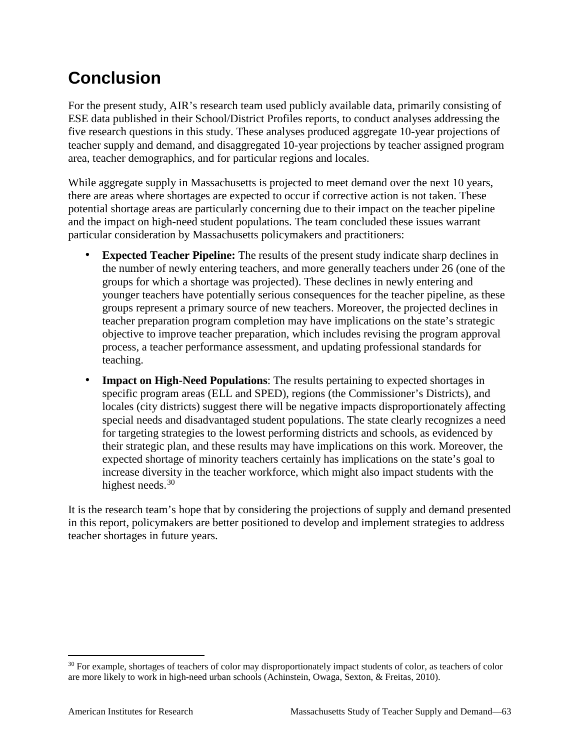# Conclusion

For the present study, AIR's research team used publicly available data, primarily consisting of ESE data published in their School/District Profiles reports, to conduct analyses addressing the five research questions in this study. These analyses produced aggregate 10-year projections of teacher supply and demand, and disaggregated 10-year projections by teacher assigned program area, teacher demographics, and for particular regions and locales.

While aggregate supply in Massachusetts is projected to meet demand over the next 10 years, there are areas where shortages are expected to occur if corrective action is not taken. These potential shortage areas are particularly concerning due to their impact on the teacher pipeline and the impact on high-need student populations. The team concluded these issues warrant particular consideration by Massachusetts policymakers and practitioners:

- **Expected Teacher Pipeline:** The results of the present study indicate sharp declines in the number of newly entering teachers, and more generally teachers under 26 (one of the groups for which a shortage was projected). These declines in newly entering and younger teachers have potentially serious consequences for the teacher pipeline, as these groups represent a primary source of new teachers. Moreover, the projected declines in teacher preparation program completion may have implications on the state's strategic objective to improve teacher preparation, which includes revising the program approval process, a teacher performance assessment, and updating professional standards for teaching.
- **Impact on High-Need Populations**: The results pertaining to expected shortages in specific program areas (ELL and SPED), regions (the Commissioner's Districts), and locales (city districts) suggest there will be negative impacts disproportionately affecting special needs and disadvantaged student populations. The state clearly recognizes a need for targeting strategies to the lowest performing districts and schools, as evidenced by their strategic plan, and these results may have implications on this work. Moreover, the expected shortage of minority teachers certainly has implications on the state's goal to increase diversity in the teacher workforce, which might also impact students with the highest needs.[30]

It is the research team's hope that by considering the projections of supply and demand presented in this report, policymakers are better positioned to develop and implement strategies to address teacher shortages in future years.

[30] For example, shortages of teachers of color may disproportionately impact students of color, as teachers of color are more likely to work in high-need urban schools (Achinstein, Owaga, Sexton, & Freitas, 2010).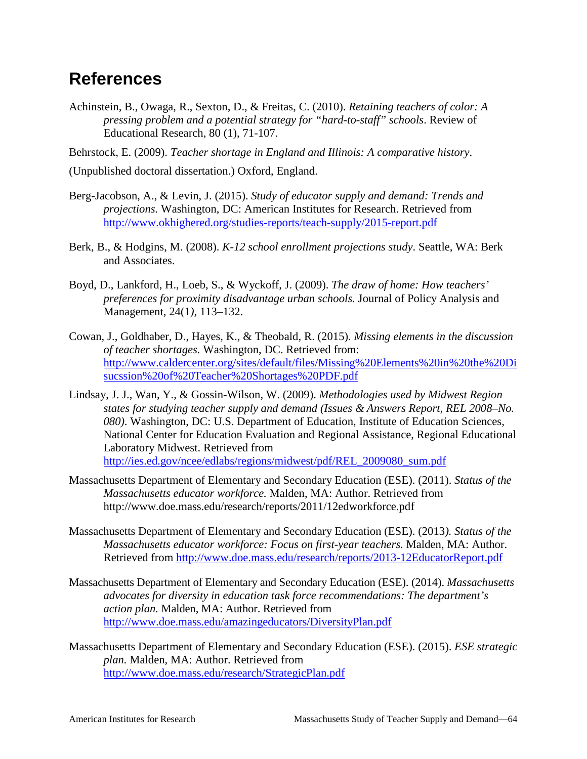# References

Achinstein, B., Owaga, R., Sexton, D., & Freitas, C. (2010). *Retaining teachers of color: A pressing problem and a potential strategy for "hard-to-staff" schools*. Review of Educational Research, 80 (1), 71-107.

Behrstock, E. (2009). *Teacher shortage in England and Illinois: A comparative history*.

(Unpublished doctoral dissertation.) Oxford, England.

Berg-Jacobson, A., & Levin, J. (2015). *Study of educator supply and demand: Trends and projections.* Washington, DC: American Institutes for Research. Retrieved from http://www.okhighered.org/studies-reports/teach-supply/2015-report.pdf

Berk, B., & Hodgins, M. (2008). *K-12 school enrollment projections study*. Seattle, WA: Berk and Associates.

Boyd, D., Lankford, H., Loeb, S., & Wyckoff, J. (2009). *The draw of home: How teachers' preferences for proximity disadvantage urban schools.* Journal of Policy Analysis and Management, 24(1*)*, 113–132.

Cowan, J., Goldhaber, D., Hayes, K., & Theobald, R. (2015). *Missing elements in the discussion of teacher shortages.* Washington, DC. Retrieved from: http://www.caldercenter.org/sites/default/files/Missing%20Elements%20in%20the%20Disucssion%20of%20Teacher%20Shortages%20PDF.pdf

Lindsay, J. J., Wan, Y., & Gossin-Wilson, W. (2009). *Methodologies used by Midwest Region states for studying teacher supply and demand (Issues & Answers Report, REL 2008–No. 080)*. Washington, DC: U.S. Department of Education, Institute of Education Sciences, National Center for Education Evaluation and Regional Assistance, Regional Educational Laboratory Midwest. Retrieved from http://ies.ed.gov/ncee/edlabs/regions/midwest/pdf/REL_2009080_sum.pdf

Massachusetts Department of Elementary and Secondary Education (ESE). (2011). *Status of the Massachusetts educator workforce.* Malden, MA: Author. Retrieved from http://www.doe.mass.edu/research/reports/2011/12edworkforce.pdf

Massachusetts Department of Elementary and Secondary Education (ESE). (2013*). Status of the Massachusetts educator workforce: Focus on first-year teachers.* Malden, MA: Author. Retrieved from http://www.doe.mass.edu/research/reports/2013-12EducatorReport.pdf

Massachusetts Department of Elementary and Secondary Education (ESE). (2014). *Massachusetts advocates for diversity in education task force recommendations: The department's action plan.* Malden, MA: Author. Retrieved from http://www.doe.mass.edu/amazingeducators/DiversityPlan.pdf

Massachusetts Department of Elementary and Secondary Education (ESE). (2015). *ESE strategic plan.* Malden, MA: Author. Retrieved from http://www.doe.mass.edu/research/StrategicPlan.pdf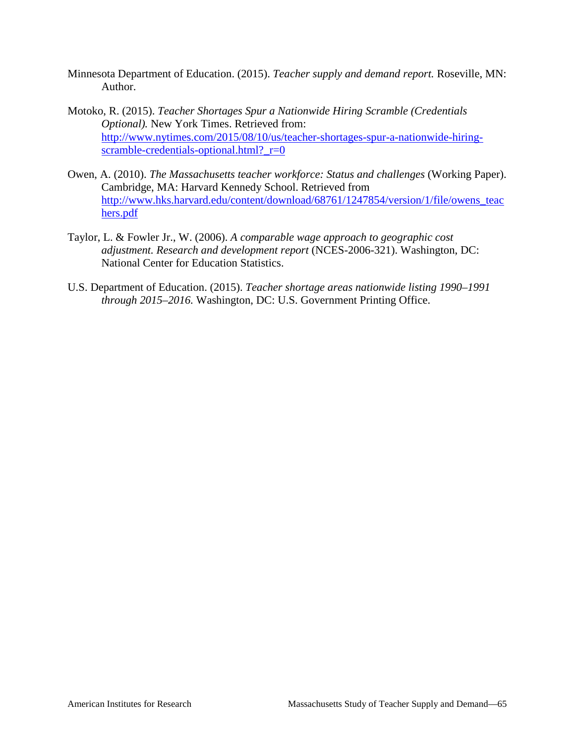Minnesota Department of Education. (2015). *Teacher supply and demand report.* Roseville, MN: Author.

Motoko, R. (2015). *Teacher Shortages Spur a Nationwide Hiring Scramble (Credentials Optional).* New York Times. Retrieved from: [http://www.nytimes.com/2015/08/10/us/teacher-shortages-spur-a-nationwide-hiring-scramble-credentials-optional.html?_r=0](http://www.nytimes.com/2015/08/10/us/teacher-shortages-spur-a-nationwide-hiring-scramble-credentials-optional.html?_r=0)

Owen, A. (2010). *The Massachusetts teacher workforce: Status and challenges* (Working Paper). Cambridge, MA: Harvard Kennedy School. Retrieved from [http://www.hks.harvard.edu/content/download/68761/1247854/version/1/file/owens_teachers.pdf](http://www.hks.harvard.edu/content/download/68761/1247854/version/1/file/owens_teachers.pdf)

Taylor, L. & Fowler Jr., W. (2006). *A comparable wage approach to geographic cost adjustment. Research and development report* (NCES-2006-321). Washington, DC: National Center for Education Statistics.

U.S. Department of Education. (2015). *Teacher shortage areas nationwide listing 1990–1991 through 2015–2016.* Washington, DC: U.S. Government Printing Office.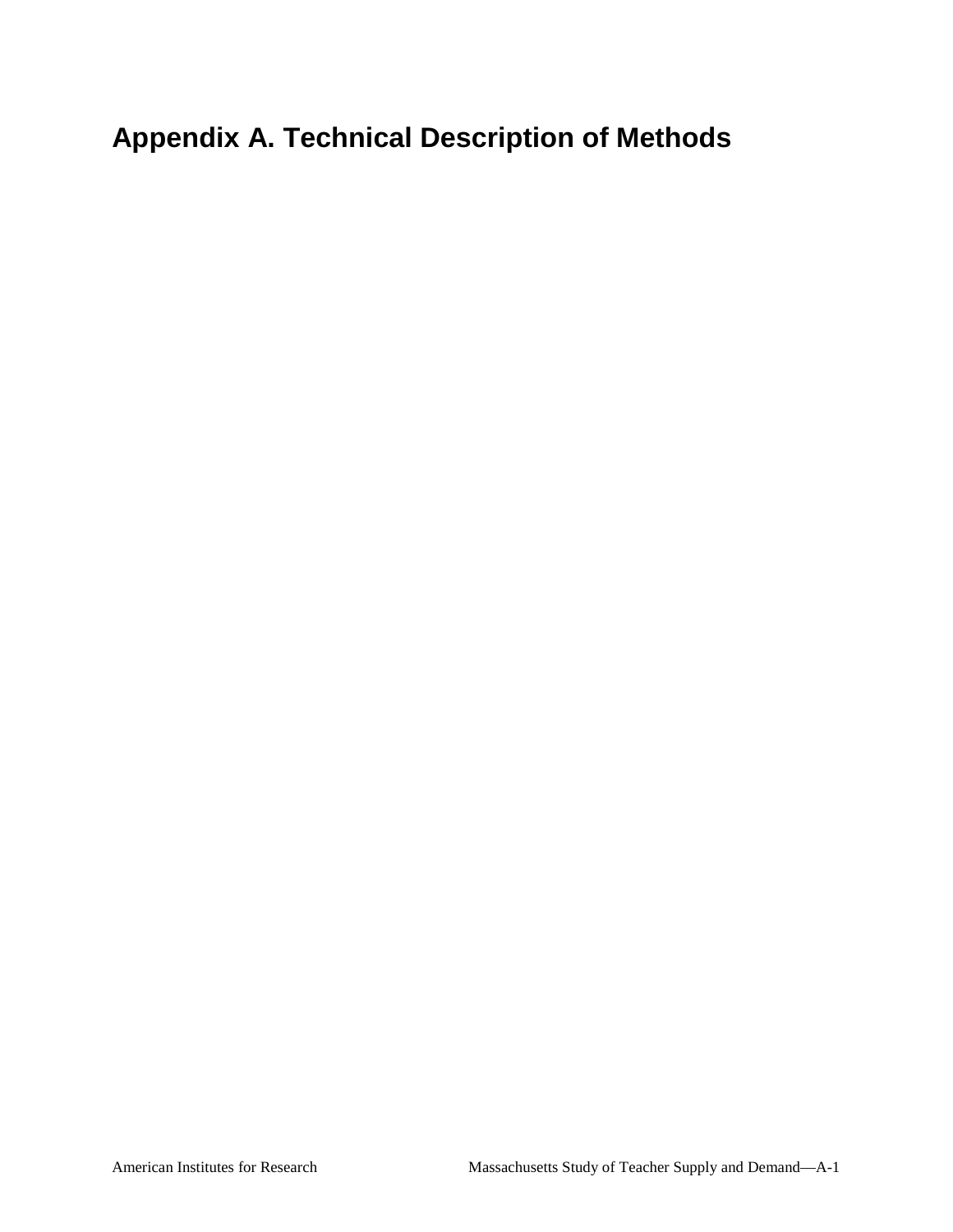# Appendix A. Technical Description of Methods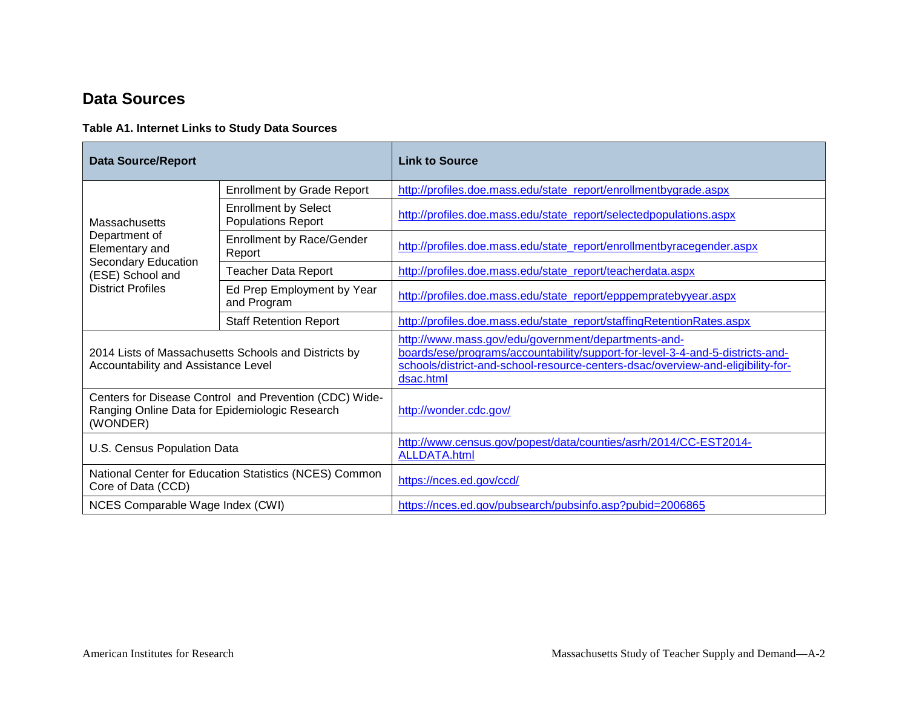## Data Sources

**Table A1. Internet Links to Study Data Sources**

| Data Source/Report | | Link to Source |
|---|---|---|
| Massachusetts Department of Elementary and Secondary Education (ESE) School and District Profiles | Enrollment by Grade Report | http://profiles.doe.mass.edu/state_report/enrollmentbygrade.aspx |
| | Enrollment by Select Populations Report | http://profiles.doe.mass.edu/state_report/selectedpopulations.aspx |
| | Enrollment by Race/Gender Report | http://profiles.doe.mass.edu/state_report/enrollmentbyracegender.aspx |
| | Teacher Data Report | http://profiles.doe.mass.edu/state_report/teacherdata.aspx |
| | Ed Prep Employment by Year and Program | http://profiles.doe.mass.edu/state_report/epppempratebyyear.aspx |
| | Staff Retention Report | http://profiles.doe.mass.edu/state_report/staffingRetentionRates.aspx |
| 2014 Lists of Massachusetts Schools and Districts by Accountability and Assistance Level | | http://www.mass.gov/edu/government/departments-and-boards/ese/programs/accountability/support-for-level-3-4-and-5-districts-and-schools/district-and-school-resource-centers-dsac/overview-and-eligibility-for-dsac.html |
| Centers for Disease Control and Prevention (CDC) Wide-Ranging Online Data for Epidemiologic Research (WONDER) | | http://wonder.cdc.gov/ |
| U.S. Census Population Data | | http://www.census.gov/popest/data/counties/asrh/2014/CC-EST2014-ALLDATA.html |
| National Center for Education Statistics (NCES) Common Core of Data (CCD) | | https://nces.ed.gov/ccd/ |
| NCES Comparable Wage Index (CWI) | | https://nces.ed.gov/pubsearch/pubsinfo.asp?pubid=2006865 |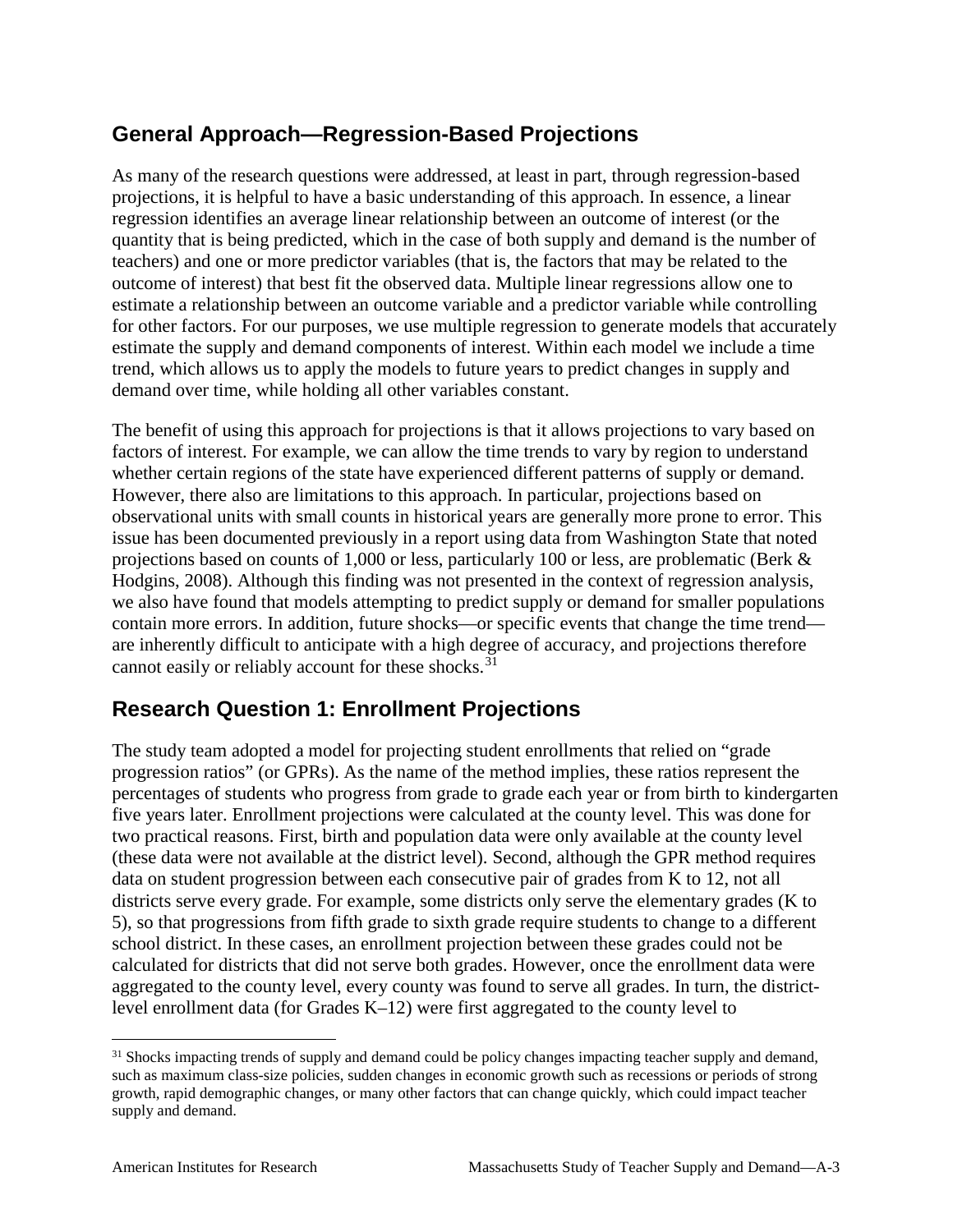## General Approach—Regression-Based Projections

As many of the research questions were addressed, at least in part, through regression-based projections, it is helpful to have a basic understanding of this approach. In essence, a linear regression identifies an average linear relationship between an outcome of interest (or the quantity that is being predicted, which in the case of both supply and demand is the number of teachers) and one or more predictor variables (that is, the factors that may be related to the outcome of interest) that best fit the observed data. Multiple linear regressions allow one to estimate a relationship between an outcome variable and a predictor variable while controlling for other factors. For our purposes, we use multiple regression to generate models that accurately estimate the supply and demand components of interest. Within each model we include a time trend, which allows us to apply the models to future years to predict changes in supply and demand over time, while holding all other variables constant.

The benefit of using this approach for projections is that it allows projections to vary based on factors of interest. For example, we can allow the time trends to vary by region to understand whether certain regions of the state have experienced different patterns of supply or demand. However, there also are limitations to this approach. In particular, projections based on observational units with small counts in historical years are generally more prone to error. This issue has been documented previously in a report using data from Washington State that noted projections based on counts of 1,000 or less, particularly 100 or less, are problematic (Berk & Hodgins, 2008). Although this finding was not presented in the context of regression analysis, we also have found that models attempting to predict supply or demand for smaller populations contain more errors. In addition, future shocks—or specific events that change the time trend—are inherently difficult to anticipate with a high degree of accuracy, and projections therefore cannot easily or reliably account for these shocks.[31]

## Research Question 1: Enrollment Projections

The study team adopted a model for projecting student enrollments that relied on "grade progression ratios" (or GPRs). As the name of the method implies, these ratios represent the percentages of students who progress from grade to grade each year or from birth to kindergarten five years later. Enrollment projections were calculated at the county level. This was done for two practical reasons. First, birth and population data were only available at the county level (these data were not available at the district level). Second, although the GPR method requires data on student progression between each consecutive pair of grades from K to 12, not all districts serve every grade. For example, some districts only serve the elementary grades (K to 5), so that progressions from fifth grade to sixth grade require students to change to a different school district. In these cases, an enrollment projection between these grades could not be calculated for districts that did not serve both grades. However, once the enrollment data were aggregated to the county level, every county was found to serve all grades. In turn, the district-level enrollment data (for Grades K–12) were first aggregated to the county level to

[31] Shocks impacting trends of supply and demand could be policy changes impacting teacher supply and demand, such as maximum class-size policies, sudden changes in economic growth such as recessions or periods of strong growth, rapid demographic changes, or many other factors that can change quickly, which could impact teacher supply and demand.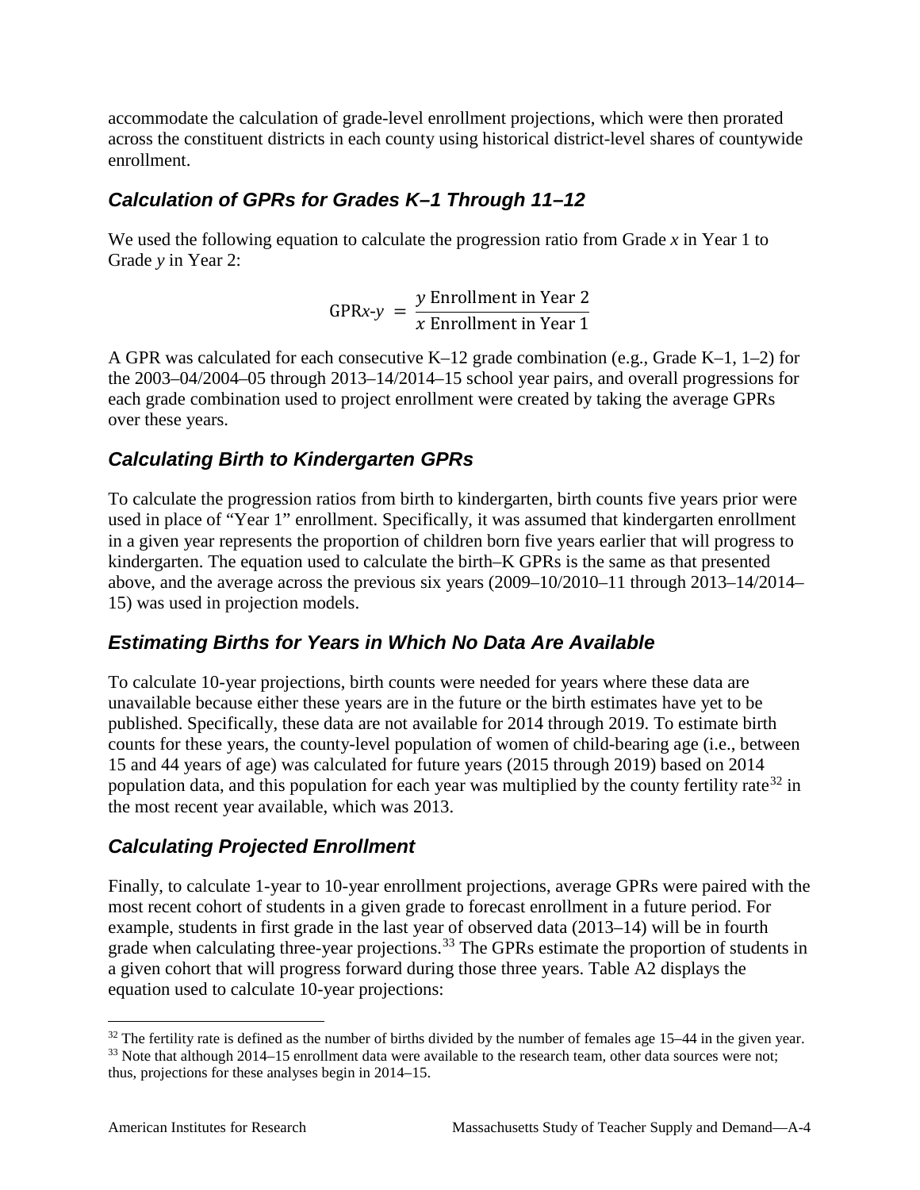accommodate the calculation of grade-level enrollment projections, which were then prorated across the constituent districts in each county using historical district-level shares of countywide enrollment.

### *Calculation of GPRs for Grades K–1 Through 11–12*

We used the following equation to calculate the progression ratio from Grade *x* in Year 1 to Grade *y* in Year 2:

$$\text{GPR}x\text{-}y = \frac{y \text{ Enrollment in Year 2}}{x \text{ Enrollment in Year 1}}$$

A GPR was calculated for each consecutive K–12 grade combination (e.g., Grade K–1, 1–2) for the 2003–04/2004–05 through 2013–14/2014–15 school year pairs, and overall progressions for each grade combination used to project enrollment were created by taking the average GPRs over these years.

### *Calculating Birth to Kindergarten GPRs*

To calculate the progression ratios from birth to kindergarten, birth counts five years prior were used in place of "Year 1" enrollment. Specifically, it was assumed that kindergarten enrollment in a given year represents the proportion of children born five years earlier that will progress to kindergarten. The equation used to calculate the birth–K GPRs is the same as that presented above, and the average across the previous six years (2009–10/2010–11 through 2013–14/2014–15) was used in projection models.

### *Estimating Births for Years in Which No Data Are Available*

To calculate 10-year projections, birth counts were needed for years where these data are unavailable because either these years are in the future or the birth estimates have yet to be published. Specifically, these data are not available for 2014 through 2019. To estimate birth counts for these years, the county-level population of women of child-bearing age (i.e., between 15 and 44 years of age) was calculated for future years (2015 through 2019) based on 2014 population data, and this population for each year was multiplied by the county fertility rate[32] in the most recent year available, which was 2013.

### *Calculating Projected Enrollment*

Finally, to calculate 1-year to 10-year enrollment projections, average GPRs were paired with the most recent cohort of students in a given grade to forecast enrollment in a future period. For example, students in first grade in the last year of observed data (2013–14) will be in fourth grade when calculating three-year projections.[33] The GPRs estimate the proportion of students in a given cohort that will progress forward during those three years. Table A2 displays the equation used to calculate 10-year projections:

---

[32] The fertility rate is defined as the number of births divided by the number of females age 15–44 in the given year.

[33] Note that although 2014–15 enrollment data were available to the research team, other data sources were not; thus, projections for these analyses begin in 2014–15.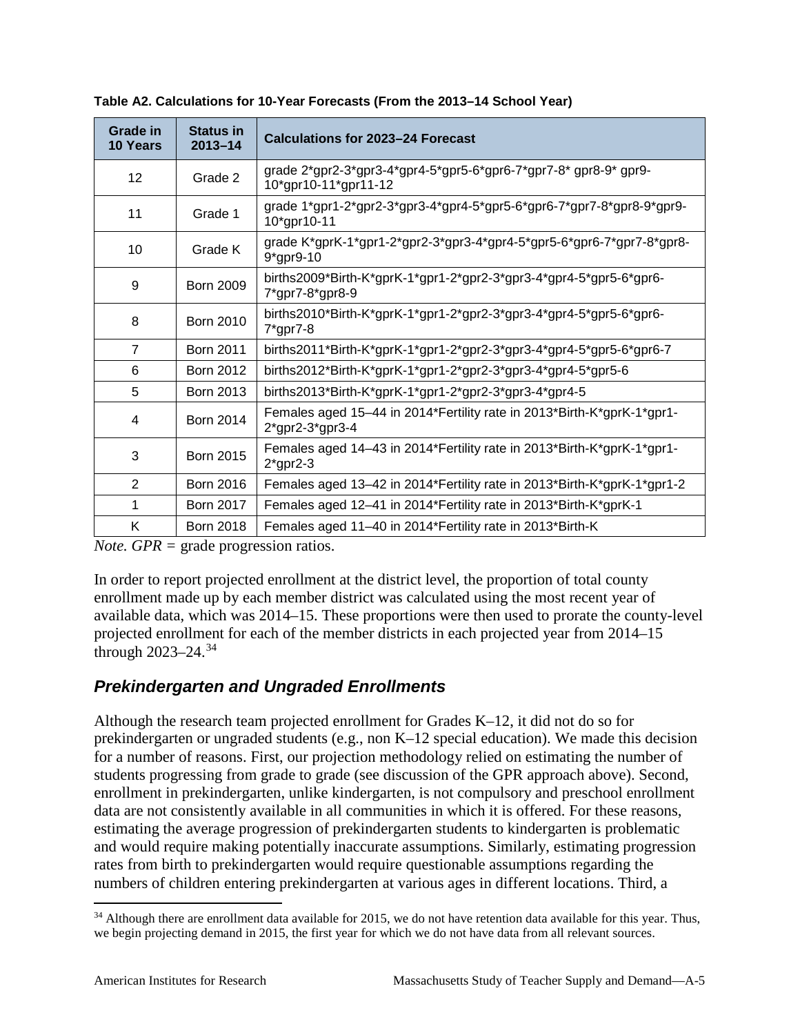**Table A2. Calculations for 10-Year Forecasts (From the 2013–14 School Year)**

| Grade in 10 Years | Status in 2013–14 | Calculations for 2023–24 Forecast |
|---|---|---|
| 12 | Grade 2 | grade 2*gpr2-3*gpr3-4*gpr4-5*gpr5-6*gpr6-7*gpr7-8* gpr8-9* gpr9-10*gpr10-11*gpr11-12 |
| 11 | Grade 1 | grade 1*gpr1-2*gpr2-3*gpr3-4*gpr4-5*gpr5-6*gpr6-7*gpr7-8*gpr8-9*gpr9-10*gpr10-11 |
| 10 | Grade K | grade K*gprK-1*gpr1-2*gpr2-3*gpr3-4*gpr4-5*gpr5-6*gpr6-7*gpr7-8*gpr8-9*gpr9-10 |
| 9 | Born 2009 | births2009*Birth-K*gprK-1*gpr1-2*gpr2-3*gpr3-4*gpr4-5*gpr5-6*gpr6-7*gpr7-8*gpr8-9 |
| 8 | Born 2010 | births2010*Birth-K*gprK-1*gpr1-2*gpr2-3*gpr3-4*gpr4-5*gpr5-6*gpr6-7*gpr7-8 |
| 7 | Born 2011 | births2011*Birth-K*gprK-1*gpr1-2*gpr2-3*gpr3-4*gpr4-5*gpr5-6*gpr6-7 |
| 6 | Born 2012 | births2012*Birth-K*gprK-1*gpr1-2*gpr2-3*gpr3-4*gpr4-5*gpr5-6 |
| 5 | Born 2013 | births2013*Birth-K*gprK-1*gpr1-2*gpr2-3*gpr3-4*gpr4-5 |
| 4 | Born 2014 | Females aged 15–44 in 2014*Fertility rate in 2013*Birth-K*gprK-1*gpr1-2*gpr2-3*gpr3-4 |
| 3 | Born 2015 | Females aged 14–43 in 2014*Fertility rate in 2013*Birth-K*gprK-1*gpr1-2*gpr2-3 |
| 2 | Born 2016 | Females aged 13–42 in 2014*Fertility rate in 2013*Birth-K*gprK-1*gpr1-2 |
| 1 | Born 2017 | Females aged 12–41 in 2014*Fertility rate in 2013*Birth-K*gprK-1 |
| K | Born 2018 | Females aged 11–40 in 2014*Fertility rate in 2013*Birth-K |

*Note. GPR =* grade progression ratios.

In order to report projected enrollment at the district level, the proportion of total county enrollment made up by each member district was calculated using the most recent year of available data, which was 2014–15. These proportions were then used to prorate the county-level projected enrollment for each of the member districts in each projected year from 2014–15 through 2023–24.[34]

## *Prekindergarten and Ungraded Enrollments*

Although the research team projected enrollment for Grades K–12, it did not do so for prekindergarten or ungraded students (e.g., non K–12 special education). We made this decision for a number of reasons. First, our projection methodology relied on estimating the number of students progressing from grade to grade (see discussion of the GPR approach above). Second, enrollment in prekindergarten, unlike kindergarten, is not compulsory and preschool enrollment data are not consistently available in all communities in which it is offered. For these reasons, estimating the average progression of prekindergarten students to kindergarten is problematic and would require making potentially inaccurate assumptions. Similarly, estimating progression rates from birth to prekindergarten would require questionable assumptions regarding the numbers of children entering prekindergarten at various ages in different locations. Third, a

[34] Although there are enrollment data available for 2015, we do not have retention data available for this year. Thus, we begin projecting demand in 2015, the first year for which we do not have data from all relevant sources.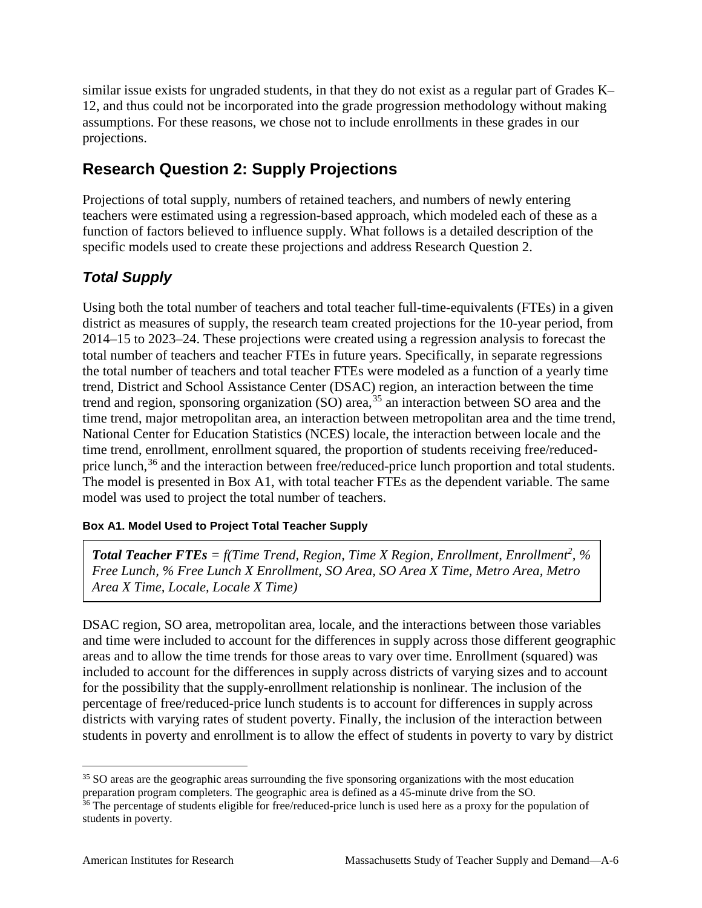similar issue exists for ungraded students, in that they do not exist as a regular part of Grades K–12, and thus could not be incorporated into the grade progression methodology without making assumptions. For these reasons, we chose not to include enrollments in these grades in our projections.

## Research Question 2: Supply Projections

Projections of total supply, numbers of retained teachers, and numbers of newly entering teachers were estimated using a regression-based approach, which modeled each of these as a function of factors believed to influence supply. What follows is a detailed description of the specific models used to create these projections and address Research Question 2.

### *Total Supply*

Using both the total number of teachers and total teacher full-time-equivalents (FTEs) in a given district as measures of supply, the research team created projections for the 10-year period, from 2014–15 to 2023–24. These projections were created using a regression analysis to forecast the total number of teachers and teacher FTEs in future years. Specifically, in separate regressions the total number of teachers and total teacher FTEs were modeled as a function of a yearly time trend, District and School Assistance Center (DSAC) region, an interaction between the time trend and region, sponsoring organization (SO) area,[35] an interaction between SO area and the time trend, major metropolitan area, an interaction between metropolitan area and the time trend, National Center for Education Statistics (NCES) locale, the interaction between locale and the time trend, enrollment, enrollment squared, the proportion of students receiving free/reduced-price lunch,[36] and the interaction between free/reduced-price lunch proportion and total students. The model is presented in Box A1, with total teacher FTEs as the dependent variable. The same model was used to project the total number of teachers.

#### Box A1. Model Used to Project Total Teacher Supply

> ***Total Teacher FTEs*** *= f(Time Trend, Region, Time X Region, Enrollment, Enrollment$^2$, % Free Lunch, % Free Lunch X Enrollment, SO Area, SO Area X Time, Metro Area, Metro Area X Time, Locale, Locale X Time)*

DSAC region, SO area, metropolitan area, locale, and the interactions between those variables and time were included to account for the differences in supply across those different geographic areas and to allow the time trends for those areas to vary over time. Enrollment (squared) was included to account for the differences in supply across districts of varying sizes and to account for the possibility that the supply-enrollment relationship is nonlinear. The inclusion of the percentage of free/reduced-price lunch students is to account for differences in supply across districts with varying rates of student poverty. Finally, the inclusion of the interaction between students in poverty and enrollment is to allow the effect of students in poverty to vary by district

[35] SO areas are the geographic areas surrounding the five sponsoring organizations with the most education preparation program completers. The geographic area is defined as a 45-minute drive from the SO.

[36] The percentage of students eligible for free/reduced-price lunch is used here as a proxy for the population of students in poverty.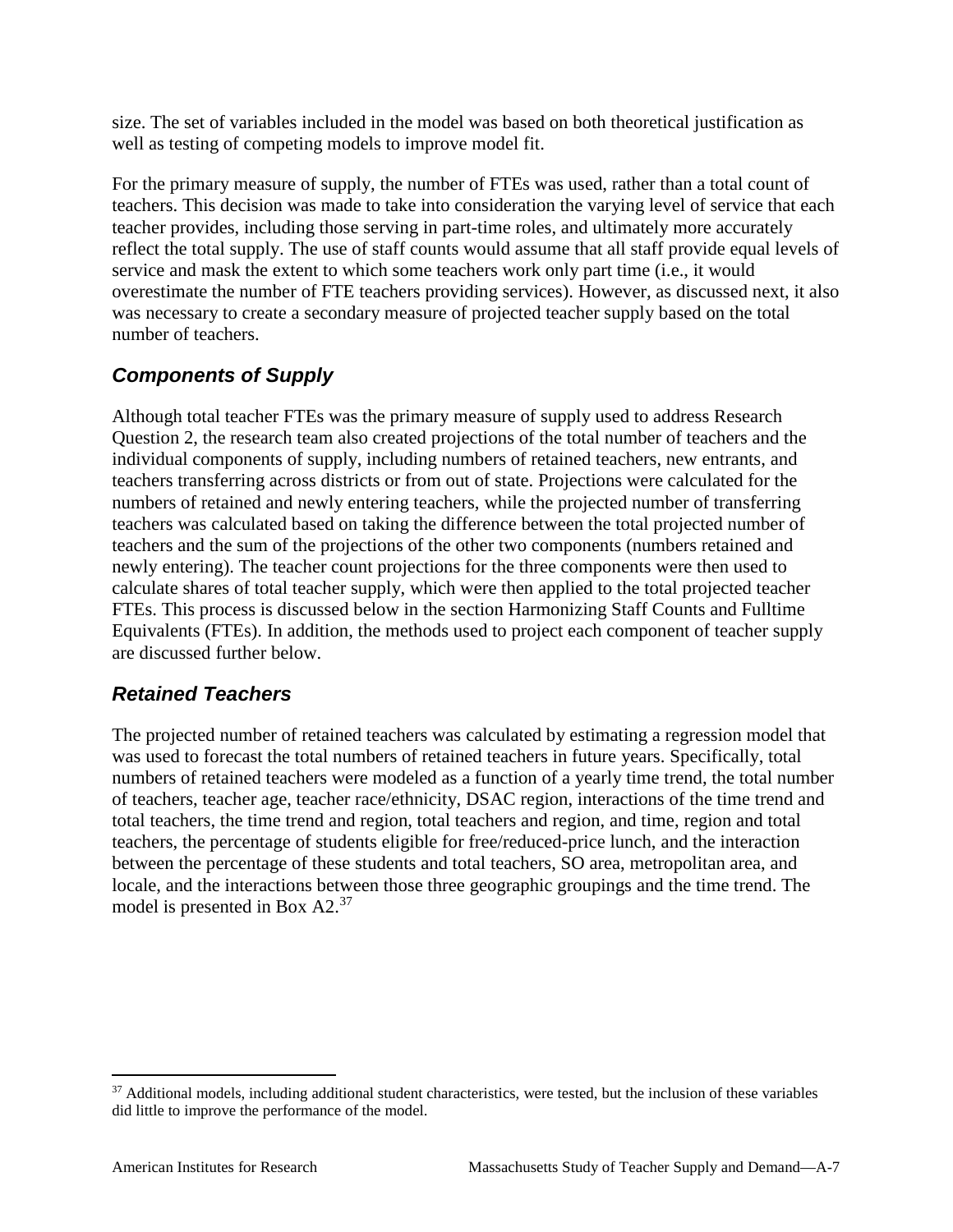size. The set of variables included in the model was based on both theoretical justification as well as testing of competing models to improve model fit.

For the primary measure of supply, the number of FTEs was used, rather than a total count of teachers. This decision was made to take into consideration the varying level of service that each teacher provides, including those serving in part-time roles, and ultimately more accurately reflect the total supply. The use of staff counts would assume that all staff provide equal levels of service and mask the extent to which some teachers work only part time (i.e., it would overestimate the number of FTE teachers providing services). However, as discussed next, it also was necessary to create a secondary measure of projected teacher supply based on the total number of teachers.

## *Components of Supply*

Although total teacher FTEs was the primary measure of supply used to address Research Question 2, the research team also created projections of the total number of teachers and the individual components of supply, including numbers of retained teachers, new entrants, and teachers transferring across districts or from out of state. Projections were calculated for the numbers of retained and newly entering teachers, while the projected number of transferring teachers was calculated based on taking the difference between the total projected number of teachers and the sum of the projections of the other two components (numbers retained and newly entering). The teacher count projections for the three components were then used to calculate shares of total teacher supply, which were then applied to the total projected teacher FTEs. This process is discussed below in the section Harmonizing Staff Counts and Fulltime Equivalents (FTEs). In addition, the methods used to project each component of teacher supply are discussed further below.

## *Retained Teachers*

The projected number of retained teachers was calculated by estimating a regression model that was used to forecast the total numbers of retained teachers in future years. Specifically, total numbers of retained teachers were modeled as a function of a yearly time trend, the total number of teachers, teacher age, teacher race/ethnicity, DSAC region, interactions of the time trend and total teachers, the time trend and region, total teachers and region, and time, region and total teachers, the percentage of students eligible for free/reduced-price lunch, and the interaction between the percentage of these students and total teachers, SO area, metropolitan area, and locale, and the interactions between those three geographic groupings and the time trend. The model is presented in Box A2.[37]

[37] Additional models, including additional student characteristics, were tested, but the inclusion of these variables did little to improve the performance of the model.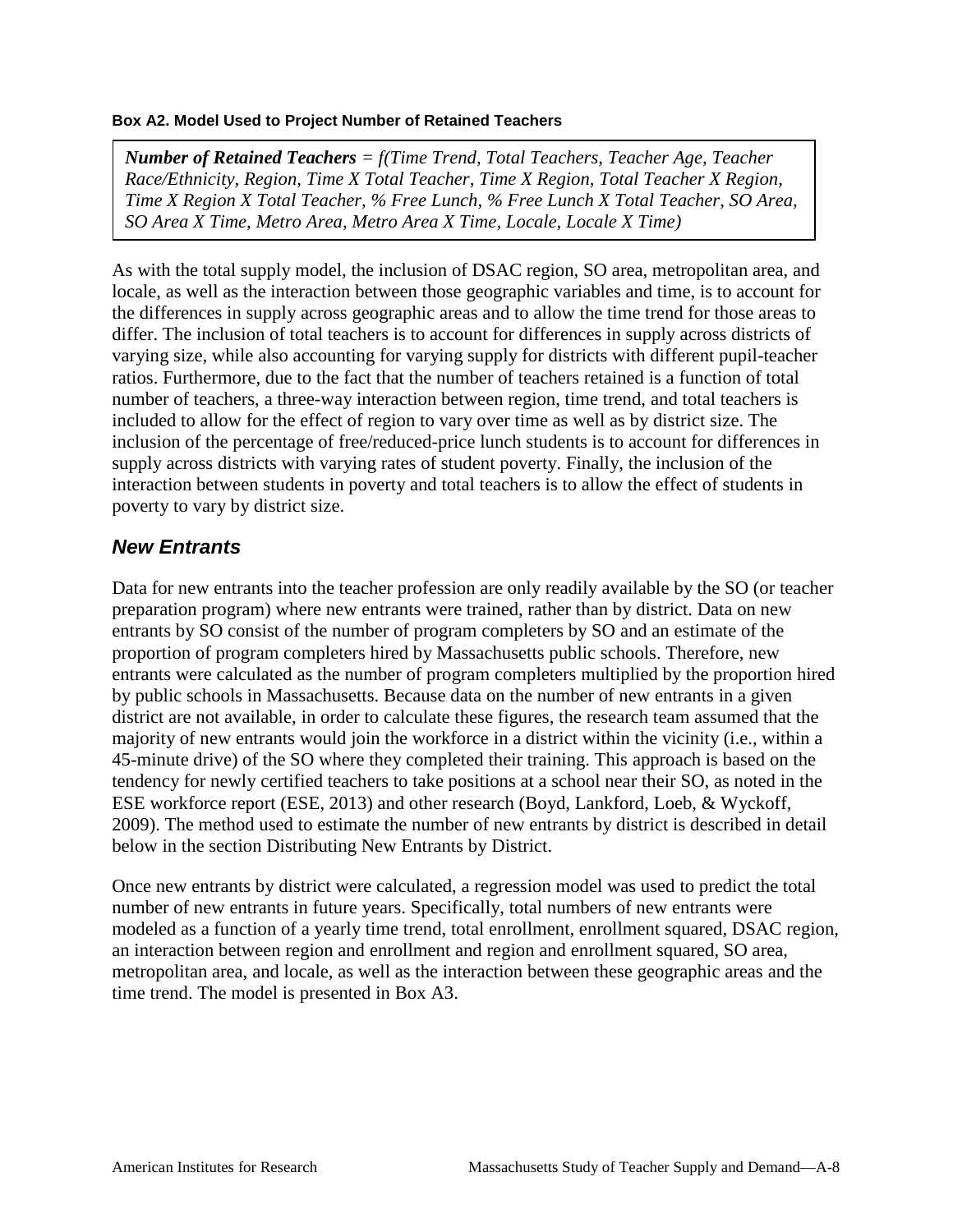**Box A2. Model Used to Project Number of Retained Teachers**

> ***Number of Retained Teachers** = f(Time Trend, Total Teachers, Teacher Age, Teacher Race/Ethnicity, Region, Time X Total Teacher, Time X Region, Total Teacher X Region, Time X Region X Total Teacher, % Free Lunch, % Free Lunch X Total Teacher, SO Area, SO Area X Time, Metro Area, Metro Area X Time, Locale, Locale X Time)*

As with the total supply model, the inclusion of DSAC region, SO area, metropolitan area, and locale, as well as the interaction between those geographic variables and time, is to account for the differences in supply across geographic areas and to allow the time trend for those areas to differ. The inclusion of total teachers is to account for differences in supply across districts of varying size, while also accounting for varying supply for districts with different pupil-teacher ratios. Furthermore, due to the fact that the number of teachers retained is a function of total number of teachers, a three-way interaction between region, time trend, and total teachers is included to allow for the effect of region to vary over time as well as by district size. The inclusion of the percentage of free/reduced-price lunch students is to account for differences in supply across districts with varying rates of student poverty. Finally, the inclusion of the interaction between students in poverty and total teachers is to allow the effect of students in poverty to vary by district size.

## *New Entrants*

Data for new entrants into the teacher profession are only readily available by the SO (or teacher preparation program) where new entrants were trained, rather than by district. Data on new entrants by SO consist of the number of program completers by SO and an estimate of the proportion of program completers hired by Massachusetts public schools. Therefore, new entrants were calculated as the number of program completers multiplied by the proportion hired by public schools in Massachusetts. Because data on the number of new entrants in a given district are not available, in order to calculate these figures, the research team assumed that the majority of new entrants would join the workforce in a district within the vicinity (i.e., within a 45-minute drive) of the SO where they completed their training. This approach is based on the tendency for newly certified teachers to take positions at a school near their SO, as noted in the ESE workforce report (ESE, 2013) and other research (Boyd, Lankford, Loeb, & Wyckoff, 2009). The method used to estimate the number of new entrants by district is described in detail below in the section Distributing New Entrants by District.

Once new entrants by district were calculated, a regression model was used to predict the total number of new entrants in future years. Specifically, total numbers of new entrants were modeled as a function of a yearly time trend, total enrollment, enrollment squared, DSAC region, an interaction between region and enrollment and region and enrollment squared, SO area, metropolitan area, and locale, as well as the interaction between these geographic areas and the time trend. The model is presented in Box A3.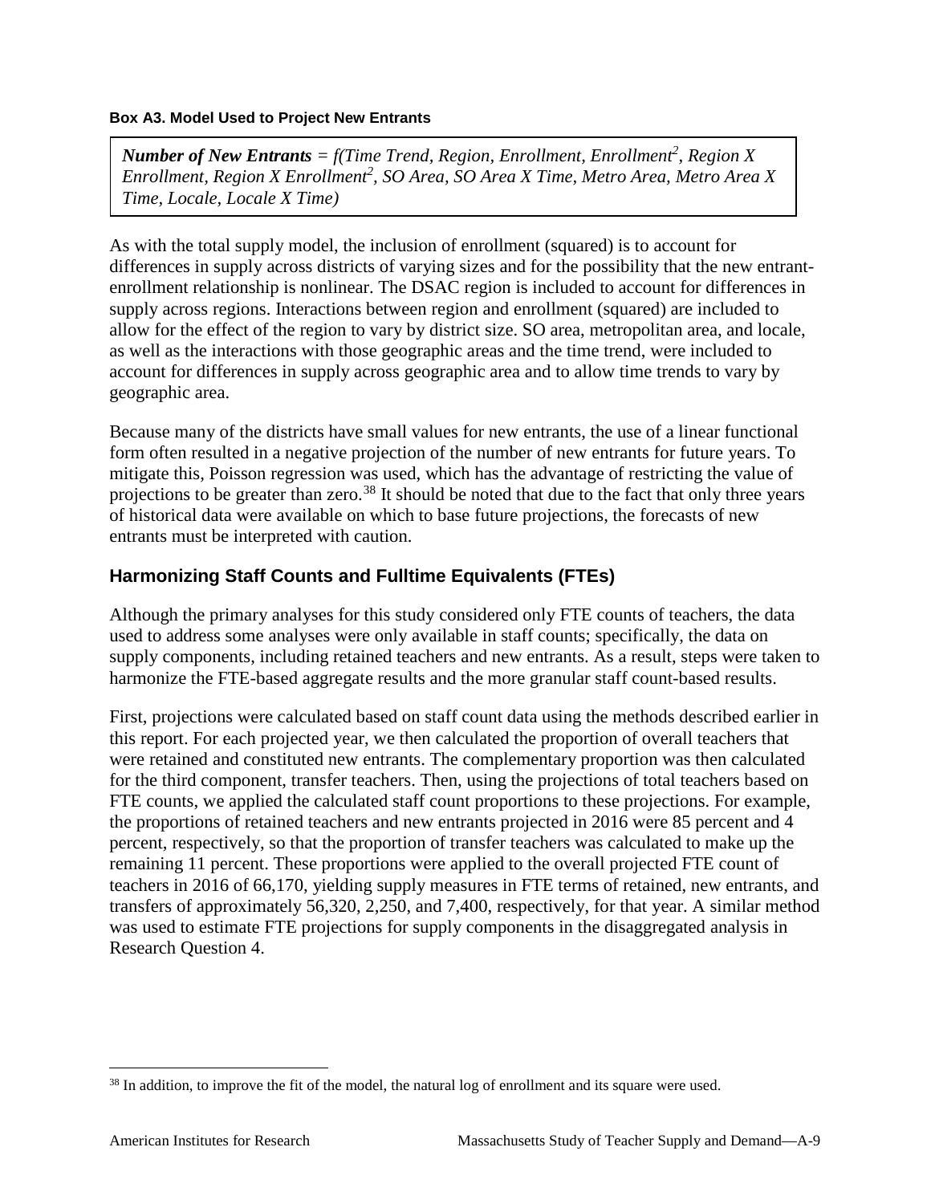**Box A3. Model Used to Project New Entrants**

> ***Number of New Entrants*** *= f(Time Trend, Region, Enrollment, Enrollment$^2$, Region X Enrollment, Region X Enrollment$^2$, SO Area, SO Area X Time, Metro Area, Metro Area X Time, Locale, Locale X Time)*

As with the total supply model, the inclusion of enrollment (squared) is to account for differences in supply across districts of varying sizes and for the possibility that the new entrant-enrollment relationship is nonlinear. The DSAC region is included to account for differences in supply across regions. Interactions between region and enrollment (squared) are included to allow for the effect of the region to vary by district size. SO area, metropolitan area, and locale, as well as the interactions with those geographic areas and the time trend, were included to account for differences in supply across geographic area and to allow time trends to vary by geographic area.

Because many of the districts have small values for new entrants, the use of a linear functional form often resulted in a negative projection of the number of new entrants for future years. To mitigate this, Poisson regression was used, which has the advantage of restricting the value of projections to be greater than zero.[38] It should be noted that due to the fact that only three years of historical data were available on which to base future projections, the forecasts of new entrants must be interpreted with caution.

## Harmonizing Staff Counts and Fulltime Equivalents (FTEs)

Although the primary analyses for this study considered only FTE counts of teachers, the data used to address some analyses were only available in staff counts; specifically, the data on supply components, including retained teachers and new entrants. As a result, steps were taken to harmonize the FTE-based aggregate results and the more granular staff count-based results.

First, projections were calculated based on staff count data using the methods described earlier in this report. For each projected year, we then calculated the proportion of overall teachers that were retained and constituted new entrants. The complementary proportion was then calculated for the third component, transfer teachers. Then, using the projections of total teachers based on FTE counts, we applied the calculated staff count proportions to these projections. For example, the proportions of retained teachers and new entrants projected in 2016 were 85 percent and 4 percent, respectively, so that the proportion of transfer teachers was calculated to make up the remaining 11 percent. These proportions were applied to the overall projected FTE count of teachers in 2016 of 66,170, yielding supply measures in FTE terms of retained, new entrants, and transfers of approximately 56,320, 2,250, and 7,400, respectively, for that year. A similar method was used to estimate FTE projections for supply components in the disaggregated analysis in Research Question 4.

---

[38] In addition, to improve the fit of the model, the natural log of enrollment and its square were used.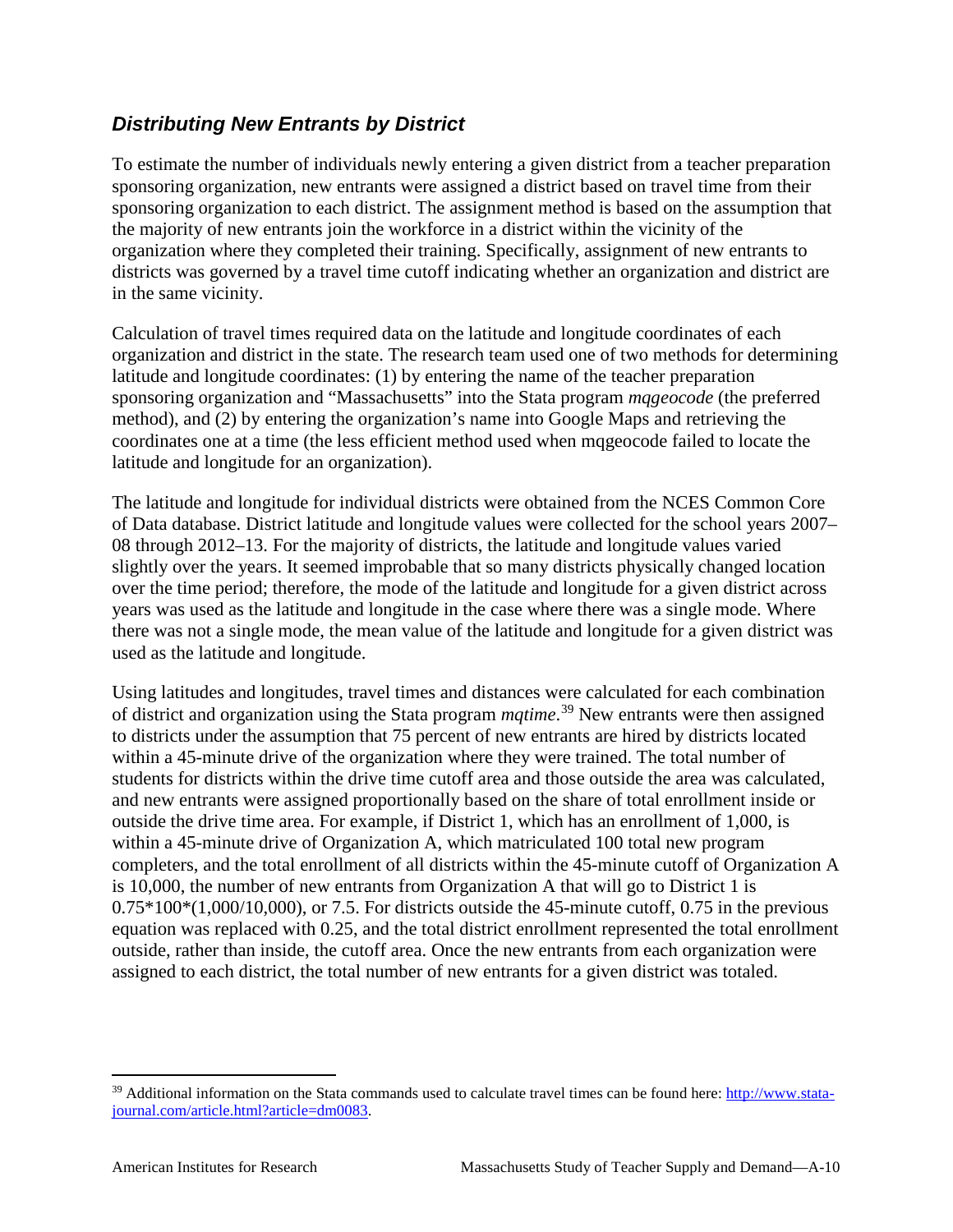### *Distributing New Entrants by District*

To estimate the number of individuals newly entering a given district from a teacher preparation sponsoring organization, new entrants were assigned a district based on travel time from their sponsoring organization to each district. The assignment method is based on the assumption that the majority of new entrants join the workforce in a district within the vicinity of the organization where they completed their training. Specifically, assignment of new entrants to districts was governed by a travel time cutoff indicating whether an organization and district are in the same vicinity.

Calculation of travel times required data on the latitude and longitude coordinates of each organization and district in the state. The research team used one of two methods for determining latitude and longitude coordinates: (1) by entering the name of the teacher preparation sponsoring organization and "Massachusetts" into the Stata program *mqgeocode* (the preferred method), and (2) by entering the organization's name into Google Maps and retrieving the coordinates one at a time (the less efficient method used when mqgeocode failed to locate the latitude and longitude for an organization).

The latitude and longitude for individual districts were obtained from the NCES Common Core of Data database. District latitude and longitude values were collected for the school years 2007–08 through 2012–13. For the majority of districts, the latitude and longitude values varied slightly over the years. It seemed improbable that so many districts physically changed location over the time period; therefore, the mode of the latitude and longitude for a given district across years was used as the latitude and longitude in the case where there was a single mode. Where there was not a single mode, the mean value of the latitude and longitude for a given district was used as the latitude and longitude.

Using latitudes and longitudes, travel times and distances were calculated for each combination of district and organization using the Stata program *mqtime*.[39] New entrants were then assigned to districts under the assumption that 75 percent of new entrants are hired by districts located within a 45-minute drive of the organization where they were trained. The total number of students for districts within the drive time cutoff area and those outside the area was calculated, and new entrants were assigned proportionally based on the share of total enrollment inside or outside the drive time area. For example, if District 1, which has an enrollment of 1,000, is within a 45-minute drive of Organization A, which matriculated 100 total new program completers, and the total enrollment of all districts within the 45-minute cutoff of Organization A is 10,000, the number of new entrants from Organization A that will go to District 1 is 0.75*100*(1,000/10,000), or 7.5. For districts outside the 45-minute cutoff, 0.75 in the previous equation was replaced with 0.25, and the total district enrollment represented the total enrollment outside, rather than inside, the cutoff area. Once the new entrants from each organization were assigned to each district, the total number of new entrants for a given district was totaled.

---

[39] Additional information on the Stata commands used to calculate travel times can be found here: [http://www.stata-journal.com/article.html?article=dm0083](http://www.stata-journal.com/article.html?article=dm0083).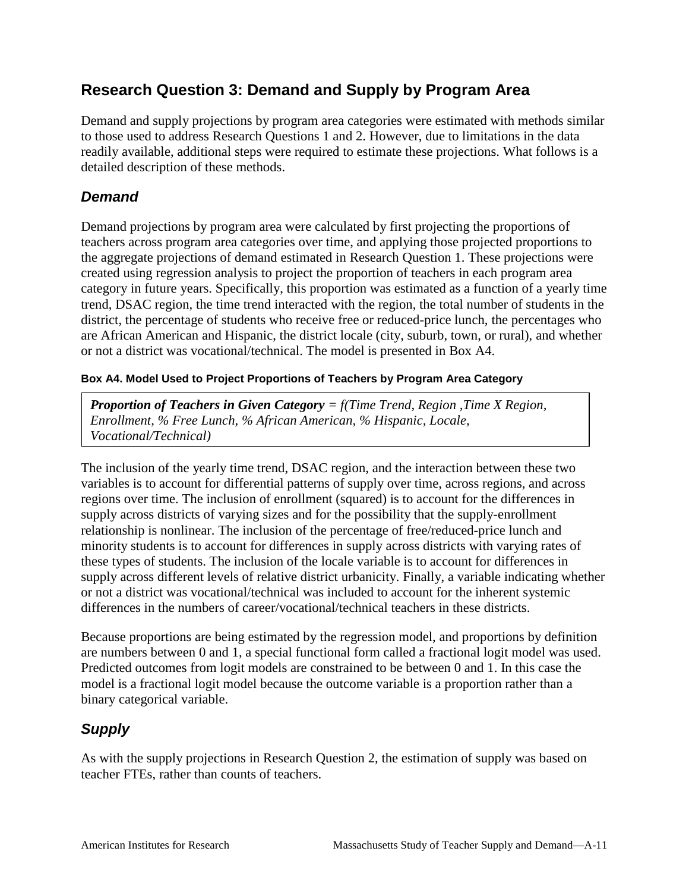## Research Question 3: Demand and Supply by Program Area

Demand and supply projections by program area categories were estimated with methods similar to those used to address Research Questions 1 and 2. However, due to limitations in the data readily available, additional steps were required to estimate these projections. What follows is a detailed description of these methods.

### *Demand*

Demand projections by program area were calculated by first projecting the proportions of teachers across program area categories over time, and applying those projected proportions to the aggregate projections of demand estimated in Research Question 1. These projections were created using regression analysis to project the proportion of teachers in each program area category in future years. Specifically, this proportion was estimated as a function of a yearly time trend, DSAC region, the time trend interacted with the region, the total number of students in the district, the percentage of students who receive free or reduced-price lunch, the percentages who are African American and Hispanic, the district locale (city, suburb, town, or rural), and whether or not a district was vocational/technical. The model is presented in Box A4.

#### Box A4. Model Used to Project Proportions of Teachers by Program Area Category

> ***Proportion of Teachers in Given Category*** *= f(Time Trend, Region ,Time X Region, Enrollment, % Free Lunch, % African American, % Hispanic, Locale, Vocational/Technical)*

The inclusion of the yearly time trend, DSAC region, and the interaction between these two variables is to account for differential patterns of supply over time, across regions, and across regions over time. The inclusion of enrollment (squared) is to account for the differences in supply across districts of varying sizes and for the possibility that the supply-enrollment relationship is nonlinear. The inclusion of the percentage of free/reduced-price lunch and minority students is to account for differences in supply across districts with varying rates of these types of students. The inclusion of the locale variable is to account for differences in supply across different levels of relative district urbanicity. Finally, a variable indicating whether or not a district was vocational/technical was included to account for the inherent systemic differences in the numbers of career/vocational/technical teachers in these districts.

Because proportions are being estimated by the regression model, and proportions by definition are numbers between 0 and 1, a special functional form called a fractional logit model was used. Predicted outcomes from logit models are constrained to be between 0 and 1. In this case the model is a fractional logit model because the outcome variable is a proportion rather than a binary categorical variable.

### *Supply*

As with the supply projections in Research Question 2, the estimation of supply was based on teacher FTEs, rather than counts of teachers.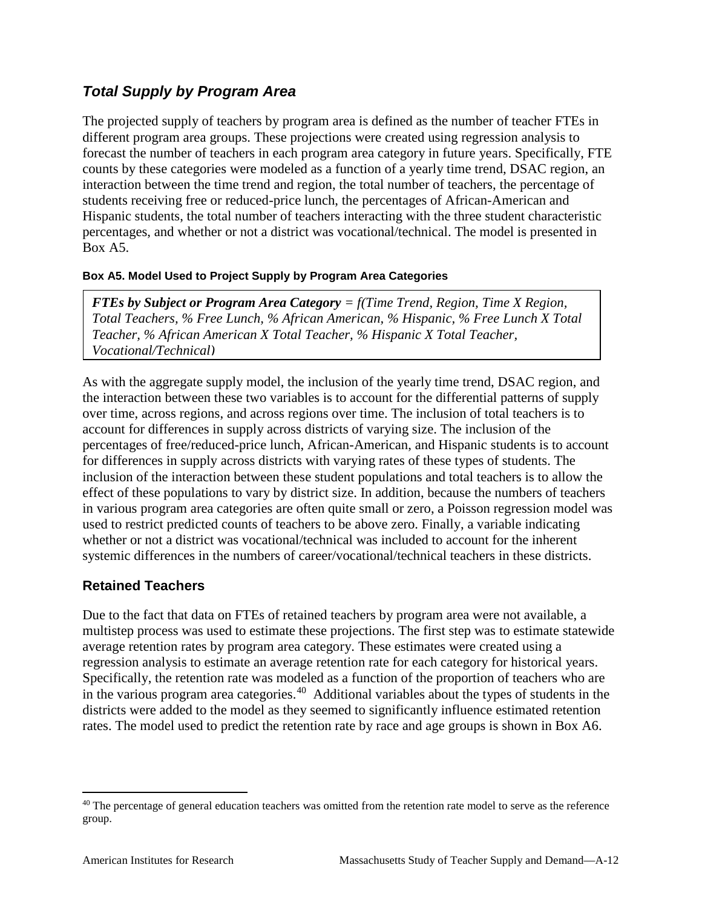### *Total Supply by Program Area*

The projected supply of teachers by program area is defined as the number of teacher FTEs in different program area groups. These projections were created using regression analysis to forecast the number of teachers in each program area category in future years. Specifically, FTE counts by these categories were modeled as a function of a yearly time trend, DSAC region, an interaction between the time trend and region, the total number of teachers, the percentage of students receiving free or reduced-price lunch, the percentages of African-American and Hispanic students, the total number of teachers interacting with the three student characteristic percentages, and whether or not a district was vocational/technical. The model is presented in Box A5.

**Box A5. Model Used to Project Supply by Program Area Categories**

> ***FTEs by Subject or Program Area Category*** *= f(Time Trend, Region, Time X Region, Total Teachers, % Free Lunch, % African American, % Hispanic, % Free Lunch X Total Teacher, % African American X Total Teacher, % Hispanic X Total Teacher, Vocational/Technical)*

As with the aggregate supply model, the inclusion of the yearly time trend, DSAC region, and the interaction between these two variables is to account for the differential patterns of supply over time, across regions, and across regions over time. The inclusion of total teachers is to account for differences in supply across districts of varying size. The inclusion of the percentages of free/reduced-price lunch, African-American, and Hispanic students is to account for differences in supply across districts with varying rates of these types of students. The inclusion of the interaction between these student populations and total teachers is to allow the effect of these populations to vary by district size. In addition, because the numbers of teachers in various program area categories are often quite small or zero, a Poisson regression model was used to restrict predicted counts of teachers to be above zero. Finally, a variable indicating whether or not a district was vocational/technical was included to account for the inherent systemic differences in the numbers of career/vocational/technical teachers in these districts.

## Retained Teachers

Due to the fact that data on FTEs of retained teachers by program area were not available, a multistep process was used to estimate these projections. The first step was to estimate statewide average retention rates by program area category. These estimates were created using a regression analysis to estimate an average retention rate for each category for historical years. Specifically, the retention rate was modeled as a function of the proportion of teachers who are in the various program area categories.[40] Additional variables about the types of students in the districts were added to the model as they seemed to significantly influence estimated retention rates. The model used to predict the retention rate by race and age groups is shown in Box A6.

[40] The percentage of general education teachers was omitted from the retention rate model to serve as the reference group.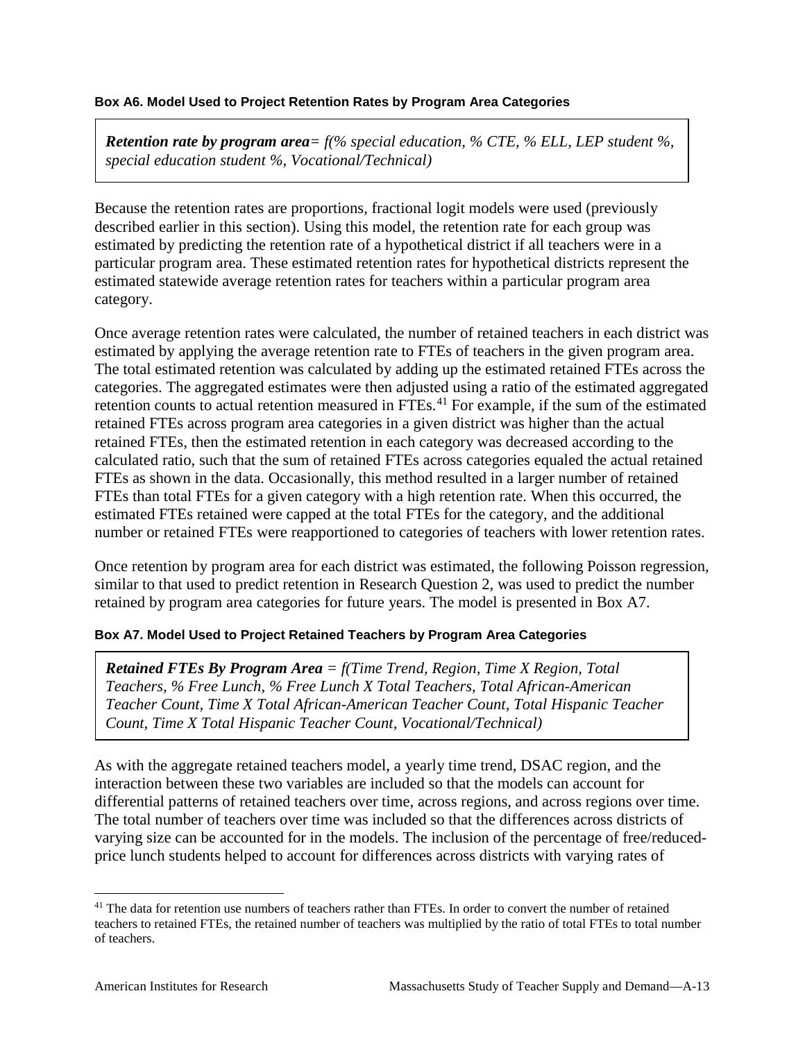#### Box A6. Model Used to Project Retention Rates by Program Area Categories

> ***Retention rate by program area****= f(% special education, % CTE, % ELL, LEP student %, special education student %, Vocational/Technical)*

Because the retention rates are proportions, fractional logit models were used (previously described earlier in this section). Using this model, the retention rate for each group was estimated by predicting the retention rate of a hypothetical district if all teachers were in a particular program area. These estimated retention rates for hypothetical districts represent the estimated statewide average retention rates for teachers within a particular program area category.

Once average retention rates were calculated, the number of retained teachers in each district was estimated by applying the average retention rate to FTEs of teachers in the given program area. The total estimated retention was calculated by adding up the estimated retained FTEs across the categories. The aggregated estimates were then adjusted using a ratio of the estimated aggregated retention counts to actual retention measured in FTEs.[41] For example, if the sum of the estimated retained FTEs across program area categories in a given district was higher than the actual retained FTEs, then the estimated retention in each category was decreased according to the calculated ratio, such that the sum of retained FTEs across categories equaled the actual retained FTEs as shown in the data. Occasionally, this method resulted in a larger number of retained FTEs than total FTEs for a given category with a high retention rate. When this occurred, the estimated FTEs retained were capped at the total FTEs for the category, and the additional number or retained FTEs were reapportioned to categories of teachers with lower retention rates.

Once retention by program area for each district was estimated, the following Poisson regression, similar to that used to predict retention in Research Question 2, was used to predict the number retained by program area categories for future years. The model is presented in Box A7.

#### Box A7. Model Used to Project Retained Teachers by Program Area Categories

> ***Retained FTEs By Program Area*** *= f(Time Trend, Region, Time X Region, Total Teachers, % Free Lunch, % Free Lunch X Total Teachers, Total African-American Teacher Count, Time X Total African-American Teacher Count, Total Hispanic Teacher Count, Time X Total Hispanic Teacher Count, Vocational/Technical)*

As with the aggregate retained teachers model, a yearly time trend, DSAC region, and the interaction between these two variables are included so that the models can account for differential patterns of retained teachers over time, across regions, and across regions over time. The total number of teachers over time was included so that the differences across districts of varying size can be accounted for in the models. The inclusion of the percentage of free/reduced-price lunch students helped to account for differences across districts with varying rates of

---

[41] The data for retention use numbers of teachers rather than FTEs. In order to convert the number of retained teachers to retained FTEs, the retained number of teachers was multiplied by the ratio of total FTEs to total number of teachers.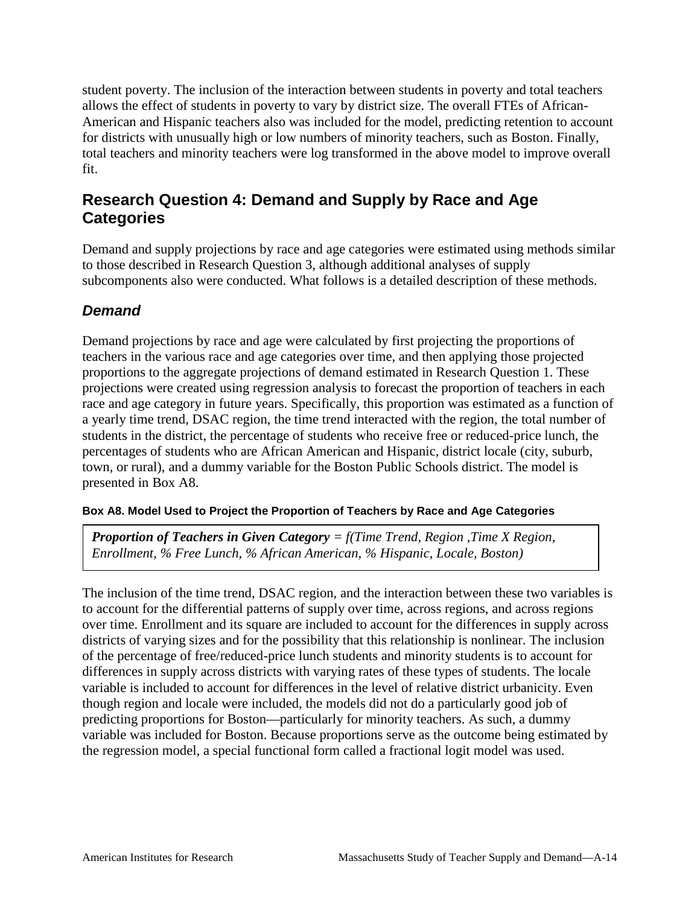student poverty. The inclusion of the interaction between students in poverty and total teachers allows the effect of students in poverty to vary by district size. The overall FTEs of African-American and Hispanic teachers also was included for the model, predicting retention to account for districts with unusually high or low numbers of minority teachers, such as Boston. Finally, total teachers and minority teachers were log transformed in the above model to improve overall fit.

## Research Question 4: Demand and Supply by Race and Age Categories

Demand and supply projections by race and age categories were estimated using methods similar to those described in Research Question 3, although additional analyses of supply subcomponents also were conducted. What follows is a detailed description of these methods.

### *Demand*

Demand projections by race and age were calculated by first projecting the proportions of teachers in the various race and age categories over time, and then applying those projected proportions to the aggregate projections of demand estimated in Research Question 1. These projections were created using regression analysis to forecast the proportion of teachers in each race and age category in future years. Specifically, this proportion was estimated as a function of a yearly time trend, DSAC region, the time trend interacted with the region, the total number of students in the district, the percentage of students who receive free or reduced-price lunch, the percentages of students who are African American and Hispanic, district locale (city, suburb, town, or rural), and a dummy variable for the Boston Public Schools district. The model is presented in Box A8.

**Box A8. Model Used to Project the Proportion of Teachers by Race and Age Categories**

> ***Proportion of Teachers in Given Category*** *= f(Time Trend, Region ,Time X Region, Enrollment, % Free Lunch, % African American, % Hispanic, Locale, Boston)*

The inclusion of the time trend, DSAC region, and the interaction between these two variables is to account for the differential patterns of supply over time, across regions, and across regions over time. Enrollment and its square are included to account for the differences in supply across districts of varying sizes and for the possibility that this relationship is nonlinear. The inclusion of the percentage of free/reduced-price lunch students and minority students is to account for differences in supply across districts with varying rates of these types of students. The locale variable is included to account for differences in the level of relative district urbanicity. Even though region and locale were included, the models did not do a particularly good job of predicting proportions for Boston—particularly for minority teachers. As such, a dummy variable was included for Boston. Because proportions serve as the outcome being estimated by the regression model, a special functional form called a fractional logit model was used.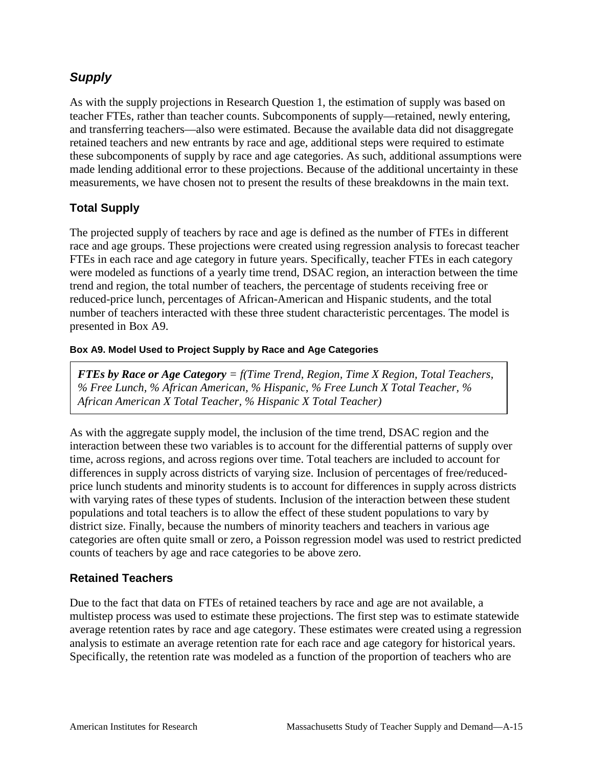## *Supply*

As with the supply projections in Research Question 1, the estimation of supply was based on teacher FTEs, rather than teacher counts. Subcomponents of supply—retained, newly entering, and transferring teachers—also were estimated. Because the available data did not disaggregate retained teachers and new entrants by race and age, additional steps were required to estimate these subcomponents of supply by race and age categories. As such, additional assumptions were made lending additional error to these projections. Because of the additional uncertainty in these measurements, we have chosen not to present the results of these breakdowns in the main text.

### Total Supply

The projected supply of teachers by race and age is defined as the number of FTEs in different race and age groups. These projections were created using regression analysis to forecast teacher FTEs in each race and age category in future years. Specifically, teacher FTEs in each category were modeled as functions of a yearly time trend, DSAC region, an interaction between the time trend and region, the total number of teachers, the percentage of students receiving free or reduced-price lunch, percentages of African-American and Hispanic students, and the total number of teachers interacted with these three student characteristic percentages. The model is presented in Box A9.

#### Box A9. Model Used to Project Supply by Race and Age Categories

> ***FTEs by Race or Age Category*** *= f(Time Trend, Region, Time X Region, Total Teachers, % Free Lunch, % African American, % Hispanic, % Free Lunch X Total Teacher, % African American X Total Teacher, % Hispanic X Total Teacher)*

As with the aggregate supply model, the inclusion of the time trend, DSAC region and the interaction between these two variables is to account for the differential patterns of supply over time, across regions, and across regions over time. Total teachers are included to account for differences in supply across districts of varying size. Inclusion of percentages of free/reduced-price lunch students and minority students is to account for differences in supply across districts with varying rates of these types of students. Inclusion of the interaction between these student populations and total teachers is to allow the effect of these student populations to vary by district size. Finally, because the numbers of minority teachers and teachers in various age categories are often quite small or zero, a Poisson regression model was used to restrict predicted counts of teachers by age and race categories to be above zero.

### Retained Teachers

Due to the fact that data on FTEs of retained teachers by race and age are not available, a multistep process was used to estimate these projections. The first step was to estimate statewide average retention rates by race and age category. These estimates were created using a regression analysis to estimate an average retention rate for each race and age category for historical years. Specifically, the retention rate was modeled as a function of the proportion of teachers who are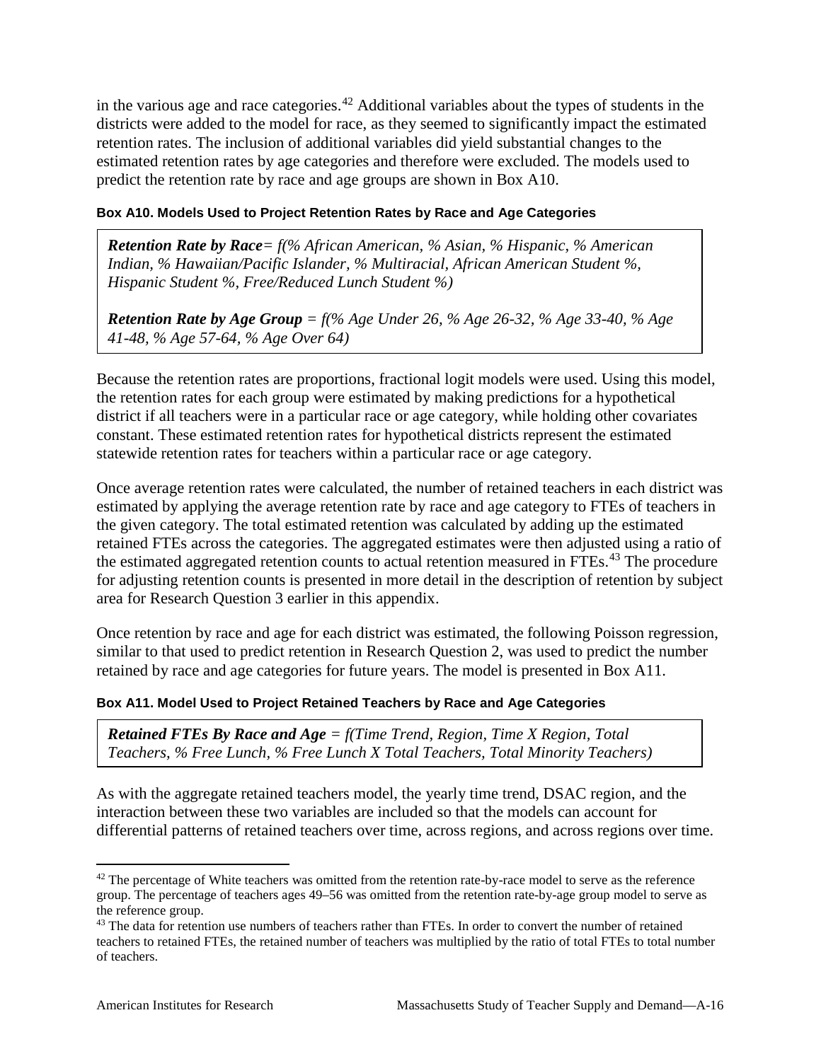in the various age and race categories.[42] Additional variables about the types of students in the districts were added to the model for race, as they seemed to significantly impact the estimated retention rates. The inclusion of additional variables did yield substantial changes to the estimated retention rates by age categories and therefore were excluded. The models used to predict the retention rate by race and age groups are shown in Box A10.

#### Box A10. Models Used to Project Retention Rates by Race and Age Categories

> ***Retention Rate by Race****= f(% African American, % Asian, % Hispanic, % American Indian, % Hawaiian/Pacific Islander, % Multiracial, African American Student %, Hispanic Student %, Free/Reduced Lunch Student %)*
>
> ***Retention Rate by Age Group*** *= f(% Age Under 26, % Age 26-32, % Age 33-40, % Age 41-48, % Age 57-64, % Age Over 64)*

Because the retention rates are proportions, fractional logit models were used. Using this model, the retention rates for each group were estimated by making predictions for a hypothetical district if all teachers were in a particular race or age category, while holding other covariates constant. These estimated retention rates for hypothetical districts represent the estimated statewide retention rates for teachers within a particular race or age category.

Once average retention rates were calculated, the number of retained teachers in each district was estimated by applying the average retention rate by race and age category to FTEs of teachers in the given category. The total estimated retention was calculated by adding up the estimated retained FTEs across the categories. The aggregated estimates were then adjusted using a ratio of the estimated aggregated retention counts to actual retention measured in FTEs.[43] The procedure for adjusting retention counts is presented in more detail in the description of retention by subject area for Research Question 3 earlier in this appendix.

Once retention by race and age for each district was estimated, the following Poisson regression, similar to that used to predict retention in Research Question 2, was used to predict the number retained by race and age categories for future years. The model is presented in Box A11.

#### Box A11. Model Used to Project Retained Teachers by Race and Age Categories

> ***Retained FTEs By Race and Age*** *= f(Time Trend, Region, Time X Region, Total Teachers, % Free Lunch, % Free Lunch X Total Teachers, Total Minority Teachers)*

As with the aggregate retained teachers model, the yearly time trend, DSAC region, and the interaction between these two variables are included so that the models can account for differential patterns of retained teachers over time, across regions, and across regions over time.

---

[42] The percentage of White teachers was omitted from the retention rate-by-race model to serve as the reference group. The percentage of teachers ages 49–56 was omitted from the retention rate-by-age group model to serve as the reference group.

[43] The data for retention use numbers of teachers rather than FTEs. In order to convert the number of retained teachers to retained FTEs, the retained number of teachers was multiplied by the ratio of total FTEs to total number of teachers.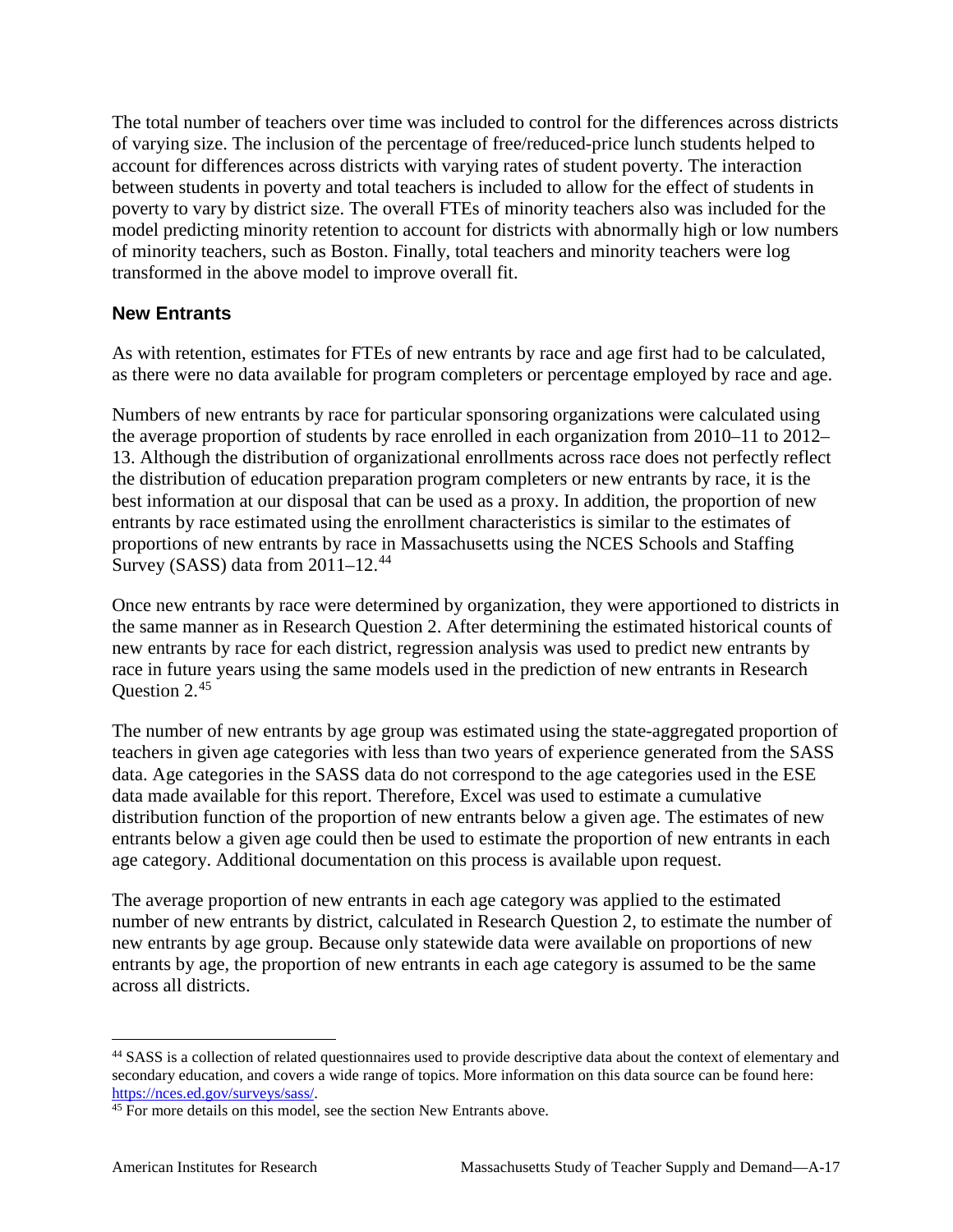The total number of teachers over time was included to control for the differences across districts of varying size. The inclusion of the percentage of free/reduced-price lunch students helped to account for differences across districts with varying rates of student poverty. The interaction between students in poverty and total teachers is included to allow for the effect of students in poverty to vary by district size. The overall FTEs of minority teachers also was included for the model predicting minority retention to account for districts with abnormally high or low numbers of minority teachers, such as Boston. Finally, total teachers and minority teachers were log transformed in the above model to improve overall fit.

### New Entrants

As with retention, estimates for FTEs of new entrants by race and age first had to be calculated, as there were no data available for program completers or percentage employed by race and age.

Numbers of new entrants by race for particular sponsoring organizations were calculated using the average proportion of students by race enrolled in each organization from 2010–11 to 2012–13. Although the distribution of organizational enrollments across race does not perfectly reflect the distribution of education preparation program completers or new entrants by race, it is the best information at our disposal that can be used as a proxy. In addition, the proportion of new entrants by race estimated using the enrollment characteristics is similar to the estimates of proportions of new entrants by race in Massachusetts using the NCES Schools and Staffing Survey (SASS) data from 2011–12.[44]

Once new entrants by race were determined by organization, they were apportioned to districts in the same manner as in Research Question 2. After determining the estimated historical counts of new entrants by race for each district, regression analysis was used to predict new entrants by race in future years using the same models used in the prediction of new entrants in Research Question 2.[45]

The number of new entrants by age group was estimated using the state-aggregated proportion of teachers in given age categories with less than two years of experience generated from the SASS data. Age categories in the SASS data do not correspond to the age categories used in the ESE data made available for this report. Therefore, Excel was used to estimate a cumulative distribution function of the proportion of new entrants below a given age. The estimates of new entrants below a given age could then be used to estimate the proportion of new entrants in each age category. Additional documentation on this process is available upon request.

The average proportion of new entrants in each age category was applied to the estimated number of new entrants by district, calculated in Research Question 2, to estimate the number of new entrants by age group. Because only statewide data were available on proportions of new entrants by age, the proportion of new entrants in each age category is assumed to be the same across all districts.

---

[44] SASS is a collection of related questionnaires used to provide descriptive data about the context of elementary and secondary education, and covers a wide range of topics. More information on this data source can be found here: https://nces.ed.gov/surveys/sass/.

[45] For more details on this model, see the section New Entrants above.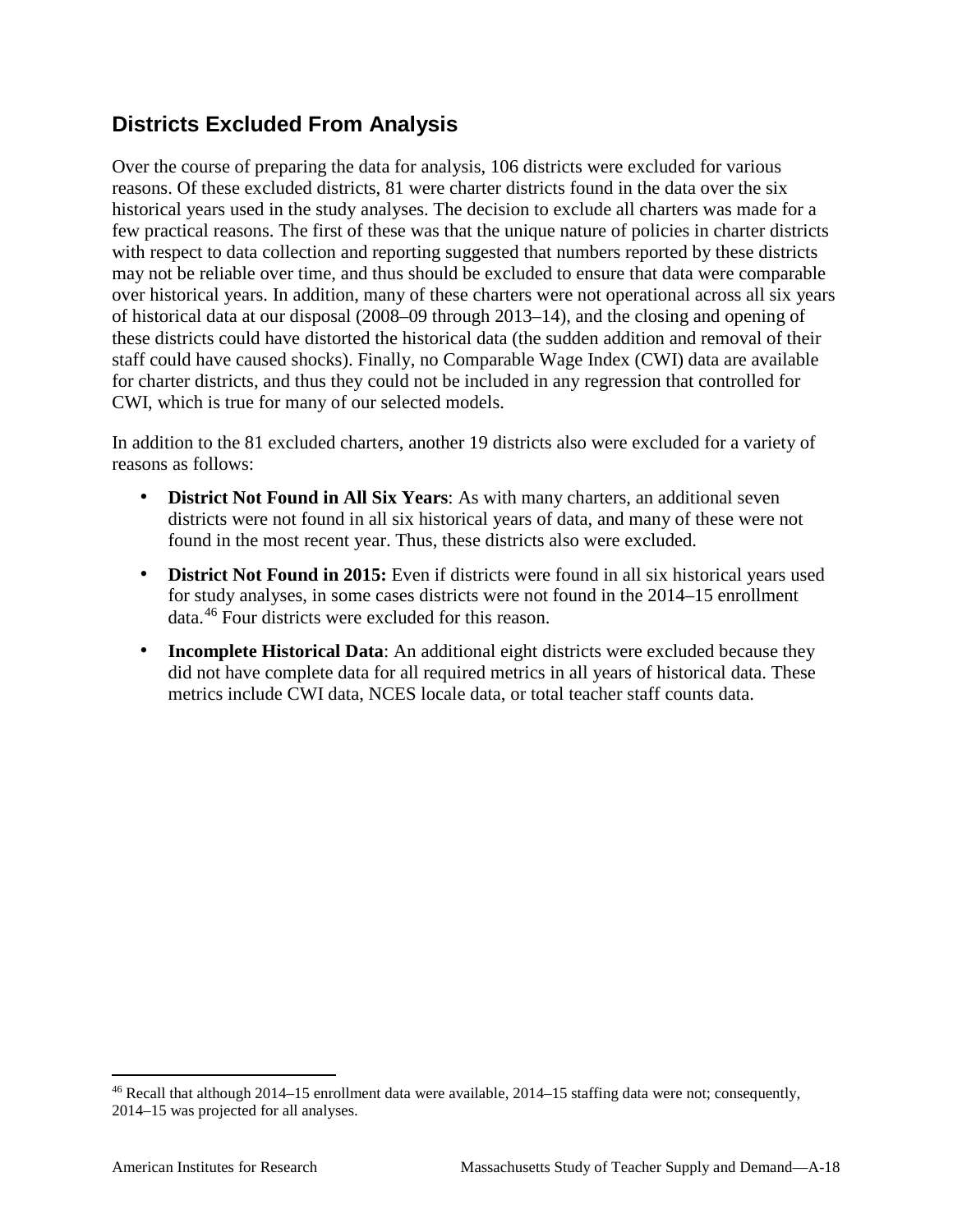## Districts Excluded From Analysis

Over the course of preparing the data for analysis, 106 districts were excluded for various reasons. Of these excluded districts, 81 were charter districts found in the data over the six historical years used in the study analyses. The decision to exclude all charters was made for a few practical reasons. The first of these was that the unique nature of policies in charter districts with respect to data collection and reporting suggested that numbers reported by these districts may not be reliable over time, and thus should be excluded to ensure that data were comparable over historical years. In addition, many of these charters were not operational across all six years of historical data at our disposal (2008–09 through 2013–14), and the closing and opening of these districts could have distorted the historical data (the sudden addition and removal of their staff could have caused shocks). Finally, no Comparable Wage Index (CWI) data are available for charter districts, and thus they could not be included in any regression that controlled for CWI, which is true for many of our selected models.

In addition to the 81 excluded charters, another 19 districts also were excluded for a variety of reasons as follows:

- **District Not Found in All Six Years**: As with many charters, an additional seven districts were not found in all six historical years of data, and many of these were not found in the most recent year. Thus, these districts also were excluded.
- **District Not Found in 2015:** Even if districts were found in all six historical years used for study analyses, in some cases districts were not found in the 2014–15 enrollment data.[46] Four districts were excluded for this reason.
- **Incomplete Historical Data**: An additional eight districts were excluded because they did not have complete data for all required metrics in all years of historical data. These metrics include CWI data, NCES locale data, or total teacher staff counts data.

[46] Recall that although 2014–15 enrollment data were available, 2014–15 staffing data were not; consequently, 2014–15 was projected for all analyses.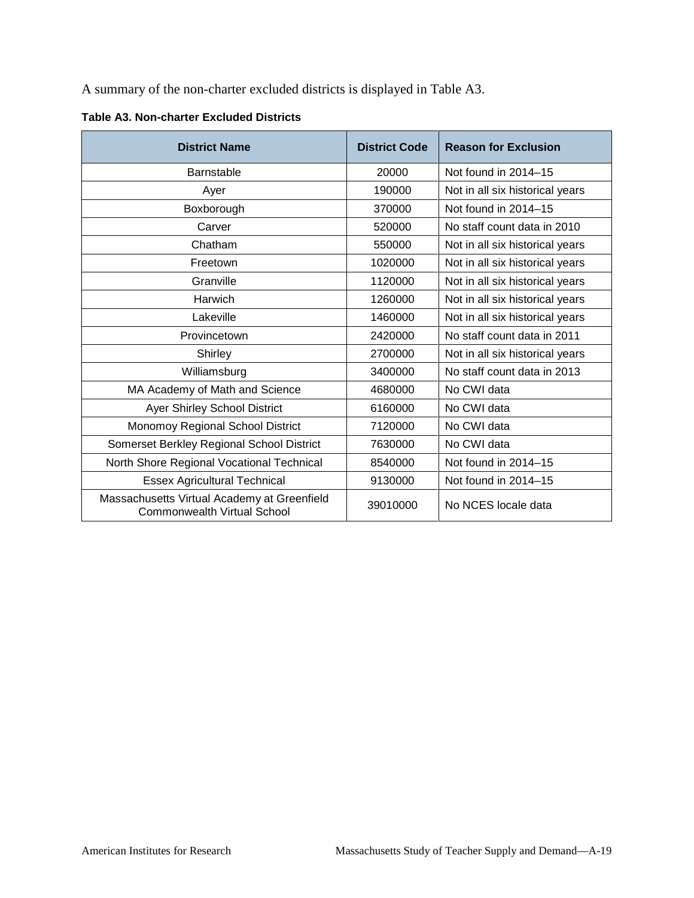A summary of the non-charter excluded districts is displayed in Table A3.

**Table A3. Non-charter Excluded Districts**

| District Name | District Code | Reason for Exclusion |
|---|---|---|
| Barnstable | 20000 | Not found in 2014–15 |
| Ayer | 190000 | Not in all six historical years |
| Boxborough | 370000 | Not found in 2014–15 |
| Carver | 520000 | No staff count data in 2010 |
| Chatham | 550000 | Not in all six historical years |
| Freetown | 1020000 | Not in all six historical years |
| Granville | 1120000 | Not in all six historical years |
| Harwich | 1260000 | Not in all six historical years |
| Lakeville | 1460000 | Not in all six historical years |
| Provincetown | 2420000 | No staff count data in 2011 |
| Shirley | 2700000 | Not in all six historical years |
| Williamsburg | 3400000 | No staff count data in 2013 |
| MA Academy of Math and Science | 4680000 | No CWI data |
| Ayer Shirley School District | 6160000 | No CWI data |
| Monomoy Regional School District | 7120000 | No CWI data |
| Somerset Berkley Regional School District | 7630000 | No CWI data |
| North Shore Regional Vocational Technical | 8540000 | Not found in 2014–15 |
| Essex Agricultural Technical | 9130000 | Not found in 2014–15 |
| Massachusetts Virtual Academy at Greenfield Commonwealth Virtual School | 39010000 | No NCES locale data |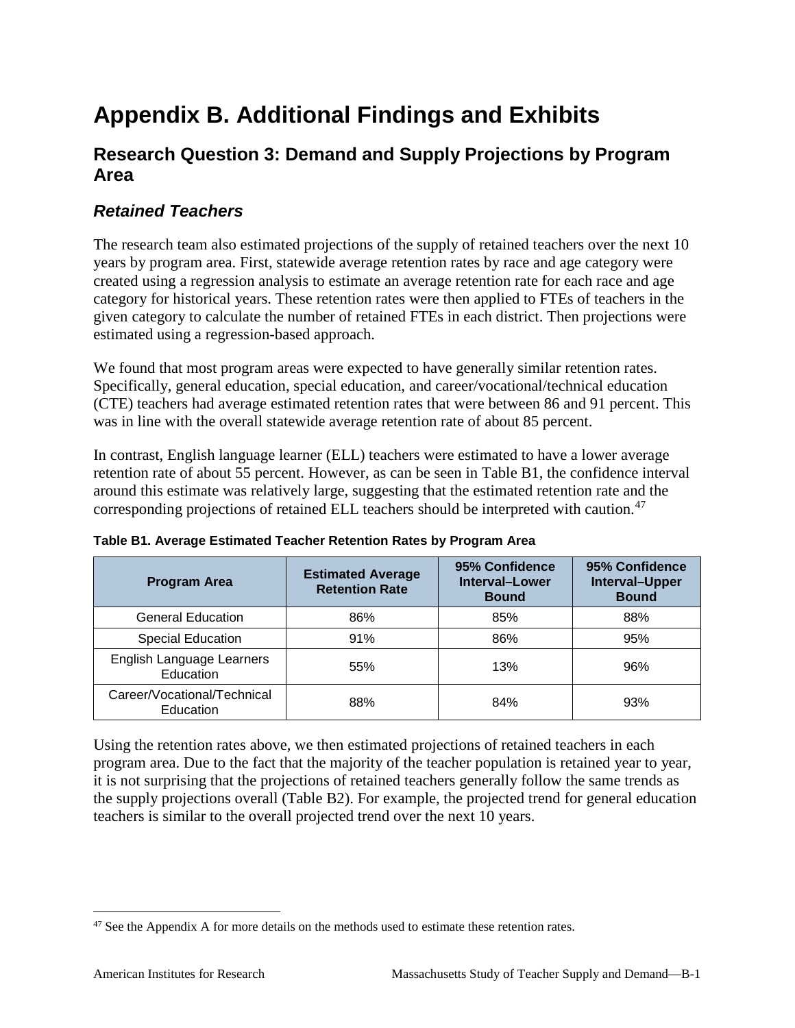# Appendix B. Additional Findings and Exhibits

## Research Question 3: Demand and Supply Projections by Program Area

### *Retained Teachers*

The research team also estimated projections of the supply of retained teachers over the next 10 years by program area. First, statewide average retention rates by race and age category were created using a regression analysis to estimate an average retention rate for each race and age category for historical years. These retention rates were then applied to FTEs of teachers in the given category to calculate the number of retained FTEs in each district. Then projections were estimated using a regression-based approach.

We found that most program areas were expected to have generally similar retention rates. Specifically, general education, special education, and career/vocational/technical education (CTE) teachers had average estimated retention rates that were between 86 and 91 percent. This was in line with the overall statewide average retention rate of about 85 percent.

In contrast, English language learner (ELL) teachers were estimated to have a lower average retention rate of about 55 percent. However, as can be seen in Table B1, the confidence interval around this estimate was relatively large, suggesting that the estimated retention rate and the corresponding projections of retained ELL teachers should be interpreted with caution.[47]

**Table B1. Average Estimated Teacher Retention Rates by Program Area**

| Program Area | Estimated Average Retention Rate | 95% Confidence Interval–Lower Bound | 95% Confidence Interval–Upper Bound |
|---|---|---|---|
| General Education | 86% | 85% | 88% |
| Special Education | 91% | 86% | 95% |
| English Language Learners Education | 55% | 13% | 96% |
| Career/Vocational/Technical Education | 88% | 84% | 93% |

Using the retention rates above, we then estimated projections of retained teachers in each program area. Due to the fact that the majority of the teacher population is retained year to year, it is not surprising that the projections of retained teachers generally follow the same trends as the supply projections overall (Table B2). For example, the projected trend for general education teachers is similar to the overall projected trend over the next 10 years.

---

[47] See the Appendix A for more details on the methods used to estimate these retention rates.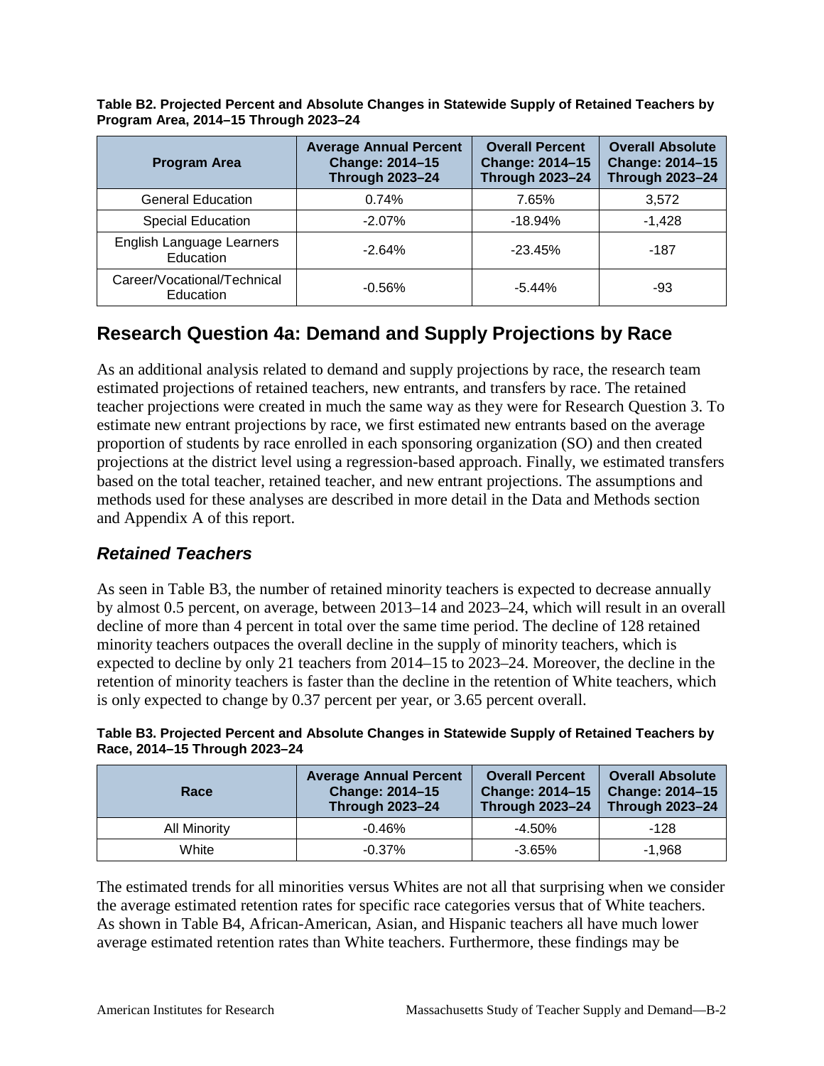**Table B2. Projected Percent and Absolute Changes in Statewide Supply of Retained Teachers by Program Area, 2014–15 Through 2023–24**

| Program Area | Average Annual Percent Change: 2014–15 Through 2023–24 | Overall Percent Change: 2014–15 Through 2023–24 | Overall Absolute Change: 2014–15 Through 2023–24 |
|---|---|---|---|
| General Education | 0.74% | 7.65% | 3,572 |
| Special Education | -2.07% | -18.94% | -1,428 |
| English Language Learners Education | -2.64% | -23.45% | -187 |
| Career/Vocational/Technical Education | -0.56% | -5.44% | -93 |

## Research Question 4a: Demand and Supply Projections by Race

As an additional analysis related to demand and supply projections by race, the research team estimated projections of retained teachers, new entrants, and transfers by race. The retained teacher projections were created in much the same way as they were for Research Question 3. To estimate new entrant projections by race, we first estimated new entrants based on the average proportion of students by race enrolled in each sponsoring organization (SO) and then created projections at the district level using a regression-based approach. Finally, we estimated transfers based on the total teacher, retained teacher, and new entrant projections. The assumptions and methods used for these analyses are described in more detail in the Data and Methods section and Appendix A of this report.

### *Retained Teachers*

As seen in Table B3, the number of retained minority teachers is expected to decrease annually by almost 0.5 percent, on average, between 2013–14 and 2023–24, which will result in an overall decline of more than 4 percent in total over the same time period. The decline of 128 retained minority teachers outpaces the overall decline in the supply of minority teachers, which is expected to decline by only 21 teachers from 2014–15 to 2023–24. Moreover, the decline in the retention of minority teachers is faster than the decline in the retention of White teachers, which is only expected to change by 0.37 percent per year, or 3.65 percent overall.

**Table B3. Projected Percent and Absolute Changes in Statewide Supply of Retained Teachers by Race, 2014–15 Through 2023–24**

| Race | Average Annual Percent Change: 2014–15 Through 2023–24 | Overall Percent Change: 2014–15 Through 2023–24 | Overall Absolute Change: 2014–15 Through 2023–24 |
|---|---|---|---|
| All Minority | -0.46% | -4.50% | -128 |
| White | -0.37% | -3.65% | -1,968 |

The estimated trends for all minorities versus Whites are not all that surprising when we consider the average estimated retention rates for specific race categories versus that of White teachers. As shown in Table B4, African-American, Asian, and Hispanic teachers all have much lower average estimated retention rates than White teachers. Furthermore, these findings may be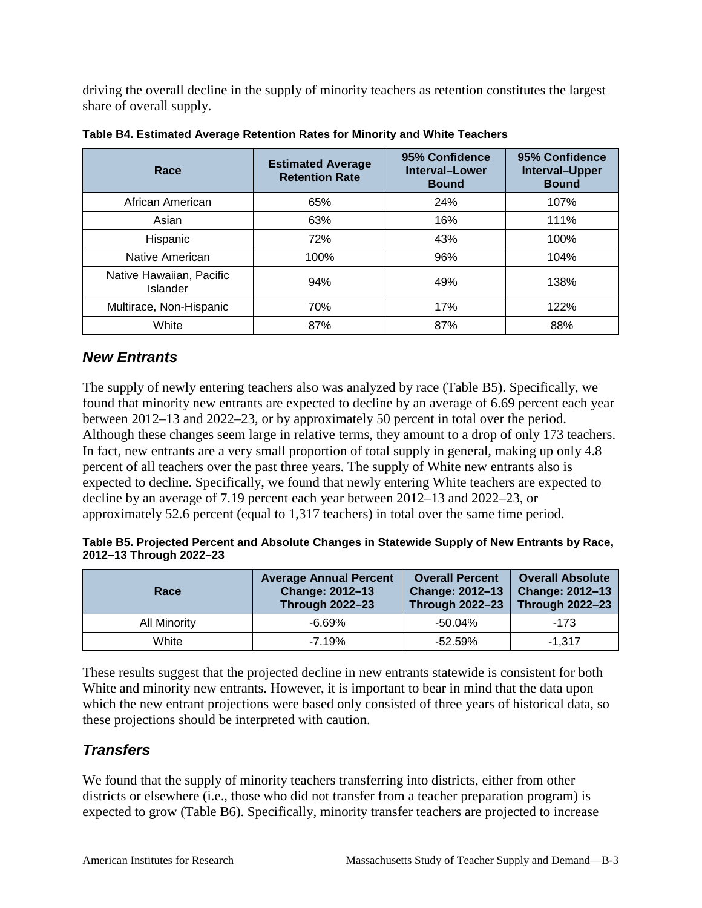driving the overall decline in the supply of minority teachers as retention constitutes the largest share of overall supply.

**Table B4. Estimated Average Retention Rates for Minority and White Teachers**

| Race | Estimated Average Retention Rate | 95% Confidence Interval–Lower Bound | 95% Confidence Interval–Upper Bound |
|---|---|---|---|
| African American | 65% | 24% | 107% |
| Asian | 63% | 16% | 111% |
| Hispanic | 72% | 43% | 100% |
| Native American | 100% | 96% | 104% |
| Native Hawaiian, Pacific Islander | 94% | 49% | 138% |
| Multirace, Non-Hispanic | 70% | 17% | 122% |
| White | 87% | 87% | 88% |

## *New Entrants*

The supply of newly entering teachers also was analyzed by race (Table B5). Specifically, we found that minority new entrants are expected to decline by an average of 6.69 percent each year between 2012–13 and 2022–23, or by approximately 50 percent in total over the period. Although these changes seem large in relative terms, they amount to a drop of only 173 teachers. In fact, new entrants are a very small proportion of total supply in general, making up only 4.8 percent of all teachers over the past three years. The supply of White new entrants also is expected to decline. Specifically, we found that newly entering White teachers are expected to decline by an average of 7.19 percent each year between 2012–13 and 2022–23, or approximately 52.6 percent (equal to 1,317 teachers) in total over the same time period.

**Table B5. Projected Percent and Absolute Changes in Statewide Supply of New Entrants by Race, 2012–13 Through 2022–23**

| Race | Average Annual Percent Change: 2012–13 Through 2022–23 | Overall Percent Change: 2012–13 Through 2022–23 | Overall Absolute Change: 2012–13 Through 2022–23 |
|---|---|---|---|
| All Minority | -6.69% | -50.04% | -173 |
| White | -7.19% | -52.59% | -1,317 |

These results suggest that the projected decline in new entrants statewide is consistent for both White and minority new entrants. However, it is important to bear in mind that the data upon which the new entrant projections were based only consisted of three years of historical data, so these projections should be interpreted with caution.

## *Transfers*

We found that the supply of minority teachers transferring into districts, either from other districts or elsewhere (i.e., those who did not transfer from a teacher preparation program) is expected to grow (Table B6). Specifically, minority transfer teachers are projected to increase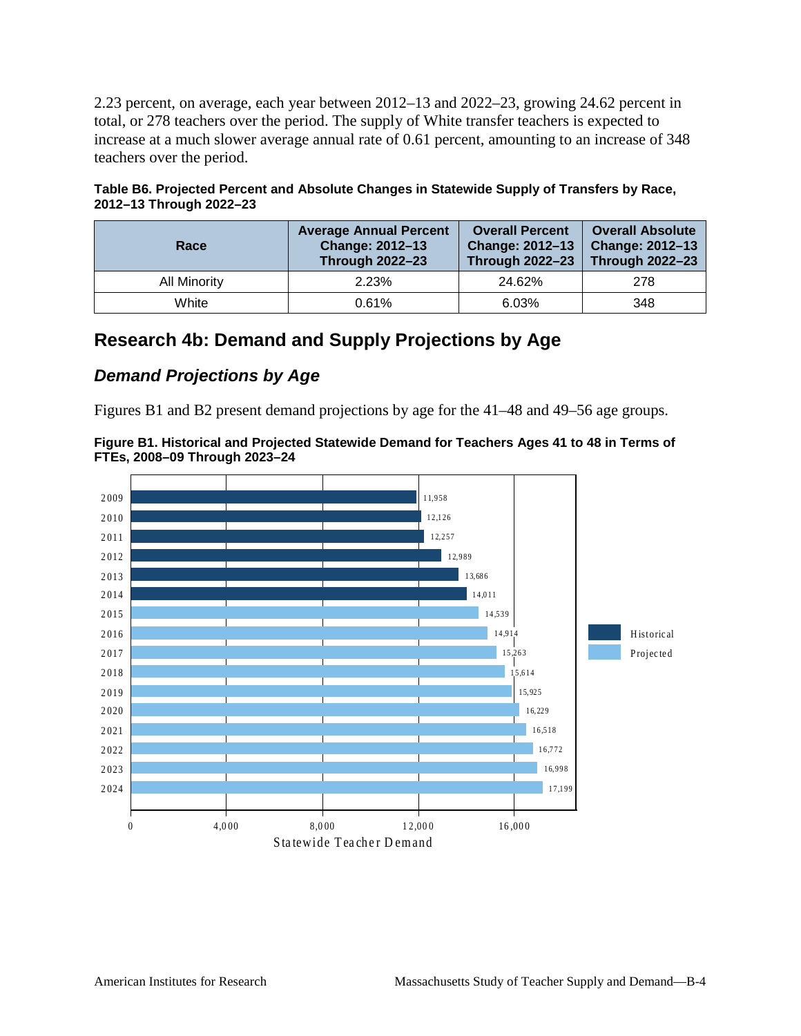2.23 percent, on average, each year between 2012–13 and 2022–23, growing 24.62 percent in total, or 278 teachers over the period. The supply of White transfer teachers is expected to increase at a much slower average annual rate of 0.61 percent, amounting to an increase of 348 teachers over the period.

**Table B6. Projected Percent and Absolute Changes in Statewide Supply of Transfers by Race, 2012–13 Through 2022–23**

| Race | Average Annual Percent Change: 2012–13 Through 2022–23 | Overall Percent Change: 2012–13 Through 2022–23 | Overall Absolute Change: 2012–13 Through 2022–23 |
|---|---|---|---|
| All Minority | 2.23% | 24.62% | 278 |
| White | 0.61% | 6.03% | 348 |

## Research 4b: Demand and Supply Projections by Age

### *Demand Projections by Age*

Figures B1 and B2 present demand projections by age for the 41–48 and 49–56 age groups.

**Figure B1. Historical and Projected Statewide Demand for Teachers Ages 41 to 48 in Terms of FTEs, 2008–09 Through 2023–24**

| Year | Statewide Teacher Demand | Type |
|---|---|---|
| 2009 | 11,958 | Historical |
| 2010 | 12,126 | Historical |
| 2011 | 12,257 | Historical |
| 2012 | 12,989 | Historical |
| 2013 | 13,686 | Historical |
| 2014 | 14,011 | Historical |
| 2015 | 14,539 | Projected |
| 2016 | 14,914 | Projected |
| 2017 | 15,263 | Projected |
| 2018 | 15,614 | Projected |
| 2019 | 15,925 | Projected |
| 2020 | 16,229 | Projected |
| 2021 | 16,518 | Projected |
| 2022 | 16,772 | Projected |
| 2023 | 16,998 | Projected |
| 2024 | 17,199 | Projected |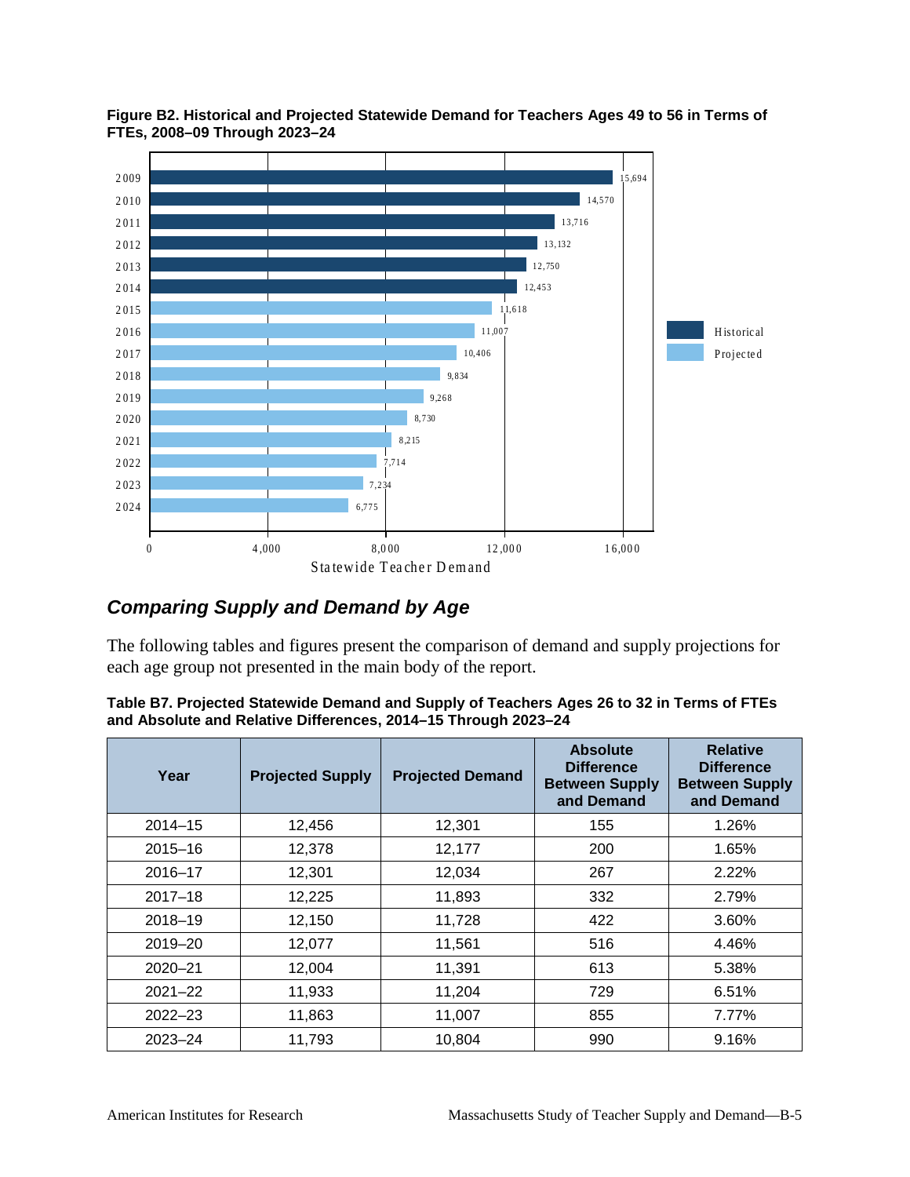**Figure B2. Historical and Projected Statewide Demand for Teachers Ages 49 to 56 in Terms of FTEs, 2008–09 Through 2023–24**

| Year | Statewide Teacher Demand | Type |
|---|---|---|
| 2009 | 15,694 | Historical |
| 2010 | 14,570 | Historical |
| 2011 | 13,716 | Historical |
| 2012 | 13,132 | Historical |
| 2013 | 12,750 | Historical |
| 2014 | 12,453 | Historical |
| 2015 | 11,618 | Projected |
| 2016 | 11,007 | Projected |
| 2017 | 10,406 | Projected |
| 2018 | 9,834 | Projected |
| 2019 | 9,268 | Projected |
| 2020 | 8,730 | Projected |
| 2021 | 8,215 | Projected |
| 2022 | 7,714 | Projected |
| 2023 | 7,234 | Projected |
| 2024 | 6,775 | Projected |

## *Comparing Supply and Demand by Age*

The following tables and figures present the comparison of demand and supply projections for each age group not presented in the main body of the report.

**Table B7. Projected Statewide Demand and Supply of Teachers Ages 26 to 32 in Terms of FTEs and Absolute and Relative Differences, 2014–15 Through 2023–24**

| Year | Projected Supply | Projected Demand | Absolute Difference Between Supply and Demand | Relative Difference Between Supply and Demand |
|---|---|---|---|---|
| 2014–15 | 12,456 | 12,301 | 155 | 1.26% |
| 2015–16 | 12,378 | 12,177 | 200 | 1.65% |
| 2016–17 | 12,301 | 12,034 | 267 | 2.22% |
| 2017–18 | 12,225 | 11,893 | 332 | 2.79% |
| 2018–19 | 12,150 | 11,728 | 422 | 3.60% |
| 2019–20 | 12,077 | 11,561 | 516 | 4.46% |
| 2020–21 | 12,004 | 11,391 | 613 | 5.38% |
| 2021–22 | 11,933 | 11,204 | 729 | 6.51% |
| 2022–23 | 11,863 | 11,007 | 855 | 7.77% |
| 2023–24 | 11,793 | 10,804 | 990 | 9.16% |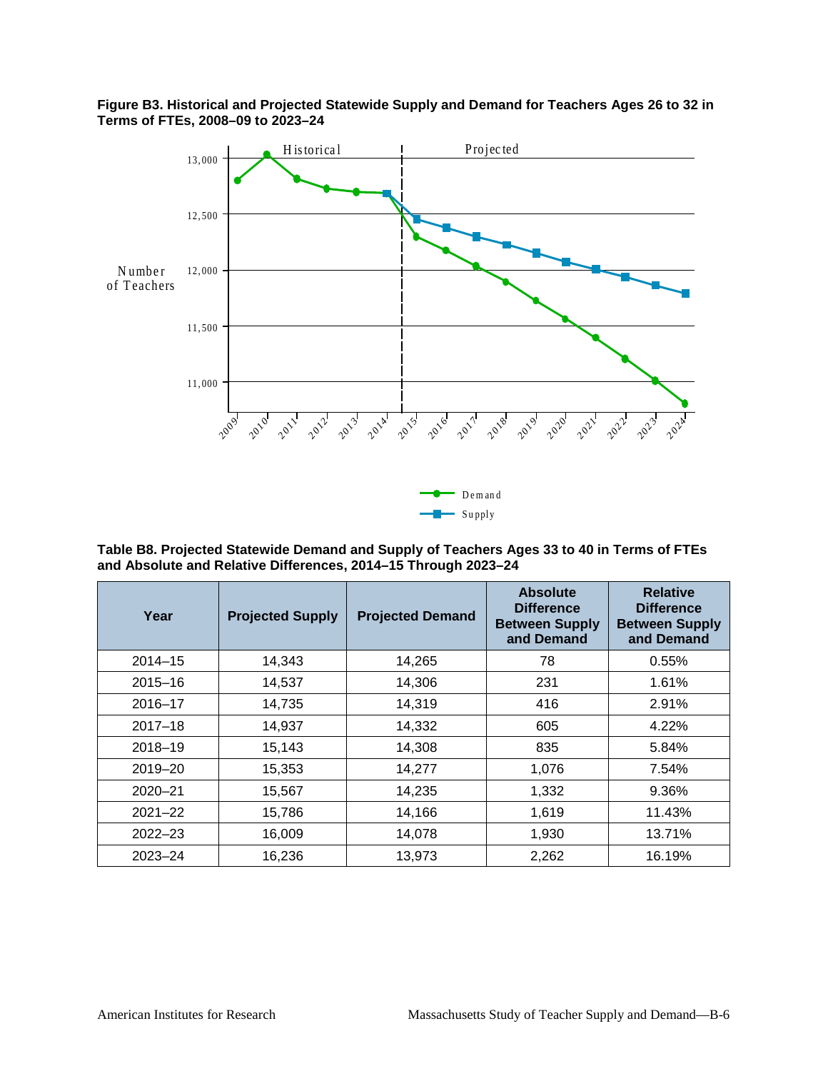**Figure B3. Historical and Projected Statewide Supply and Demand for Teachers Ages 26 to 32 in Terms of FTEs, 2008–09 to 2023–24**

**Table B8. Projected Statewide Demand and Supply of Teachers Ages 33 to 40 in Terms of FTEs and Absolute and Relative Differences, 2014–15 Through 2023–24**

| Year | Projected Supply | Projected Demand | Absolute Difference Between Supply and Demand | Relative Difference Between Supply and Demand |
|---|---|---|---|---|
| 2014–15 | 14,343 | 14,265 | 78 | 0.55% |
| 2015–16 | 14,537 | 14,306 | 231 | 1.61% |
| 2016–17 | 14,735 | 14,319 | 416 | 2.91% |
| 2017–18 | 14,937 | 14,332 | 605 | 4.22% |
| 2018–19 | 15,143 | 14,308 | 835 | 5.84% |
| 2019–20 | 15,353 | 14,277 | 1,076 | 7.54% |
| 2020–21 | 15,567 | 14,235 | 1,332 | 9.36% |
| 2021–22 | 15,786 | 14,166 | 1,619 | 11.43% |
| 2022–23 | 16,009 | 14,078 | 1,930 | 13.71% |
| 2023–24 | 16,236 | 13,973 | 2,262 | 16.19% |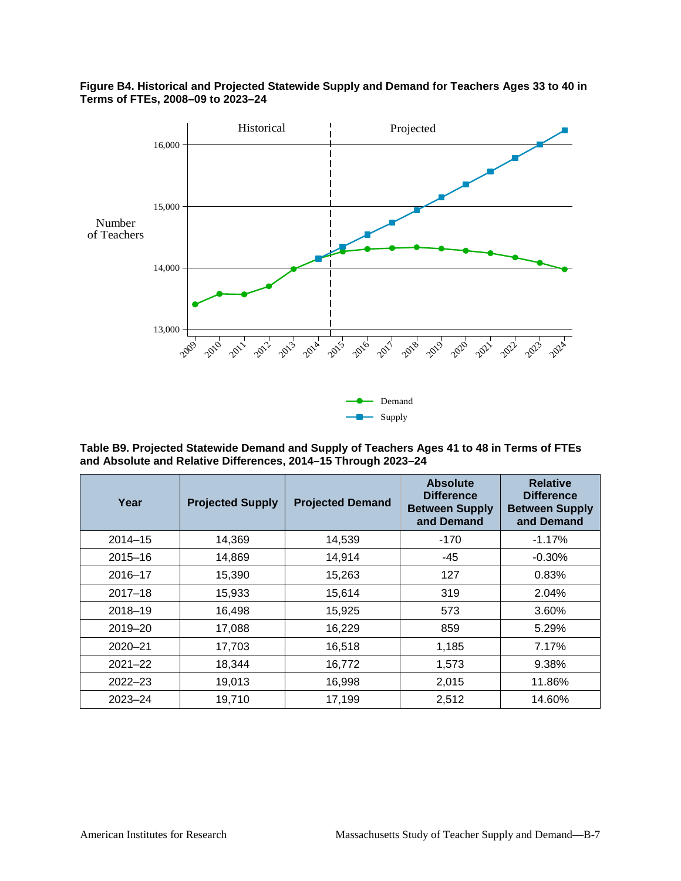**Figure B4. Historical and Projected Statewide Supply and Demand for Teachers Ages 33 to 40 in Terms of FTEs, 2008–09 to 2023–24**

**Table B9. Projected Statewide Demand and Supply of Teachers Ages 41 to 48 in Terms of FTEs and Absolute and Relative Differences, 2014–15 Through 2023–24**

| Year | Projected Supply | Projected Demand | Absolute Difference Between Supply and Demand | Relative Difference Between Supply and Demand |
|---|---|---|---|---|
| 2014–15 | 14,369 | 14,539 | -170 | -1.17% |
| 2015–16 | 14,869 | 14,914 | -45 | -0.30% |
| 2016–17 | 15,390 | 15,263 | 127 | 0.83% |
| 2017–18 | 15,933 | 15,614 | 319 | 2.04% |
| 2018–19 | 16,498 | 15,925 | 573 | 3.60% |
| 2019–20 | 17,088 | 16,229 | 859 | 5.29% |
| 2020–21 | 17,703 | 16,518 | 1,185 | 7.17% |
| 2021–22 | 18,344 | 16,772 | 1,573 | 9.38% |
| 2022–23 | 19,013 | 16,998 | 2,015 | 11.86% |
| 2023–24 | 19,710 | 17,199 | 2,512 | 14.60% |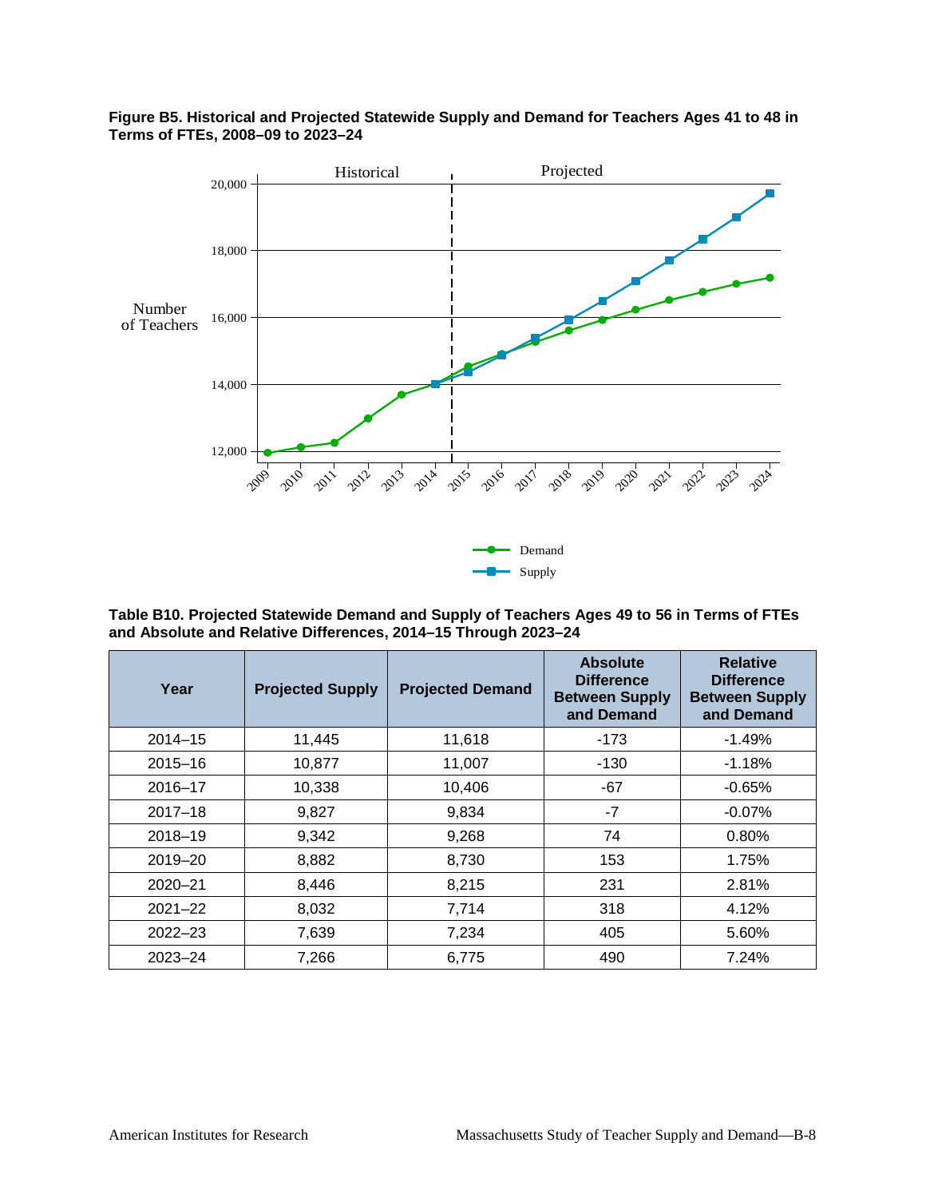**Figure B5. Historical and Projected Statewide Supply and Demand for Teachers Ages 41 to 48 in Terms of FTEs, 2008–09 to 2023–24**

**Table B10. Projected Statewide Demand and Supply of Teachers Ages 49 to 56 in Terms of FTEs and Absolute and Relative Differences, 2014–15 Through 2023–24**

| Year | Projected Supply | Projected Demand | Absolute Difference Between Supply and Demand | Relative Difference Between Supply and Demand |
|---|---|---|---|---|
| 2014–15 | 11,445 | 11,618 | -173 | -1.49% |
| 2015–16 | 10,877 | 11,007 | -130 | -1.18% |
| 2016–17 | 10,338 | 10,406 | -67 | -0.65% |
| 2017–18 | 9,827 | 9,834 | -7 | -0.07% |
| 2018–19 | 9,342 | 9,268 | 74 | 0.80% |
| 2019–20 | 8,882 | 8,730 | 153 | 1.75% |
| 2020–21 | 8,446 | 8,215 | 231 | 2.81% |
| 2021–22 | 8,032 | 7,714 | 318 | 4.12% |
| 2022–23 | 7,639 | 7,234 | 405 | 5.60% |
| 2023–24 | 7,266 | 6,775 | 490 | 7.24% |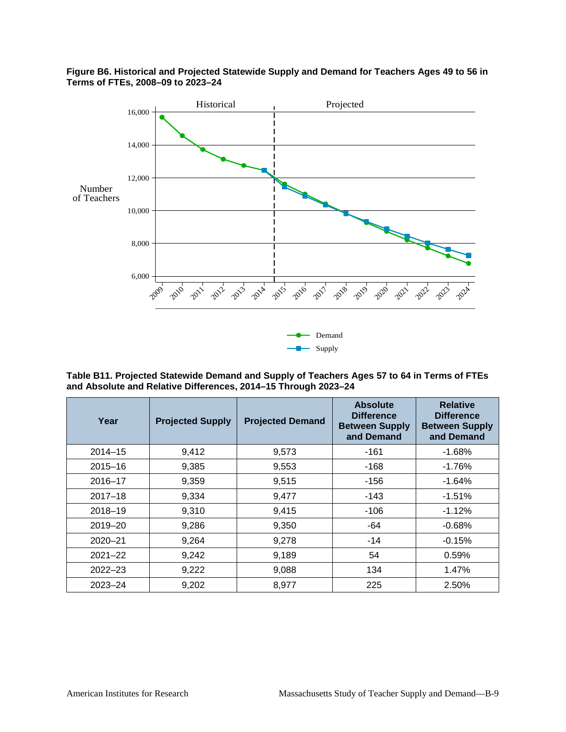**Figure B6. Historical and Projected Statewide Supply and Demand for Teachers Ages 49 to 56 in Terms of FTEs, 2008–09 to 2023–24**

**Table B11. Projected Statewide Demand and Supply of Teachers Ages 57 to 64 in Terms of FTEs and Absolute and Relative Differences, 2014–15 Through 2023–24**

| Year | Projected Supply | Projected Demand | Absolute Difference Between Supply and Demand | Relative Difference Between Supply and Demand |
|---|---|---|---|---|
| 2014–15 | 9,412 | 9,573 | -161 | -1.68% |
| 2015–16 | 9,385 | 9,553 | -168 | -1.76% |
| 2016–17 | 9,359 | 9,515 | -156 | -1.64% |
| 2017–18 | 9,334 | 9,477 | -143 | -1.51% |
| 2018–19 | 9,310 | 9,415 | -106 | -1.12% |
| 2019–20 | 9,286 | 9,350 | -64 | -0.68% |
| 2020–21 | 9,264 | 9,278 | -14 | -0.15% |
| 2021–22 | 9,242 | 9,189 | 54 | 0.59% |
| 2022–23 | 9,222 | 9,088 | 134 | 1.47% |
| 2023–24 | 9,202 | 8,977 | 225 | 2.50% |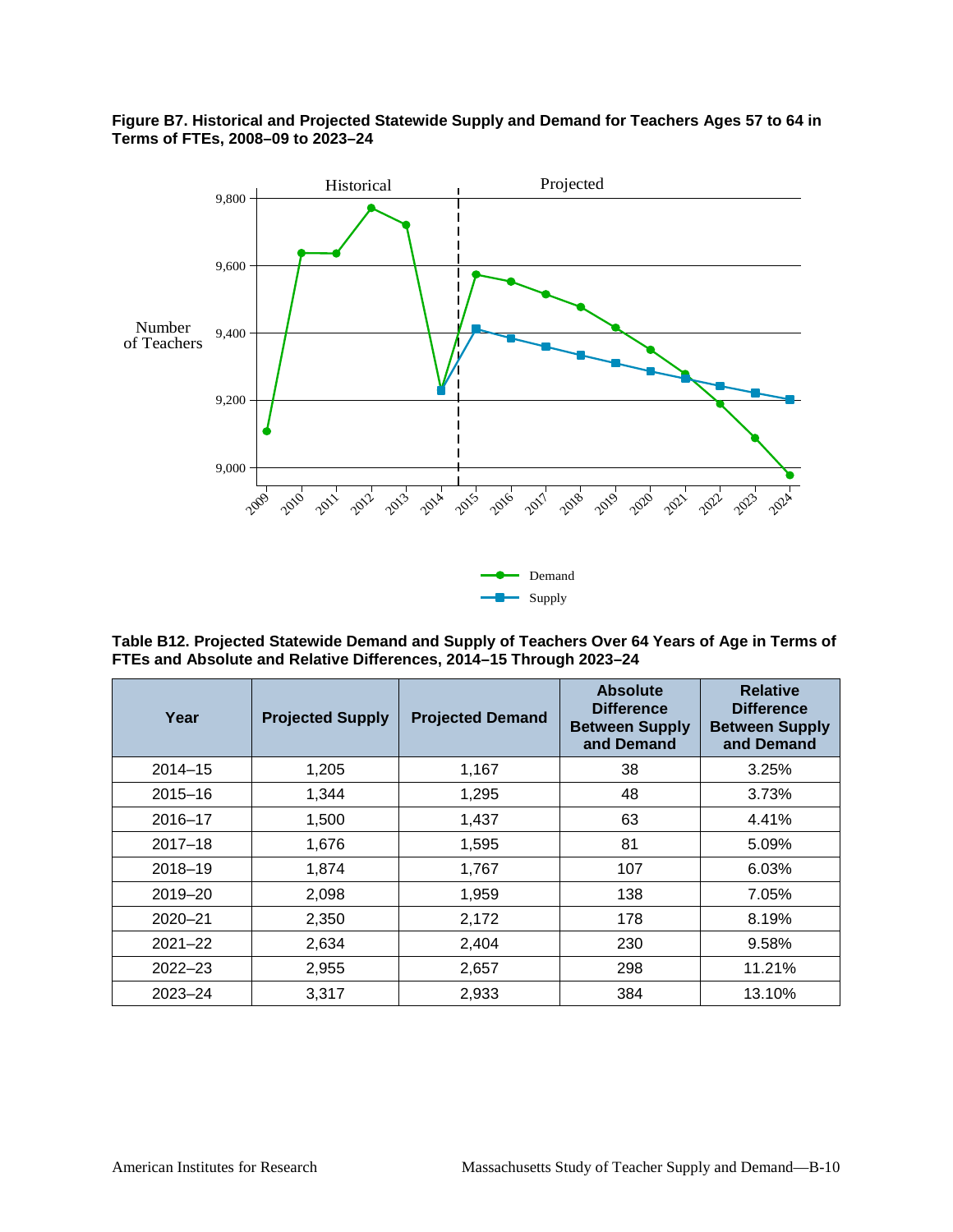**Figure B7. Historical and Projected Statewide Supply and Demand for Teachers Ages 57 to 64 in Terms of FTEs, 2008–09 to 2023–24**

**Table B12. Projected Statewide Demand and Supply of Teachers Over 64 Years of Age in Terms of FTEs and Absolute and Relative Differences, 2014–15 Through 2023–24**

| Year | Projected Supply | Projected Demand | Absolute Difference Between Supply and Demand | Relative Difference Between Supply and Demand |
|---|---|---|---|---|
| 2014–15 | 1,205 | 1,167 | 38 | 3.25% |
| 2015–16 | 1,344 | 1,295 | 48 | 3.73% |
| 2016–17 | 1,500 | 1,437 | 63 | 4.41% |
| 2017–18 | 1,676 | 1,595 | 81 | 5.09% |
| 2018–19 | 1,874 | 1,767 | 107 | 6.03% |
| 2019–20 | 2,098 | 1,959 | 138 | 7.05% |
| 2020–21 | 2,350 | 2,172 | 178 | 8.19% |
| 2021–22 | 2,634 | 2,404 | 230 | 9.58% |
| 2022–23 | 2,955 | 2,657 | 298 | 11.21% |
| 2023–24 | 3,317 | 2,933 | 384 | 13.10% |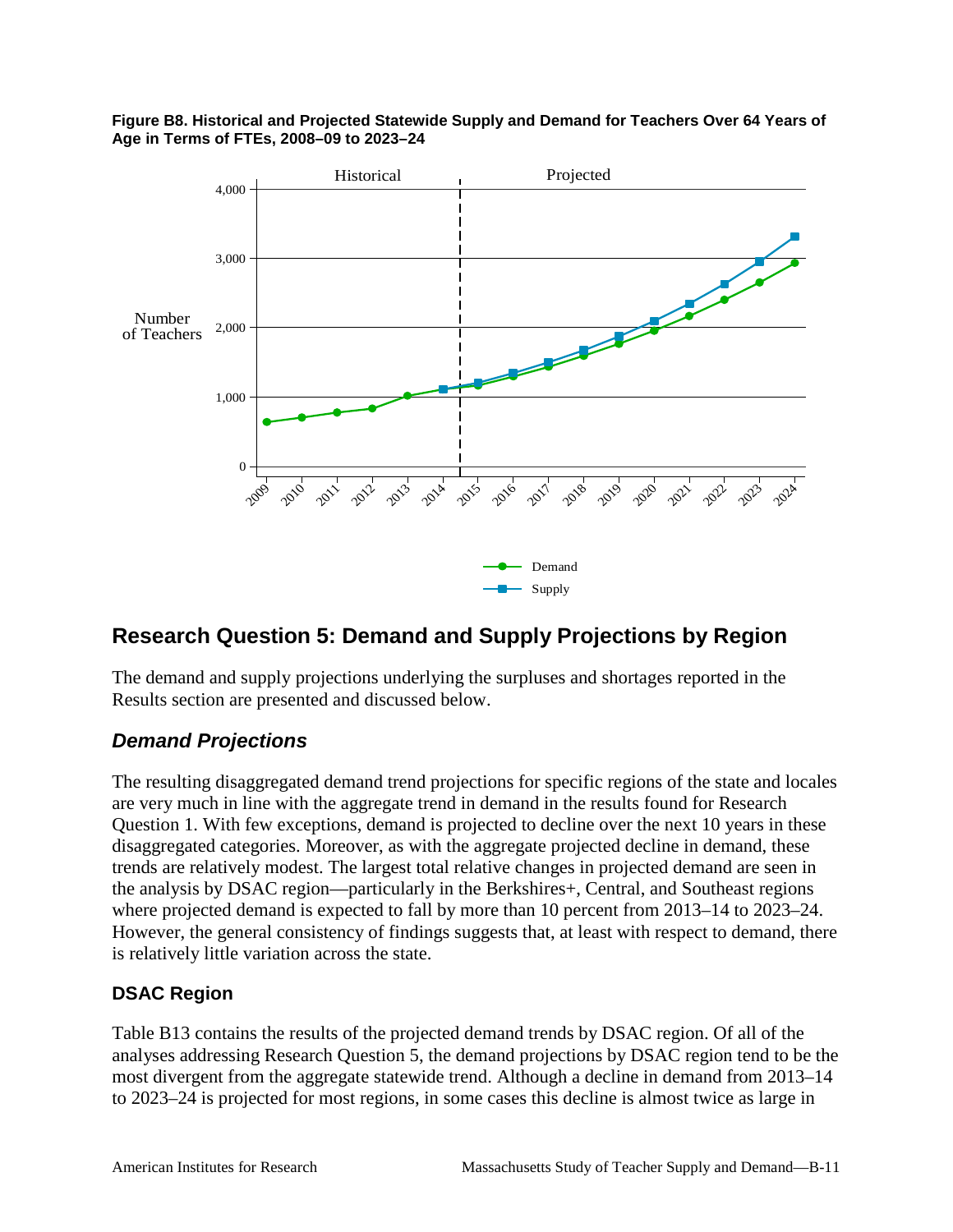**Figure B8. Historical and Projected Statewide Supply and Demand for Teachers Over 64 Years of Age in Terms of FTEs, 2008–09 to 2023–24**

## Research Question 5: Demand and Supply Projections by Region

The demand and supply projections underlying the surpluses and shortages reported in the Results section are presented and discussed below.

### *Demand Projections*

The resulting disaggregated demand trend projections for specific regions of the state and locales are very much in line with the aggregate trend in demand in the results found for Research Question 1. With few exceptions, demand is projected to decline over the next 10 years in these disaggregated categories. Moreover, as with the aggregate projected decline in demand, these trends are relatively modest. The largest total relative changes in projected demand are seen in the analysis by DSAC region—particularly in the Berkshires+, Central, and Southeast regions where projected demand is expected to fall by more than 10 percent from 2013–14 to 2023–24. However, the general consistency of findings suggests that, at least with respect to demand, there is relatively little variation across the state.

#### DSAC Region

Table B13 contains the results of the projected demand trends by DSAC region. Of all of the analyses addressing Research Question 5, the demand projections by DSAC region tend to be the most divergent from the aggregate statewide trend. Although a decline in demand from 2013–14 to 2023–24 is projected for most regions, in some cases this decline is almost twice as large in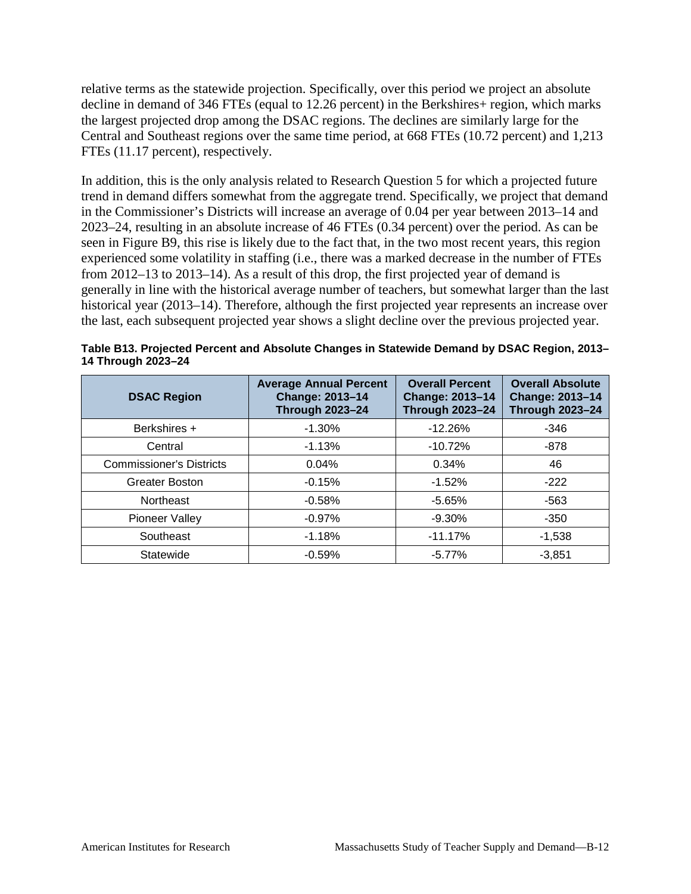relative terms as the statewide projection. Specifically, over this period we project an absolute decline in demand of 346 FTEs (equal to 12.26 percent) in the Berkshires+ region, which marks the largest projected drop among the DSAC regions. The declines are similarly large for the Central and Southeast regions over the same time period, at 668 FTEs (10.72 percent) and 1,213 FTEs (11.17 percent), respectively.

In addition, this is the only analysis related to Research Question 5 for which a projected future trend in demand differs somewhat from the aggregate trend. Specifically, we project that demand in the Commissioner's Districts will increase an average of 0.04 per year between 2013–14 and 2023–24, resulting in an absolute increase of 46 FTEs (0.34 percent) over the period. As can be seen in Figure B9, this rise is likely due to the fact that, in the two most recent years, this region experienced some volatility in staffing (i.e., there was a marked decrease in the number of FTEs from 2012–13 to 2013–14). As a result of this drop, the first projected year of demand is generally in line with the historical average number of teachers, but somewhat larger than the last historical year (2013–14). Therefore, although the first projected year represents an increase over the last, each subsequent projected year shows a slight decline over the previous projected year.

**Table B13. Projected Percent and Absolute Changes in Statewide Demand by DSAC Region, 2013–14 Through 2023–24**

| DSAC Region | Average Annual Percent Change: 2013–14 Through 2023–24 | Overall Percent Change: 2013–14 Through 2023–24 | Overall Absolute Change: 2013–14 Through 2023–24 |
|---|---|---|---|
| Berkshires + | -1.30% | -12.26% | -346 |
| Central | -1.13% | -10.72% | -878 |
| Commissioner's Districts | 0.04% | 0.34% | 46 |
| Greater Boston | -0.15% | -1.52% | -222 |
| Northeast | -0.58% | -5.65% | -563 |
| Pioneer Valley | -0.97% | -9.30% | -350 |
| Southeast | -1.18% | -11.17% | -1,538 |
| Statewide | -0.59% | -5.77% | -3,851 |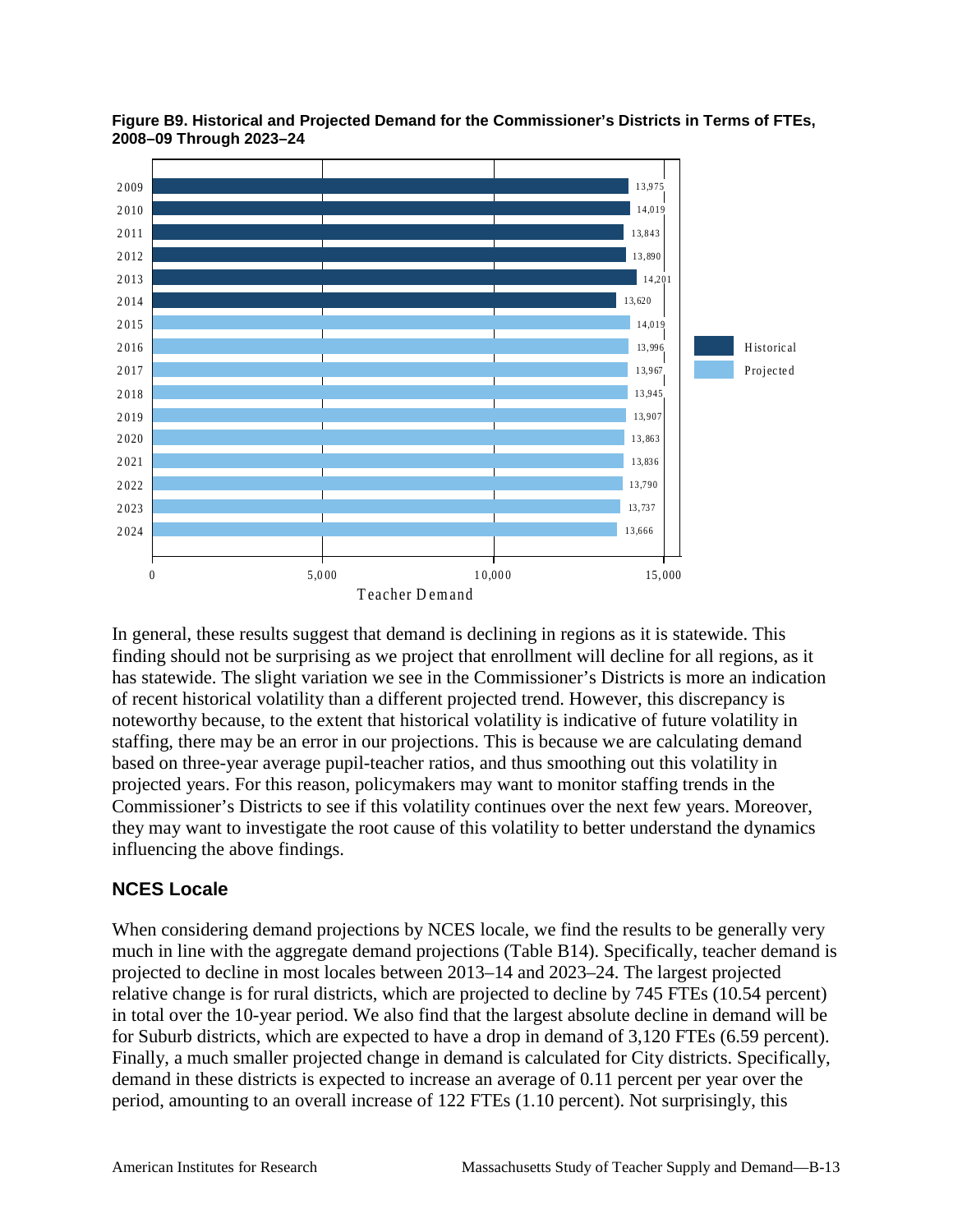**Figure B9. Historical and Projected Demand for the Commissioner's Districts in Terms of FTEs, 2008–09 Through 2023–24**

| Year | Teacher Demand | Type |
|---|---|---|
| 2009 | 13,975 | Historical |
| 2010 | 14,019 | Historical |
| 2011 | 13,843 | Historical |
| 2012 | 13,890 | Historical |
| 2013 | 14,201 | Historical |
| 2014 | 13,620 | Historical |
| 2015 | 14,019 | Projected |
| 2016 | 13,996 | Projected |
| 2017 | 13,967 | Projected |
| 2018 | 13,945 | Projected |
| 2019 | 13,907 | Projected |
| 2020 | 13,863 | Projected |
| 2021 | 13,836 | Projected |
| 2022 | 13,790 | Projected |
| 2023 | 13,737 | Projected |
| 2024 | 13,666 | Projected |

In general, these results suggest that demand is declining in regions as it is statewide. This finding should not be surprising as we project that enrollment will decline for all regions, as it has statewide. The slight variation we see in the Commissioner's Districts is more an indication of recent historical volatility than a different projected trend. However, this discrepancy is noteworthy because, to the extent that historical volatility is indicative of future volatility in staffing, there may be an error in our projections. This is because we are calculating demand based on three-year average pupil-teacher ratios, and thus smoothing out this volatility in projected years. For this reason, policymakers may want to monitor staffing trends in the Commissioner's Districts to see if this volatility continues over the next few years. Moreover, they may want to investigate the root cause of this volatility to better understand the dynamics influencing the above findings.

## NCES Locale

When considering demand projections by NCES locale, we find the results to be generally very much in line with the aggregate demand projections (Table B14). Specifically, teacher demand is projected to decline in most locales between 2013–14 and 2023–24. The largest projected relative change is for rural districts, which are projected to decline by 745 FTEs (10.54 percent) in total over the 10-year period. We also find that the largest absolute decline in demand will be for Suburb districts, which are expected to have a drop in demand of 3,120 FTEs (6.59 percent). Finally, a much smaller projected change in demand is calculated for City districts. Specifically, demand in these districts is expected to increase an average of 0.11 percent per year over the period, amounting to an overall increase of 122 FTEs (1.10 percent). Not surprisingly, this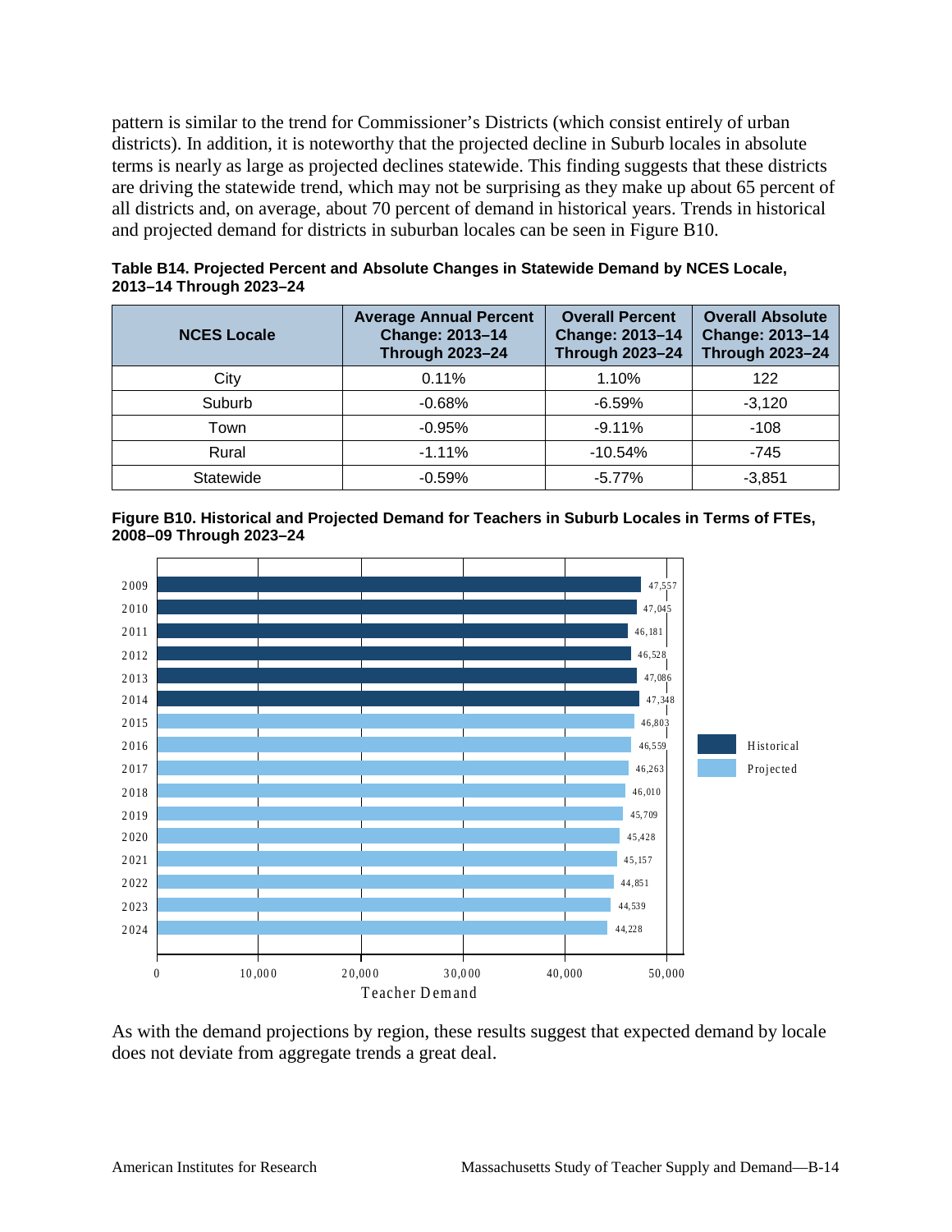pattern is similar to the trend for Commissioner's Districts (which consist entirely of urban districts). In addition, it is noteworthy that the projected decline in Suburb locales in absolute terms is nearly as large as projected declines statewide. This finding suggests that these districts are driving the statewide trend, which may not be surprising as they make up about 65 percent of all districts and, on average, about 70 percent of demand in historical years. Trends in historical and projected demand for districts in suburban locales can be seen in Figure B10.

**Table B14. Projected Percent and Absolute Changes in Statewide Demand by NCES Locale, 2013–14 Through 2023–24**

| NCES Locale | Average Annual Percent Change: 2013–14 Through 2023–24 | Overall Percent Change: 2013–14 Through 2023–24 | Overall Absolute Change: 2013–14 Through 2023–24 |
|---|---|---|---|
| City | 0.11% | 1.10% | 122 |
| Suburb | -0.68% | -6.59% | -3,120 |
| Town | -0.95% | -9.11% | -108 |
| Rural | -1.11% | -10.54% | -745 |
| Statewide | -0.59% | -5.77% | -3,851 |

**Figure B10. Historical and Projected Demand for Teachers in Suburb Locales in Terms of FTEs, 2008–09 Through 2023–24**

| Year | Teacher Demand | Type |
|---|---|---|
| 2009 | 47,557 | Historical |
| 2010 | 47,045 | Historical |
| 2011 | 46,181 | Historical |
| 2012 | 46,528 | Historical |
| 2013 | 47,086 | Historical |
| 2014 | 47,348 | Historical |
| 2015 | 46,803 | Projected |
| 2016 | 46,559 | Projected |
| 2017 | 46,263 | Projected |
| 2018 | 46,010 | Projected |
| 2019 | 45,709 | Projected |
| 2020 | 45,428 | Projected |
| 2021 | 45,157 | Projected |
| 2022 | 44,851 | Projected |
| 2023 | 44,539 | Projected |
| 2024 | 44,228 | Projected |

As with the demand projections by region, these results suggest that expected demand by locale does not deviate from aggregate trends a great deal.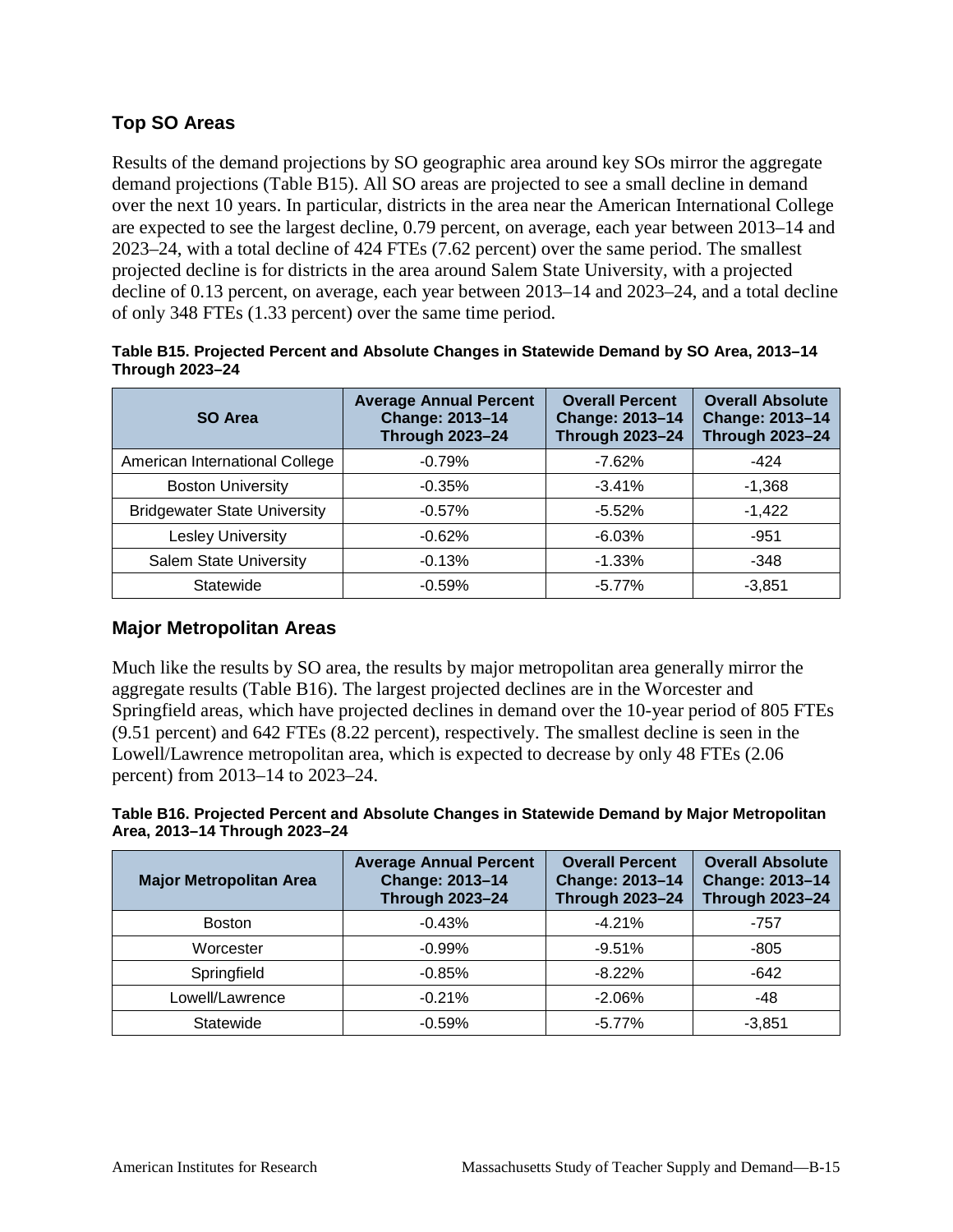## Top SO Areas

Results of the demand projections by SO geographic area around key SOs mirror the aggregate demand projections (Table B15). All SO areas are projected to see a small decline in demand over the next 10 years. In particular, districts in the area near the American International College are expected to see the largest decline, 0.79 percent, on average, each year between 2013–14 and 2023–24, with a total decline of 424 FTEs (7.62 percent) over the same period. The smallest projected decline is for districts in the area around Salem State University, with a projected decline of 0.13 percent, on average, each year between 2013–14 and 2023–24, and a total decline of only 348 FTEs (1.33 percent) over the same time period.

**Table B15. Projected Percent and Absolute Changes in Statewide Demand by SO Area, 2013–14 Through 2023–24**

| SO Area | Average Annual Percent Change: 2013–14 Through 2023–24 | Overall Percent Change: 2013–14 Through 2023–24 | Overall Absolute Change: 2013–14 Through 2023–24 |
|---|---|---|---|
| American International College | -0.79% | -7.62% | -424 |
| Boston University | -0.35% | -3.41% | -1,368 |
| Bridgewater State University | -0.57% | -5.52% | -1,422 |
| Lesley University | -0.62% | -6.03% | -951 |
| Salem State University | -0.13% | -1.33% | -348 |
| Statewide | -0.59% | -5.77% | -3,851 |

## Major Metropolitan Areas

Much like the results by SO area, the results by major metropolitan area generally mirror the aggregate results (Table B16). The largest projected declines are in the Worcester and Springfield areas, which have projected declines in demand over the 10-year period of 805 FTEs (9.51 percent) and 642 FTEs (8.22 percent), respectively. The smallest decline is seen in the Lowell/Lawrence metropolitan area, which is expected to decrease by only 48 FTEs (2.06 percent) from 2013–14 to 2023–24.

**Table B16. Projected Percent and Absolute Changes in Statewide Demand by Major Metropolitan Area, 2013–14 Through 2023–24**

| Major Metropolitan Area | Average Annual Percent Change: 2013–14 Through 2023–24 | Overall Percent Change: 2013–14 Through 2023–24 | Overall Absolute Change: 2013–14 Through 2023–24 |
|---|---|---|---|
| Boston | -0.43% | -4.21% | -757 |
| Worcester | -0.99% | -9.51% | -805 |
| Springfield | -0.85% | -8.22% | -642 |
| Lowell/Lawrence | -0.21% | -2.06% | -48 |
| Statewide | -0.59% | -5.77% | -3,851 |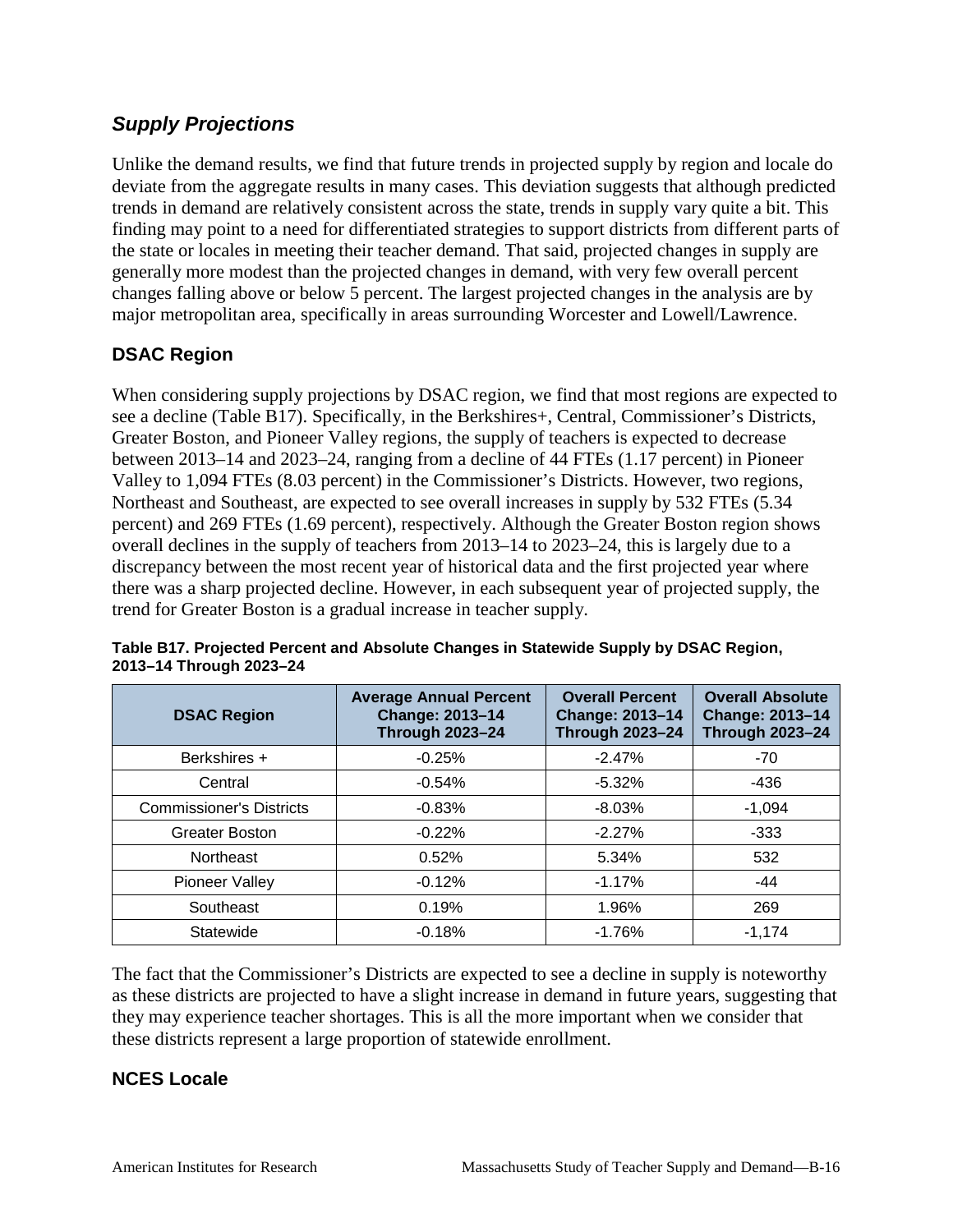## *Supply Projections*

Unlike the demand results, we find that future trends in projected supply by region and locale do deviate from the aggregate results in many cases. This deviation suggests that although predicted trends in demand are relatively consistent across the state, trends in supply vary quite a bit. This finding may point to a need for differentiated strategies to support districts from different parts of the state or locales in meeting their teacher demand. That said, projected changes in supply are generally more modest than the projected changes in demand, with very few overall percent changes falling above or below 5 percent. The largest projected changes in the analysis are by major metropolitan area, specifically in areas surrounding Worcester and Lowell/Lawrence.

### DSAC Region

When considering supply projections by DSAC region, we find that most regions are expected to see a decline (Table B17). Specifically, in the Berkshires+, Central, Commissioner's Districts, Greater Boston, and Pioneer Valley regions, the supply of teachers is expected to decrease between 2013–14 and 2023–24, ranging from a decline of 44 FTEs (1.17 percent) in Pioneer Valley to 1,094 FTEs (8.03 percent) in the Commissioner's Districts. However, two regions, Northeast and Southeast, are expected to see overall increases in supply by 532 FTEs (5.34 percent) and 269 FTEs (1.69 percent), respectively. Although the Greater Boston region shows overall declines in the supply of teachers from 2013–14 to 2023–24, this is largely due to a discrepancy between the most recent year of historical data and the first projected year where there was a sharp projected decline. However, in each subsequent year of projected supply, the trend for Greater Boston is a gradual increase in teacher supply.

**Table B17. Projected Percent and Absolute Changes in Statewide Supply by DSAC Region, 2013–14 Through 2023–24**

| DSAC Region | Average Annual Percent Change: 2013–14 Through 2023–24 | Overall Percent Change: 2013–14 Through 2023–24 | Overall Absolute Change: 2013–14 Through 2023–24 |
|---|---|---|---|
| Berkshires + | -0.25% | -2.47% | -70 |
| Central | -0.54% | -5.32% | -436 |
| Commissioner's Districts | -0.83% | -8.03% | -1,094 |
| Greater Boston | -0.22% | -2.27% | -333 |
| Northeast | 0.52% | 5.34% | 532 |
| Pioneer Valley | -0.12% | -1.17% | -44 |
| Southeast | 0.19% | 1.96% | 269 |
| Statewide | -0.18% | -1.76% | -1,174 |

The fact that the Commissioner's Districts are expected to see a decline in supply is noteworthy as these districts are projected to have a slight increase in demand in future years, suggesting that they may experience teacher shortages. This is all the more important when we consider that these districts represent a large proportion of statewide enrollment.

### NCES Locale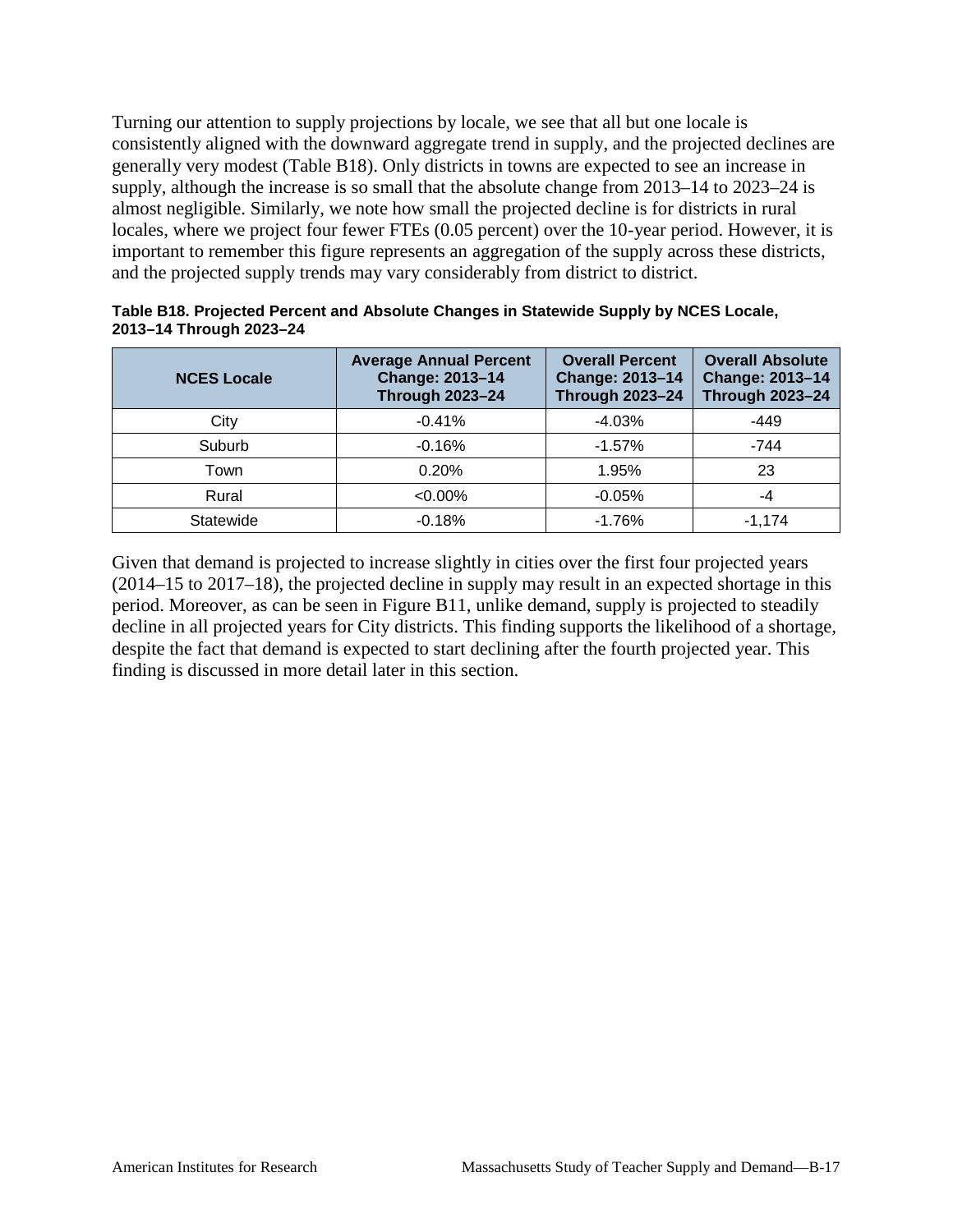Turning our attention to supply projections by locale, we see that all but one locale is consistently aligned with the downward aggregate trend in supply, and the projected declines are generally very modest (Table B18). Only districts in towns are expected to see an increase in supply, although the increase is so small that the absolute change from 2013–14 to 2023–24 is almost negligible. Similarly, we note how small the projected decline is for districts in rural locales, where we project four fewer FTEs (0.05 percent) over the 10-year period. However, it is important to remember this figure represents an aggregation of the supply across these districts, and the projected supply trends may vary considerably from district to district.

**Table B18. Projected Percent and Absolute Changes in Statewide Supply by NCES Locale, 2013–14 Through 2023–24**

| NCES Locale | Average Annual Percent Change: 2013–14 Through 2023–24 | Overall Percent Change: 2013–14 Through 2023–24 | Overall Absolute Change: 2013–14 Through 2023–24 |
|---|---|---|---|
| City | -0.41% | -4.03% | -449 |
| Suburb | -0.16% | -1.57% | -744 |
| Town | 0.20% | 1.95% | 23 |
| Rural | <0.00% | -0.05% | -4 |
| Statewide | -0.18% | -1.76% | -1,174 |

Given that demand is projected to increase slightly in cities over the first four projected years (2014–15 to 2017–18), the projected decline in supply may result in an expected shortage in this period. Moreover, as can be seen in Figure B11, unlike demand, supply is projected to steadily decline in all projected years for City districts. This finding supports the likelihood of a shortage, despite the fact that demand is expected to start declining after the fourth projected year. This finding is discussed in more detail later in this section.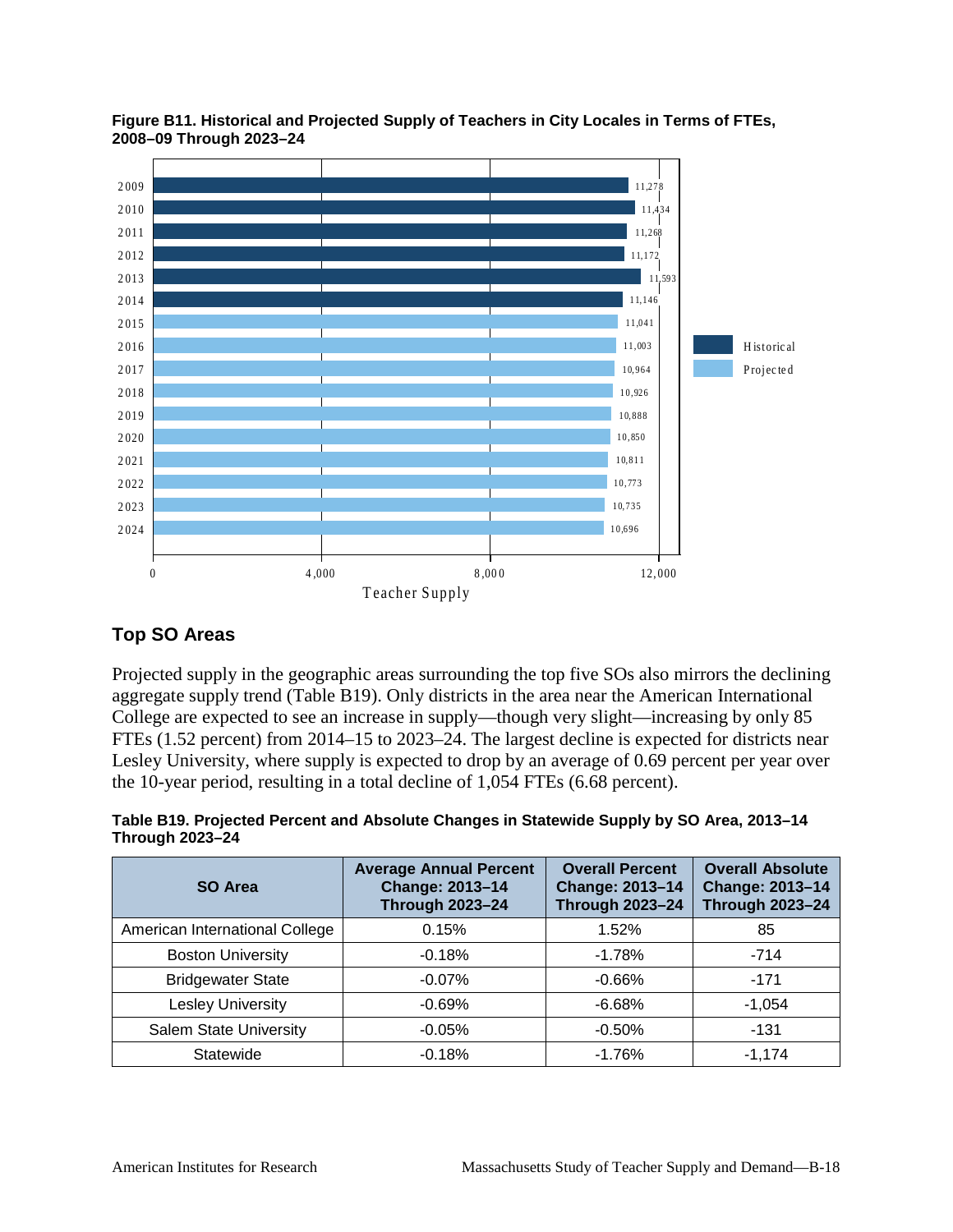**Figure B11. Historical and Projected Supply of Teachers in City Locales in Terms of FTEs, 2008–09 Through 2023–24**

| Year | Teacher Supply | Type |
|---|---|---|
| 2009 | 11,278 | Historical |
| 2010 | 11,434 | Historical |
| 2011 | 11,268 | Historical |
| 2012 | 11,172 | Historical |
| 2013 | 11,593 | Historical |
| 2014 | 11,146 | Historical |
| 2015 | 11,041 | Projected |
| 2016 | 11,003 | Projected |
| 2017 | 10,964 | Projected |
| 2018 | 10,926 | Projected |
| 2019 | 10,888 | Projected |
| 2020 | 10,850 | Projected |
| 2021 | 10,811 | Projected |
| 2022 | 10,773 | Projected |
| 2023 | 10,735 | Projected |
| 2024 | 10,696 | Projected |

## Top SO Areas

Projected supply in the geographic areas surrounding the top five SOs also mirrors the declining aggregate supply trend (Table B19). Only districts in the area near the American International College are expected to see an increase in supply—though very slight—increasing by only 85 FTEs (1.52 percent) from 2014–15 to 2023–24. The largest decline is expected for districts near Lesley University, where supply is expected to drop by an average of 0.69 percent per year over the 10-year period, resulting in a total decline of 1,054 FTEs (6.68 percent).

**Table B19. Projected Percent and Absolute Changes in Statewide Supply by SO Area, 2013–14 Through 2023–24**

| SO Area | Average Annual Percent Change: 2013–14 Through 2023–24 | Overall Percent Change: 2013–14 Through 2023–24 | Overall Absolute Change: 2013–14 Through 2023–24 |
|---|---|---|---|
| American International College | 0.15% | 1.52% | 85 |
| Boston University | -0.18% | -1.78% | -714 |
| Bridgewater State | -0.07% | -0.66% | -171 |
| Lesley University | -0.69% | -6.68% | -1,054 |
| Salem State University | -0.05% | -0.50% | -131 |
| Statewide | -0.18% | -1.76% | -1,174 |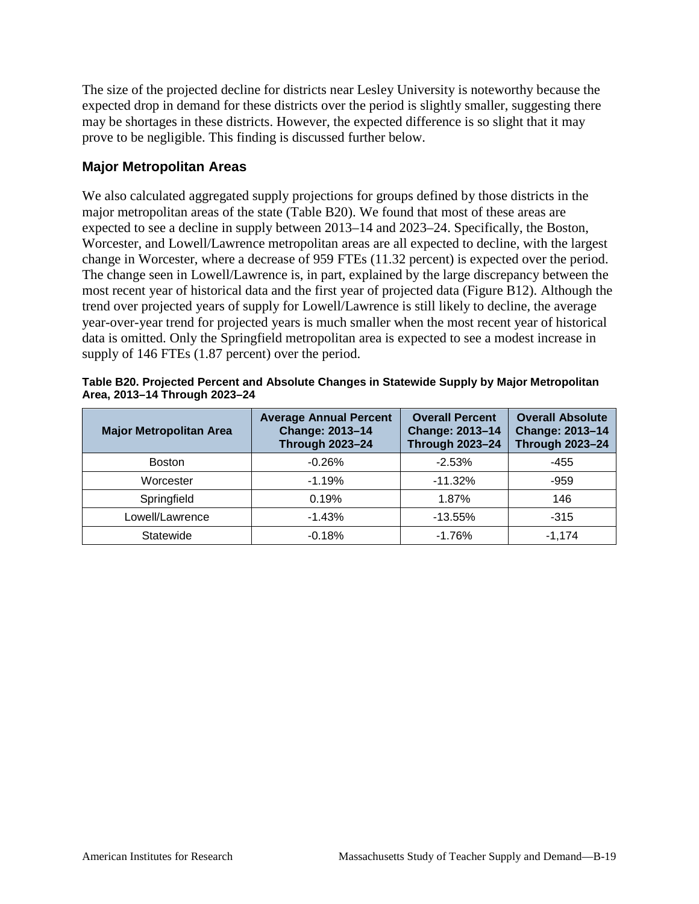The size of the projected decline for districts near Lesley University is noteworthy because the expected drop in demand for these districts over the period is slightly smaller, suggesting there may be shortages in these districts. However, the expected difference is so slight that it may prove to be negligible. This finding is discussed further below.

### Major Metropolitan Areas

We also calculated aggregated supply projections for groups defined by those districts in the major metropolitan areas of the state (Table B20). We found that most of these areas are expected to see a decline in supply between 2013–14 and 2023–24. Specifically, the Boston, Worcester, and Lowell/Lawrence metropolitan areas are all expected to decline, with the largest change in Worcester, where a decrease of 959 FTEs (11.32 percent) is expected over the period. The change seen in Lowell/Lawrence is, in part, explained by the large discrepancy between the most recent year of historical data and the first year of projected data (Figure B12). Although the trend over projected years of supply for Lowell/Lawrence is still likely to decline, the average year-over-year trend for projected years is much smaller when the most recent year of historical data is omitted. Only the Springfield metropolitan area is expected to see a modest increase in supply of 146 FTEs (1.87 percent) over the period.

**Table B20. Projected Percent and Absolute Changes in Statewide Supply by Major Metropolitan Area, 2013–14 Through 2023–24**

| Major Metropolitan Area | Average Annual Percent Change: 2013–14 Through 2023–24 | Overall Percent Change: 2013–14 Through 2023–24 | Overall Absolute Change: 2013–14 Through 2023–24 |
|---|---|---|---|
| Boston | -0.26% | -2.53% | -455 |
| Worcester | -1.19% | -11.32% | -959 |
| Springfield | 0.19% | 1.87% | 146 |
| Lowell/Lawrence | -1.43% | -13.55% | -315 |
| Statewide | -0.18% | -1.76% | -1,174 |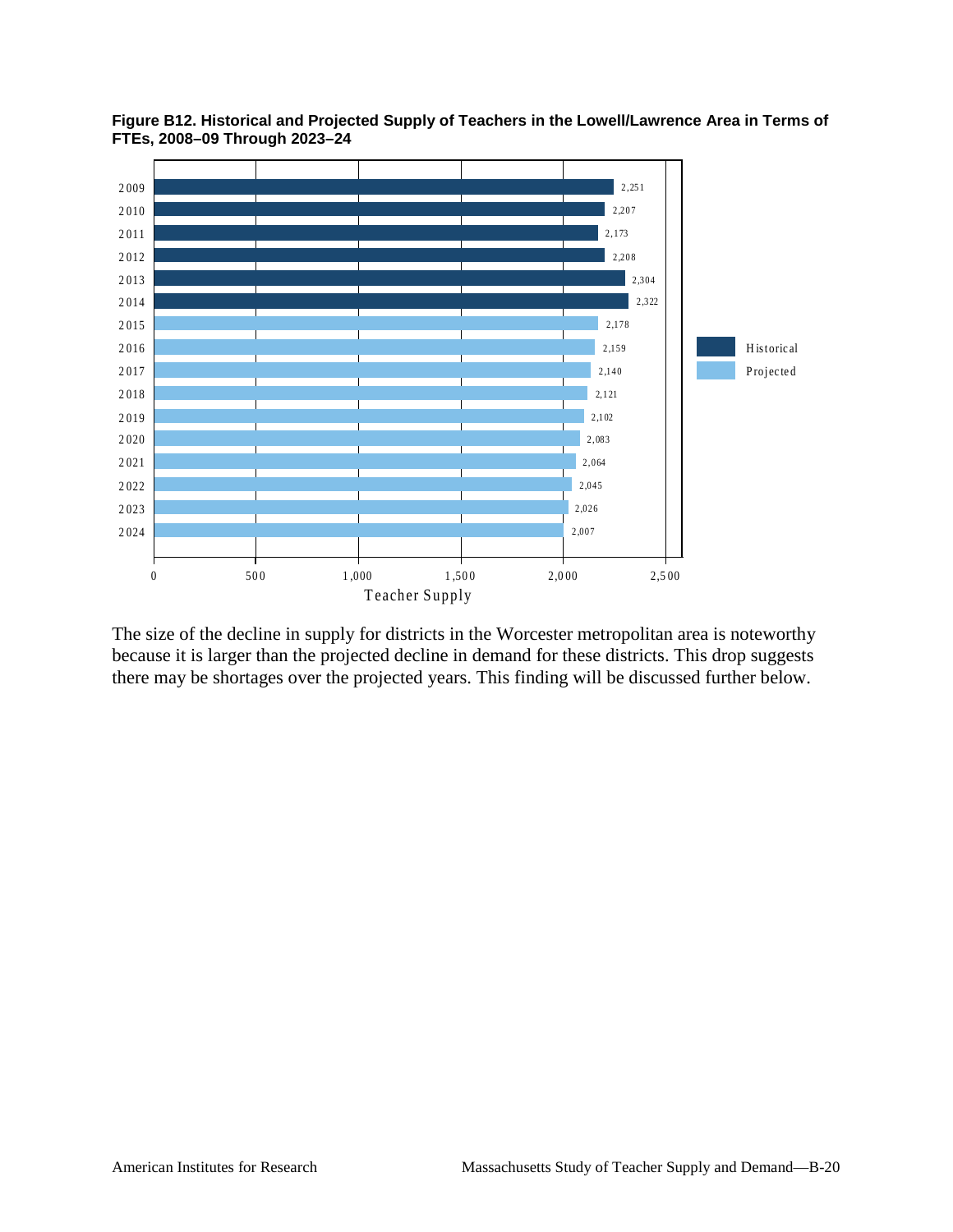**Figure B12. Historical and Projected Supply of Teachers in the Lowell/Lawrence Area in Terms of FTEs, 2008–09 Through 2023–24**

| Year | Teacher Supply | Type |
|---|---|---|
| 2009 | 2,251 | Historical |
| 2010 | 2,207 | Historical |
| 2011 | 2,173 | Historical |
| 2012 | 2,208 | Historical |
| 2013 | 2,304 | Historical |
| 2014 | 2,322 | Historical |
| 2015 | 2,178 | Projected |
| 2016 | 2,159 | Projected |
| 2017 | 2,140 | Projected |
| 2018 | 2,121 | Projected |
| 2019 | 2,102 | Projected |
| 2020 | 2,083 | Projected |
| 2021 | 2,064 | Projected |
| 2022 | 2,045 | Projected |
| 2023 | 2,026 | Projected |
| 2024 | 2,007 | Projected |

The size of the decline in supply for districts in the Worcester metropolitan area is noteworthy because it is larger than the projected decline in demand for these districts. This drop suggests there may be shortages over the projected years. This finding will be discussed further below.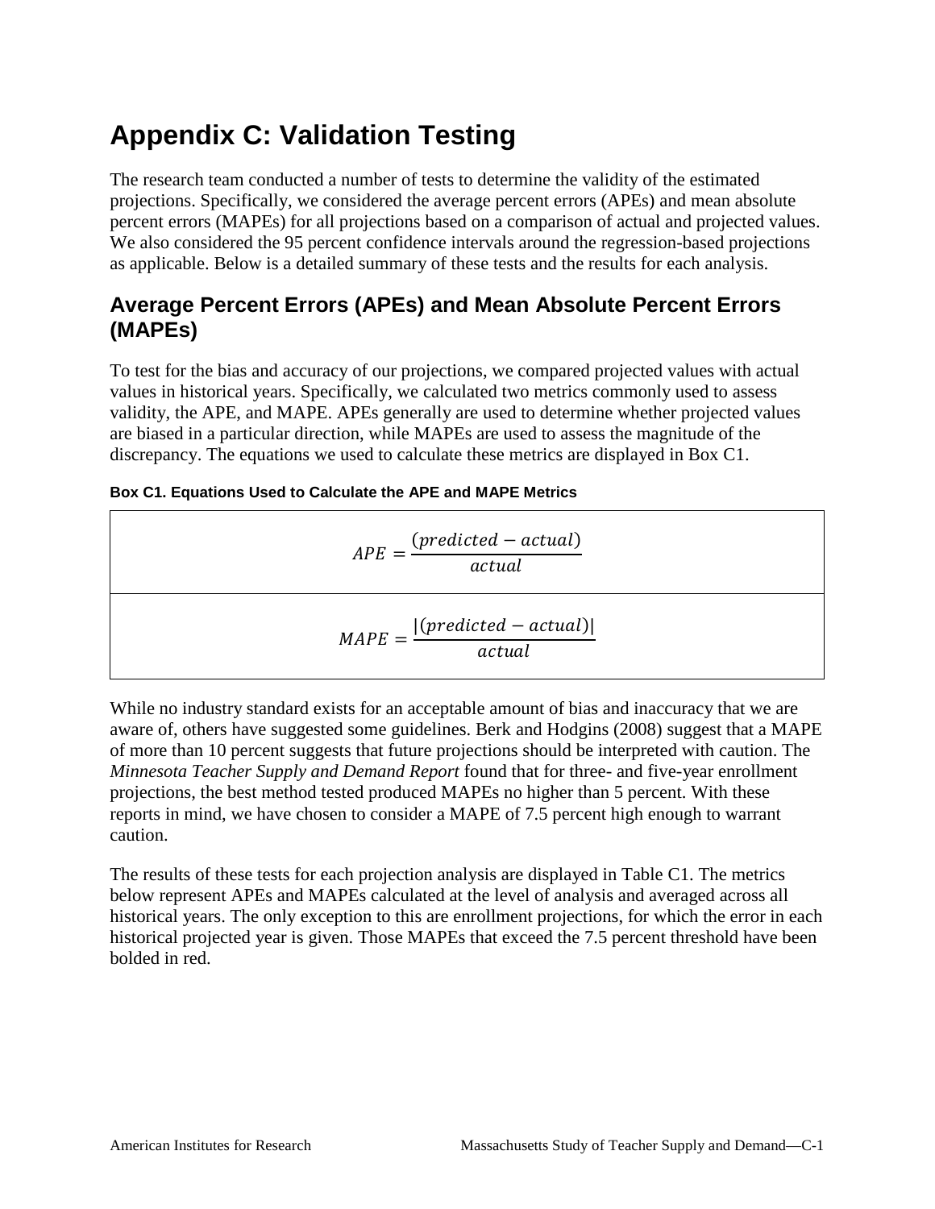# Appendix C: Validation Testing

The research team conducted a number of tests to determine the validity of the estimated projections. Specifically, we considered the average percent errors (APEs) and mean absolute percent errors (MAPEs) for all projections based on a comparison of actual and projected values. We also considered the 95 percent confidence intervals around the regression-based projections as applicable. Below is a detailed summary of these tests and the results for each analysis.

## Average Percent Errors (APEs) and Mean Absolute Percent Errors (MAPEs)

To test for the bias and accuracy of our projections, we compared projected values with actual values in historical years. Specifically, we calculated two metrics commonly used to assess validity, the APE, and MAPE. APEs generally are used to determine whether projected values are biased in a particular direction, while MAPEs are used to assess the magnitude of the discrepancy. The equations we used to calculate these metrics are displayed in Box C1.

**Box C1. Equations Used to Calculate the APE and MAPE Metrics**

$$APE = \frac{(predicted - actual)}{actual}$$

$$MAPE = \frac{|(predicted - actual)|}{actual}$$

While no industry standard exists for an acceptable amount of bias and inaccuracy that we are aware of, others have suggested some guidelines. Berk and Hodgins (2008) suggest that a MAPE of more than 10 percent suggests that future projections should be interpreted with caution. The *Minnesota Teacher Supply and Demand Report* found that for three- and five-year enrollment projections, the best method tested produced MAPEs no higher than 5 percent. With these reports in mind, we have chosen to consider a MAPE of 7.5 percent high enough to warrant caution.

The results of these tests for each projection analysis are displayed in Table C1. The metrics below represent APEs and MAPEs calculated at the level of analysis and averaged across all historical years. The only exception to this are enrollment projections, for which the error in each historical projected year is given. Those MAPEs that exceed the 7.5 percent threshold have been bolded in red.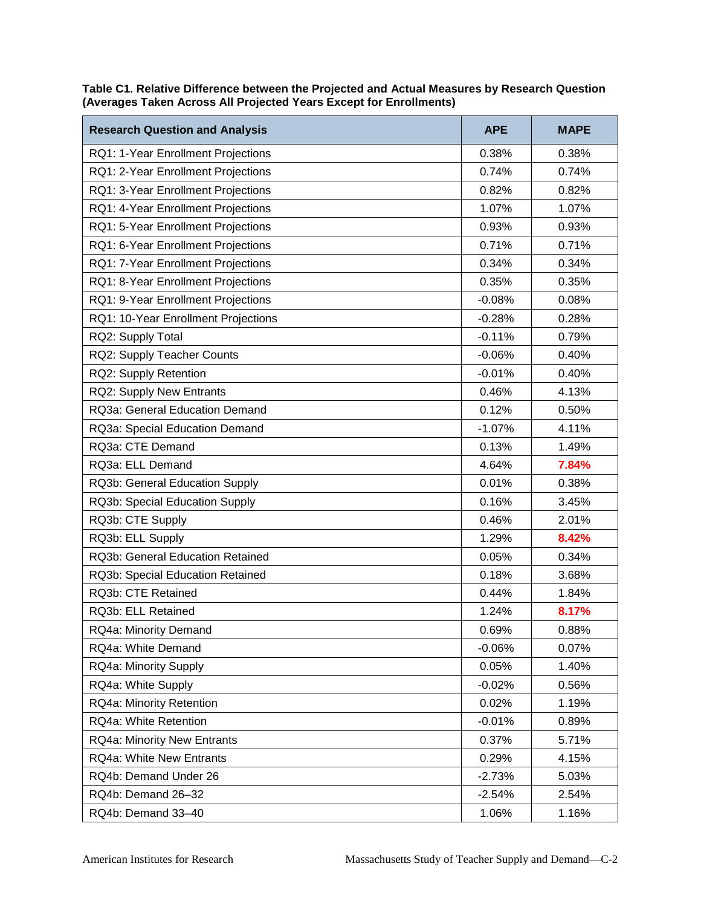**Table C1. Relative Difference between the Projected and Actual Measures by Research Question (Averages Taken Across All Projected Years Except for Enrollments)**

| Research Question and Analysis | APE | MAPE |
|---|---|---|
| RQ1: 1-Year Enrollment Projections | 0.38% | 0.38% |
| RQ1: 2-Year Enrollment Projections | 0.74% | 0.74% |
| RQ1: 3-Year Enrollment Projections | 0.82% | 0.82% |
| RQ1: 4-Year Enrollment Projections | 1.07% | 1.07% |
| RQ1: 5-Year Enrollment Projections | 0.93% | 0.93% |
| RQ1: 6-Year Enrollment Projections | 0.71% | 0.71% |
| RQ1: 7-Year Enrollment Projections | 0.34% | 0.34% |
| RQ1: 8-Year Enrollment Projections | 0.35% | 0.35% |
| RQ1: 9-Year Enrollment Projections | -0.08% | 0.08% |
| RQ1: 10-Year Enrollment Projections | -0.28% | 0.28% |
| RQ2: Supply Total | -0.11% | 0.79% |
| RQ2: Supply Teacher Counts | -0.06% | 0.40% |
| RQ2: Supply Retention | -0.01% | 0.40% |
| RQ2: Supply New Entrants | 0.46% | 4.13% |
| RQ3a: General Education Demand | 0.12% | 0.50% |
| RQ3a: Special Education Demand | -1.07% | 4.11% |
| RQ3a: CTE Demand | 0.13% | 1.49% |
| RQ3a: ELL Demand | 4.64% | **7.84%** |
| RQ3b: General Education Supply | 0.01% | 0.38% |
| RQ3b: Special Education Supply | 0.16% | 3.45% |
| RQ3b: CTE Supply | 0.46% | 2.01% |
| RQ3b: ELL Supply | 1.29% | **8.42%** |
| RQ3b: General Education Retained | 0.05% | 0.34% |
| RQ3b: Special Education Retained | 0.18% | 3.68% |
| RQ3b: CTE Retained | 0.44% | 1.84% |
| RQ3b: ELL Retained | 1.24% | **8.17%** |
| RQ4a: Minority Demand | 0.69% | 0.88% |
| RQ4a: White Demand | -0.06% | 0.07% |
| RQ4a: Minority Supply | 0.05% | 1.40% |
| RQ4a: White Supply | -0.02% | 0.56% |
| RQ4a: Minority Retention | 0.02% | 1.19% |
| RQ4a: White Retention | -0.01% | 0.89% |
| RQ4a: Minority New Entrants | 0.37% | 5.71% |
| RQ4a: White New Entrants | 0.29% | 4.15% |
| RQ4b: Demand Under 26 | -2.73% | 5.03% |
| RQ4b: Demand 26–32 | -2.54% | 2.54% |
| RQ4b: Demand 33–40 | 1.06% | 1.16% |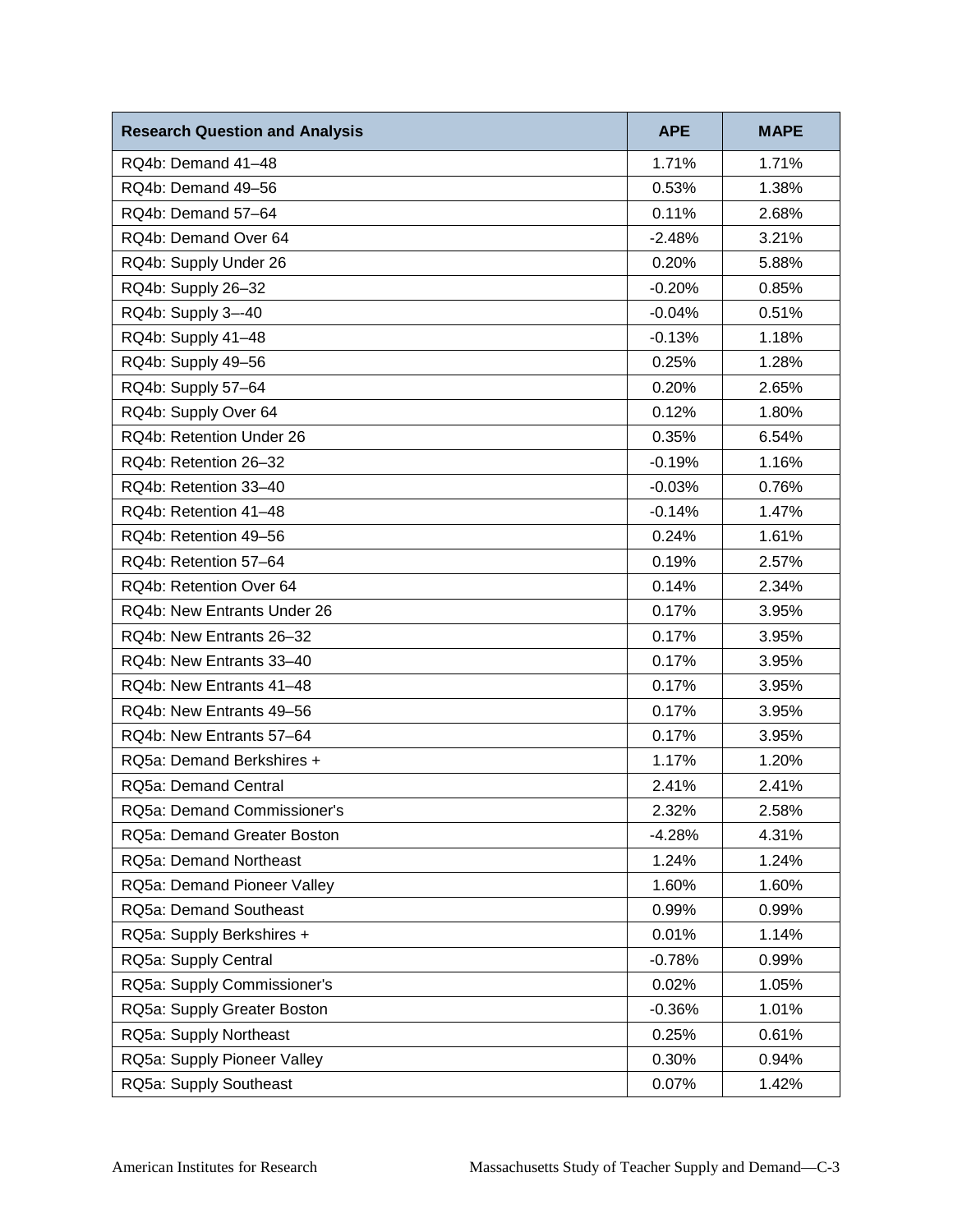| Research Question and Analysis | APE | MAPE |
|---|---|---|
| RQ4b: Demand 41–48 | 1.71% | 1.71% |
| RQ4b: Demand 49–56 | 0.53% | 1.38% |
| RQ4b: Demand 57–64 | 0.11% | 2.68% |
| RQ4b: Demand Over 64 | -2.48% | 3.21% |
| RQ4b: Supply Under 26 | 0.20% | 5.88% |
| RQ4b: Supply 26–32 | -0.20% | 0.85% |
| RQ4b: Supply 3–-40 | -0.04% | 0.51% |
| RQ4b: Supply 41–48 | -0.13% | 1.18% |
| RQ4b: Supply 49–56 | 0.25% | 1.28% |
| RQ4b: Supply 57–64 | 0.20% | 2.65% |
| RQ4b: Supply Over 64 | 0.12% | 1.80% |
| RQ4b: Retention Under 26 | 0.35% | 6.54% |
| RQ4b: Retention 26–32 | -0.19% | 1.16% |
| RQ4b: Retention 33–40 | -0.03% | 0.76% |
| RQ4b: Retention 41–48 | -0.14% | 1.47% |
| RQ4b: Retention 49–56 | 0.24% | 1.61% |
| RQ4b: Retention 57–64 | 0.19% | 2.57% |
| RQ4b: Retention Over 64 | 0.14% | 2.34% |
| RQ4b: New Entrants Under 26 | 0.17% | 3.95% |
| RQ4b: New Entrants 26–32 | 0.17% | 3.95% |
| RQ4b: New Entrants 33–40 | 0.17% | 3.95% |
| RQ4b: New Entrants 41–48 | 0.17% | 3.95% |
| RQ4b: New Entrants 49–56 | 0.17% | 3.95% |
| RQ4b: New Entrants 57–64 | 0.17% | 3.95% |
| RQ5a: Demand Berkshires + | 1.17% | 1.20% |
| RQ5a: Demand Central | 2.41% | 2.41% |
| RQ5a: Demand Commissioner's | 2.32% | 2.58% |
| RQ5a: Demand Greater Boston | -4.28% | 4.31% |
| RQ5a: Demand Northeast | 1.24% | 1.24% |
| RQ5a: Demand Pioneer Valley | 1.60% | 1.60% |
| RQ5a: Demand Southeast | 0.99% | 0.99% |
| RQ5a: Supply Berkshires + | 0.01% | 1.14% |
| RQ5a: Supply Central | -0.78% | 0.99% |
| RQ5a: Supply Commissioner's | 0.02% | 1.05% |
| RQ5a: Supply Greater Boston | -0.36% | 1.01% |
| RQ5a: Supply Northeast | 0.25% | 0.61% |
| RQ5a: Supply Pioneer Valley | 0.30% | 0.94% |
| RQ5a: Supply Southeast | 0.07% | 1.42% |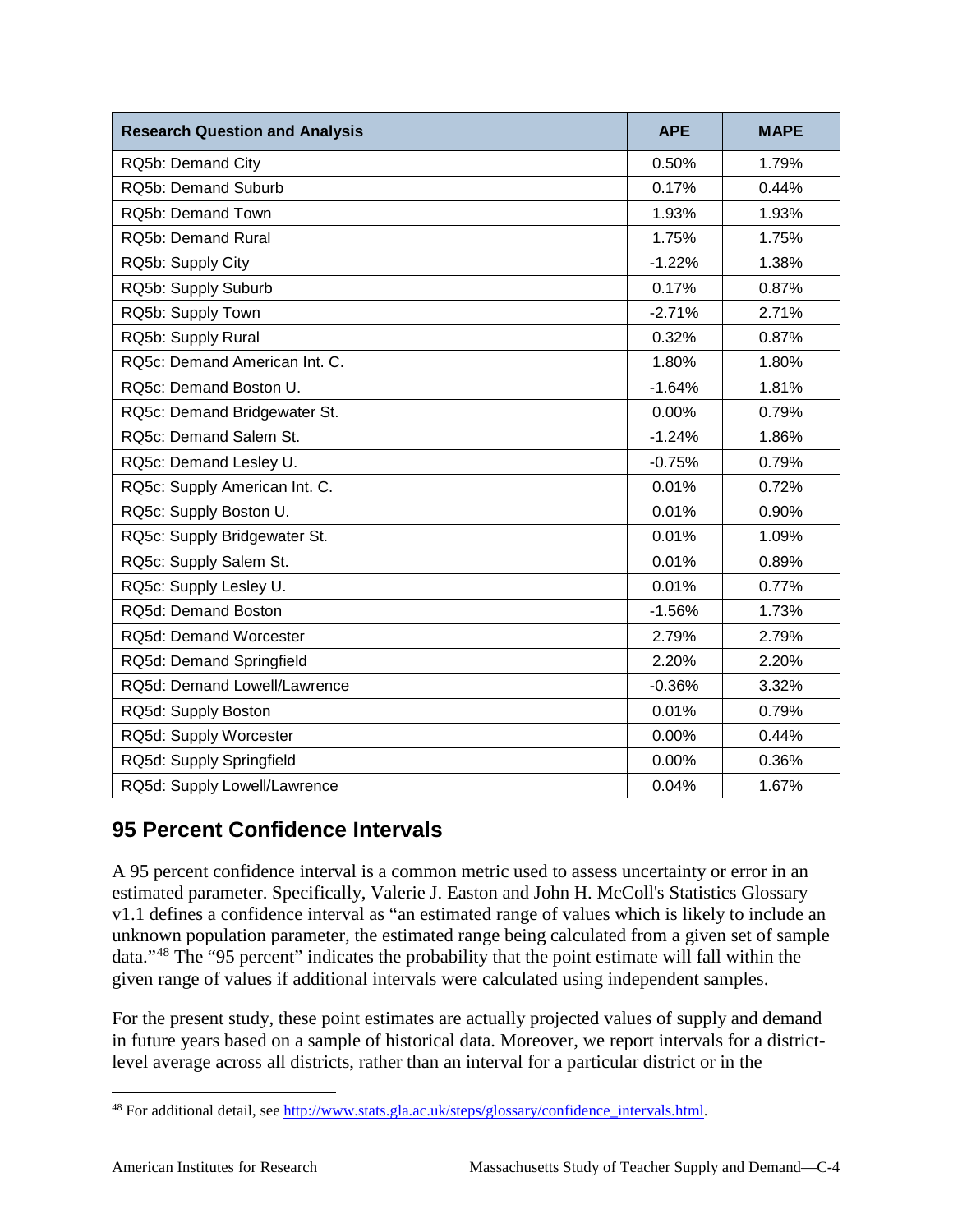| Research Question and Analysis | APE | MAPE |
|---|---|---|
| RQ5b: Demand City | 0.50% | 1.79% |
| RQ5b: Demand Suburb | 0.17% | 0.44% |
| RQ5b: Demand Town | 1.93% | 1.93% |
| RQ5b: Demand Rural | 1.75% | 1.75% |
| RQ5b: Supply City | -1.22% | 1.38% |
| RQ5b: Supply Suburb | 0.17% | 0.87% |
| RQ5b: Supply Town | -2.71% | 2.71% |
| RQ5b: Supply Rural | 0.32% | 0.87% |
| RQ5c: Demand American Int. C. | 1.80% | 1.80% |
| RQ5c: Demand Boston U. | -1.64% | 1.81% |
| RQ5c: Demand Bridgewater St. | 0.00% | 0.79% |
| RQ5c: Demand Salem St. | -1.24% | 1.86% |
| RQ5c: Demand Lesley U. | -0.75% | 0.79% |
| RQ5c: Supply American Int. C. | 0.01% | 0.72% |
| RQ5c: Supply Boston U. | 0.01% | 0.90% |
| RQ5c: Supply Bridgewater St. | 0.01% | 1.09% |
| RQ5c: Supply Salem St. | 0.01% | 0.89% |
| RQ5c: Supply Lesley U. | 0.01% | 0.77% |
| RQ5d: Demand Boston | -1.56% | 1.73% |
| RQ5d: Demand Worcester | 2.79% | 2.79% |
| RQ5d: Demand Springfield | 2.20% | 2.20% |
| RQ5d: Demand Lowell/Lawrence | -0.36% | 3.32% |
| RQ5d: Supply Boston | 0.01% | 0.79% |
| RQ5d: Supply Worcester | 0.00% | 0.44% |
| RQ5d: Supply Springfield | 0.00% | 0.36% |
| RQ5d: Supply Lowell/Lawrence | 0.04% | 1.67% |

## 95 Percent Confidence Intervals

A 95 percent confidence interval is a common metric used to assess uncertainty or error in an estimated parameter. Specifically, Valerie J. Easton and John H. McColl's Statistics Glossary v1.1 defines a confidence interval as "an estimated range of values which is likely to include an unknown population parameter, the estimated range being calculated from a given set of sample data."[48] The "95 percent" indicates the probability that the point estimate will fall within the given range of values if additional intervals were calculated using independent samples.

For the present study, these point estimates are actually projected values of supply and demand in future years based on a sample of historical data. Moreover, we report intervals for a district-level average across all districts, rather than an interval for a particular district or in the

[48] For additional detail, see http://www.stats.gla.ac.uk/steps/glossary/confidence_intervals.html.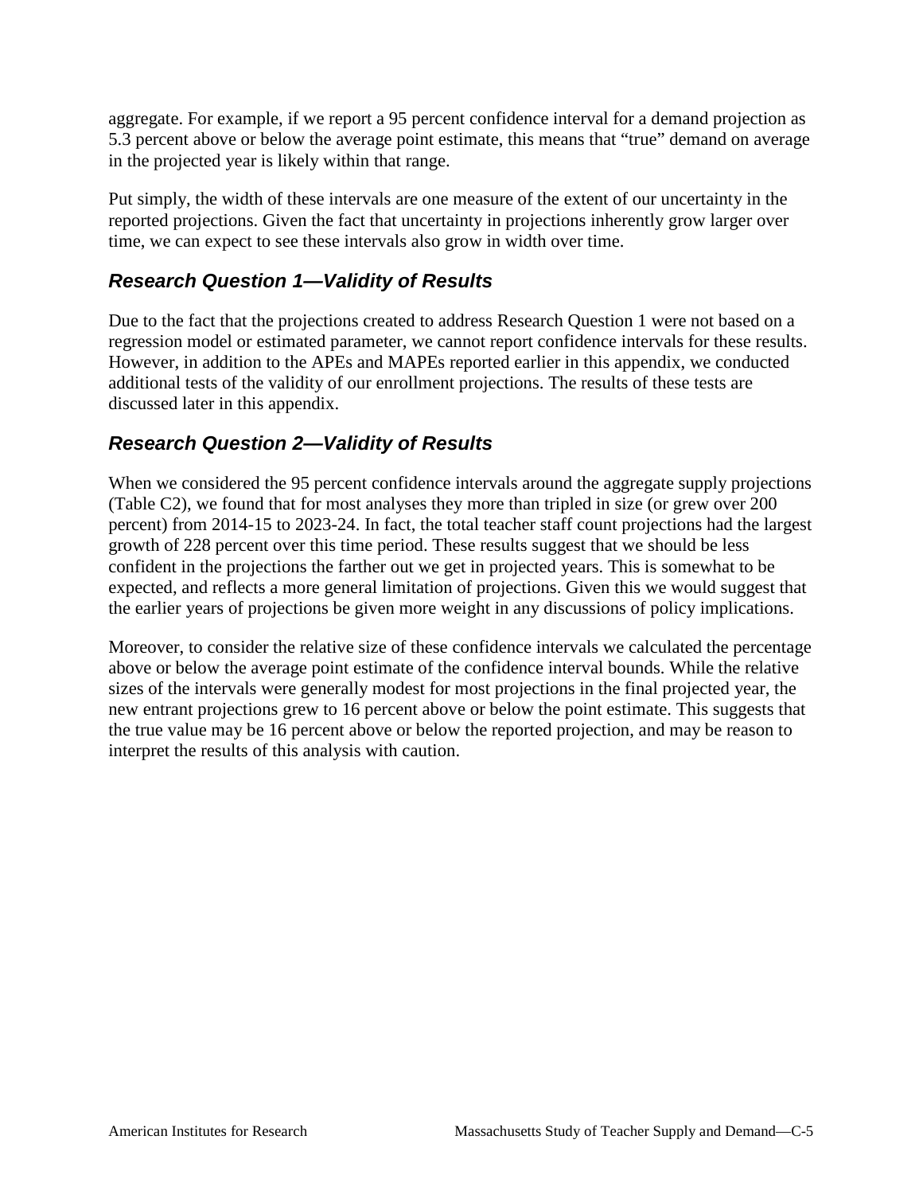aggregate. For example, if we report a 95 percent confidence interval for a demand projection as 5.3 percent above or below the average point estimate, this means that "true" demand on average in the projected year is likely within that range.

Put simply, the width of these intervals are one measure of the extent of our uncertainty in the reported projections. Given the fact that uncertainty in projections inherently grow larger over time, we can expect to see these intervals also grow in width over time.

### *Research Question 1—Validity of Results*

Due to the fact that the projections created to address Research Question 1 were not based on a regression model or estimated parameter, we cannot report confidence intervals for these results. However, in addition to the APEs and MAPEs reported earlier in this appendix, we conducted additional tests of the validity of our enrollment projections. The results of these tests are discussed later in this appendix.

### *Research Question 2—Validity of Results*

When we considered the 95 percent confidence intervals around the aggregate supply projections (Table C2), we found that for most analyses they more than tripled in size (or grew over 200 percent) from 2014-15 to 2023-24. In fact, the total teacher staff count projections had the largest growth of 228 percent over this time period. These results suggest that we should be less confident in the projections the farther out we get in projected years. This is somewhat to be expected, and reflects a more general limitation of projections. Given this we would suggest that the earlier years of projections be given more weight in any discussions of policy implications.

Moreover, to consider the relative size of these confidence intervals we calculated the percentage above or below the average point estimate of the confidence interval bounds. While the relative sizes of the intervals were generally modest for most projections in the final projected year, the new entrant projections grew to 16 percent above or below the point estimate. This suggests that the true value may be 16 percent above or below the reported projection, and may be reason to interpret the results of this analysis with caution.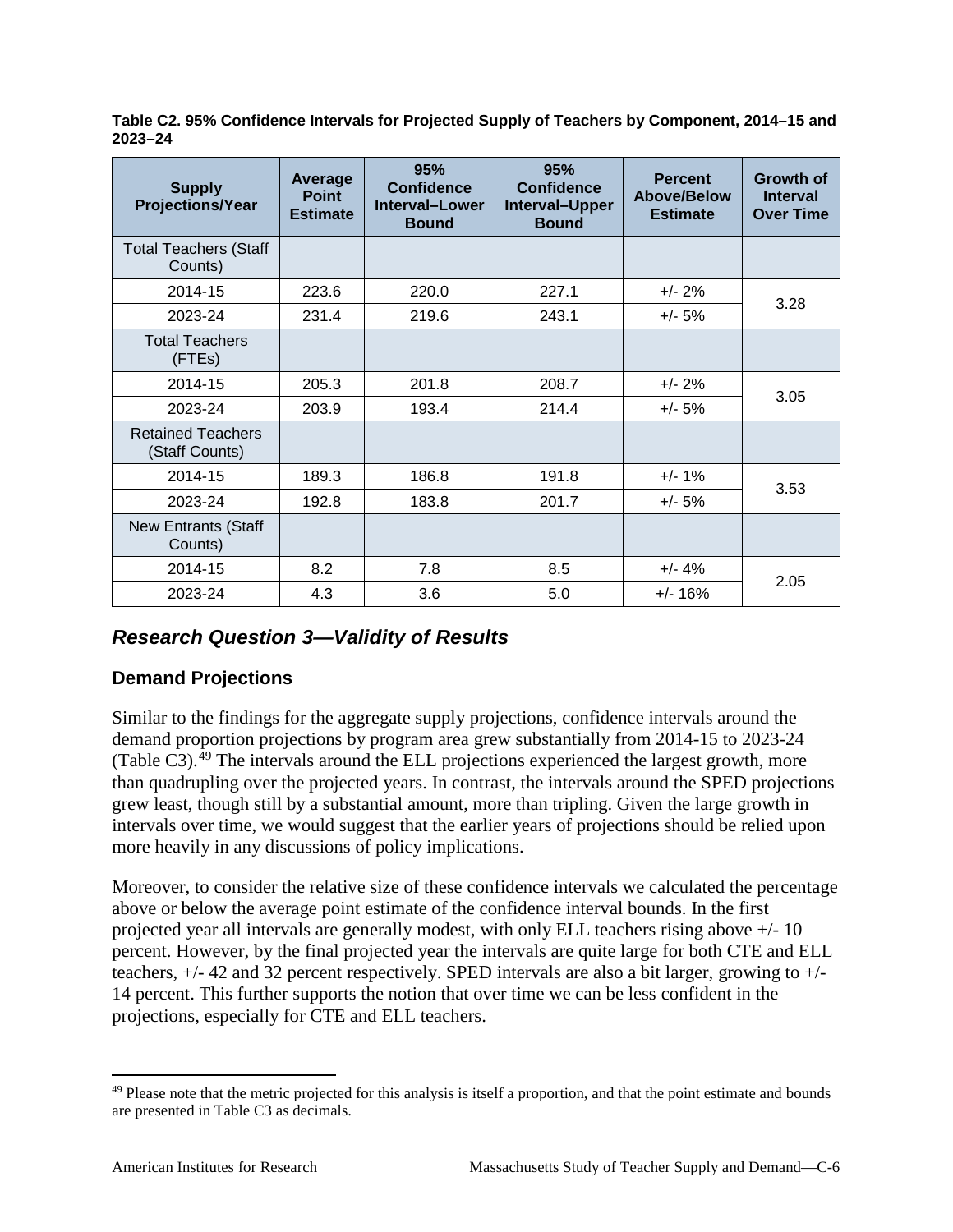**Table C2. 95% Confidence Intervals for Projected Supply of Teachers by Component, 2014–15 and 2023–24**

| Supply Projections/Year | Average Point Estimate | 95% Confidence Interval–Lower Bound | 95% Confidence Interval–Upper Bound | Percent Above/Below Estimate | Growth of Interval Over Time |
|---|---|---|---|---|---|
| Total Teachers (Staff Counts) | | | | | |
| 2014-15 | 223.6 | 220.0 | 227.1 | +/- 2% | 3.28 |
| 2023-24 | 231.4 | 219.6 | 243.1 | +/- 5% | |
| Total Teachers (FTEs) | | | | | |
| 2014-15 | 205.3 | 201.8 | 208.7 | +/- 2% | 3.05 |
| 2023-24 | 203.9 | 193.4 | 214.4 | +/- 5% | |
| Retained Teachers (Staff Counts) | | | | | |
| 2014-15 | 189.3 | 186.8 | 191.8 | +/- 1% | 3.53 |
| 2023-24 | 192.8 | 183.8 | 201.7 | +/- 5% | |
| New Entrants (Staff Counts) | | | | | |
| 2014-15 | 8.2 | 7.8 | 8.5 | +/- 4% | 2.05 |
| 2023-24 | 4.3 | 3.6 | 5.0 | +/- 16% | |

## *Research Question 3—Validity of Results*

### Demand Projections

Similar to the findings for the aggregate supply projections, confidence intervals around the demand proportion projections by program area grew substantially from 2014-15 to 2023-24 (Table C3).[49] The intervals around the ELL projections experienced the largest growth, more than quadrupling over the projected years. In contrast, the intervals around the SPED projections grew least, though still by a substantial amount, more than tripling. Given the large growth in intervals over time, we would suggest that the earlier years of projections should be relied upon more heavily in any discussions of policy implications.

Moreover, to consider the relative size of these confidence intervals we calculated the percentage above or below the average point estimate of the confidence interval bounds. In the first projected year all intervals are generally modest, with only ELL teachers rising above +/- 10 percent. However, by the final projected year the intervals are quite large for both CTE and ELL teachers, +/- 42 and 32 percent respectively. SPED intervals are also a bit larger, growing to +/- 14 percent. This further supports the notion that over time we can be less confident in the projections, especially for CTE and ELL teachers.

[49] Please note that the metric projected for this analysis is itself a proportion, and that the point estimate and bounds are presented in Table C3 as decimals.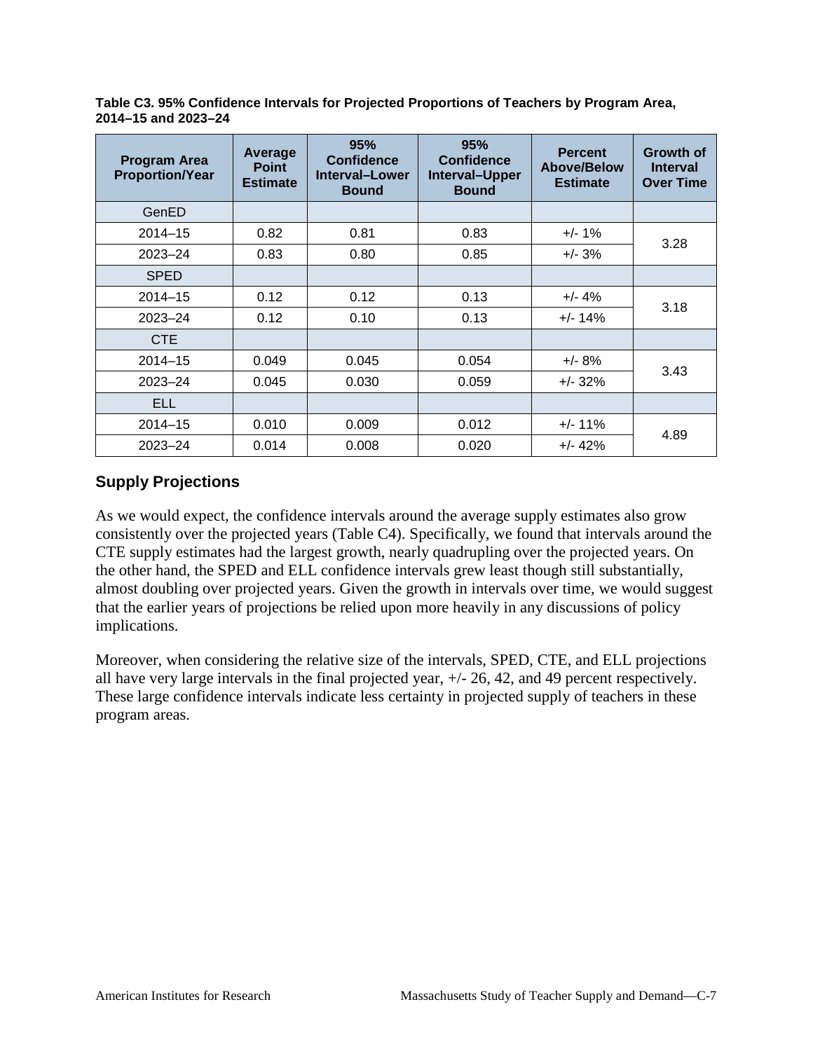**Table C3. 95% Confidence Intervals for Projected Proportions of Teachers by Program Area, 2014–15 and 2023–24**

| Program Area Proportion/Year | Average Point Estimate | 95% Confidence Interval–Lower Bound | 95% Confidence Interval–Upper Bound | Percent Above/Below Estimate | Growth of Interval Over Time |
|---|---|---|---|---|---|
| GenED | | | | | |
| 2014–15 | 0.82 | 0.81 | 0.83 | +/- 1% | 3.28 |
| 2023–24 | 0.83 | 0.80 | 0.85 | +/- 3% | |
| SPED | | | | | |
| 2014–15 | 0.12 | 0.12 | 0.13 | +/- 4% | 3.18 |
| 2023–24 | 0.12 | 0.10 | 0.13 | +/- 14% | |
| CTE | | | | | |
| 2014–15 | 0.049 | 0.045 | 0.054 | +/- 8% | 3.43 |
| 2023–24 | 0.045 | 0.030 | 0.059 | +/- 32% | |
| ELL | | | | | |
| 2014–15 | 0.010 | 0.009 | 0.012 | +/- 11% | 4.89 |
| 2023–24 | 0.014 | 0.008 | 0.020 | +/- 42% | |

## Supply Projections

As we would expect, the confidence intervals around the average supply estimates also grow consistently over the projected years (Table C4). Specifically, we found that intervals around the CTE supply estimates had the largest growth, nearly quadrupling over the projected years. On the other hand, the SPED and ELL confidence intervals grew least though still substantially, almost doubling over projected years. Given the growth in intervals over time, we would suggest that the earlier years of projections be relied upon more heavily in any discussions of policy implications.

Moreover, when considering the relative size of the intervals, SPED, CTE, and ELL projections all have very large intervals in the final projected year, +/- 26, 42, and 49 percent respectively. These large confidence intervals indicate less certainty in projected supply of teachers in these program areas.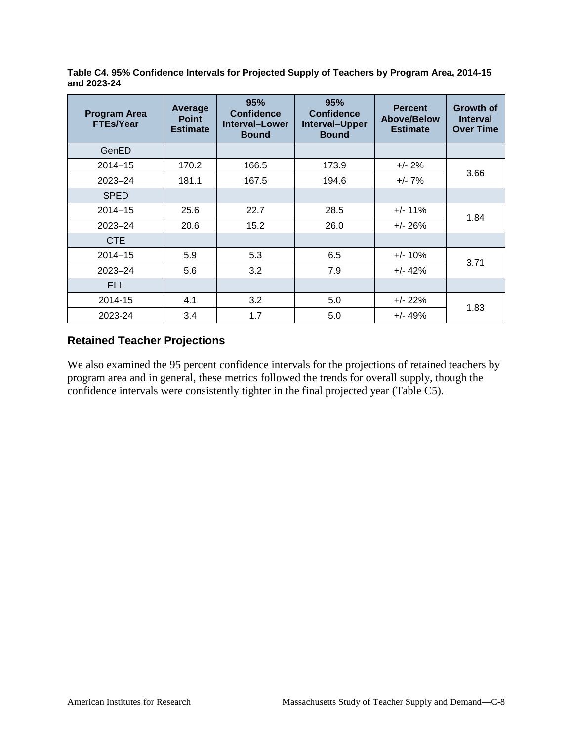**Table C4. 95% Confidence Intervals for Projected Supply of Teachers by Program Area, 2014-15 and 2023-24**

| Program Area FTEs/Year | Average Point Estimate | 95% Confidence Interval–Lower Bound | 95% Confidence Interval–Upper Bound | Percent Above/Below Estimate | Growth of Interval Over Time |
|---|---|---|---|---|---|
| GenED | | | | | |
| 2014–15 | 170.2 | 166.5 | 173.9 | +/- 2% | 3.66 |
| 2023–24 | 181.1 | 167.5 | 194.6 | +/- 7% | |
| SPED | | | | | |
| 2014–15 | 25.6 | 22.7 | 28.5 | +/- 11% | 1.84 |
| 2023–24 | 20.6 | 15.2 | 26.0 | +/- 26% | |
| CTE | | | | | |
| 2014–15 | 5.9 | 5.3 | 6.5 | +/- 10% | 3.71 |
| 2023–24 | 5.6 | 3.2 | 7.9 | +/- 42% | |
| ELL | | | | | |
| 2014-15 | 4.1 | 3.2 | 5.0 | +/- 22% | 1.83 |
| 2023-24 | 3.4 | 1.7 | 5.0 | +/- 49% | |

## Retained Teacher Projections

We also examined the 95 percent confidence intervals for the projections of retained teachers by program area and in general, these metrics followed the trends for overall supply, though the confidence intervals were consistently tighter in the final projected year (Table C5).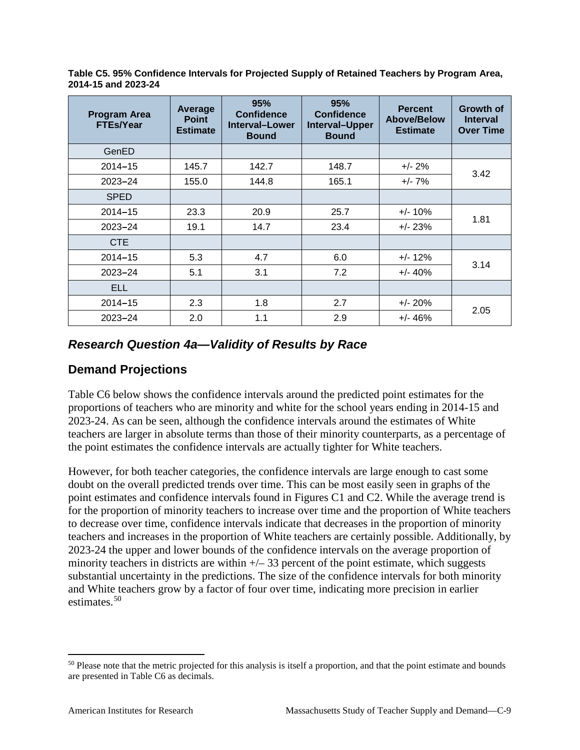**Table C5. 95% Confidence Intervals for Projected Supply of Retained Teachers by Program Area, 2014-15 and 2023-24**

| Program Area FTEs/Year | Average Point Estimate | 95% Confidence Interval–Lower Bound | 95% Confidence Interval–Upper Bound | Percent Above/Below Estimate | Growth of Interval Over Time |
|---|---|---|---|---|---|
| GenED | | | | | |
| 2014–15 | 145.7 | 142.7 | 148.7 | +/- 2% | 3.42 |
| 2023–24 | 155.0 | 144.8 | 165.1 | +/- 7% | |
| SPED | | | | | |
| 2014–15 | 23.3 | 20.9 | 25.7 | +/- 10% | 1.81 |
| 2023–24 | 19.1 | 14.7 | 23.4 | +/- 23% | |
| CTE | | | | | |
| 2014–15 | 5.3 | 4.7 | 6.0 | +/- 12% | 3.14 |
| 2023–24 | 5.1 | 3.1 | 7.2 | +/- 40% | |
| ELL | | | | | |
| 2014–15 | 2.3 | 1.8 | 2.7 | +/- 20% | 2.05 |
| 2023–24 | 2.0 | 1.1 | 2.9 | +/- 46% | |

## *Research Question 4a—Validity of Results by Race*

### Demand Projections

Table C6 below shows the confidence intervals around the predicted point estimates for the proportions of teachers who are minority and white for the school years ending in 2014-15 and 2023-24. As can be seen, although the confidence intervals around the estimates of White teachers are larger in absolute terms than those of their minority counterparts, as a percentage of the point estimates the confidence intervals are actually tighter for White teachers.

However, for both teacher categories, the confidence intervals are large enough to cast some doubt on the overall predicted trends over time. This can be most easily seen in graphs of the point estimates and confidence intervals found in Figures C1 and C2. While the average trend is for the proportion of minority teachers to increase over time and the proportion of White teachers to decrease over time, confidence intervals indicate that decreases in the proportion of minority teachers and increases in the proportion of White teachers are certainly possible. Additionally, by 2023-24 the upper and lower bounds of the confidence intervals on the average proportion of minority teachers in districts are within +/– 33 percent of the point estimate, which suggests substantial uncertainty in the predictions. The size of the confidence intervals for both minority and White teachers grow by a factor of four over time, indicating more precision in earlier estimates.[50]

[50] Please note that the metric projected for this analysis is itself a proportion, and that the point estimate and bounds are presented in Table C6 as decimals.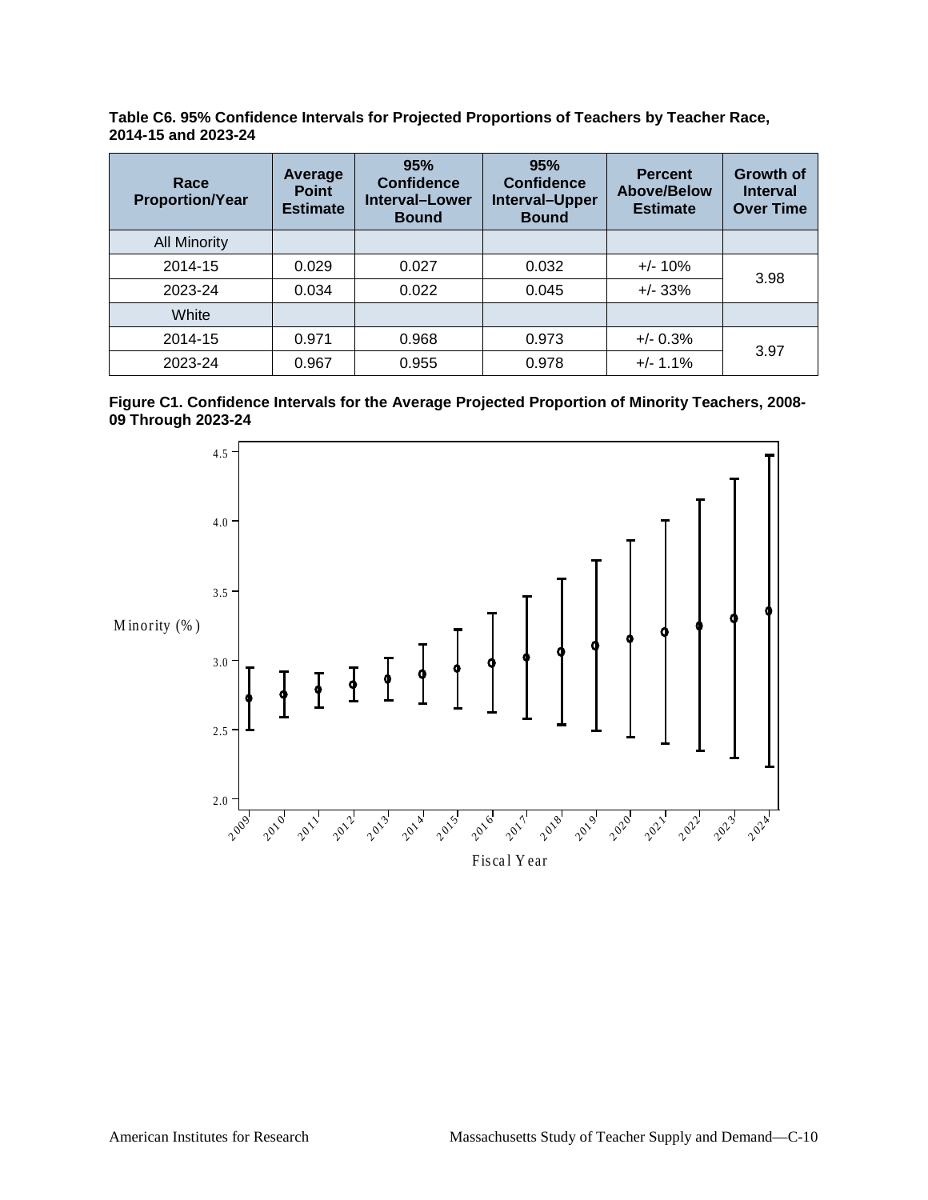**Table C6. 95% Confidence Intervals for Projected Proportions of Teachers by Teacher Race, 2014-15 and 2023-24**

| Race Proportion/Year | Average Point Estimate | 95% Confidence Interval–Lower Bound | 95% Confidence Interval–Upper Bound | Percent Above/Below Estimate | Growth of Interval Over Time |
|---|---|---|---|---|---|
| All Minority | | | | | |
| 2014-15 | 0.029 | 0.027 | 0.032 | +/- 10% | 3.98 |
| 2023-24 | 0.034 | 0.022 | 0.045 | +/- 33% | |
| White | | | | | |
| 2014-15 | 0.971 | 0.968 | 0.973 | +/- 0.3% | 3.97 |
| 2023-24 | 0.967 | 0.955 | 0.978 | +/- 1.1% | |

**Figure C1. Confidence Intervals for the Average Projected Proportion of Minority Teachers, 2008-09 Through 2023-24**

Minority (%)

Fiscal Year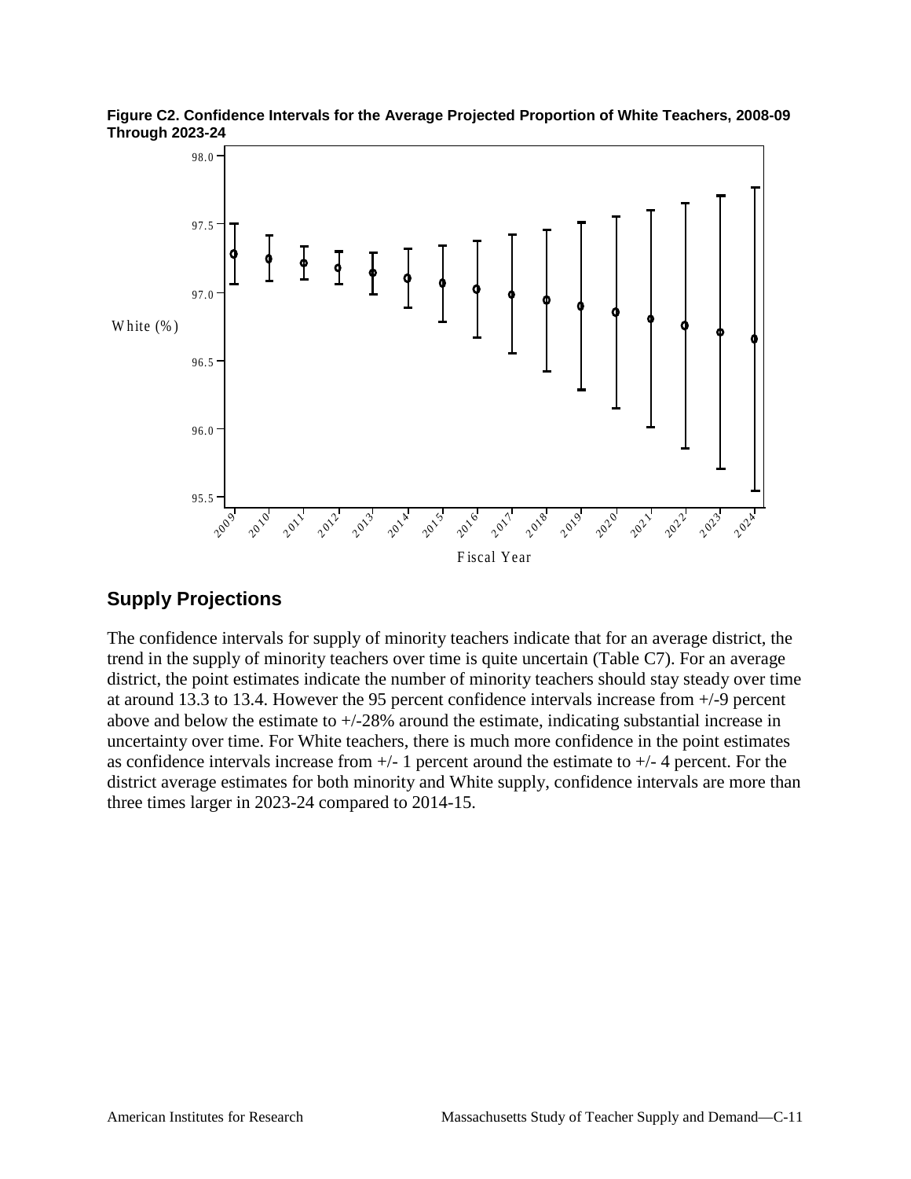**Figure C2. Confidence Intervals for the Average Projected Proportion of White Teachers, 2008-09 Through 2023-24**

## Supply Projections

The confidence intervals for supply of minority teachers indicate that for an average district, the trend in the supply of minority teachers over time is quite uncertain (Table C7). For an average district, the point estimates indicate the number of minority teachers should stay steady over time at around 13.3 to 13.4. However the 95 percent confidence intervals increase from +/-9 percent above and below the estimate to +/-28% around the estimate, indicating substantial increase in uncertainty over time. For White teachers, there is much more confidence in the point estimates as confidence intervals increase from +/- 1 percent around the estimate to +/- 4 percent. For the district average estimates for both minority and White supply, confidence intervals are more than three times larger in 2023-24 compared to 2014-15.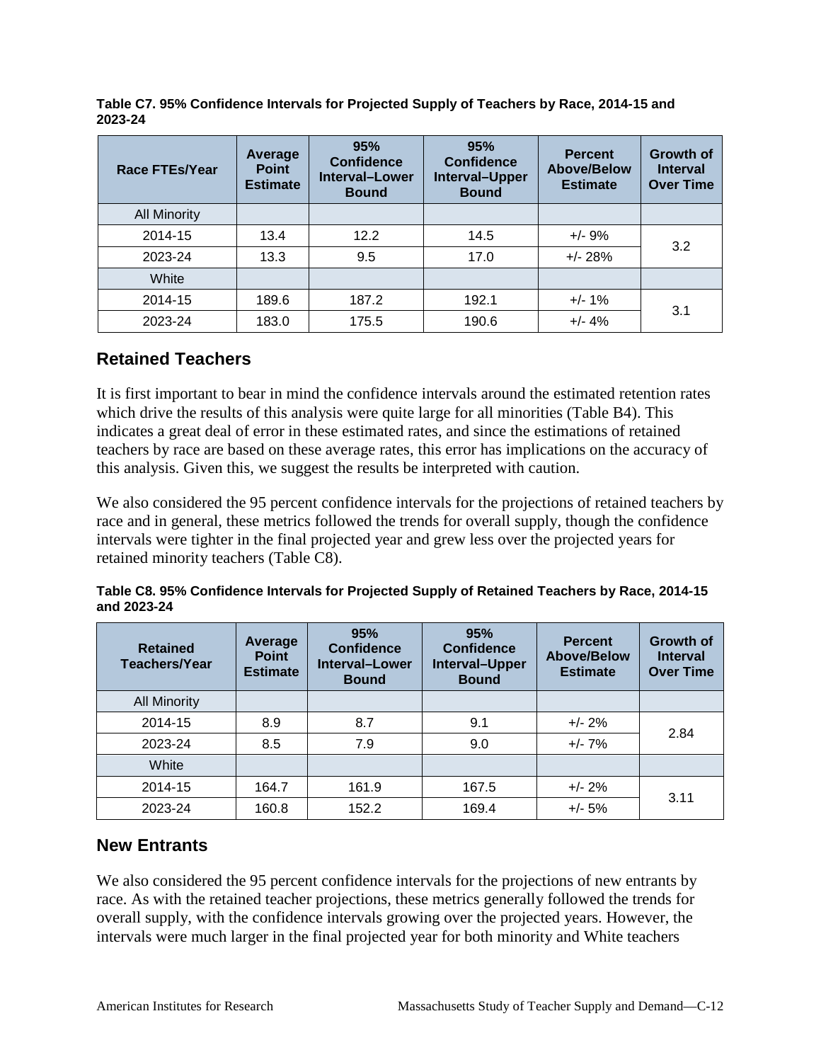**Table C7. 95% Confidence Intervals for Projected Supply of Teachers by Race, 2014-15 and 2023-24**

| Race FTEs/Year | Average Point Estimate | 95% Confidence Interval–Lower Bound | 95% Confidence Interval–Upper Bound | Percent Above/Below Estimate | Growth of Interval Over Time |
|---|---|---|---|---|---|
| All Minority | | | | | |
| 2014-15 | 13.4 | 12.2 | 14.5 | +/- 9% | 3.2 |
| 2023-24 | 13.3 | 9.5 | 17.0 | +/- 28% | |
| White | | | | | |
| 2014-15 | 189.6 | 187.2 | 192.1 | +/- 1% | 3.1 |
| 2023-24 | 183.0 | 175.5 | 190.6 | +/- 4% | |

## Retained Teachers

It is first important to bear in mind the confidence intervals around the estimated retention rates which drive the results of this analysis were quite large for all minorities (Table B4). This indicates a great deal of error in these estimated rates, and since the estimations of retained teachers by race are based on these average rates, this error has implications on the accuracy of this analysis. Given this, we suggest the results be interpreted with caution.

We also considered the 95 percent confidence intervals for the projections of retained teachers by race and in general, these metrics followed the trends for overall supply, though the confidence intervals were tighter in the final projected year and grew less over the projected years for retained minority teachers (Table C8).

**Table C8. 95% Confidence Intervals for Projected Supply of Retained Teachers by Race, 2014-15 and 2023-24**

| Retained Teachers/Year | Average Point Estimate | 95% Confidence Interval–Lower Bound | 95% Confidence Interval–Upper Bound | Percent Above/Below Estimate | Growth of Interval Over Time |
|---|---|---|---|---|---|
| All Minority | | | | | |
| 2014-15 | 8.9 | 8.7 | 9.1 | +/- 2% | 2.84 |
| 2023-24 | 8.5 | 7.9 | 9.0 | +/- 7% | |
| White | | | | | |
| 2014-15 | 164.7 | 161.9 | 167.5 | +/- 2% | 3.11 |
| 2023-24 | 160.8 | 152.2 | 169.4 | +/- 5% | |

## New Entrants

We also considered the 95 percent confidence intervals for the projections of new entrants by race. As with the retained teacher projections, these metrics generally followed the trends for overall supply, with the confidence intervals growing over the projected years. However, the intervals were much larger in the final projected year for both minority and White teachers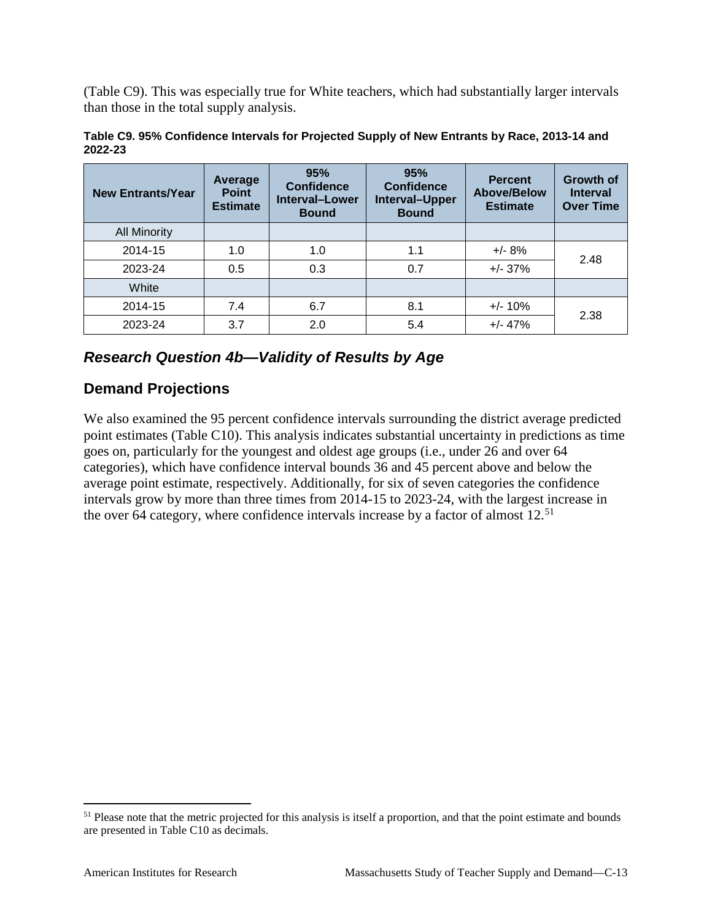(Table C9). This was especially true for White teachers, which had substantially larger intervals than those in the total supply analysis.

**Table C9. 95% Confidence Intervals for Projected Supply of New Entrants by Race, 2013-14 and 2022-23**

| New Entrants/Year | Average Point Estimate | 95% Confidence Interval–Lower Bound | 95% Confidence Interval–Upper Bound | Percent Above/Below Estimate | Growth of Interval Over Time |
|---|---|---|---|---|---|
| All Minority | | | | | |
| 2014-15 | 1.0 | 1.0 | 1.1 | +/- 8% | 2.48 |
| 2023-24 | 0.5 | 0.3 | 0.7 | +/- 37% | |
| White | | | | | |
| 2014-15 | 7.4 | 6.7 | 8.1 | +/- 10% | 2.38 |
| 2023-24 | 3.7 | 2.0 | 5.4 | +/- 47% | |

### *Research Question 4b—Validity of Results by Age*

### Demand Projections

We also examined the 95 percent confidence intervals surrounding the district average predicted point estimates (Table C10). This analysis indicates substantial uncertainty in predictions as time goes on, particularly for the youngest and oldest age groups (i.e., under 26 and over 64 categories), which have confidence interval bounds 36 and 45 percent above and below the average point estimate, respectively. Additionally, for six of seven categories the confidence intervals grow by more than three times from 2014-15 to 2023-24, with the largest increase in the over 64 category, where confidence intervals increase by a factor of almost 12.[51]

[51] Please note that the metric projected for this analysis is itself a proportion, and that the point estimate and bounds are presented in Table C10 as decimals.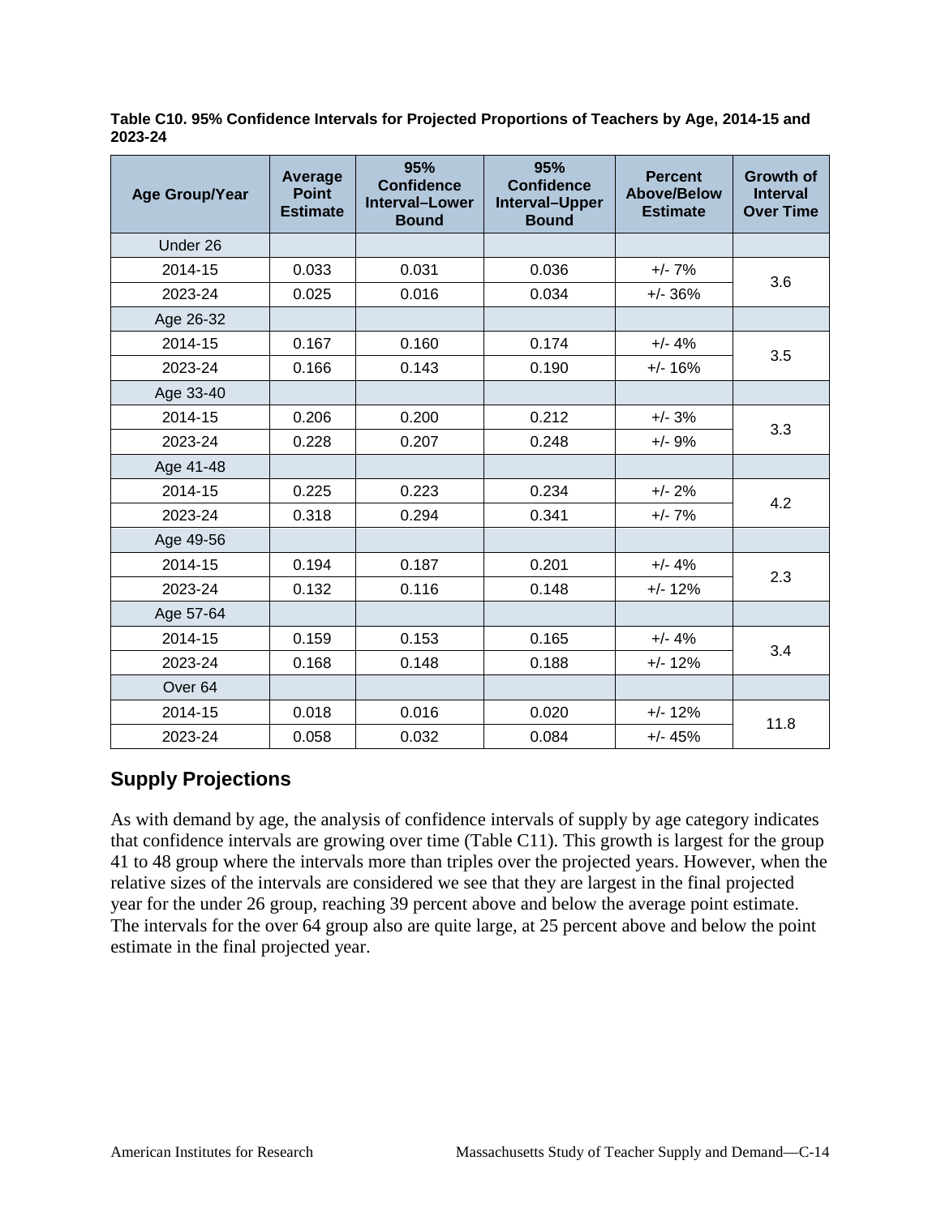**Table C10. 95% Confidence Intervals for Projected Proportions of Teachers by Age, 2014-15 and 2023-24**

| Age Group/Year | Average Point Estimate | 95% Confidence Interval–Lower Bound | 95% Confidence Interval–Upper Bound | Percent Above/Below Estimate | Growth of Interval Over Time |
|---|---|---|---|---|---|
| Under 26 | | | | | |
| 2014-15 | 0.033 | 0.031 | 0.036 | +/- 7% | 3.6 |
| 2023-24 | 0.025 | 0.016 | 0.034 | +/- 36% | |
| Age 26-32 | | | | | |
| 2014-15 | 0.167 | 0.160 | 0.174 | +/- 4% | 3.5 |
| 2023-24 | 0.166 | 0.143 | 0.190 | +/- 16% | |
| Age 33-40 | | | | | |
| 2014-15 | 0.206 | 0.200 | 0.212 | +/- 3% | 3.3 |
| 2023-24 | 0.228 | 0.207 | 0.248 | +/- 9% | |
| Age 41-48 | | | | | |
| 2014-15 | 0.225 | 0.223 | 0.234 | +/- 2% | 4.2 |
| 2023-24 | 0.318 | 0.294 | 0.341 | +/- 7% | |
| Age 49-56 | | | | | |
| 2014-15 | 0.194 | 0.187 | 0.201 | +/- 4% | 2.3 |
| 2023-24 | 0.132 | 0.116 | 0.148 | +/- 12% | |
| Age 57-64 | | | | | |
| 2014-15 | 0.159 | 0.153 | 0.165 | +/- 4% | 3.4 |
| 2023-24 | 0.168 | 0.148 | 0.188 | +/- 12% | |
| Over 64 | | | | | |
| 2014-15 | 0.018 | 0.016 | 0.020 | +/- 12% | 11.8 |
| 2023-24 | 0.058 | 0.032 | 0.084 | +/- 45% | |

## Supply Projections

As with demand by age, the analysis of confidence intervals of supply by age category indicates that confidence intervals are growing over time (Table C11). This growth is largest for the group 41 to 48 group where the intervals more than triples over the projected years. However, when the relative sizes of the intervals are considered we see that they are largest in the final projected year for the under 26 group, reaching 39 percent above and below the average point estimate. The intervals for the over 64 group also are quite large, at 25 percent above and below the point estimate in the final projected year.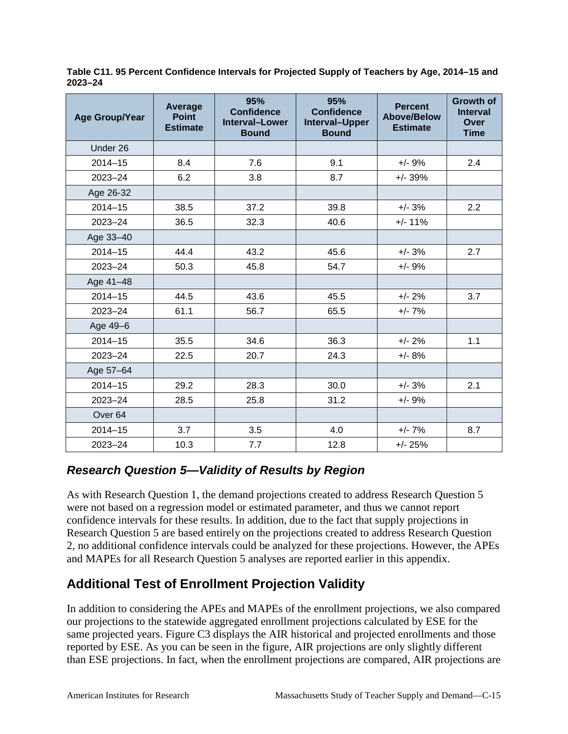**Table C11. 95 Percent Confidence Intervals for Projected Supply of Teachers by Age, 2014–15 and 2023–24**

| Age Group/Year | Average Point Estimate | 95% Confidence Interval–Lower Bound | 95% Confidence Interval–Upper Bound | Percent Above/Below Estimate | Growth of Interval Over Time |
|---|---|---|---|---|---|
| Under 26 | | | | | |
| 2014–15 | 8.4 | 7.6 | 9.1 | +/- 9% | 2.4 |
| 2023–24 | 6.2 | 3.8 | 8.7 | +/- 39% | |
| Age 26-32 | | | | | |
| 2014–15 | 38.5 | 37.2 | 39.8 | +/- 3% | 2.2 |
| 2023–24 | 36.5 | 32.3 | 40.6 | +/- 11% | |
| Age 33–40 | | | | | |
| 2014–15 | 44.4 | 43.2 | 45.6 | +/- 3% | 2.7 |
| 2023–24 | 50.3 | 45.8 | 54.7 | +/- 9% | |
| Age 41–48 | | | | | |
| 2014–15 | 44.5 | 43.6 | 45.5 | +/- 2% | 3.7 |
| 2023–24 | 61.1 | 56.7 | 65.5 | +/- 7% | |
| Age 49–6 | | | | | |
| 2014–15 | 35.5 | 34.6 | 36.3 | +/- 2% | 1.1 |
| 2023–24 | 22.5 | 20.7 | 24.3 | +/- 8% | |
| Age 57–64 | | | | | |
| 2014–15 | 29.2 | 28.3 | 30.0 | +/- 3% | 2.1 |
| 2023–24 | 28.5 | 25.8 | 31.2 | +/- 9% | |
| Over 64 | | | | | |
| 2014–15 | 3.7 | 3.5 | 4.0 | +/- 7% | 8.7 |
| 2023–24 | 10.3 | 7.7 | 12.8 | +/- 25% | |

### *Research Question 5—Validity of Results by Region*

As with Research Question 1, the demand projections created to address Research Question 5 were not based on a regression model or estimated parameter, and thus we cannot report confidence intervals for these results. In addition, due to the fact that supply projections in Research Question 5 are based entirely on the projections created to address Research Question 2, no additional confidence intervals could be analyzed for these projections. However, the APEs and MAPEs for all Research Question 5 analyses are reported earlier in this appendix.

## Additional Test of Enrollment Projection Validity

In addition to considering the APEs and MAPEs of the enrollment projections, we also compared our projections to the statewide aggregated enrollment projections calculated by ESE for the same projected years. Figure C3 displays the AIR historical and projected enrollments and those reported by ESE. As you can be seen in the figure, AIR projections are only slightly different than ESE projections. In fact, when the enrollment projections are compared, AIR projections are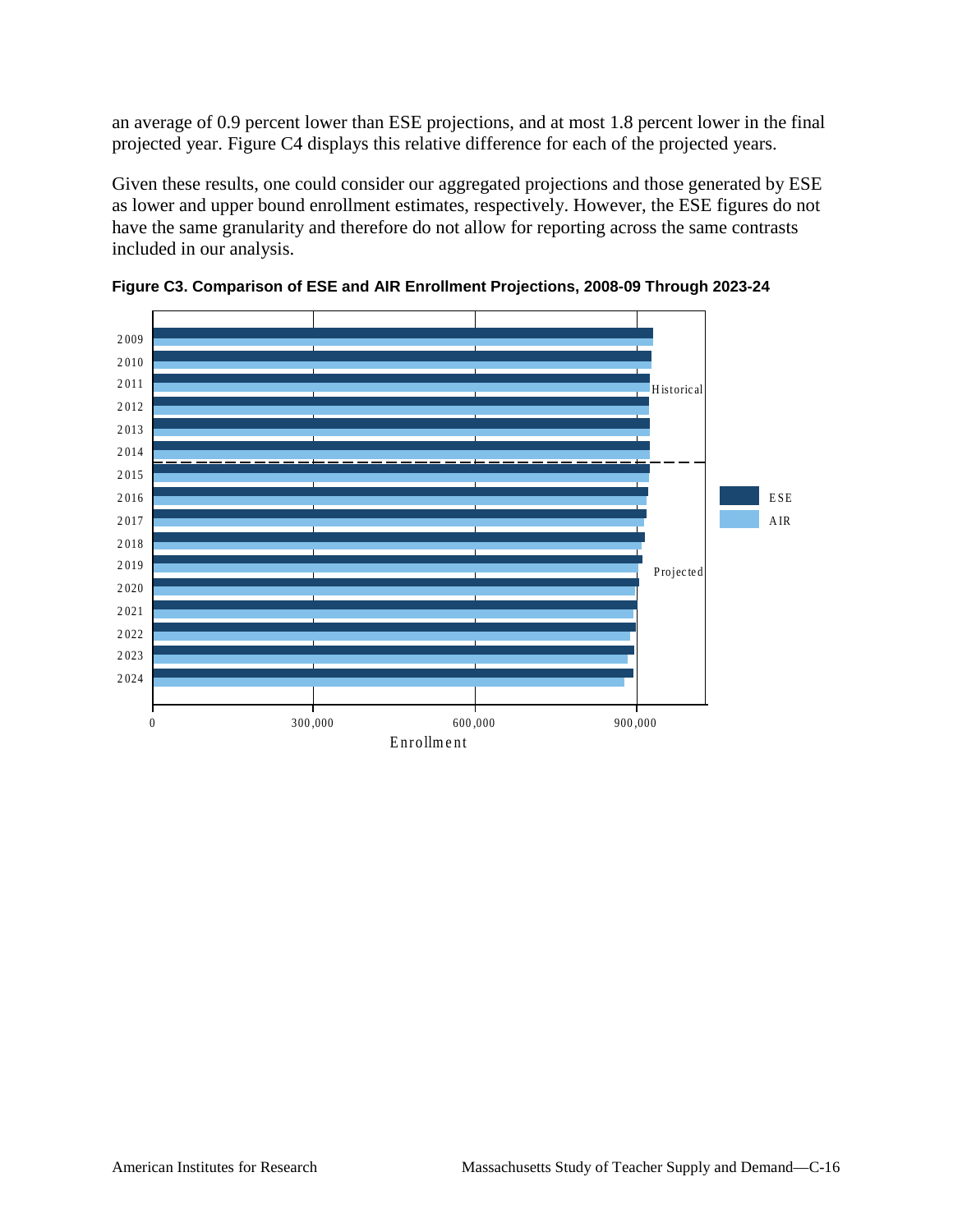an average of 0.9 percent lower than ESE projections, and at most 1.8 percent lower in the final projected year. Figure C4 displays this relative difference for each of the projected years.

Given these results, one could consider our aggregated projections and those generated by ESE as lower and upper bound enrollment estimates, respectively. However, the ESE figures do not have the same granularity and therefore do not allow for reporting across the same contrasts included in our analysis.

**Figure C3. Comparison of ESE and AIR Enrollment Projections, 2008-09 Through 2023-24**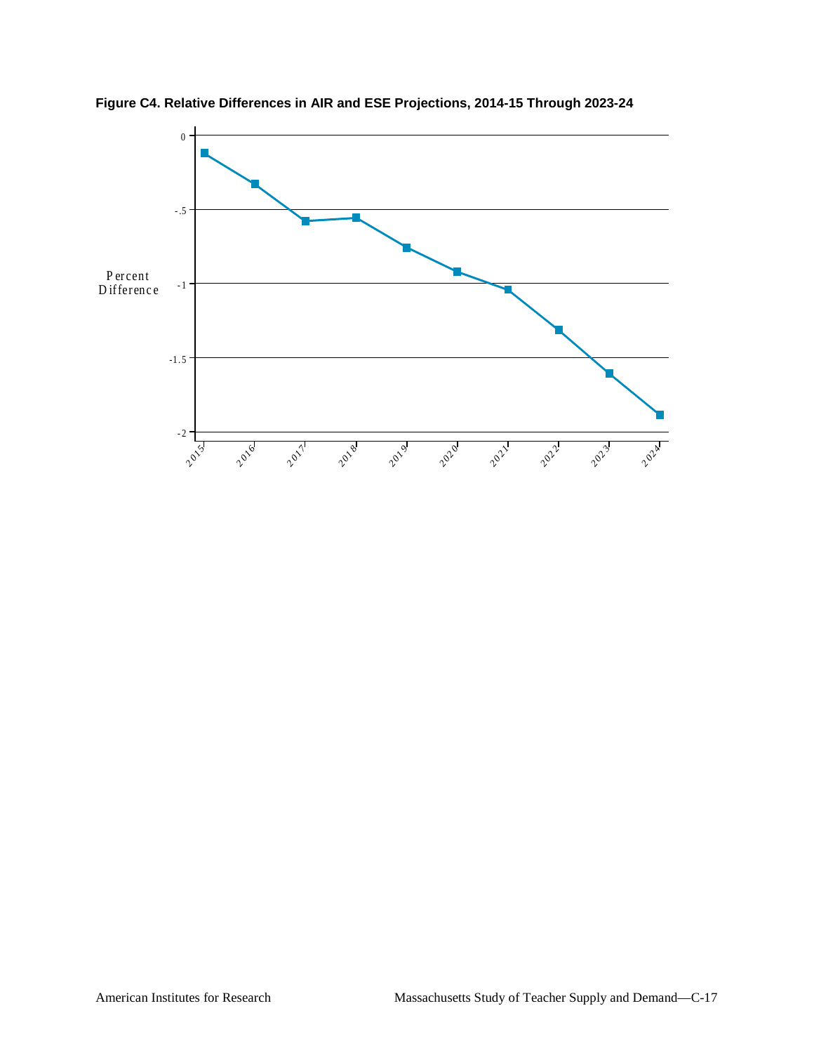**Figure C4. Relative Differences in AIR and ESE Projections, 2014-15 Through 2023-24**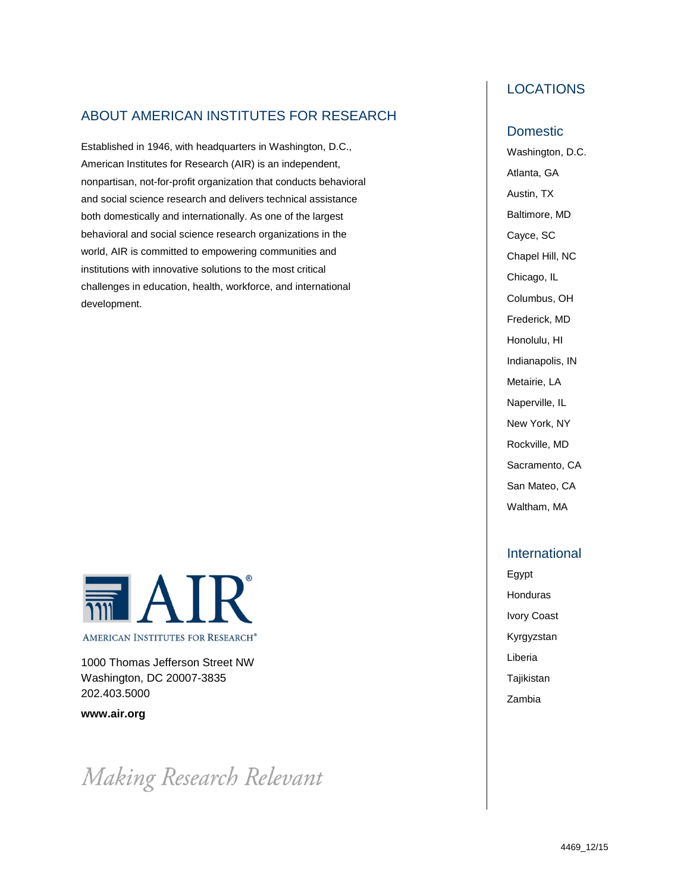## ABOUT AMERICAN INSTITUTES FOR RESEARCH

Established in 1946, with headquarters in Washington, D.C., American Institutes for Research (AIR) is an independent, nonpartisan, not-for-profit organization that conducts behavioral and social science research and delivers technical assistance both domestically and internationally. As one of the largest behavioral and social science research organizations in the world, AIR is committed to empowering communities and institutions with innovative solutions to the most critical challenges in education, health, workforce, and international development.

AIR®

AMERICAN INSTITUTES FOR RESEARCH®

1000 Thomas Jefferson Street NW
Washington, DC 20007-3835
202.403.5000

**www.air.org**

*Making Research Relevant*

## LOCATIONS

### Domestic

Washington, D.C.
Atlanta, GA
Austin, TX
Baltimore, MD
Cayce, SC
Chapel Hill, NC
Chicago, IL
Columbus, OH
Frederick, MD
Honolulu, HI
Indianapolis, IN
Metairie, LA
Naperville, IL
New York, NY
Rockville, MD
Sacramento, CA
San Mateo, CA
Waltham, MA

### International

Egypt
Honduras
Ivory Coast
Kyrgyzstan
Liberia
Tajikistan
Zambia

4469_12/15